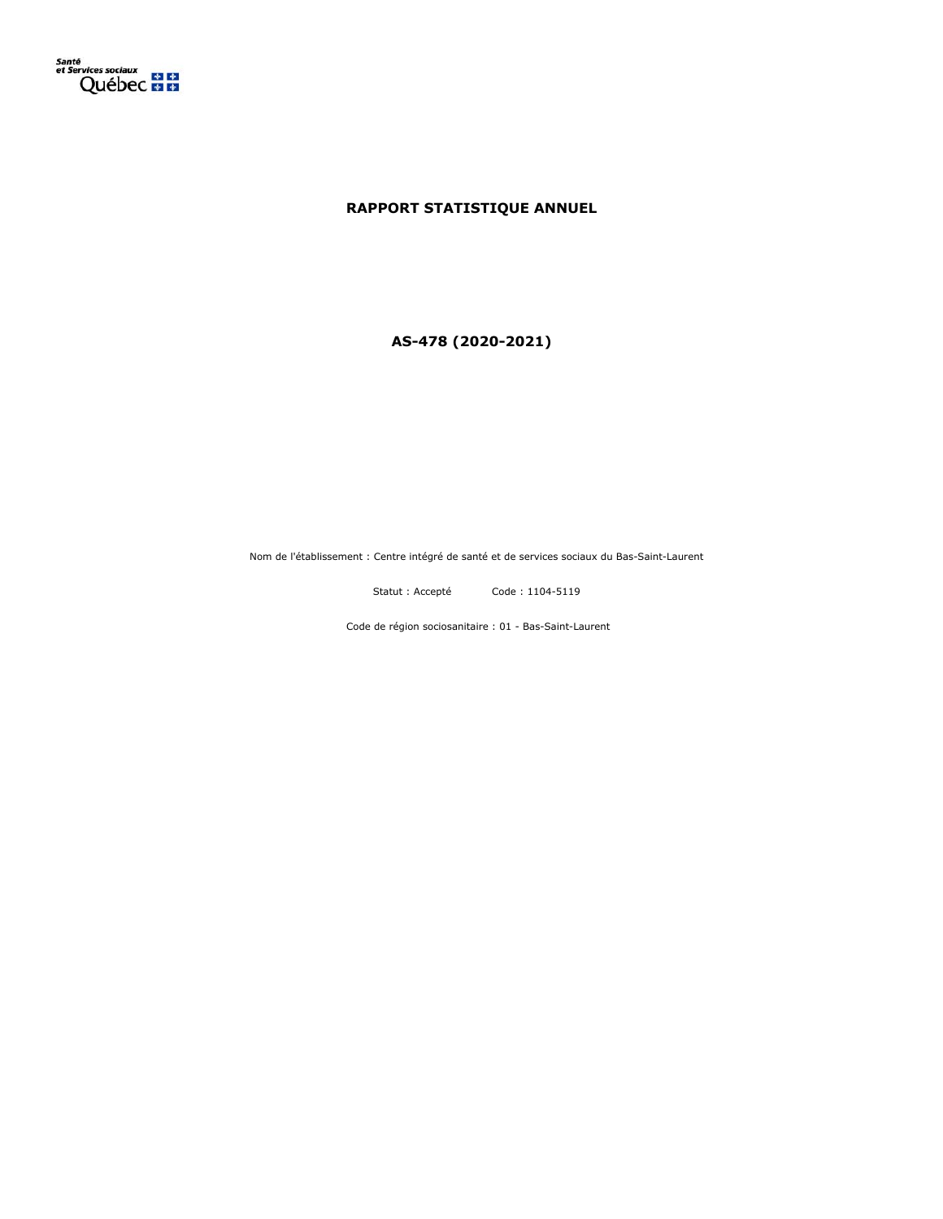Santé
et Services sociaux
Québec

# RAPPORT STATISTIQUE ANNUEL

## AS-478 (2020-2021)

Nom de l'établissement : Centre intégré de santé et de services sociaux du Bas-Saint-Laurent

Statut : Accepté Code : 1104-5119

Code de région sociosanitaire : 01 - Bas-Saint-Laurent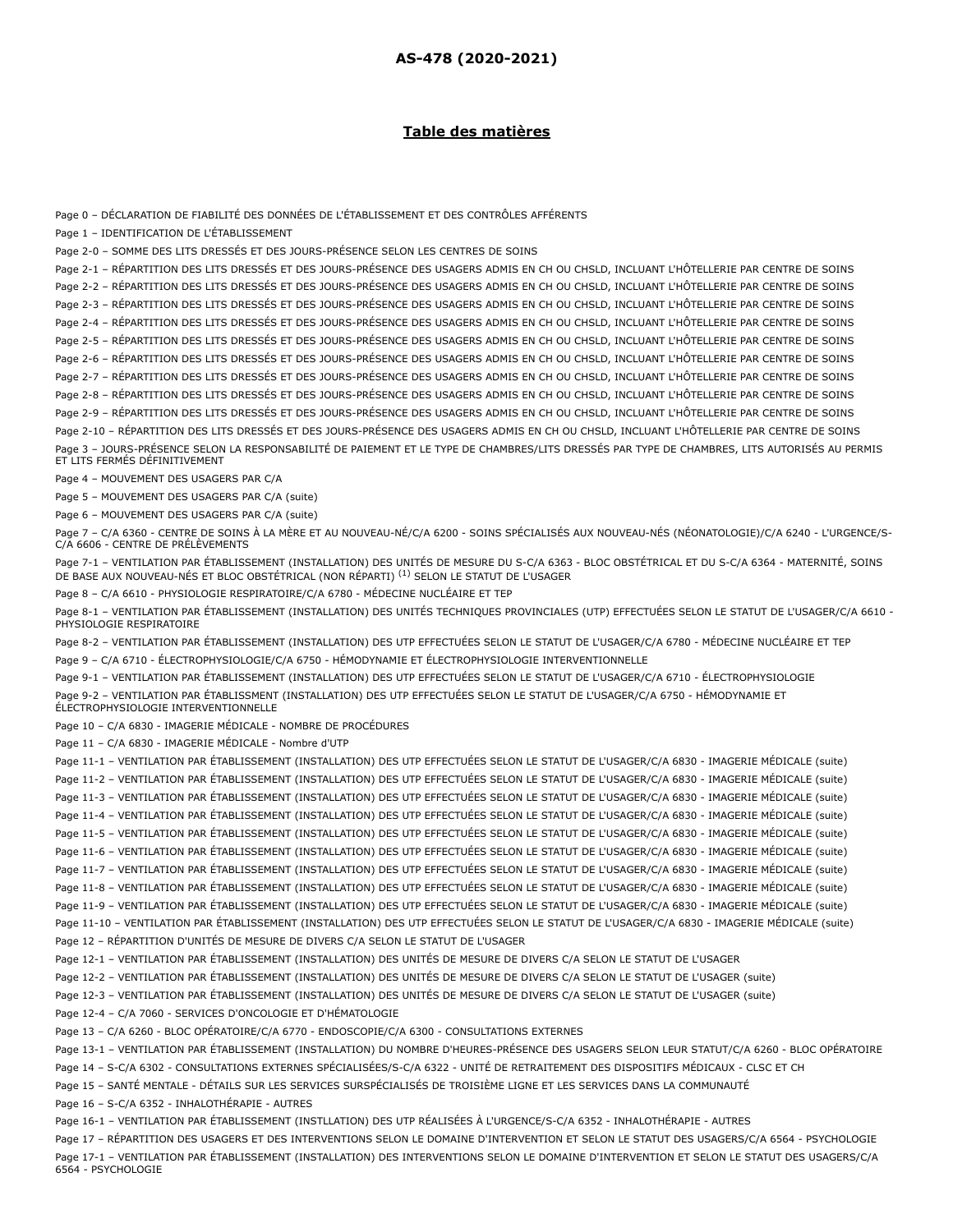**AS-478 (2020-2021)**

## Table des matières

Page 0 – DÉCLARATION DE FIABILITÉ DES DONNÉES DE L'ÉTABLISSEMENT ET DES CONTRÔLES AFFÉRENTS

Page 1 – IDENTIFICATION DE L'ÉTABLISSEMENT

Page 2-0 – SOMME DES LITS DRESSÉS ET DES JOURS-PRÉSENCE SELON LES CENTRES DE SOINS

Page 2-1 – RÉPARTITION DES LITS DRESSÉS ET DES JOURS-PRÉSENCE DES USAGERS ADMIS EN CH OU CHSLD, INCLUANT L'HÔTELLERIE PAR CENTRE DE SOINS

Page 2-2 – RÉPARTITION DES LITS DRESSÉS ET DES JOURS-PRÉSENCE DES USAGERS ADMIS EN CH OU CHSLD, INCLUANT L'HÔTELLERIE PAR CENTRE DE SOINS

Page 2-3 – RÉPARTITION DES LITS DRESSÉS ET DES JOURS-PRÉSENCE DES USAGERS ADMIS EN CH OU CHSLD, INCLUANT L'HÔTELLERIE PAR CENTRE DE SOINS

Page 2-4 – RÉPARTITION DES LITS DRESSÉS ET DES JOURS-PRÉSENCE DES USAGERS ADMIS EN CH OU CHSLD, INCLUANT L'HÔTELLERIE PAR CENTRE DE SOINS

Page 2-5 – RÉPARTITION DES LITS DRESSÉS ET DES JOURS-PRÉSENCE DES USAGERS ADMIS EN CH OU CHSLD, INCLUANT L'HÔTELLERIE PAR CENTRE DE SOINS

Page 2-6 – RÉPARTITION DES LITS DRESSÉS ET DES JOURS-PRÉSENCE DES USAGERS ADMIS EN CH OU CHSLD, INCLUANT L'HÔTELLERIE PAR CENTRE DE SOINS

Page 2-7 – RÉPARTITION DES LITS DRESSÉS ET DES JOURS-PRÉSENCE DES USAGERS ADMIS EN CH OU CHSLD, INCLUANT L'HÔTELLERIE PAR CENTRE DE SOINS

Page 2-8 – RÉPARTITION DES LITS DRESSÉS ET DES JOURS-PRÉSENCE DES USAGERS ADMIS EN CH OU CHSLD, INCLUANT L'HÔTELLERIE PAR CENTRE DE SOINS

Page 2-9 – RÉPARTITION DES LITS DRESSÉS ET DES JOURS-PRÉSENCE DES USAGERS ADMIS EN CH OU CHSLD, INCLUANT L'HÔTELLERIE PAR CENTRE DE SOINS

Page 2-10 – RÉPARTITION DES LITS DRESSÉS ET DES JOURS-PRÉSENCE DES USAGERS ADMIS EN CH OU CHSLD, INCLUANT L'HÔTELLERIE PAR CENTRE DE SOINS

Page 3 – JOURS-PRÉSENCE SELON LA RESPONSABILITÉ DE PAIEMENT ET LE TYPE DE CHAMBRES/LITS DRESSÉS PAR TYPE DE CHAMBRES, LITS AUTORISÉS AU PERMIS ET LITS FERMÉS DÉFINITIVEMENT

Page 4 – MOUVEMENT DES USAGERS PAR C/A

Page 5 – MOUVEMENT DES USAGERS PAR C/A (suite)

Page 6 – MOUVEMENT DES USAGERS PAR C/A (suite)

Page 7 – C/A 6360 - CENTRE DE SOINS À LA MÈRE ET AU NOUVEAU-NÉ/C/A 6200 - SOINS SPÉCIALISÉS AUX NOUVEAU-NÉS (NÉONATOLOGIE)/C/A 6240 - L'URGENCE/S-C/A 6606 - CENTRE DE PRÉLÈVEMENTS

Page 7-1 – VENTILATION PAR ÉTABLISSEMENT (INSTALLATION) DES UNITÉS DE MESURE DU S-C/A 6363 - BLOC OBSTÉTRICAL ET DU S-C/A 6364 - MATERNITÉ, SOINS DE BASE AUX NOUVEAU-NÉS ET BLOC OBSTÉTRICAL (NON RÉPARTI) [1] SELON LE STATUT DE L'USAGER

Page 8 – C/A 6610 - PHYSIOLOGIE RESPIRATOIRE/C/A 6780 - MÉDECINE NUCLÉAIRE ET TEP

Page 8-1 – VENTILATION PAR ÉTABLISSEMENT (INSTALLATION) DES UNITÉS TECHNIQUES PROVINCIALES (UTP) EFFECTUÉES SELON LE STATUT DE L'USAGER/C/A 6610 - PHYSIOLOGIE RESPIRATOIRE

Page 8-2 – VENTILATION PAR ÉTABLISSEMENT (INSTALLATION) DES UTP EFFECTUÉES SELON LE STATUT DE L'USAGER/C/A 6780 - MÉDECINE NUCLÉAIRE ET TEP

Page 9 – C/A 6710 - ÉLECTROPHYSIOLOGIE/C/A 6750 - HÉMODYNAMIE ET ÉLECTROPHYSIOLOGIE INTERVENTIONNELLE

Page 9-1 – VENTILATION PAR ÉTABLISSEMENT (INSTALLATION) DES UTP EFFECTUÉES SELON LE STATUT DE L'USAGER/C/A 6710 - ÉLECTROPHYSIOLOGIE

Page 9-2 – VENTILATION PAR ÉTABLISSEMENT (INSTALLATION) DES UTP EFFECTUÉES SELON LE STATUT DE L'USAGER/C/A 6750 - HÉMODYNAMIE ET ÉLECTROPHYSIOLOGIE INTERVENTIONNELLE

Page 10 – C/A 6830 - IMAGERIE MÉDICALE - NOMBRE DE PROCÉDURES

Page 11 – C/A 6830 - IMAGERIE MÉDICALE - Nombre d'UTP

Page 11-1 – VENTILATION PAR ÉTABLISSEMENT (INSTALLATION) DES UTP EFFECTUÉES SELON LE STATUT DE L'USAGER/C/A 6830 - IMAGERIE MÉDICALE (suite)

Page 11-2 – VENTILATION PAR ÉTABLISSEMENT (INSTALLATION) DES UTP EFFECTUÉES SELON LE STATUT DE L'USAGER/C/A 6830 - IMAGERIE MÉDICALE (suite)

Page 11-3 – VENTILATION PAR ÉTABLISSEMENT (INSTALLATION) DES UTP EFFECTUÉES SELON LE STATUT DE L'USAGER/C/A 6830 - IMAGERIE MÉDICALE (suite)

Page 11-4 – VENTILATION PAR ÉTABLISSEMENT (INSTALLATION) DES UTP EFFECTUÉES SELON LE STATUT DE L'USAGER/C/A 6830 - IMAGERIE MÉDICALE (suite)

Page 11-5 – VENTILATION PAR ÉTABLISSEMENT (INSTALLATION) DES UTP EFFECTUÉES SELON LE STATUT DE L'USAGER/C/A 6830 - IMAGERIE MÉDICALE (suite)

Page 11-6 – VENTILATION PAR ÉTABLISSEMENT (INSTALLATION) DES UTP EFFECTUÉES SELON LE STATUT DE L'USAGER/C/A 6830 - IMAGERIE MÉDICALE (suite)

Page 11-7 – VENTILATION PAR ÉTABLISSEMENT (INSTALLATION) DES UTP EFFECTUÉES SELON LE STATUT DE L'USAGER/C/A 6830 - IMAGERIE MÉDICALE (suite)

Page 11-8 – VENTILATION PAR ÉTABLISSEMENT (INSTALLATION) DES UTP EFFECTUÉES SELON LE STATUT DE L'USAGER/C/A 6830 - IMAGERIE MÉDICALE (suite)

Page 11-9 – VENTILATION PAR ÉTABLISSEMENT (INSTALLATION) DES UTP EFFECTUÉES SELON LE STATUT DE L'USAGER/C/A 6830 - IMAGERIE MÉDICALE (suite)

Page 11-10 – VENTILATION PAR ÉTABLISSEMENT (INSTALLATION) DES UTP EFFECTUÉES SELON LE STATUT DE L'USAGER/C/A 6830 - IMAGERIE MÉDICALE (suite)

Page 12 – RÉPARTITION D'UNITÉS DE MESURE DE DIVERS C/A SELON LE STATUT DE L'USAGER

Page 12-1 – VENTILATION PAR ÉTABLISSEMENT (INSTALLATION) DES UNITÉS DE MESURE DE DIVERS C/A SELON LE STATUT DE L'USAGER

Page 12-2 – VENTILATION PAR ÉTABLISSEMENT (INSTALLATION) DES UNITÉS DE MESURE DE DIVERS C/A SELON LE STATUT DE L'USAGER (suite)

Page 12-3 – VENTILATION PAR ÉTABLISSEMENT (INSTALLATION) DES UNITÉS DE MESURE DE DIVERS C/A SELON LE STATUT DE L'USAGER (suite)

Page 12-4 – C/A 7060 - SERVICES D'ONCOLOGIE ET D'HÉMATOLOGIE

Page 13 – C/A 6260 - BLOC OPÉRATOIRE/C/A 6770 - ENDOSCOPIE/C/A 6300 - CONSULTATIONS EXTERNES

Page 13-1 – VENTILATION PAR ÉTABLISSEMENT (INSTALLATION) DU NOMBRE D'HEURES-PRÉSENCE DES USAGERS SELON LEUR STATUT/C/A 6260 - BLOC OPÉRATOIRE

Page 14 – S-C/A 6302 - CONSULTATIONS EXTERNES SPÉCIALISÉES/S-C/A 6322 - UNITÉ DE RETRAITEMENT DES DISPOSITIFS MÉDICAUX - CLSC ET CH

Page 15 – SANTÉ MENTALE - DÉTAILS SUR LES SERVICES SURSPÉCIALISÉS DE TROISIÈME LIGNE ET LES SERVICES DANS LA COMMUNAUTÉ

Page 16 – S-C/A 6352 - INHALOTHÉRAPIE - AUTRES

Page 16-1 – VENTILATION PAR ÉTABLISSEMENT (INSTLLATION) DES UTP RÉALISÉES À L'URGENCE/S-C/A 6352 - INHALOTHÉRAPIE - AUTRES

Page 17 – RÉPARTITION DES USAGERS ET DES INTERVENTIONS SELON LE DOMAINE D'INTERVENTION ET SELON LE STATUT DES USAGERS/C/A 6564 - PSYCHOLOGIE

Page 17-1 – VENTILATION PAR ÉTABLISSEMENT (INSTALLATION) DES INTERVENTIONS SELON LE DOMAINE D'INTERVENTION ET SELON LE STATUT DES USAGERS/C/A 6564 - PSYCHOLOGIE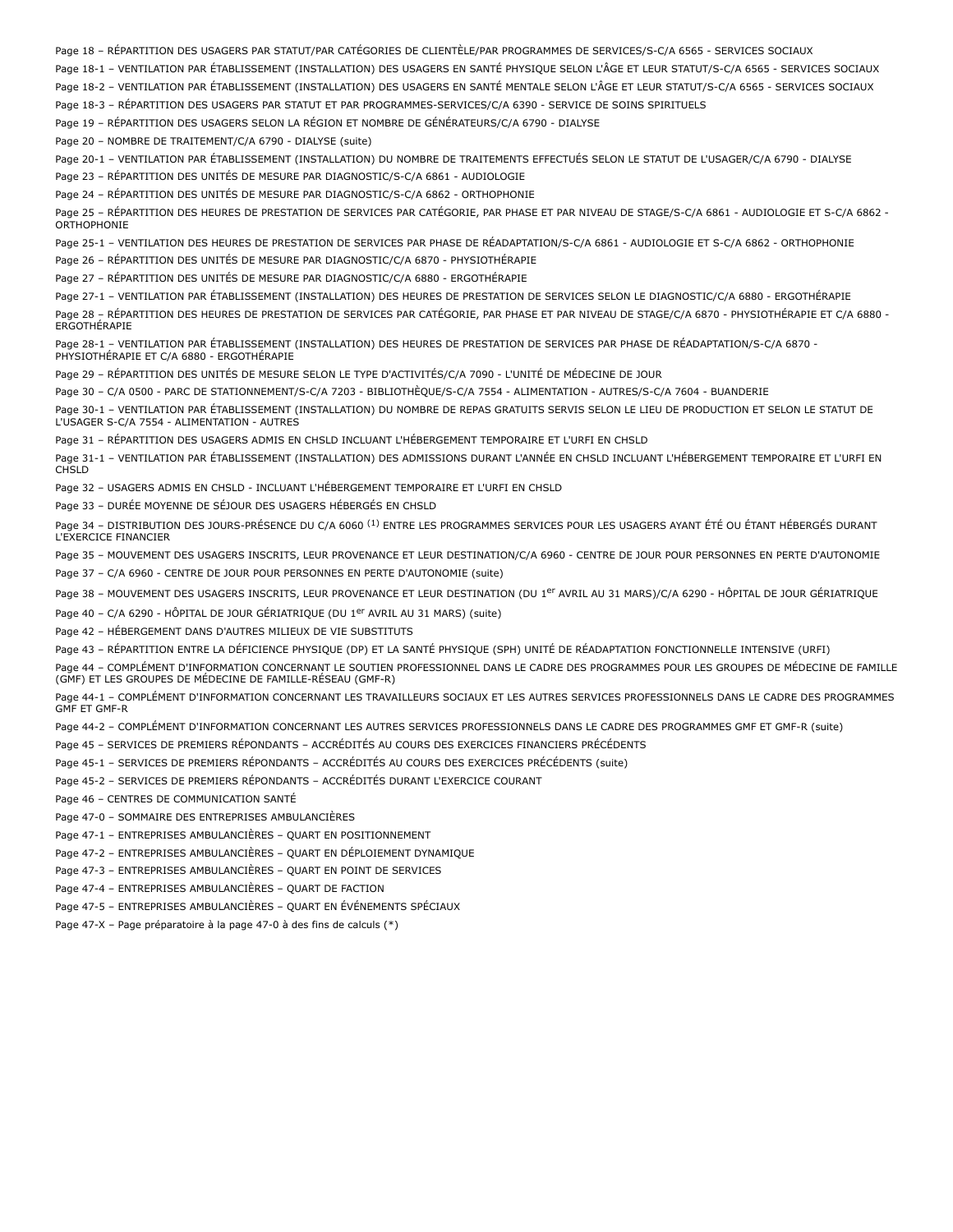Page 18 – RÉPARTITION DES USAGERS PAR STATUT/PAR CATÉGORIES DE CLIENTÈLE/PAR PROGRAMMES DE SERVICES/S-C/A 6565 - SERVICES SOCIAUX

Page 18-1 – VENTILATION PAR ÉTABLISSEMENT (INSTALLATION) DES USAGERS EN SANTÉ PHYSIQUE SELON L'ÂGE ET LEUR STATUT/S-C/A 6565 - SERVICES SOCIAUX

Page 18-2 – VENTILATION PAR ÉTABLISSEMENT (INSTALLATION) DES USAGERS EN SANTÉ MENTALE SELON L'ÂGE ET LEUR STATUT/S-C/A 6565 - SERVICES SOCIAUX

Page 18-3 – RÉPARTITION DES USAGERS PAR STATUT ET PAR PROGRAMMES-SERVICES/C/A 6390 - SERVICE DE SOINS SPIRITUELS

Page 19 – RÉPARTITION DES USAGERS SELON LA RÉGION ET NOMBRE DE GÉNÉRATEURS/C/A 6790 - DIALYSE

Page 20 – NOMBRE DE TRAITEMENT/C/A 6790 - DIALYSE (suite)

Page 20-1 – VENTILATION PAR ÉTABLISSEMENT (INSTALLATION) DU NOMBRE DE TRAITEMENTS EFFECTUÉS SELON LE STATUT DE L'USAGER/C/A 6790 - DIALYSE

Page 23 – RÉPARTITION DES UNITÉS DE MESURE PAR DIAGNOSTIC/S-C/A 6861 - AUDIOLOGIE

Page 24 – RÉPARTITION DES UNITÉS DE MESURE PAR DIAGNOSTIC/S-C/A 6862 - ORTHOPHONIE

Page 25 – RÉPARTITION DES HEURES DE PRESTATION DE SERVICES PAR CATÉGORIE, PAR PHASE ET PAR NIVEAU DE STAGE/S-C/A 6861 - AUDIOLOGIE ET S-C/A 6862 - ORTHOPHONIE

Page 25-1 – VENTILATION DES HEURES DE PRESTATION DE SERVICES PAR PHASE DE RÉADAPTATION/S-C/A 6861 - AUDIOLOGIE ET S-C/A 6862 - ORTHOPHONIE

Page 26 – RÉPARTITION DES UNITÉS DE MESURE PAR DIAGNOSTIC/C/A 6870 - PHYSIOTHÉRAPIE

Page 27 – RÉPARTITION DES UNITÉS DE MESURE PAR DIAGNOSTIC/C/A 6880 - ERGOTHÉRAPIE

Page 27-1 – VENTILATION PAR ÉTABLISSEMENT (INSTALLATION) DES HEURES DE PRESTATION DE SERVICES SELON LE DIAGNOSTIC/C/A 6880 - ERGOTHÉRAPIE

Page 28 – RÉPARTITION DES HEURES DE PRESTATION DE SERVICES PAR CATÉGORIE, PAR PHASE ET PAR NIVEAU DE STAGE/C/A 6870 - PHYSIOTHÉRAPIE ET C/A 6880 - ERGOTHÉRAPIE

Page 28-1 – VENTILATION PAR ÉTABLISSEMENT (INSTALLATION) DES HEURES DE PRESTATION DE SERVICES PAR PHASE DE RÉADAPTATION/S-C/A 6870 - PHYSIOTHÉRAPIE ET C/A 6880 - ERGOTHÉRAPIE

Page 29 – RÉPARTITION DES UNITÉS DE MESURE SELON LE TYPE D'ACTIVITÉS/C/A 7090 - L'UNITÉ DE MÉDECINE DE JOUR

Page 30 – C/A 0500 - PARC DE STATIONNEMENT/S-C/A 7203 - BIBLIOTHÈQUE/S-C/A 7554 - ALIMENTATION - AUTRES/S-C/A 7604 - BUANDERIE

Page 30-1 – VENTILATION PAR ÉTABLISSEMENT (INSTALLATION) DU NOMBRE DE REPAS GRATUITS SERVIS SELON LE LIEU DE PRODUCTION ET SELON LE STATUT DE L'USAGER S-C/A 7554 - ALIMENTATION - AUTRES

Page 31 – RÉPARTITION DES USAGERS ADMIS EN CHSLD INCLUANT L'HÉBERGEMENT TEMPORAIRE ET L'URFI EN CHSLD

Page 31-1 – VENTILATION PAR ÉTABLISSEMENT (INSTALLATION) DES ADMISSIONS DURANT L'ANNÉE EN CHSLD INCLUANT L'HÉBERGEMENT TEMPORAIRE ET L'URFI EN CHSLD

Page 32 – USAGERS ADMIS EN CHSLD - INCLUANT L'HÉBERGEMENT TEMPORAIRE ET L'URFI EN CHSLD

Page 33 – DURÉE MOYENNE DE SÉJOUR DES USAGERS HÉBERGÉS EN CHSLD

Page 34 – DISTRIBUTION DES JOURS-PRÉSENCE DU C/A 6060 (1) ENTRE LES PROGRAMMES SERVICES POUR LES USAGERS AYANT ÉTÉ OU ÉTANT HÉBERGÉS DURANT L'EXERCICE FINANCIER

Page 35 – MOUVEMENT DES USAGERS INSCRITS, LEUR PROVENANCE ET LEUR DESTINATION/C/A 6960 - CENTRE DE JOUR POUR PERSONNES EN PERTE D'AUTONOMIE

Page 37 – C/A 6960 - CENTRE DE JOUR POUR PERSONNES EN PERTE D'AUTONOMIE (suite)

Page 38 – MOUVEMENT DES USAGERS INSCRITS, LEUR PROVENANCE ET LEUR DESTINATION (DU 1er AVRIL AU 31 MARS)/C/A 6290 - HÔPITAL DE JOUR GÉRIATRIQUE

Page 40 – C/A 6290 - HÔPITAL DE JOUR GÉRIATRIQUE (DU 1er AVRIL AU 31 MARS) (suite)

Page 42 – HÉBERGEMENT DANS D'AUTRES MILIEUX DE VIE SUBSTITUTS

Page 43 – RÉPARTITION ENTRE LA DÉFICIENCE PHYSIQUE (DP) ET LA SANTÉ PHYSIQUE (SPH) UNITÉ DE RÉADAPTATION FONCTIONNELLE INTENSIVE (URFI)

Page 44 – COMPLÉMENT D'INFORMATION CONCERNANT LE SOUTIEN PROFESSIONNEL DANS LE CADRE DES PROGRAMMES POUR LES GROUPES DE MÉDECINE DE FAMILLE (GMF) ET LES GROUPES DE MÉDECINE DE FAMILLE-RÉSEAU (GMF-R)

Page 44-1 – COMPLÉMENT D'INFORMATION CONCERNANT LES TRAVAILLEURS SOCIAUX ET LES AUTRES SERVICES PROFESSIONNELS DANS LE CADRE DES PROGRAMMES GMF ET GMF-R

Page 44-2 – COMPLÉMENT D'INFORMATION CONCERNANT LES AUTRES SERVICES PROFESSIONNELS DANS LE CADRE DES PROGRAMMES GMF ET GMF-R (suite)

Page 45 – SERVICES DE PREMIERS RÉPONDANTS – ACCRÉDITÉS AU COURS DES EXERCICES FINANCIERS PRÉCÉDENTS

Page 45-1 – SERVICES DE PREMIERS RÉPONDANTS – ACCRÉDITÉS AU COURS DES EXERCICES PRÉCÉDENTS (suite)

Page 45-2 – SERVICES DE PREMIERS RÉPONDANTS – ACCRÉDITÉS DURANT L'EXERCICE COURANT

Page 46 – CENTRES DE COMMUNICATION SANTÉ

Page 47-0 – SOMMAIRE DES ENTREPRISES AMBULANCIÈRES

Page 47-1 – ENTREPRISES AMBULANCIÈRES – QUART EN POSITIONNEMENT

Page 47-2 – ENTREPRISES AMBULANCIÈRES – QUART EN DÉPLOIEMENT DYNAMIQUE

Page 47-3 – ENTREPRISES AMBULANCIÈRES – QUART EN POINT DE SERVICES

Page 47-4 – ENTREPRISES AMBULANCIÈRES – QUART DE FACTION

Page 47-5 – ENTREPRISES AMBULANCIÈRES – QUART EN ÉVÉNEMENTS SPÉCIAUX

Page 47-X – Page préparatoire à la page 47-0 à des fins de calculs (*)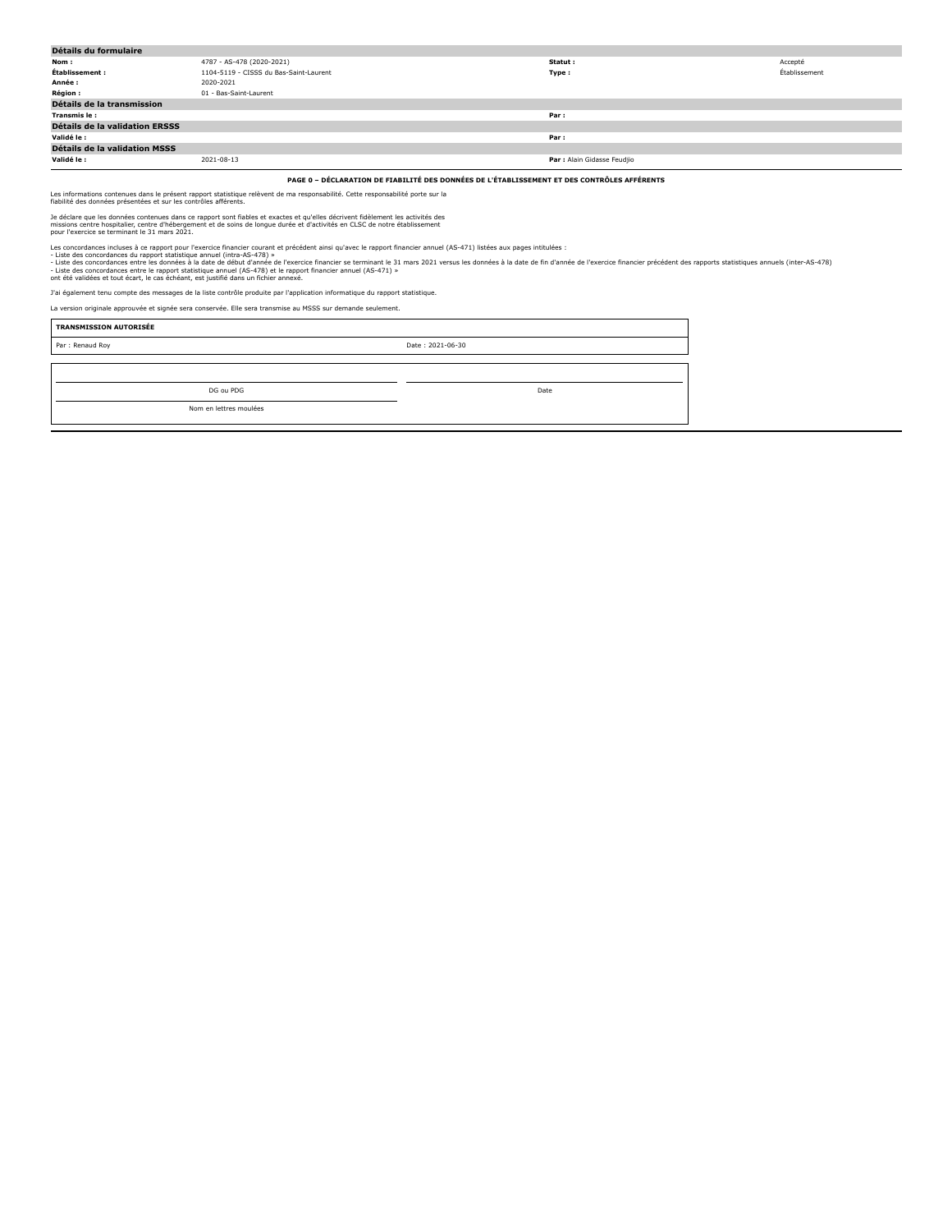| Détails du formulaire | | | |
|---|---|---|---|
| **Nom :** | 4787 - AS-478 (2020-2021) | **Statut :** | Accepté |
| **Établissement :** | 1104-5119 - CISSS du Bas-Saint-Laurent | **Type :** | Établissement |
| **Année :** | 2020-2021 | | |
| **Région :** | 01 - Bas-Saint-Laurent | | |
| **Détails de la transmission** | | | |
| **Transmis le :** | | **Par :** | |
| **Détails de la validation ERSSS** | | | |
| **Validé le :** | | **Par :** | |
| **Détails de la validation MSSS** | | | |
| **Validé le :** | 2021-08-13 | **Par :** Alain Gidasse Feudjio | |

**PAGE 0 – DÉCLARATION DE FIABILITÉ DES DONNÉES DE L'ÉTABLISSEMENT ET DES CONTRÔLES AFFÉRENTS**

Les informations contenues dans le présent rapport statistique relèvent de ma responsabilité. Cette responsabilité porte sur la fiabilité des données présentées et sur les contrôles afférents.

Je déclare que les données contenues dans ce rapport sont fiables et exactes et qu'elles décrivent fidèlement les activités des missions centre hospitalier, centre d'hébergement et de soins de longue durée et d'activités en CLSC de notre établissement pour l'exercice se terminant le 31 mars 2021.

Les concordances incluses à ce rapport pour l'exercice financier courant et précédent ainsi qu'avec le rapport financier annuel (AS-471) listées aux pages intitulées :
- Liste des concordances du rapport statistique annuel (intra-AS-478) »
- Liste des concordances entre les données à la date de début d'année de l'exercice financier se terminant le 31 mars 2021 versus les données à la date de fin d'année de l'exercice financier précédent des rapports statistiques annuels (inter-AS-478)
- Liste des concordances entre le rapport statistique annuel (AS-478) et le rapport financier annuel (AS-471) »
ont été validées et tout écart, le cas échéant, est justifié dans un fichier annexé.

J'ai également tenu compte des messages de la liste contrôle produite par l'application informatique du rapport statistique.

La version originale approuvée et signée sera conservée. Elle sera transmise au MSSS sur demande seulement.

| TRANSMISSION AUTORISÉE | |
|---|---|
| Par : Renaud Roy | Date : 2021-06-30 |

| | |
|---|---|
| DG ou PDG | Date |
| Nom en lettres moulées | |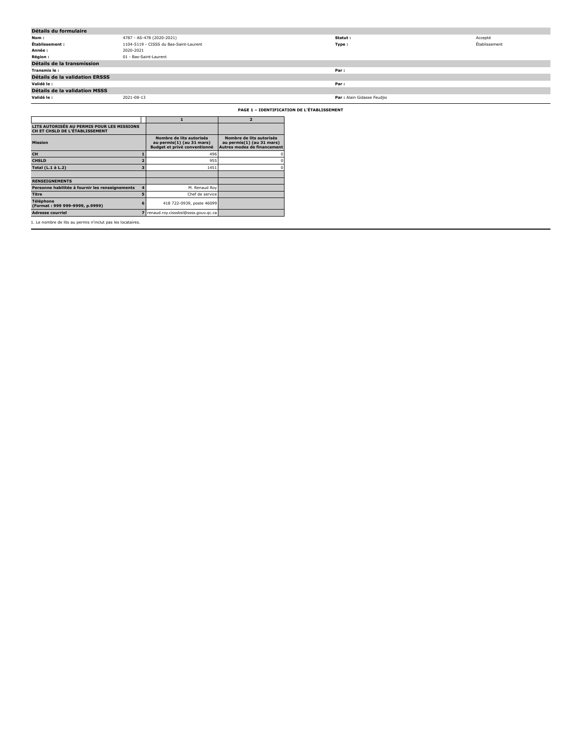## Détails du formulaire

| | | | |
|---|---|---|---|
| **Nom :** | 4787 - AS-478 (2020-2021) | **Statut :** | Accepté |
| **Établissement :** | 1104-5119 - CISSS du Bas-Saint-Laurent | **Type :** | Établissement |
| **Année :** | 2020-2021 | | |
| **Région :** | 01 - Bas-Saint-Laurent | | |

## Détails de la transmission

| | | | |
|---|---|---|---|
| **Transmis le :** | | **Par :** | |

## Détails de la validation ERSSS

| | | | |
|---|---|---|---|
| **Validé le :** | | **Par :** | |

## Détails de la validation MSSS

| | | | |
|---|---|---|---|
| **Validé le :** | 2021-08-13 | **Par :** | Alain Gidasse Feudjio |

### PAGE 1 – IDENTIFICATION DE L'ÉTABLISSEMENT

| | | 1 | 2 |
|---|---|---|---|
| **LITS AUTORISÉS AU PERMIS POUR LES MISSIONS CH ET CHSLD DE L'ÉTABLISSEMENT** | | | |
| **Mission** | | **Nombre de lits autorisés au permis(1) (au 31 mars) Budget et privé conventionné** | **Nombre de lits autorisés au permis(1) (au 31 mars) Autres modes de financement** |
| **CH** | 1 | 496 | 0 |
| **CHSLD** | 2 | 955 | 0 |
| **Total (L.1 à L.2)** | 3 | 1451 | 0 |
| | | | |
| **RENSEIGNEMENTS** | | | |
| **Personne habilitée à fournir les renseignements** | 4 | M. Renaud Roy | |
| **Titre** | 5 | Chef de service | |
| **Téléphone (Format : 999 999-9999, p.9999)** | 6 | 418 722-0939, poste 46099 | |
| **Adresse courriel** | 7 | renaud.roy.cisssbsl@ssss.gouv.qc.ca | |

1. Le nombre de lits au permis n'inclut pas les locataires.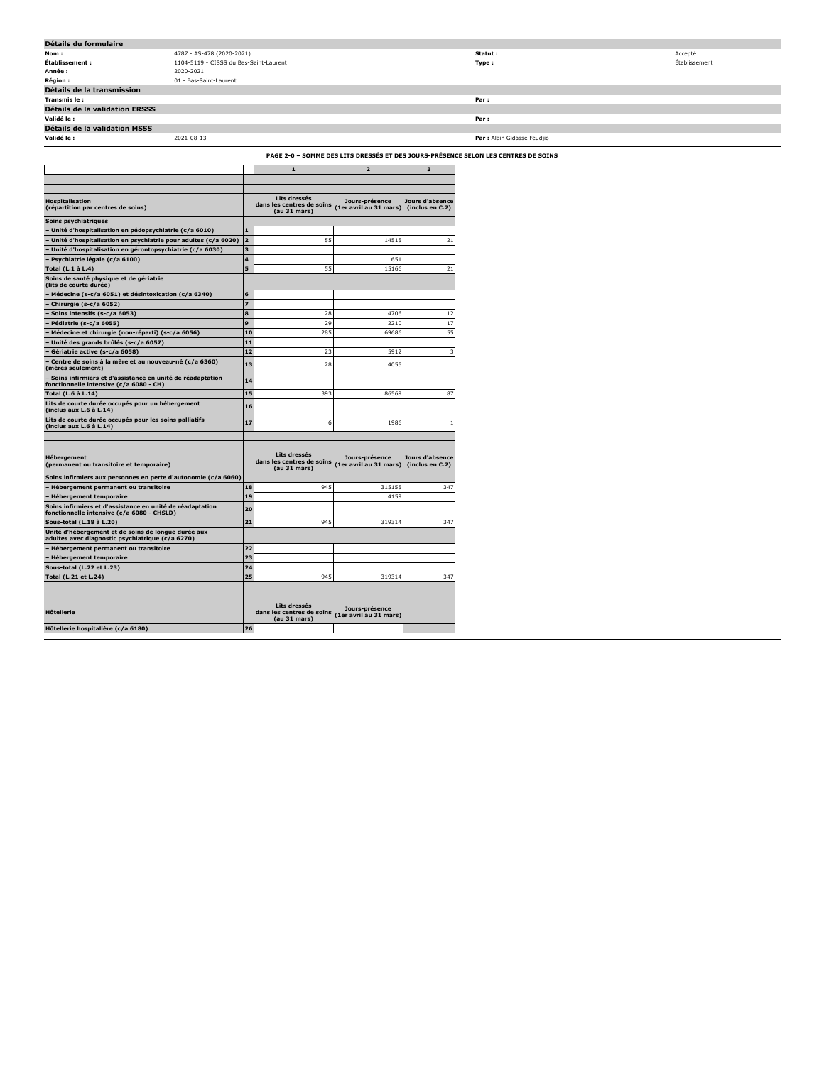## Détails du formulaire

| | | | |
|---|---|---|---|
| **Nom :** | 4787 - AS-478 (2020-2021) | **Statut :** | Accepté |
| **Établissement :** | 1104-5119 - CISSS du Bas-Saint-Laurent | **Type :** | Établissement |
| **Année :** | 2020-2021 | | |
| **Région :** | 01 - Bas-Saint-Laurent | | |

## Détails de la transmission

| | | | |
|---|---|---|---|
| **Transmis le :** | | **Par :** | |

## Détails de la validation ERSSS

| | | | |
|---|---|---|---|
| **Validé le :** | | **Par :** | |

## Détails de la validation MSSS

| | | | |
|---|---|---|---|
| **Validé le :** | 2021-08-13 | **Par :** | Alain Gidasse Feudjio |

**PAGE 2-0 – SOMME DES LITS DRESSÉS ET DES JOURS-PRÉSENCE SELON LES CENTRES DE SOINS**

| | | 1 | 2 | 3 |
|---|---|---|---|---|
| **Hospitalisation (répartition par centres de soins)** | | **Lits dressés dans les centres de soins (au 31 mars)** | **Jours-présence (1er avril au 31 mars)** | **Jours d'absence (inclus en C.2)** |
| **Soins psychiatriques** | | | | |
| – Unité d'hospitalisation en pédopsychiatrie (c/a 6010) | 1 | | | |
| – Unité d'hospitalisation en psychiatrie pour adultes (c/a 6020) | 2 | 55 | 14515 | 21 |
| – Unité d'hospitalisation en gérontopsychiatrie (c/a 6030) | 3 | | | |
| – Psychiatrie légale (c/a 6100) | 4 | | 651 | |
| **Total (L.1 à L.4)** | 5 | 55 | 15166 | 21 |
| **Soins de santé physique et de gériatrie (lits de courte durée)** | | | | |
| – Médecine (s-c/a 6051) et désintoxication (c/a 6340) | 6 | | | |
| – Chirurgie (s-c/a 6052) | 7 | | | |
| – Soins intensifs (s-c/a 6053) | 8 | 28 | 4706 | 12 |
| – Pédiatrie (s-c/a 6055) | 9 | 29 | 2210 | 17 |
| – Médecine et chirurgie (non-réparti) (s-c/a 6056) | 10 | 285 | 69686 | 55 |
| – Unité des grands brûlés (s-c/a 6057) | 11 | | | |
| – Gériatrie active (s-c/a 6058) | 12 | 23 | 5912 | 3 |
| – Centre de soins à la mère et au nouveau-né (c/a 6360) (mères seulement) | 13 | 28 | 4055 | |
| – Soins infirmiers et d'assistance en unité de réadaptation fonctionnelle intensive (c/a 6080 - CH) | 14 | | | |
| **Total (L.6 à L.14)** | 15 | 393 | 86569 | 87 |
| **Lits de courte durée occupés pour un hébergement (inclus aux L.6 à L.14)** | 16 | | | |
| **Lits de courte durée occupés pour les soins palliatifs (inclus aux L.6 à L.14)** | 17 | 6 | 1986 | 1 |
| **Hébergement (permanent ou transitoire et temporaire)** | | **Lits dressés dans les centres de soins (au 31 mars)** | **Jours-présence (1er avril au 31 mars)** | **Jours d'absence (inclus en C.2)** |
| **Soins infirmiers aux personnes en perte d'autonomie (c/a 6060)** | | | | |
| – Hébergement permanent ou transitoire | 18 | 945 | 315155 | 347 |
| – Hébergement temporaire | 19 | | 4159 | |
| **Soins infirmiers et d'assistance en unité de réadaptation fonctionnelle intensive (c/a 6080 - CHSLD)** | 20 | | | |
| **Sous-total (L.18 à L.20)** | 21 | 945 | 319314 | 347 |
| **Unité d'hébergement et de soins de longue durée aux adultes avec diagnostic psychiatrique (c/a 6270)** | | | | |
| – Hébergement permanent ou transitoire | 22 | | | |
| – Hébergement temporaire | 23 | | | |
| **Sous-total (L.22 et L.23)** | 24 | | | |
| **Total (L.21 et L.24)** | 25 | 945 | 319314 | 347 |
| **Hôtellerie** | | **Lits dressés dans les centres de soins (au 31 mars)** | **Jours-présence (1er avril au 31 mars)** | |
| **Hôtellerie hospitalière (c/a 6180)** | 26 | | | |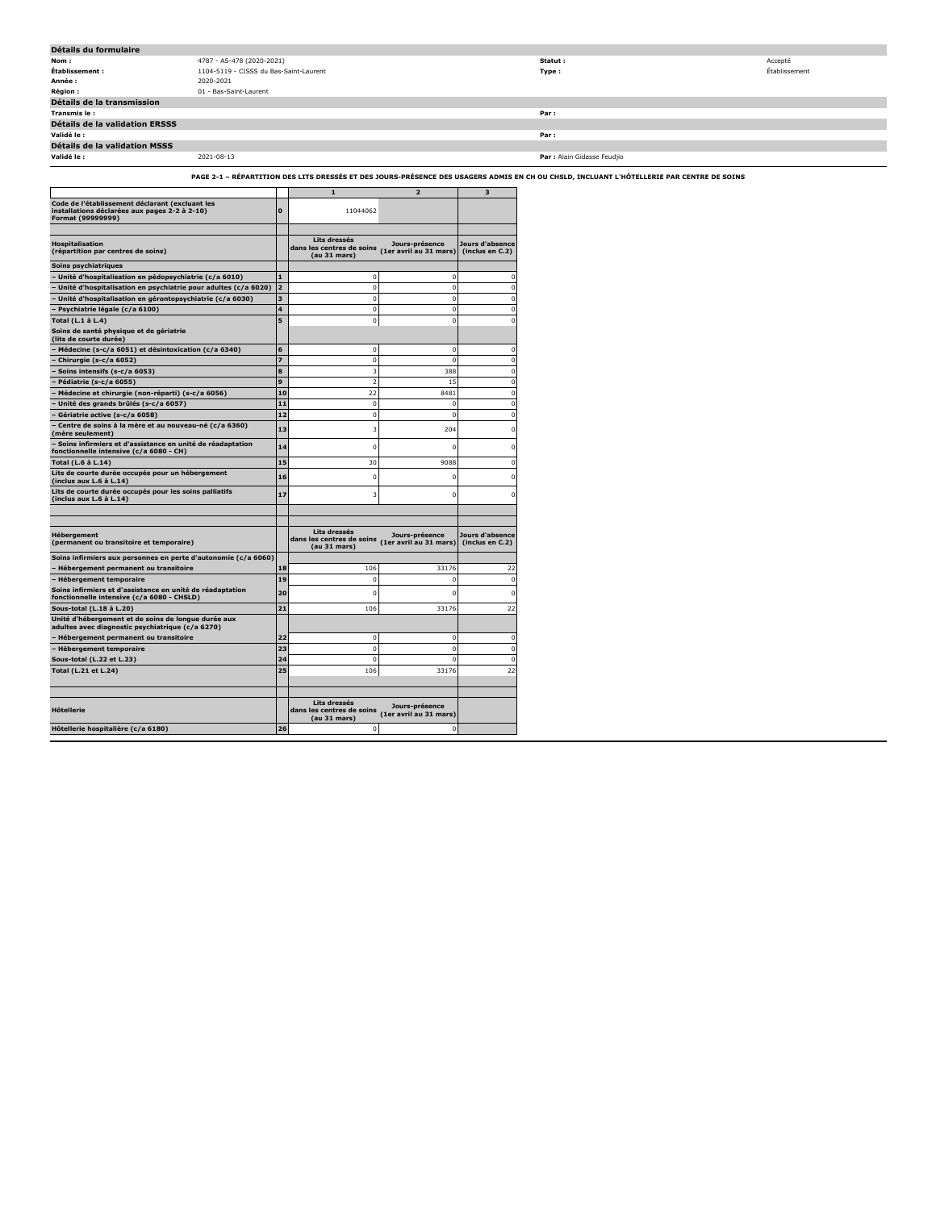## Détails du formulaire

| | | | |
|---|---|---|---|
| **Nom :** | 4787 - AS-478 (2020-2021) | **Statut :** | Accepté |
| **Établissement :** | 1104-5119 - CISSS du Bas-Saint-Laurent | **Type :** | Établissement |
| **Année :** | 2020-2021 | | |
| **Région :** | 01 - Bas-Saint-Laurent | | |

## Détails de la transmission

| | | | |
|---|---|---|---|
| **Transmis le :** | | **Par :** | |

## Détails de la validation ERSSS

| | | | |
|---|---|---|---|
| **Validé le :** | | **Par :** | |

## Détails de la validation MSSS

| | | | |
|---|---|---|---|
| **Validé le :** | 2021-08-13 | **Par :** | Alain Gidasse Feudjio |

**PAGE 2-1 – RÉPARTITION DES LITS DRESSÉS ET DES JOURS-PRÉSENCE DES USAGERS ADMIS EN CH OU CHSLD, INCLUANT L'HÔTELLERIE PAR CENTRE DE SOINS**

| | | 1 | 2 | 3 |
|---|---|---|---|---|
| **Code de l'établissement déclarant (excluant les installations déclarées aux pages 2-2 à 2-10) Format (99999999)** | 0 | 11044062 | | |
| | | | | |
| **Hospitalisation (répartition par centres de soins)** | | **Lits dressés dans les centres de soins (au 31 mars)** | **Jours-présence (1er avril au 31 mars)** | **Jours d'absence (inclus en C.2)** |
| **Soins psychiatriques** | | | | |
| – Unité d'hospitalisation en pédopsychiatrie (c/a 6010) | 1 | 0 | 0 | 0 |
| – Unité d'hospitalisation en psychiatrie pour adultes (c/a 6020) | 2 | 0 | 0 | 0 |
| – Unité d'hospitalisation en gérontopsychiatrie (c/a 6030) | 3 | 0 | 0 | 0 |
| – Psychiatrie légale (c/a 6100) | 4 | 0 | 0 | 0 |
| Total (L.1 à L.4) | 5 | 0 | 0 | 0 |
| **Soins de santé physique et de gériatrie (lits de courte durée)** | | | | |
| – Médecine (s-c/a 6051) et désintoxication (c/a 6340) | 6 | 0 | 0 | 0 |
| – Chirurgie (s-c/a 6052) | 7 | 0 | 0 | 0 |
| – Soins intensifs (s-c/a 6053) | 8 | 3 | 388 | 0 |
| – Pédiatrie (s-c/a 6055) | 9 | 2 | 15 | 0 |
| – Médecine et chirurgie (non-réparti) (s-c/a 6056) | 10 | 22 | 8481 | 0 |
| – Unité des grands brûlés (s-c/a 6057) | 11 | 0 | 0 | 0 |
| – Gériatrie active (s-c/a 6058) | 12 | 0 | 0 | 0 |
| – Centre de soins à la mère et au nouveau-né (c/a 6360) (mère seulement) | 13 | 3 | 204 | 0 |
| – Soins infirmiers et d'assistance en unité de réadaptation fonctionnelle intensive (c/a 6080 - CH) | 14 | 0 | 0 | 0 |
| Total (L.6 à L.14) | 15 | 30 | 9088 | 0 |
| Lits de courte durée occupés pour un hébergement (inclus aux L.6 à L.14) | 16 | 0 | 0 | 0 |
| Lits de courte durée occupés pour les soins palliatifs (inclus aux L.6 à L.14) | 17 | 3 | 0 | 0 |
| | | | | |
| **Hébergement (permanent ou transitoire et temporaire)** | | **Lits dressés dans les centres de soins (au 31 mars)** | **Jours-présence (1er avril au 31 mars)** | **Jours d'absence (inclus en C.2)** |
| **Soins infirmiers aux personnes en perte d'autonomie (c/a 6060)** | | | | |
| – Hébergement permanent ou transitoire | 18 | 106 | 33176 | 22 |
| – Hébergement temporaire | 19 | 0 | 0 | 0 |
| Soins infirmiers et d'assistance en unité de réadaptation fonctionnelle intensive (c/a 6080 - CHSLD) | 20 | 0 | 0 | 0 |
| Sous-total (L.18 à L.20) | 21 | 106 | 33176 | 22 |
| **Unité d'hébergement et de soins de longue durée aux adultes avec diagnostic psychiatrique (c/a 6270)** | | | | |
| – Hébergement permanent ou transitoire | 22 | 0 | 0 | 0 |
| – Hébergement temporaire | 23 | 0 | 0 | 0 |
| Sous-total (L.22 et L.23) | 24 | 0 | 0 | 0 |
| Total (L.21 et L.24) | 25 | 106 | 33176 | 22 |
| | | | | |
| **Hôtellerie** | | **Lits dressés dans les centres de soins (au 31 mars)** | **Jours-présence (1er avril au 31 mars)** | |
| Hôtellerie hospitalière (c/a 6180) | 26 | 0 | 0 | |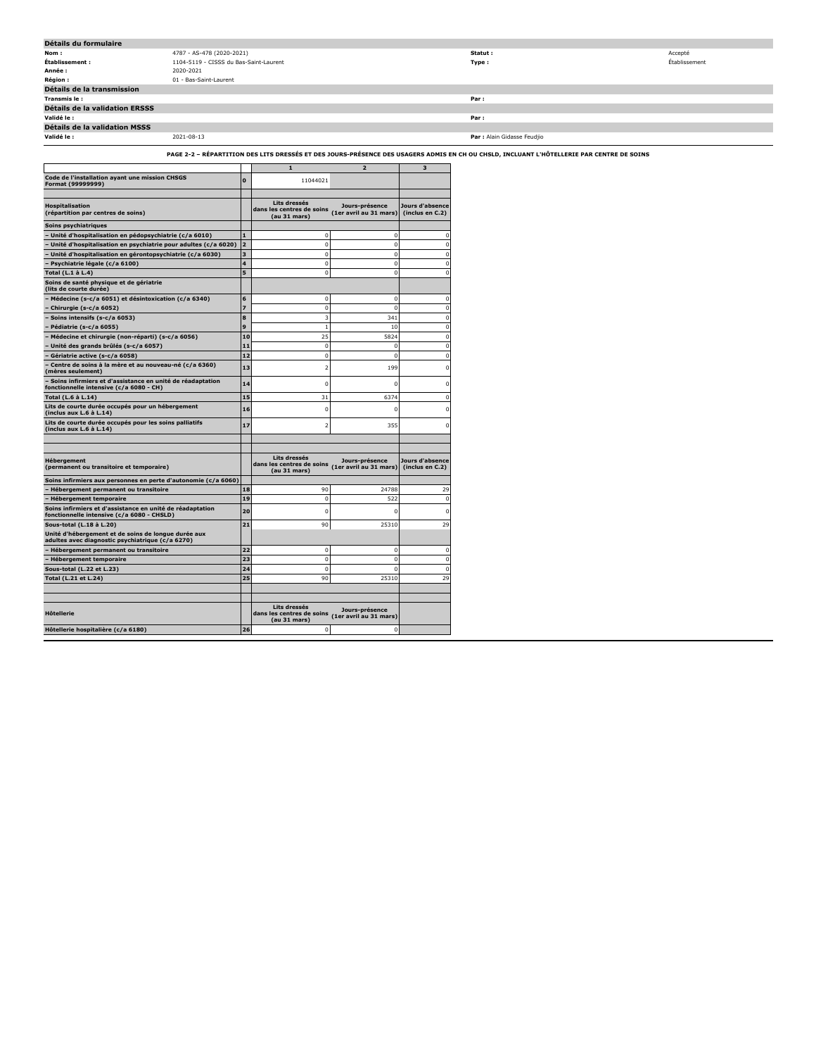## Détails du formulaire

| | | | |
|---|---|---|---|
| **Nom :** | 4787 - AS-478 (2020-2021) | **Statut :** | Accepté |
| **Établissement :** | 1104-5119 - CISSS du Bas-Saint-Laurent | **Type :** | Établissement |
| **Année :** | 2020-2021 | | |
| **Région :** | 01 - Bas-Saint-Laurent | | |

## Détails de la transmission

| | | | |
|---|---|---|---|
| **Transmis le :** | | **Par :** | |

## Détails de la validation ERSSS

| | | | |
|---|---|---|---|
| **Validé le :** | | **Par :** | |

## Détails de la validation MSSS

| | | | |
|---|---|---|---|
| **Validé le :** | 2021-08-13 | **Par :** Alain Gidasse Feudjio | |

**PAGE 2-2 – RÉPARTITION DES LITS DRESSÉS ET DES JOURS-PRÉSENCE DES USAGERS ADMIS EN CH OU CHSLD, INCLUANT L'HÔTELLERIE PAR CENTRE DE SOINS**

| | | 1 | 2 | 3 |
|---|---|---|---|---|
| **Code de l'installation ayant une mission CHSGS Format (99999999)** | **0** | 11044021 | | |
| | | | | |
| **Hospitalisation (répartition par centres de soins)** | | **Lits dressés dans les centres de soins (au 31 mars)** | **Jours-présence (1er avril au 31 mars)** | **Jours d'absence (inclus en C.2)** |
| **Soins psychiatriques** | | | | |
| **– Unité d'hospitalisation en pédopsychiatrie (c/a 6010)** | **1** | 0 | 0 | 0 |
| **– Unité d'hospitalisation en psychiatrie pour adultes (c/a 6020)** | **2** | 0 | 0 | 0 |
| **– Unité d'hospitalisation en gérontopsychiatrie (c/a 6030)** | **3** | 0 | 0 | 0 |
| **– Psychiatrie légale (c/a 6100)** | **4** | 0 | 0 | 0 |
| **Total (L.1 à L.4)** | **5** | 0 | 0 | 0 |
| **Soins de santé physique et de gériatrie (lits de courte durée)** | | | | |
| **– Médecine (s-c/a 6051) et désintoxication (c/a 6340)** | **6** | 0 | 0 | 0 |
| **– Chirurgie (s-c/a 6052)** | **7** | 0 | 0 | 0 |
| **– Soins intensifs (s-c/a 6053)** | **8** | 3 | 341 | 0 |
| **– Pédiatrie (s-c/a 6055)** | **9** | 1 | 10 | 0 |
| **– Médecine et chirurgie (non-réparti) (s-c/a 6056)** | **10** | 25 | 5824 | 0 |
| **– Unité des grands brûlés (s-c/a 6057)** | **11** | 0 | 0 | 0 |
| **– Gériatrie active (s-c/a 6058)** | **12** | 0 | 0 | 0 |
| **– Centre de soins à la mère et au nouveau-né (c/a 6360) (mères seulement)** | **13** | 2 | 199 | 0 |
| **– Soins infirmiers et d'assistance en unité de réadaptation fonctionnelle intensive (c/a 6080 - CH)** | **14** | 0 | 0 | 0 |
| **Total (L.6 à L.14)** | **15** | 31 | 6374 | 0 |
| **Lits de courte durée occupés pour un hébergement (inclus aux L.6 à L.14)** | **16** | 0 | 0 | 0 |
| **Lits de courte durée occupés pour les soins palliatifs (inclus aux L.6 à L.14)** | **17** | 2 | 355 | 0 |
| | | | | |
| | | | | |
| **Hébergement (permanent ou transitoire et temporaire)** | | **Lits dressés dans les centres de soins (au 31 mars)** | **Jours-présence (1er avril au 31 mars)** | **Jours d'absence (inclus en C.2)** |
| **Soins infirmiers aux personnes en perte d'autonomie (c/a 6060)** | | | | |
| **– Hébergement permanent ou transitoire** | **18** | 90 | 24788 | 29 |
| **– Hébergement temporaire** | **19** | 0 | 522 | 0 |
| **Soins infirmiers et d'assistance en unité de réadaptation fonctionnelle intensive (c/a 6080 - CHSLD)** | **20** | 0 | 0 | 0 |
| **Sous-total (L.18 à L.20)** | **21** | 90 | 25310 | 29 |
| **Unité d'hébergement et de soins de longue durée aux adultes avec diagnostic psychiatrique (c/a 6270)** | | | | |
| **– Hébergement permanent ou transitoire** | **22** | 0 | 0 | 0 |
| **– Hébergement temporaire** | **23** | 0 | 0 | 0 |
| **Sous-total (L.22 et L.23)** | **24** | 0 | 0 | 0 |
| **Total (L.21 et L.24)** | **25** | 90 | 25310 | 29 |
| | | | | |
| | | | | |
| **Hôtellerie** | | **Lits dressés dans les centres de soins (au 31 mars)** | **Jours-présence (1er avril au 31 mars)** | |
| **Hôtellerie hospitalière (c/a 6180)** | **26** | 0 | 0 | |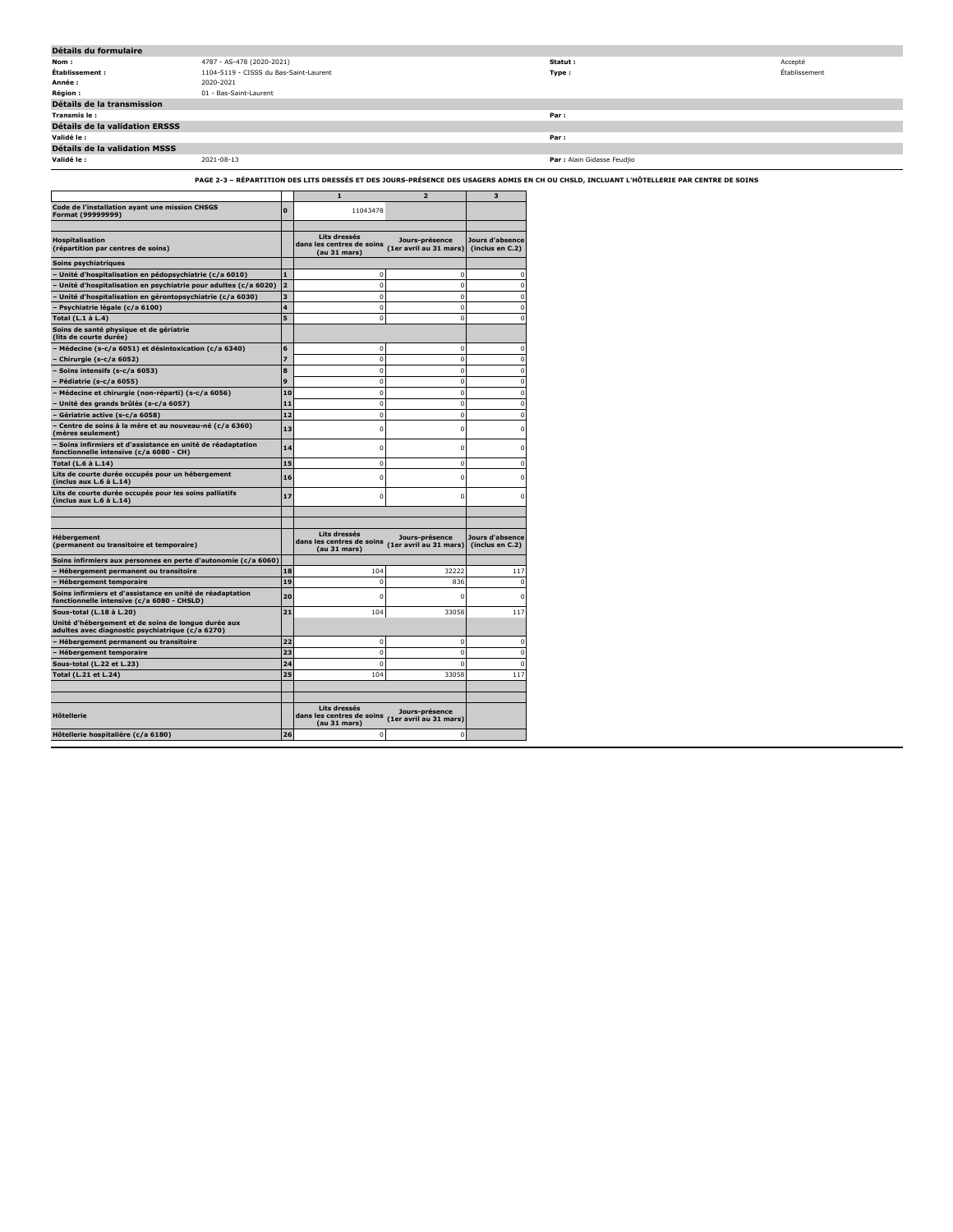## Détails du formulaire

| | | | |
|---|---|---|---|
| **Nom :** | 4787 - AS-478 (2020-2021) | **Statut :** | Accepté |
| **Établissement :** | 1104-5119 - CISSS du Bas-Saint-Laurent | **Type :** | Établissement |
| **Année :** | 2020-2021 | | |
| **Région :** | 01 - Bas-Saint-Laurent | | |

## Détails de la transmission

| | | | |
|---|---|---|---|
| **Transmis le :** | | **Par :** | |

## Détails de la validation ERSSS

| | | | |
|---|---|---|---|
| **Validé le :** | | **Par :** | |

## Détails de la validation MSSS

| | | | |
|---|---|---|---|
| **Validé le :** | 2021-08-13 | **Par :** Alain Gidasse Feudjio | |

### PAGE 2-3 – RÉPARTITION DES LITS DRESSÉS ET DES JOURS-PRÉSENCE DES USAGERS ADMIS EN CH OU CHSLD, INCLUANT L'HÔTELLERIE PAR CENTRE DE SOINS

| | | 1 | 2 | 3 |
|---|---|---|---|---|
| **Code de l'installation ayant une mission CHSGS Format (99999999)** | **0** | 11043478 | | |
| | | | | |
| **Hospitalisation (répartition par centres de soins)** | | **Lits dressés dans les centres de soins (au 31 mars)** | **Jours-présence (1er avril au 31 mars)** | **Jours d'absence (inclus en C.2)** |
| **Soins psychiatriques** | | | | |
| **– Unité d'hospitalisation en pédopsychiatrie (c/a 6010)** | **1** | 0 | 0 | 0 |
| **– Unité d'hospitalisation en psychiatrie pour adultes (c/a 6020)** | **2** | 0 | 0 | 0 |
| **– Unité d'hospitalisation en gérontopsychiatrie (c/a 6030)** | **3** | 0 | 0 | 0 |
| **– Psychiatrie légale (c/a 6100)** | **4** | 0 | 0 | 0 |
| **Total (L.1 à L.4)** | **5** | 0 | 0 | 0 |
| **Soins de santé physique et de gériatrie (lits de courte durée)** | | | | |
| **– Médecine (s-c/a 6051) et désintoxication (c/a 6340)** | **6** | 0 | 0 | 0 |
| **– Chirurgie (s-c/a 6052)** | **7** | 0 | 0 | 0 |
| **– Soins intensifs (s-c/a 6053)** | **8** | 0 | 0 | 0 |
| **– Pédiatrie (s-c/a 6055)** | **9** | 0 | 0 | 0 |
| **– Médecine et chirurgie (non-réparti) (s-c/a 6056)** | **10** | 0 | 0 | 0 |
| **– Unité des grands brûlés (s-c/a 6057)** | **11** | 0 | 0 | 0 |
| **– Gériatrie active (s-c/a 6058)** | **12** | 0 | 0 | 0 |
| **– Centre de soins à la mère et au nouveau-né (c/a 6360) (mères seulement)** | **13** | 0 | 0 | 0 |
| **– Soins infirmiers et d'assistance en unité de réadaptation fonctionnelle intensive (c/a 6080 - CH)** | **14** | 0 | 0 | 0 |
| **Total (L.6 à L.14)** | **15** | 0 | 0 | 0 |
| **Lits de courte durée occupés pour un hébergement (inclus aux L.6 à L.14)** | **16** | 0 | 0 | 0 |
| **Lits de courte durée occupés pour les soins palliatifs (inclus aux L.6 à L.14)** | **17** | 0 | 0 | 0 |
| | | | | |
| | | | | |
| **Hébergement (permanent ou transitoire et temporaire)** | | **Lits dressés dans les centres de soins (au 31 mars)** | **Jours-présence (1er avril au 31 mars)** | **Jours d'absence (inclus en C.2)** |
| **Soins infirmiers aux personnes en perte d'autonomie (c/a 6060)** | | | | |
| **– Hébergement permanent ou transitoire** | **18** | 104 | 32222 | 117 |
| **– Hébergement temporaire** | **19** | 0 | 836 | 0 |
| **Soins infirmiers et d'assistance en unité de réadaptation fonctionnelle intensive (c/a 6080 - CHSLD)** | **20** | 0 | 0 | 0 |
| **Sous-total (L.18 à L.20)** | **21** | 104 | 33058 | 117 |
| **Unité d'hébergement et de soins de longue durée aux adultes avec diagnostic psychiatrique (c/a 6270)** | | | | |
| **– Hébergement permanent ou transitoire** | **22** | 0 | 0 | 0 |
| **– Hébergement temporaire** | **23** | 0 | 0 | 0 |
| **Sous-total (L.22 et L.23)** | **24** | 0 | 0 | 0 |
| **Total (L.21 et L.24)** | **25** | 104 | 33058 | 117 |
| | | | | |
| | | | | |
| **Hôtellerie** | | **Lits dressés dans les centres de soins (au 31 mars)** | **Jours-présence (1er avril au 31 mars)** | |
| **Hôtellerie hospitalière (c/a 6180)** | **26** | 0 | 0 | |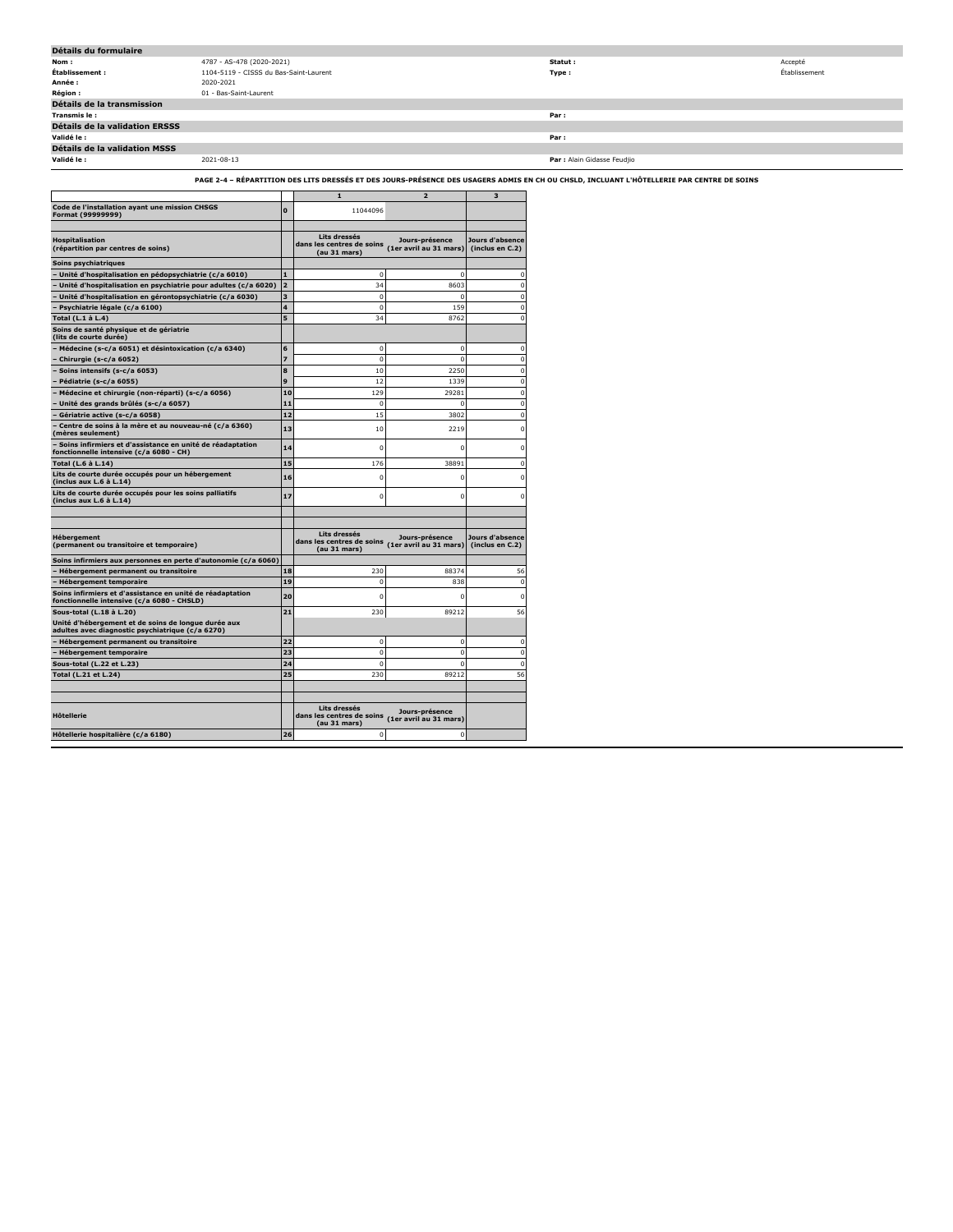## Détails du formulaire

| | | | |
|---|---|---|---|
| **Nom :** | 4787 - AS-478 (2020-2021) | **Statut :** | Accepté |
| **Établissement :** | 1104-5119 - CISSS du Bas-Saint-Laurent | **Type :** | Établissement |
| **Année :** | 2020-2021 | | |
| **Région :** | 01 - Bas-Saint-Laurent | | |

## Détails de la transmission

| | | | |
|---|---|---|---|
| **Transmis le :** | | **Par :** | |

## Détails de la validation ERSSS

| | | | |
|---|---|---|---|
| **Validé le :** | | **Par :** | |

## Détails de la validation MSSS

| | | | |
|---|---|---|---|
| **Validé le :** | 2021-08-13 | **Par :** | Alain Gidasse Feudjio |

### PAGE 2-4 – RÉPARTITION DES LITS DRESSÉS ET DES JOURS-PRÉSENCE DES USAGERS ADMIS EN CH OU CHSLD, INCLUANT L'HÔTELLERIE PAR CENTRE DE SOINS

| | | 1 | 2 | 3 |
|---|---|---|---|---|
| **Code de l'installation ayant une mission CHSGS Format (99999999)** | **0** | 11044096 | | |
| | | | | |
| **Hospitalisation (répartition par centres de soins)** | | **Lits dressés dans les centres de soins (au 31 mars)** | **Jours-présence (1er avril au 31 mars)** | **Jours d'absence (inclus en C.2)** |
| **Soins psychiatriques** | | | | |
| **– Unité d'hospitalisation en pédopsychiatrie (c/a 6010)** | **1** | 0 | 0 | 0 |
| **– Unité d'hospitalisation en psychiatrie pour adultes (c/a 6020)** | **2** | 34 | 8603 | 0 |
| **– Unité d'hospitalisation en gérontopsychiatrie (c/a 6030)** | **3** | 0 | 0 | 0 |
| **– Psychiatrie légale (c/a 6100)** | **4** | 0 | 159 | 0 |
| **Total (L.1 à L.4)** | **5** | 34 | 8762 | 0 |
| **Soins de santé physique et de gériatrie (lits de courte durée)** | | | | |
| **– Médecine (s-c/a 6051) et désintoxication (c/a 6340)** | **6** | 0 | 0 | 0 |
| **– Chirurgie (s-c/a 6052)** | **7** | 0 | 0 | 0 |
| **– Soins intensifs (s-c/a 6053)** | **8** | 10 | 2250 | 0 |
| **– Pédiatrie (s-c/a 6055)** | **9** | 12 | 1339 | 0 |
| **– Médecine et chirurgie (non-réparti) (s-c/a 6056)** | **10** | 129 | 29281 | 0 |
| **– Unité des grands brûlés (s-c/a 6057)** | **11** | 0 | 0 | 0 |
| **– Gériatrie active (s-c/a 6058)** | **12** | 15 | 3802 | 0 |
| **– Centre de soins à la mère et au nouveau-né (c/a 6360) (mères seulement)** | **13** | 10 | 2219 | 0 |
| **– Soins infirmiers et d'assistance en unité de réadaptation fonctionnelle intensive (c/a 6080 - CH)** | **14** | 0 | 0 | 0 |
| **Total (L.6 à L.14)** | **15** | 176 | 38891 | 0 |
| **Lits de courte durée occupés pour un hébergement (inclus aux L.6 à L.14)** | **16** | 0 | 0 | 0 |
| **Lits de courte durée occupés pour les soins palliatifs (inclus aux L.6 à L.14)** | **17** | 0 | 0 | 0 |
| | | | | |
| | | | | |
| **Hébergement (permanent ou transitoire et temporaire)** | | **Lits dressés dans les centres de soins (au 31 mars)** | **Jours-présence (1er avril au 31 mars)** | **Jours d'absence (inclus en C.2)** |
| **Soins infirmiers aux personnes en perte d'autonomie (c/a 6060)** | | | | |
| **– Hébergement permanent ou transitoire** | **18** | 230 | 88374 | 56 |
| **– Hébergement temporaire** | **19** | 0 | 838 | 0 |
| **Soins infirmiers et d'assistance en unité de réadaptation fonctionnelle intensive (c/a 6080 - CHSLD)** | **20** | 0 | 0 | 0 |
| **Sous-total (L.18 à L.20)** | **21** | 230 | 89212 | 56 |
| **Unité d'hébergement et de soins de longue durée aux adultes avec diagnostic psychiatrique (c/a 6270)** | | | | |
| **– Hébergement permanent ou transitoire** | **22** | 0 | 0 | 0 |
| **– Hébergement temporaire** | **23** | 0 | 0 | 0 |
| **Sous-total (L.22 et L.23)** | **24** | 0 | 0 | 0 |
| **Total (L.21 et L.24)** | **25** | 230 | 89212 | 56 |
| | | | | |
| | | | | |
| **Hôtellerie** | | **Lits dressés dans les centres de soins (au 31 mars)** | **Jours-présence (1er avril au 31 mars)** | |
| **Hôtellerie hospitalière (c/a 6180)** | **26** | 0 | 0 | |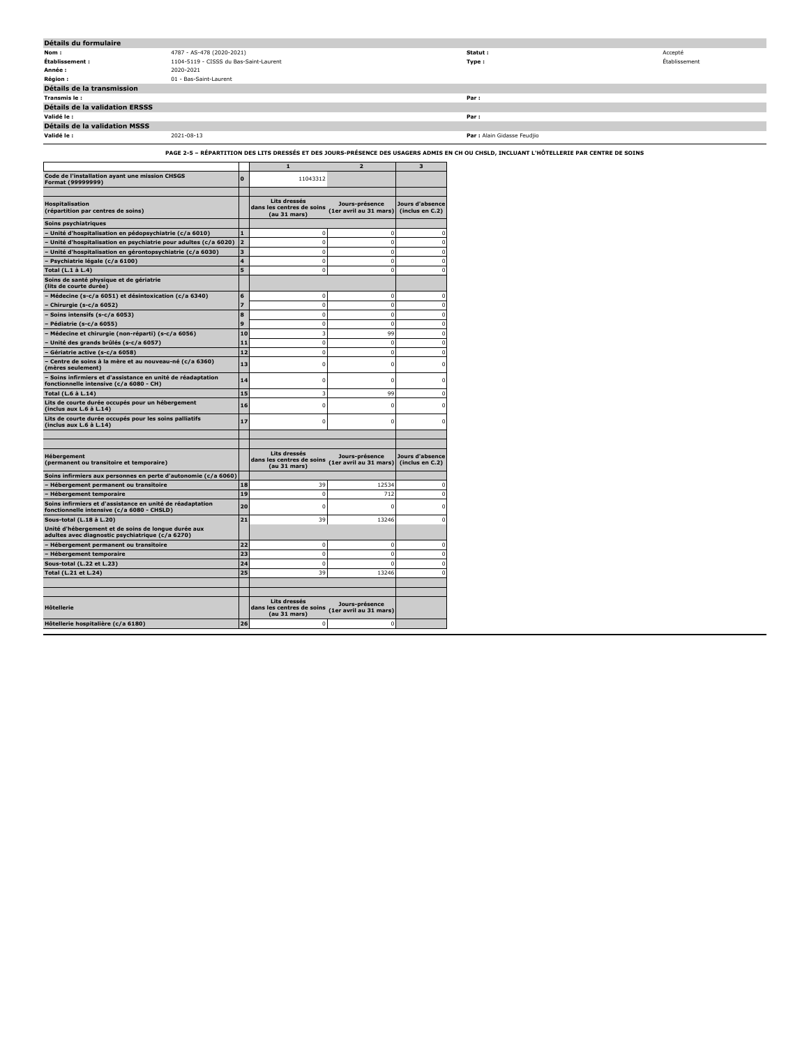## Détails du formulaire

| | | | |
|---|---|---|---|
| **Nom :** | 4787 - AS-478 (2020-2021) | **Statut :** | Accepté |
| **Établissement :** | 1104-5119 - CISSS du Bas-Saint-Laurent | **Type :** | Établissement |
| **Année :** | 2020-2021 | | |
| **Région :** | 01 - Bas-Saint-Laurent | | |

## Détails de la transmission

| | | | |
|---|---|---|---|
| **Transmis le :** | | **Par :** | |

## Détails de la validation ERSSS

| | | | |
|---|---|---|---|
| **Validé le :** | | **Par :** | |

## Détails de la validation MSSS

| | | | |
|---|---|---|---|
| **Validé le :** | 2021-08-13 | **Par :** | Alain Gidasse Feudjio |

**PAGE 2-5 – RÉPARTITION DES LITS DRESSÉS ET DES JOURS-PRÉSENCE DES USAGERS ADMIS EN CH OU CHSLD, INCLUANT L'HÔTELLERIE PAR CENTRE DE SOINS**

| | | 1 | 2 | 3 |
|---|---|---|---|---|
| **Code de l'installation ayant une mission CHSGS Format (99999999)** | **0** | 11043312 | | |
| | | | | |
| **Hospitalisation (répartition par centres de soins)** | | **Lits dressés dans les centres de soins (au 31 mars)** | **Jours-présence (1er avril au 31 mars)** | **Jours d'absence (inclus en C.2)** |
| **Soins psychiatriques** | | | | |
| **– Unité d'hospitalisation en pédopsychiatrie (c/a 6010)** | **1** | 0 | 0 | 0 |
| **– Unité d'hospitalisation en psychiatrie pour adultes (c/a 6020)** | **2** | 0 | 0 | 0 |
| **– Unité d'hospitalisation en gérontopsychiatrie (c/a 6030)** | **3** | 0 | 0 | 0 |
| **– Psychiatrie légale (c/a 6100)** | **4** | 0 | 0 | 0 |
| **Total (L.1 à L.4)** | **5** | 0 | 0 | 0 |
| **Soins de santé physique et de gériatrie (lits de courte durée)** | | | | |
| **– Médecine (s-c/a 6051) et désintoxication (c/a 6340)** | **6** | 0 | 0 | 0 |
| **– Chirurgie (s-c/a 6052)** | **7** | 0 | 0 | 0 |
| **– Soins intensifs (s-c/a 6053)** | **8** | 0 | 0 | 0 |
| **– Pédiatrie (s-c/a 6055)** | **9** | 0 | 0 | 0 |
| **– Médecine et chirurgie (non-réparti) (s-c/a 6056)** | **10** | 3 | 99 | 0 |
| **– Unité des grands brûlés (s-c/a 6057)** | **11** | 0 | 0 | 0 |
| **– Gériatrie active (s-c/a 6058)** | **12** | 0 | 0 | 0 |
| **– Centre de soins à la mère et au nouveau-né (c/a 6360) (mères seulement)** | **13** | 0 | 0 | 0 |
| **– Soins infirmiers et d'assistance en unité de réadaptation fonctionnelle intensive (c/a 6080 - CH)** | **14** | 0 | 0 | 0 |
| **Total (L.6 à L.14)** | **15** | 3 | 99 | 0 |
| **Lits de courte durée occupés pour un hébergement (inclus aux L.6 à L.14)** | **16** | 0 | 0 | 0 |
| **Lits de courte durée occupés pour les soins palliatifs (inclus aux L.6 à L.14)** | **17** | 0 | 0 | 0 |
| | | | | |
| | | | | |
| **Hébergement (permanent ou transitoire et temporaire)** | | **Lits dressés dans les centres de soins (au 31 mars)** | **Jours-présence (1er avril au 31 mars)** | **Jours d'absence (inclus en C.2)** |
| **Soins infirmiers aux personnes en perte d'autonomie (c/a 6060)** | | | | |
| **– Hébergement permanent ou transitoire** | **18** | 39 | 12534 | 0 |
| **– Hébergement temporaire** | **19** | 0 | 712 | 0 |
| **Soins infirmiers et d'assistance en unité de réadaptation fonctionnelle intensive (c/a 6080 - CHSLD)** | **20** | 0 | 0 | 0 |
| **Sous-total (L.18 à L.20)** | **21** | 39 | 13246 | 0 |
| **Unité d'hébergement et de soins de longue durée aux adultes avec diagnostic psychiatrique (c/a 6270)** | | | | |
| **– Hébergement permanent ou transitoire** | **22** | 0 | 0 | 0 |
| **– Hébergement temporaire** | **23** | 0 | 0 | 0 |
| **Sous-total (L.22 et L.23)** | **24** | 0 | 0 | 0 |
| **Total (L.21 et L.24)** | **25** | 39 | 13246 | 0 |
| | | | | |
| | | | | |
| **Hôtellerie** | | **Lits dressés dans les centres de soins (au 31 mars)** | **Jours-présence (1er avril au 31 mars)** | |
| **Hôtellerie hospitalière (c/a 6180)** | **26** | 0 | 0 | |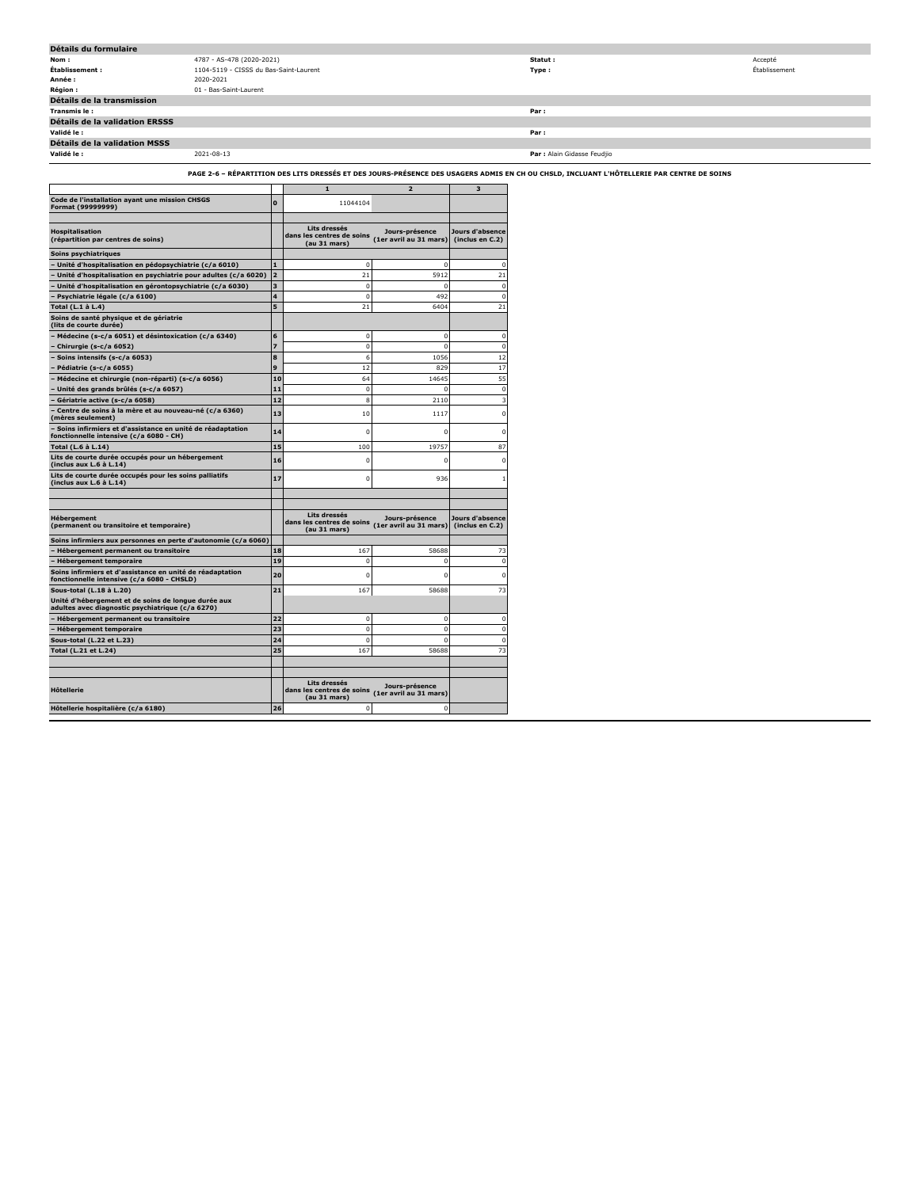## Détails du formulaire

| | | | |
|---|---|---|---|
| **Nom :** | 4787 - AS-478 (2020-2021) | **Statut :** | Accepté |
| **Établissement :** | 1104-5119 - CISSS du Bas-Saint-Laurent | **Type :** | Établissement |
| **Année :** | 2020-2021 | | |
| **Région :** | 01 - Bas-Saint-Laurent | | |

## Détails de la transmission

| | | | |
|---|---|---|---|
| **Transmis le :** | | **Par :** | |

## Détails de la validation ERSSS

| | | | |
|---|---|---|---|
| **Validé le :** | | **Par :** | |

## Détails de la validation MSSS

| | | | |
|---|---|---|---|
| **Validé le :** | 2021-08-13 | **Par :** | Alain Gidasse Feudjio |

### PAGE 2-6 – RÉPARTITION DES LITS DRESSÉS ET DES JOURS-PRÉSENCE DES USAGERS ADMIS EN CH OU CHSLD, INCLUANT L'HÔTELLERIE PAR CENTRE DE SOINS

| | | 1 | 2 | 3 |
|---|---|---|---|---|
| **Code de l'installation ayant une mission CHSGS Format (99999999)** | **0** | 11044104 | | |
| | | | | |
| **Hospitalisation (répartition par centres de soins)** | | **Lits dressés dans les centres de soins (au 31 mars)** | **Jours-présence (1er avril au 31 mars)** | **Jours d'absence (inclus en C.2)** |
| **Soins psychiatriques** | | | | |
| **– Unité d'hospitalisation en pédopsychiatrie (c/a 6010)** | **1** | 0 | 0 | 0 |
| **– Unité d'hospitalisation en psychiatrie pour adultes (c/a 6020)** | **2** | 21 | 5912 | 21 |
| **– Unité d'hospitalisation en gérontopsychiatrie (c/a 6030)** | **3** | 0 | 0 | 0 |
| **– Psychiatrie légale (c/a 6100)** | **4** | 0 | 492 | 0 |
| **Total (L.1 à L.4)** | **5** | 21 | 6404 | 21 |
| **Soins de santé physique et de gériatrie (lits de courte durée)** | | | | |
| **– Médecine (s-c/a 6051) et désintoxication (c/a 6340)** | **6** | 0 | 0 | 0 |
| **– Chirurgie (s-c/a 6052)** | **7** | 0 | 0 | 0 |
| **– Soins intensifs (s-c/a 6053)** | **8** | 6 | 1056 | 12 |
| **– Pédiatrie (s-c/a 6055)** | **9** | 12 | 829 | 17 |
| **– Médecine et chirurgie (non-réparti) (s-c/a 6056)** | **10** | 64 | 14645 | 55 |
| **– Unité des grands brûlés (s-c/a 6057)** | **11** | 0 | 0 | 0 |
| **– Gériatrie active (s-c/a 6058)** | **12** | 8 | 2110 | 3 |
| **– Centre de soins à la mère et au nouveau-né (c/a 6360) (mères seulement)** | **13** | 10 | 1117 | 0 |
| **– Soins infirmiers et d'assistance en unité de réadaptation fonctionnelle intensive (c/a 6080 - CH)** | **14** | 0 | 0 | 0 |
| **Total (L.6 à L.14)** | **15** | 100 | 19757 | 87 |
| **Lits de courte durée occupés pour un hébergement (inclus aux L.6 à L.14)** | **16** | 0 | 0 | 0 |
| **Lits de courte durée occupés pour les soins palliatifs (inclus aux L.6 à L.14)** | **17** | 0 | 936 | 1 |
| | | | | |
| | | | | |
| **Hébergement (permanent ou transitoire et temporaire)** | | **Lits dressés dans les centres de soins (au 31 mars)** | **Jours-présence (1er avril au 31 mars)** | **Jours d'absence (inclus en C.2)** |
| **Soins infirmiers aux personnes en perte d'autonomie (c/a 6060)** | | | | |
| **– Hébergement permanent ou transitoire** | **18** | 167 | 58688 | 73 |
| **– Hébergement temporaire** | **19** | 0 | 0 | 0 |
| **Soins infirmiers et d'assistance en unité de réadaptation fonctionnelle intensive (c/a 6080 - CHSLD)** | **20** | 0 | 0 | 0 |
| **Sous-total (L.18 à L.20)** | **21** | 167 | 58688 | 73 |
| **Unité d'hébergement et de soins de longue durée aux adultes avec diagnostic psychiatrique (c/a 6270)** | | | | |
| **– Hébergement permanent ou transitoire** | **22** | 0 | 0 | 0 |
| **– Hébergement temporaire** | **23** | 0 | 0 | 0 |
| **Sous-total (L.22 et L.23)** | **24** | 0 | 0 | 0 |
| **Total (L.21 et L.24)** | **25** | 167 | 58688 | 73 |
| | | | | |
| | | | | |
| **Hôtellerie** | | **Lits dressés dans les centres de soins (au 31 mars)** | **Jours-présence (1er avril au 31 mars)** | |
| **Hôtellerie hospitalière (c/a 6180)** | **26** | 0 | 0 | |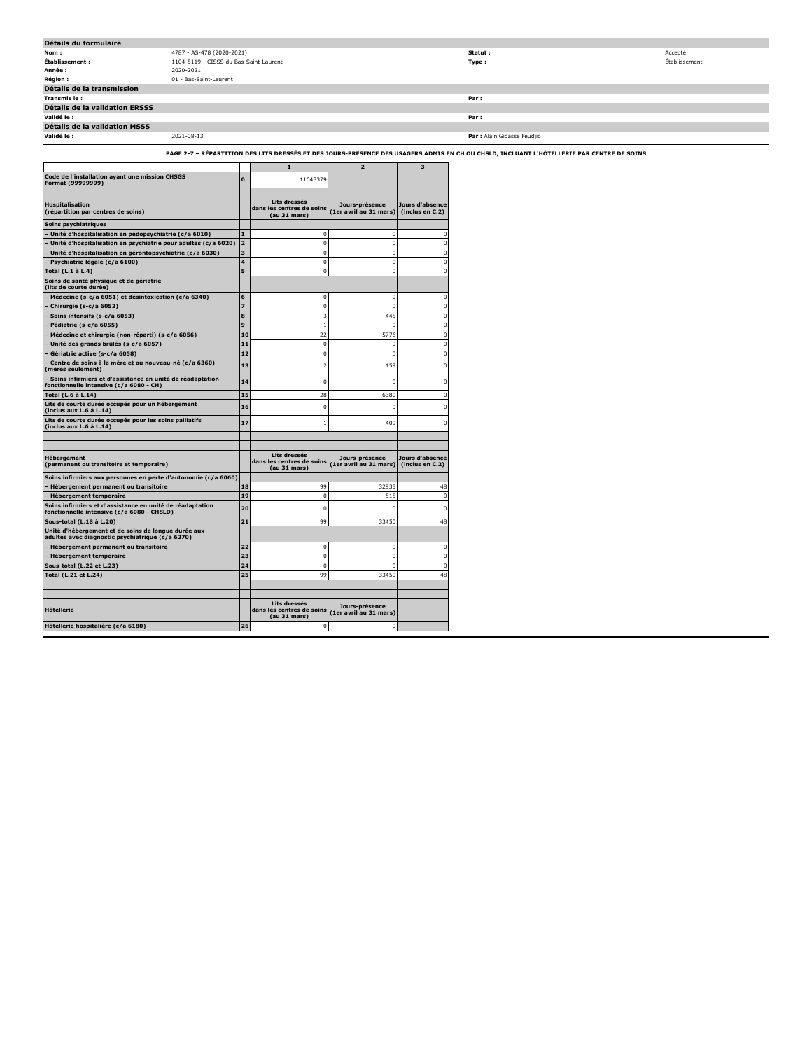## Détails du formulaire

| | | | |
|---|---|---|---|
| **Nom :** | 4787 - AS-478 (2020-2021) | **Statut :** | Accepté |
| **Établissement :** | 1104-5119 - CISSS du Bas-Saint-Laurent | **Type :** | Établissement |
| **Année :** | 2020-2021 | | |
| **Région :** | 01 - Bas-Saint-Laurent | | |

## Détails de la transmission

| | | | |
|---|---|---|---|
| **Transmis le :** | | **Par :** | |

## Détails de la validation ERSSS

| | | | |
|---|---|---|---|
| **Validé le :** | | **Par :** | |

## Détails de la validation MSSS

| | | | |
|---|---|---|---|
| **Validé le :** | 2021-08-13 | **Par :** | Alain Gidasse Feudjio |

### PAGE 2-7 – RÉPARTITION DES LITS DRESSÉS ET DES JOURS-PRÉSENCE DES USAGERS ADMIS EN CH OU CHSLD, INCLUANT L'HÔTELLERIE PAR CENTRE DE SOINS

| | | 1 | 2 | 3 |
|---|---|---|---|---|
| **Code de l'installation ayant une mission CHSGS Format (99999999)** | 0 | 11043379 | | |
| | | | | |
| **Hospitalisation (répartition par centres de soins)** | | **Lits dressés dans les centres de soins (au 31 mars)** | **Jours-présence (1er avril au 31 mars)** | **Jours d'absence (inclus en C.2)** |
| **Soins psychiatriques** | | | | |
| **– Unité d'hospitalisation en pédopsychiatrie (c/a 6010)** | 1 | 0 | 0 | 0 |
| **– Unité d'hospitalisation en psychiatrie pour adultes (c/a 6020)** | 2 | 0 | 0 | 0 |
| **– Unité d'hospitalisation en gérontopsychiatrie (c/a 6030)** | 3 | 0 | 0 | 0 |
| **– Psychiatrie légale (c/a 6100)** | 4 | 0 | 0 | 0 |
| **Total (L.1 à L.4)** | 5 | 0 | 0 | 0 |
| **Soins de santé physique et de gériatrie (lits de courte durée)** | | | | |
| **– Médecine (s-c/a 6051) et désintoxication (c/a 6340)** | 6 | 0 | 0 | 0 |
| **– Chirurgie (s-c/a 6052)** | 7 | 0 | 0 | 0 |
| **– Soins intensifs (s-c/a 6053)** | 8 | 3 | 445 | 0 |
| **– Pédiatrie (s-c/a 6055)** | 9 | 1 | 0 | 0 |
| **– Médecine et chirurgie (non-réparti) (s-c/a 6056)** | 10 | 22 | 5776 | 0 |
| **– Unité des grands brûlés (s-c/a 6057)** | 11 | 0 | 0 | 0 |
| **– Gériatrie active (s-c/a 6058)** | 12 | 0 | 0 | 0 |
| **– Centre de soins à la mère et au nouveau-né (c/a 6360) (mères seulement)** | 13 | 2 | 159 | 0 |
| **– Soins infirmiers et d'assistance en unité de réadaptation fonctionnelle intensive (c/a 6080 - CH)** | 14 | 0 | 0 | 0 |
| **Total (L.6 à L.14)** | 15 | 28 | 6380 | 0 |
| **Lits de courte durée occupés pour un hébergement (inclus aux L.6 à L.14)** | 16 | 0 | 0 | 0 |
| **Lits de courte durée occupés pour les soins palliatifs (inclus aux L.6 à L.14)** | 17 | 1 | 409 | 0 |
| | | | | |
| | | | | |
| **Hébergement (permanent ou transitoire et temporaire)** | | **Lits dressés dans les centres de soins (au 31 mars)** | **Jours-présence (1er avril au 31 mars)** | **Jours d'absence (inclus en C.2)** |
| **Soins infirmiers aux personnes en perte d'autonomie (c/a 6060)** | | | | |
| **– Hébergement permanent ou transitoire** | 18 | 99 | 32935 | 48 |
| **– Hébergement temporaire** | 19 | 0 | 515 | 0 |
| **Soins infirmiers et d'assistance en unité de réadaptation fonctionnelle intensive (c/a 6080 - CHSLD)** | 20 | 0 | 0 | 0 |
| **Sous-total (L.18 à L.20)** | 21 | 99 | 33450 | 48 |
| **Unité d'hébergement et de soins de longue durée aux adultes avec diagnostic psychiatrique (c/a 6270)** | | | | |
| **– Hébergement permanent ou transitoire** | 22 | 0 | 0 | 0 |
| **– Hébergement temporaire** | 23 | 0 | 0 | 0 |
| **Sous-total (L.22 et L.23)** | 24 | 0 | 0 | 0 |
| **Total (L.21 et L.24)** | 25 | 99 | 33450 | 48 |
| | | | | |
| | | | | |
| **Hôtellerie** | | **Lits dressés dans les centres de soins (au 31 mars)** | **Jours-présence (1er avril au 31 mars)** | |
| **Hôtellerie hospitalière (c/a 6180)** | 26 | 0 | 0 | |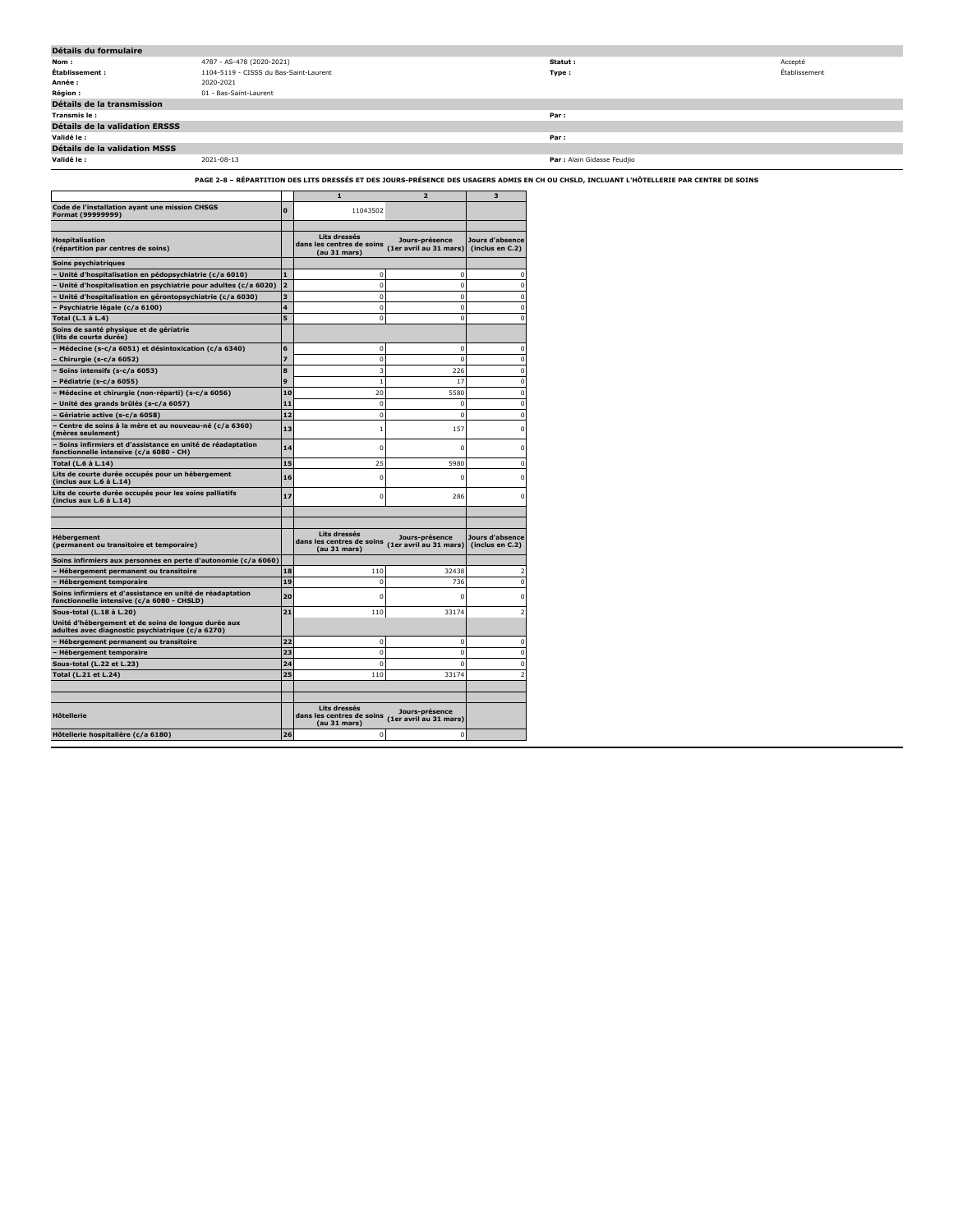| Détails du formulaire | | | |
|---|---|---|---|
| **Nom :** | 4787 - AS-478 (2020-2021) | **Statut :** | Accepté |
| **Établissement :** | 1104-5119 - CISSS du Bas-Saint-Laurent | **Type :** | Établissement |
| **Année :** | 2020-2021 | | |
| **Région :** | 01 - Bas-Saint-Laurent | | |
| **Détails de la transmission** | | | |
| **Transmis le :** | | **Par :** | |
| **Détails de la validation ERSSS** | | | |
| **Validé le :** | | **Par :** | |
| **Détails de la validation MSSS** | | | |
| **Validé le :** | 2021-08-13 | **Par :** Alain Gidasse Feudjio | |

**PAGE 2-8 – RÉPARTITION DES LITS DRESSÉS ET DES JOURS-PRÉSENCE DES USAGERS ADMIS EN CH OU CHSLD, INCLUANT L'HÔTELLERIE PAR CENTRE DE SOINS**

| | | 1 | 2 | 3 |
|---|---|---|---|---|
| **Code de l'installation ayant une mission CHSGS Format (99999999)** | 0 | 11043502 | | |
| | | | | |
| **Hospitalisation (répartition par centres de soins)** | | **Lits dressés dans les centres de soins (au 31 mars)** | **Jours-présence (1er avril au 31 mars)** | **Jours d'absence (inclus en C.2)** |
| **Soins psychiatriques** | | | | |
| **– Unité d'hospitalisation en pédopsychiatrie (c/a 6010)** | 1 | 0 | 0 | 0 |
| **– Unité d'hospitalisation en psychiatrie pour adultes (c/a 6020)** | 2 | 0 | 0 | 0 |
| **– Unité d'hospitalisation en gérontopsychiatrie (c/a 6030)** | 3 | 0 | 0 | 0 |
| **– Psychiatrie légale (c/a 6100)** | 4 | 0 | 0 | 0 |
| **Total (L.1 à L.4)** | 5 | 0 | 0 | 0 |
| **Soins de santé physique et de gériatrie (lits de courte durée)** | | | | |
| **– Médecine (s-c/a 6051) et désintoxication (c/a 6340)** | 6 | 0 | 0 | 0 |
| **– Chirurgie (s-c/a 6052)** | 7 | 0 | 0 | 0 |
| **– Soins intensifs (s-c/a 6053)** | 8 | 3 | 226 | 0 |
| **– Pédiatrie (s-c/a 6055)** | 9 | 1 | 17 | 0 |
| **– Médecine et chirurgie (non-réparti) (s-c/a 6056)** | 10 | 20 | 5580 | 0 |
| **– Unité des grands brûlés (s-c/a 6057)** | 11 | 0 | 0 | 0 |
| **– Gériatrie active (s-c/a 6058)** | 12 | 0 | 0 | 0 |
| **– Centre de soins à la mère et au nouveau-né (c/a 6360) (mères seulement)** | 13 | 1 | 157 | 0 |
| **– Soins infirmiers et d'assistance en unité de réadaptation fonctionnelle intensive (c/a 6080 - CH)** | 14 | 0 | 0 | 0 |
| **Total (L.6 à L.14)** | 15 | 25 | 5980 | 0 |
| **Lits de courte durée occupés pour un hébergement (inclus aux L.6 à L.14)** | 16 | 0 | 0 | 0 |
| **Lits de courte durée occupés pour les soins palliatifs (inclus aux L.6 à L.14)** | 17 | 0 | 286 | 0 |
| | | | | |
| | | | | |
| **Hébergement (permanent ou transitoire et temporaire)** | | **Lits dressés dans les centres de soins (au 31 mars)** | **Jours-présence (1er avril au 31 mars)** | **Jours d'absence (inclus en C.2)** |
| **Soins infirmiers aux personnes en perte d'autonomie (c/a 6060)** | | | | |
| **– Hébergement permanent ou transitoire** | 18 | 110 | 32438 | 2 |
| **– Hébergement temporaire** | 19 | 0 | 736 | 0 |
| **Soins infirmiers et d'assistance en unité de réadaptation fonctionnelle intensive (c/a 6080 - CHSLD)** | 20 | 0 | 0 | 0 |
| **Sous-total (L.18 à L.20)** | 21 | 110 | 33174 | 2 |
| **Unité d'hébergement et de soins de longue durée aux adultes avec diagnostic psychiatrique (c/a 6270)** | | | | |
| **– Hébergement permanent ou transitoire** | 22 | 0 | 0 | 0 |
| **– Hébergement temporaire** | 23 | 0 | 0 | 0 |
| **Sous-total (L.22 et L.23)** | 24 | 0 | 0 | 0 |
| **Total (L.21 et L.24)** | 25 | 110 | 33174 | 2 |
| | | | | |
| | | | | |
| **Hôtellerie** | | **Lits dressés dans les centres de soins (au 31 mars)** | **Jours-présence (1er avril au 31 mars)** | |
| **Hôtellerie hospitalière (c/a 6180)** | 26 | 0 | 0 | |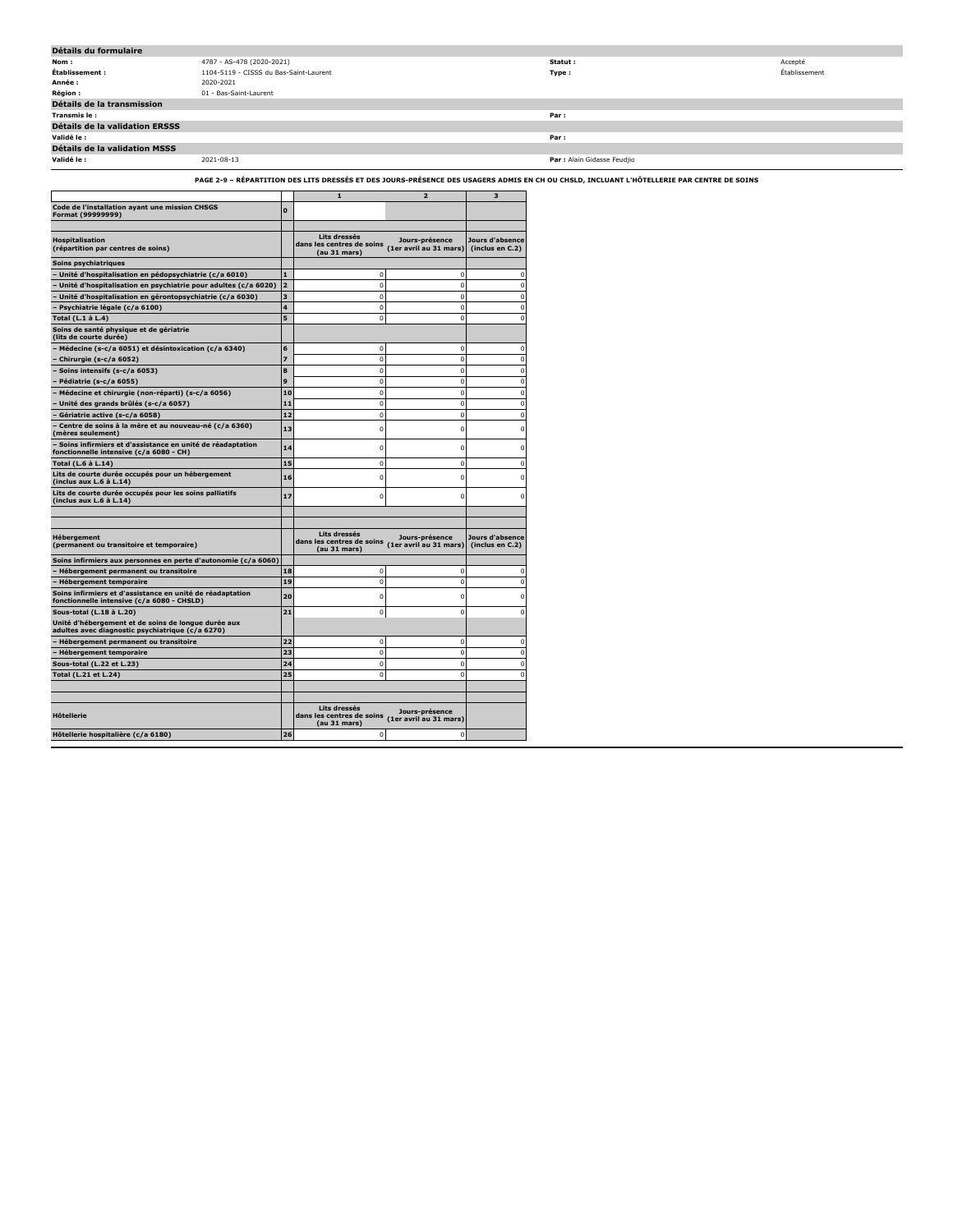## Détails du formulaire

| | | | |
|---|---|---|---|
| **Nom :** | 4787 - AS-478 (2020-2021) | **Statut :** | Accepté |
| **Établissement :** | 1104-5119 - CISSS du Bas-Saint-Laurent | **Type :** | Établissement |
| **Année :** | 2020-2021 | | |
| **Région :** | 01 - Bas-Saint-Laurent | | |

## Détails de la transmission

| | | | |
|---|---|---|---|
| **Transmis le :** | | **Par :** | |

## Détails de la validation ERSSS

| | | | |
|---|---|---|---|
| **Validé le :** | | **Par :** | |

## Détails de la validation MSSS

| | | | |
|---|---|---|---|
| **Validé le :** | 2021-08-13 | **Par :** Alain Gidasse Feudjio | |

**PAGE 2-9 – RÉPARTITION DES LITS DRESSÉS ET DES JOURS-PRÉSENCE DES USAGERS ADMIS EN CH OU CHSLD, INCLUANT L'HÔTELLERIE PAR CENTRE DE SOINS**

| | | 1 | 2 | 3 |
|---|---|---|---|---|
| **Code de l'installation ayant une mission CHSGS Format (99999999)** | **0** | | | |
| | | | | |
| **Hospitalisation (répartition par centres de soins)** | | **Lits dressés dans les centres de soins (au 31 mars)** | **Jours-présence (1er avril au 31 mars)** | **Jours d'absence (inclus en C.2)** |
| **Soins psychiatriques** | | | | |
| **– Unité d'hospitalisation en pédopsychiatrie (c/a 6010)** | **1** | 0 | 0 | 0 |
| **– Unité d'hospitalisation en psychiatrie pour adultes (c/a 6020)** | **2** | 0 | 0 | 0 |
| **– Unité d'hospitalisation en gérontopsychiatrie (c/a 6030)** | **3** | 0 | 0 | 0 |
| **– Psychiatrie légale (c/a 6100)** | **4** | 0 | 0 | 0 |
| **Total (L.1 à L.4)** | **5** | 0 | 0 | 0 |
| **Soins de santé physique et de gériatrie (lits de courte durée)** | | | | |
| **– Médecine (s-c/a 6051) et désintoxication (c/a 6340)** | **6** | 0 | 0 | 0 |
| **– Chirurgie (s-c/a 6052)** | **7** | 0 | 0 | 0 |
| **– Soins intensifs (s-c/a 6053)** | **8** | 0 | 0 | 0 |
| **– Pédiatrie (s-c/a 6055)** | **9** | 0 | 0 | 0 |
| **– Médecine et chirurgie (non-réparti) (s-c/a 6056)** | **10** | 0 | 0 | 0 |
| **– Unité des grands brûlés (s-c/a 6057)** | **11** | 0 | 0 | 0 |
| **– Gériatrie active (s-c/a 6058)** | **12** | 0 | 0 | 0 |
| **– Centre de soins à la mère et au nouveau-né (c/a 6360) (mères seulement)** | **13** | 0 | 0 | 0 |
| **– Soins infirmiers et d'assistance en unité de réadaptation fonctionnelle intensive (c/a 6080 - CH)** | **14** | 0 | 0 | 0 |
| **Total (L.6 à L.14)** | **15** | 0 | 0 | 0 |
| **Lits de courte durée occupés pour un hébergement (inclus aux L.6 à L.14)** | **16** | 0 | 0 | 0 |
| **Lits de courte durée occupés pour les soins palliatifs (inclus aux L.6 à L.14)** | **17** | 0 | 0 | 0 |
| | | | | |
| | | | | |
| **Hébergement (permanent ou transitoire et temporaire)** | | **Lits dressés dans les centres de soins (au 31 mars)** | **Jours-présence (1er avril au 31 mars)** | **Jours d'absence (inclus en C.2)** |
| **Soins infirmiers aux personnes en perte d'autonomie (c/a 6060)** | | | | |
| **– Hébergement permanent ou transitoire** | **18** | 0 | 0 | 0 |
| **– Hébergement temporaire** | **19** | 0 | 0 | 0 |
| **Soins infirmiers et d'assistance en unité de réadaptation fonctionnelle intensive (c/a 6080 - CHSLD)** | **20** | 0 | 0 | 0 |
| **Sous-total (L.18 à L.20)** | **21** | 0 | 0 | 0 |
| **Unité d'hébergement et de soins de longue durée aux adultes avec diagnostic psychiatrique (c/a 6270)** | | | | |
| **– Hébergement permanent ou transitoire** | **22** | 0 | 0 | 0 |
| **– Hébergement temporaire** | **23** | 0 | 0 | 0 |
| **Sous-total (L.22 et L.23)** | **24** | 0 | 0 | 0 |
| **Total (L.21 et L.24)** | **25** | 0 | 0 | 0 |
| | | | | |
| | | | | |
| **Hôtellerie** | | **Lits dressés dans les centres de soins (au 31 mars)** | **Jours-présence (1er avril au 31 mars)** | |
| **Hôtellerie hospitalière (c/a 6180)** | **26** | 0 | 0 | |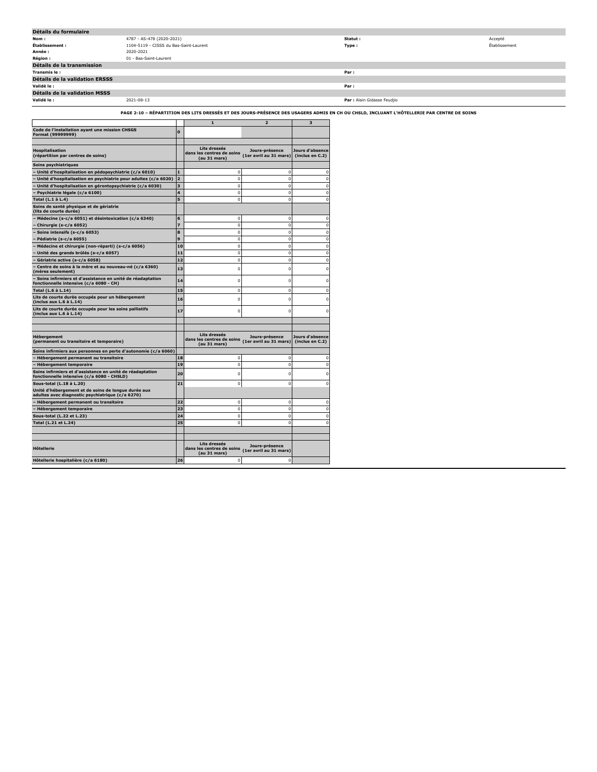## Détails du formulaire

| | | | |
|---|---|---|---|
| **Nom :** | 4787 - AS-478 (2020-2021) | **Statut :** | Accepté |
| **Établissement :** | 1104-5119 - CISSS du Bas-Saint-Laurent | **Type :** | Établissement |
| **Année :** | 2020-2021 | | |
| **Région :** | 01 - Bas-Saint-Laurent | | |

## Détails de la transmission

| | | | |
|---|---|---|---|
| **Transmis le :** | | **Par :** | |

## Détails de la validation ERSSS

| | | | |
|---|---|---|---|
| **Validé le :** | | **Par :** | |

## Détails de la validation MSSS

| | | | |
|---|---|---|---|
| **Validé le :** | 2021-08-13 | **Par :** | Alain Gidasse Feudjio |

### PAGE 2-10 – RÉPARTITION DES LITS DRESSÉS ET DES JOURS-PRÉSENCE DES USAGERS ADMIS EN CH OU CHSLD, INCLUANT L'HÔTELLERIE PAR CENTRE DE SOINS

| | | 1 | 2 | 3 |
|---|---|---|---|---|
| **Code de l'installation ayant une mission CHSGS Format (99999999)** | 0 | | | |
| | | | | |
| **Hospitalisation (répartition par centres de soins)** | | **Lits dressés dans les centres de soins (au 31 mars)** | **Jours-présence (1er avril au 31 mars)** | **Jours d'absence (inclus en C.2)** |
| **Soins psychiatriques** | | | | |
| **– Unité d'hospitalisation en pédopsychiatrie (c/a 6010)** | 1 | 0 | 0 | 0 |
| **– Unité d'hospitalisation en psychiatrie pour adultes (c/a 6020)** | 2 | 0 | 0 | 0 |
| **– Unité d'hospitalisation en gérontopsychiatrie (c/a 6030)** | 3 | 0 | 0 | 0 |
| **– Psychiatrie légale (c/a 6100)** | 4 | 0 | 0 | 0 |
| **Total (L.1 à L.4)** | 5 | 0 | 0 | 0 |
| **Soins de santé physique et de gériatrie (lits de courte durée)** | | | | |
| **– Médecine (s-c/a 6051) et désintoxication (c/a 6340)** | 6 | 0 | 0 | 0 |
| **– Chirurgie (s-c/a 6052)** | 7 | 0 | 0 | 0 |
| **– Soins intensifs (s-c/a 6053)** | 8 | 0 | 0 | 0 |
| **– Pédiatrie (s-c/a 6055)** | 9 | 0 | 0 | 0 |
| **– Médecine et chirurgie (non-réparti) (s-c/a 6056)** | 10 | 0 | 0 | 0 |
| **– Unité des grands brûlés (s-c/a 6057)** | 11 | 0 | 0 | 0 |
| **– Gériatrie active (s-c/a 6058)** | 12 | 0 | 0 | 0 |
| **– Centre de soins à la mère et au nouveau-né (c/a 6360) (mères seulement)** | 13 | 0 | 0 | 0 |
| **– Soins infirmiers et d'assistance en unité de réadaptation fonctionnelle intensive (c/a 6080 - CH)** | 14 | 0 | 0 | 0 |
| **Total (L.6 à L.14)** | 15 | 0 | 0 | 0 |
| **Lits de courte durée occupés pour un hébergement (inclus aux L.6 à L.14)** | 16 | 0 | 0 | 0 |
| **Lits de courte durée occupés pour les soins palliatifs (inclus aux L.6 à L.14)** | 17 | 0 | 0 | 0 |
| | | | | |
| | | | | |
| **Hébergement (permanent ou transitoire et temporaire)** | | **Lits dressés dans les centres de soins (au 31 mars)** | **Jours-présence (1er avril au 31 mars)** | **Jours d'absence (inclus en C.2)** |
| **Soins infirmiers aux personnes en perte d'autonomie (c/a 6060)** | | | | |
| **– Hébergement permanent ou transitoire** | 18 | 0 | 0 | 0 |
| **– Hébergement temporaire** | 19 | 0 | 0 | 0 |
| **Soins infirmiers et d'assistance en unité de réadaptation fonctionnelle intensive (c/a 6080 - CHSLD)** | 20 | 0 | 0 | 0 |
| **Sous-total (L.18 à L.20)** | 21 | 0 | 0 | 0 |
| **Unité d'hébergement et de soins de longue durée aux adultes avec diagnostic psychiatrique (c/a 6270)** | | | | |
| **– Hébergement permanent ou transitoire** | 22 | 0 | 0 | 0 |
| **– Hébergement temporaire** | 23 | 0 | 0 | 0 |
| **Sous-total (L.22 et L.23)** | 24 | 0 | 0 | 0 |
| **Total (L.21 et L.24)** | 25 | 0 | 0 | 0 |
| | | | | |
| | | | | |
| **Hôtellerie** | | **Lits dressés dans les centres de soins (au 31 mars)** | **Jours-présence (1er avril au 31 mars)** | |
| **Hôtellerie hospitalière (c/a 6180)** | 26 | 0 | 0 | |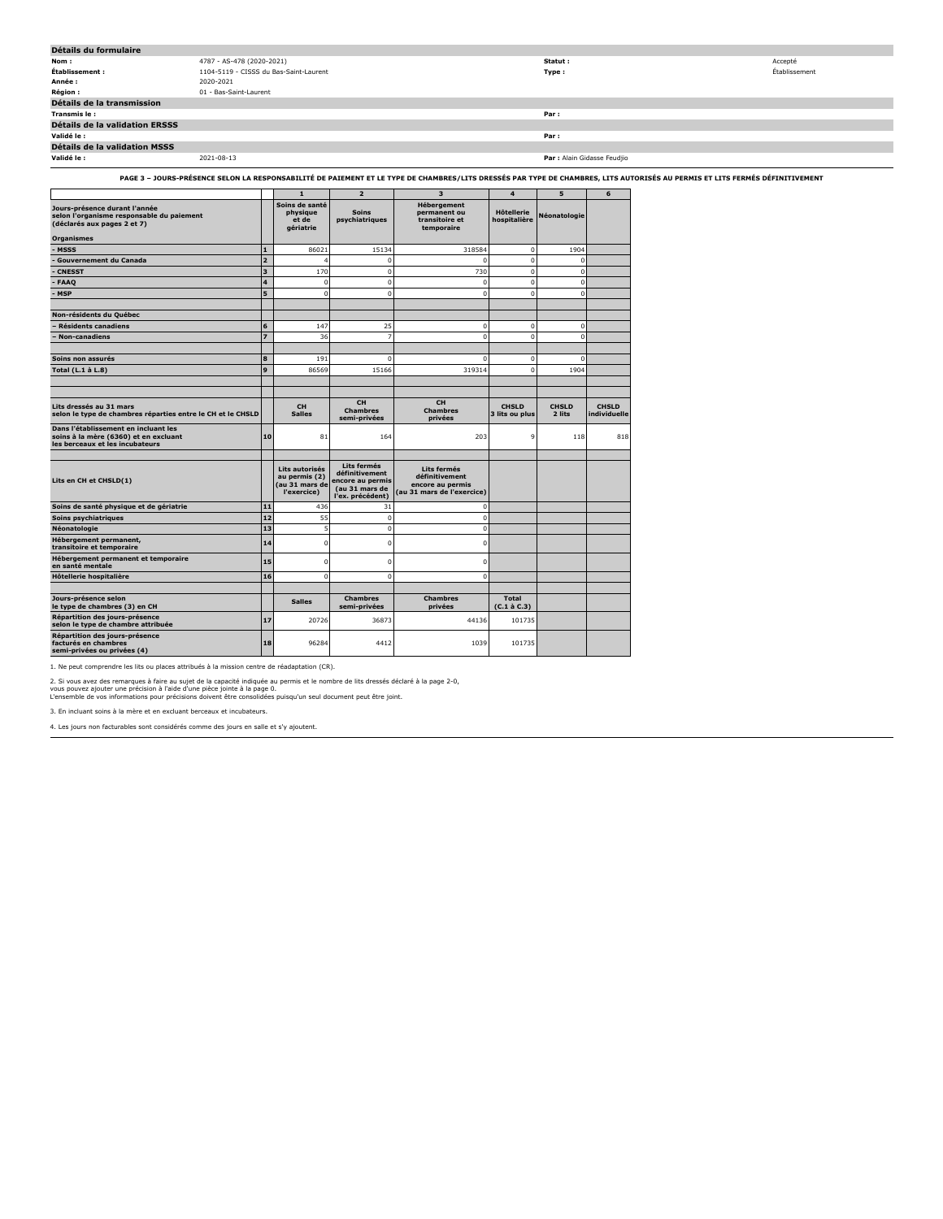| Détails du formulaire | | | |
|---|---|---|---|
| **Nom :** | 4787 - AS-478 (2020-2021) | **Statut :** | Accepté |
| **Établissement :** | 1104-5119 - CISSS du Bas-Saint-Laurent | **Type :** | Établissement |
| **Année :** | 2020-2021 | | |
| **Région :** | 01 - Bas-Saint-Laurent | | |
| **Détails de la transmission** | | | |
| **Transmis le :** | | **Par :** | |
| **Détails de la validation ERSSS** | | | |
| **Validé le :** | | **Par :** | |
| **Détails de la validation MSSS** | | | |
| **Validé le :** | 2021-08-13 | **Par :** Alain Gidasse Feudjio | |

**PAGE 3 – JOURS-PRÉSENCE SELON LA RESPONSABILITÉ DE PAIEMENT ET LE TYPE DE CHAMBRES/LITS DRESSÉS PAR TYPE DE CHAMBRES, LITS AUTORISÉS AU PERMIS ET LITS FERMÉS DÉFINITIVEMENT**

| | | 1 | 2 | 3 | 4 | 5 | 6 |
|---|---|---|---|---|---|---|---|
| **Jours-présence durant l'année selon l'organisme responsable du paiement (déclarés aux pages 2 et 7)** <br> **Organismes** | | **Soins de santé physique et de gériatrie** | **Soins psychiatriques** | **Hébergement permanent ou transitoire et temporaire** | **Hôtellerie hospitalière** | **Néonatologie** | |
| **- MSSS** | **1** | 86021 | 15134 | 318584 | 0 | 1904 | |
| **- Gouvernement du Canada** | **2** | 4 | 0 | 0 | 0 | 0 | |
| **- CNESST** | **3** | 170 | 0 | 730 | 0 | 0 | |
| **- FAAQ** | **4** | 0 | 0 | 0 | 0 | 0 | |
| **- MSP** | **5** | 0 | 0 | 0 | 0 | 0 | |
| | | | | | | | |
| **Non-résidents du Québec** | | | | | | | |
| **– Résidents canadiens** | **6** | 147 | 25 | 0 | 0 | 0 | |
| **– Non-canadiens** | **7** | 36 | 7 | 0 | 0 | 0 | |
| | | | | | | | |
| **Soins non assurés** | **8** | 191 | 0 | 0 | 0 | 0 | |
| **Total (L.1 à L.8)** | **9** | 86569 | 15166 | 319314 | 0 | 1904 | |
| | | | | | | | |
| | | | | | | | |
| **Lits dressés au 31 mars selon le type de chambres réparties entre le CH et le CHSLD** | | **CH Salles** | **CH Chambres semi-privées** | **CH Chambres privées** | **CHSLD 3 lits ou plus** | **CHSLD 2 lits** | **CHSLD individuelle** |
| **Dans l'établissement en incluant les soins à la mère (6360) et en excluant les berceaux et les incubateurs** | **10** | 81 | 164 | 203 | 9 | 118 | 818 |
| | | | | | | | |
| **Lits en CH et CHSLD(1)** | | **Lits autorisés au permis (2) (au 31 mars de l'exercice)** | **Lits fermés définitivement encore au permis (au 31 mars de l'ex. précédent)** | **Lits fermés définitivement encore au permis (au 31 mars de l'exercice)** | | | |
| **Soins de santé physique et de gériatrie** | **11** | 436 | 31 | 0 | | | |
| **Soins psychiatriques** | **12** | 55 | 0 | 0 | | | |
| **Néonatologie** | **13** | 5 | 0 | 0 | | | |
| **Hébergement permanent, transitoire et temporaire** | **14** | 0 | 0 | 0 | | | |
| **Hébergement permanent et temporaire en santé mentale** | **15** | 0 | 0 | 0 | | | |
| **Hôtellerie hospitalière** | **16** | 0 | 0 | 0 | | | |
| | | | | | | | |
| **Jours-présence selon le type de chambres (3) en CH** | | **Salles** | **Chambres semi-privées** | **Chambres privées** | **Total (C.1 à C.3)** | | |
| **Répartition des jours-présence selon le type de chambre attribuée** | **17** | 20726 | 36873 | 44136 | 101735 | | |
| **Répartition des jours-présence facturés en chambres semi-privées ou privées (4)** | **18** | 96284 | 4412 | 1039 | 101735 | | |

1. Ne peut comprendre les lits ou places attribués à la mission centre de réadaptation (CR).

2. Si vous avez des remarques à faire au sujet de la capacité indiquée au permis et le nombre de lits dressés déclaré à la page 2-0, vous pouvez ajouter une précision à l'aide d'une pièce jointe à la page 0.
L'ensemble de vos informations pour précisions doivent être consolidées puisqu'un seul document peut être joint.

3. En incluant soins à la mère et en excluant berceaux et incubateurs.

4. Les jours non facturables sont considérés comme des jours en salle et s'y ajoutent.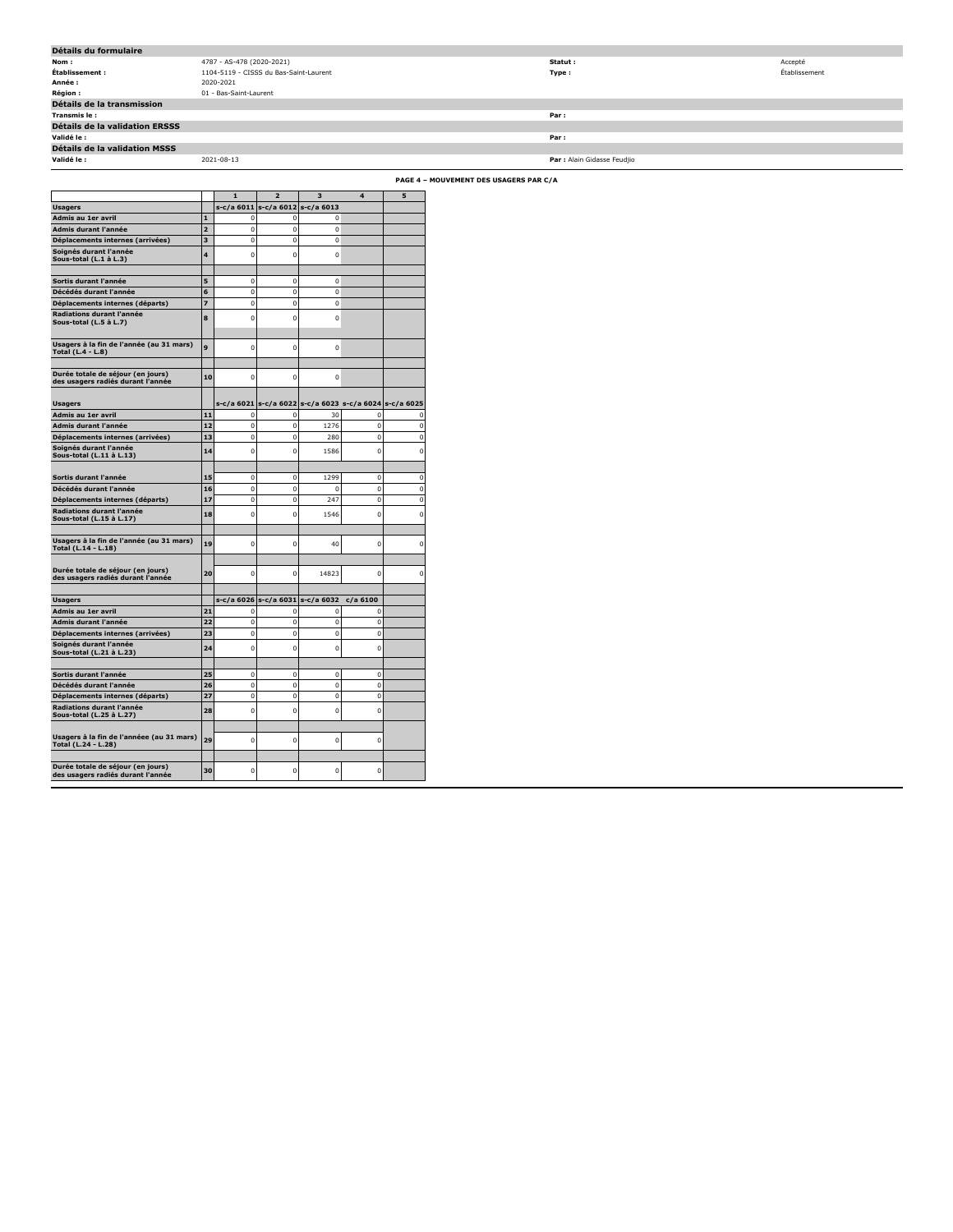| Détails du formulaire | | | |
|---|---|---|---|
| **Nom :** | 4787 - AS-478 (2020-2021) | **Statut :** | Accepté |
| **Établissement :** | 1104-5119 - CISSS du Bas-Saint-Laurent | **Type :** | Établissement |
| **Année :** | 2020-2021 | | |
| **Région :** | 01 - Bas-Saint-Laurent | | |

| Détails de la transmission | | | |
|---|---|---|---|
| **Transmis le :** | | **Par :** | |

| Détails de la validation ERSSS | | | |
|---|---|---|---|
| **Validé le :** | | **Par :** | |

| Détails de la validation MSSS | | | |
|---|---|---|---|
| **Validé le :** | 2021-08-13 | **Par :** | Alain Gidasse Feudjio |

**PAGE 4 – MOUVEMENT DES USAGERS PAR C/A**

| | | 1 | 2 | 3 | 4 | 5 |
|---|---|---|---|---|---|---|
| **Usagers** | | s-c/a 6011 | s-c/a 6012 | s-c/a 6013 | | |
| **Admis au 1er avril** | 1 | 0 | 0 | 0 | | |
| **Admis durant l'année** | 2 | 0 | 0 | 0 | | |
| **Déplacements internes (arrivées)** | 3 | 0 | 0 | 0 | | |
| **Soignés durant l'année Sous-total (L.1 à L.3)** | 4 | 0 | 0 | 0 | | |
| **Sortis durant l'année** | 5 | 0 | 0 | 0 | | |
| **Décédés durant l'année** | 6 | 0 | 0 | 0 | | |
| **Déplacements internes (départs)** | 7 | 0 | 0 | 0 | | |
| **Radiations durant l'année Sous-total (L.5 à L.7)** | 8 | 0 | 0 | 0 | | |
| **Usagers à la fin de l'année (au 31 mars) Total (L.4 - L.8)** | 9 | 0 | 0 | 0 | | |
| **Durée totale de séjour (en jours) des usagers radiés durant l'année** | 10 | 0 | 0 | 0 | | |
| **Usagers** | | s-c/a 6021 | s-c/a 6022 | s-c/a 6023 | s-c/a 6024 | s-c/a 6025 |
| **Admis au 1er avril** | 11 | 0 | 0 | 30 | 0 | 0 |
| **Admis durant l'année** | 12 | 0 | 0 | 1276 | 0 | 0 |
| **Déplacements internes (arrivées)** | 13 | 0 | 0 | 280 | 0 | 0 |
| **Soignés durant l'année Sous-total (L.11 à L.13)** | 14 | 0 | 0 | 1586 | 0 | 0 |
| **Sortis durant l'année** | 15 | 0 | 0 | 1299 | 0 | 0 |
| **Décédés durant l'année** | 16 | 0 | 0 | 0 | 0 | 0 |
| **Déplacements internes (départs)** | 17 | 0 | 0 | 247 | 0 | 0 |
| **Radiations durant l'année Sous-total (L.15 à L.17)** | 18 | 0 | 0 | 1546 | 0 | 0 |
| **Usagers à la fin de l'année (au 31 mars) Total (L.14 - L.18)** | 19 | 0 | 0 | 40 | 0 | 0 |
| **Durée totale de séjour (en jours) des usagers radiés durant l'année** | 20 | 0 | 0 | 14823 | 0 | 0 |
| **Usagers** | | s-c/a 6026 | s-c/a 6031 | s-c/a 6032 | c/a 6100 | |
| **Admis au 1er avril** | 21 | 0 | 0 | 0 | 0 | |
| **Admis durant l'année** | 22 | 0 | 0 | 0 | 0 | |
| **Déplacements internes (arrivées)** | 23 | 0 | 0 | 0 | 0 | |
| **Soignés durant l'année Sous-total (L.21 à L.23)** | 24 | 0 | 0 | 0 | 0 | |
| **Sortis durant l'année** | 25 | 0 | 0 | 0 | 0 | |
| **Décédés durant l'année** | 26 | 0 | 0 | 0 | 0 | |
| **Déplacements internes (départs)** | 27 | 0 | 0 | 0 | 0 | |
| **Radiations durant l'année Sous-total (L.25 à L.27)** | 28 | 0 | 0 | 0 | 0 | |
| **Usagers à la fin de l'annéee (au 31 mars) Total (L.24 - L.28)** | 29 | 0 | 0 | 0 | 0 | |
| **Durée totale de séjour (en jours) des usagers radiés durant l'année** | 30 | 0 | 0 | 0 | 0 | |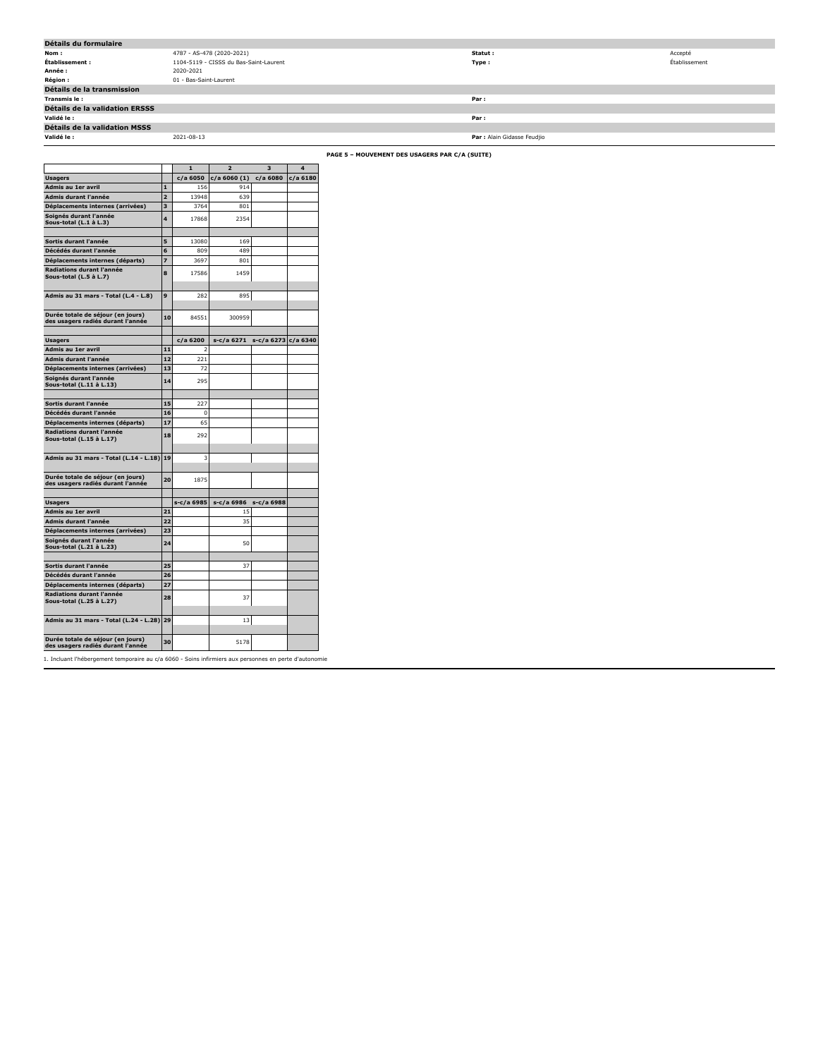## Détails du formulaire

| | | | |
|---|---|---|---|
| **Nom :** | 4787 - AS-478 (2020-2021) | **Statut :** | Accepté |
| **Établissement :** | 1104-5119 - CISSS du Bas-Saint-Laurent | **Type :** | Établissement |
| **Année :** | 2020-2021 | | |
| **Région :** | 01 - Bas-Saint-Laurent | | |

## Détails de la transmission

| | | | |
|---|---|---|---|
| **Transmis le :** | | **Par :** | |

## Détails de la validation ERSSS

| | | | |
|---|---|---|---|
| **Validé le :** | | **Par :** | |

## Détails de la validation MSSS

| | | | |
|---|---|---|---|
| **Validé le :** | 2021-08-13 | **Par :** | Alain Gidasse Feudjio |

### PAGE 5 – MOUVEMENT DES USAGERS PAR C/A (SUITE)

| | | 1 | 2 | 3 | 4 |
|---|---|---|---|---|---|
| **Usagers** | | c/a 6050 | c/a 6060 (1) | c/a 6080 | c/a 6180 |
| **Admis au 1er avril** | 1 | 156 | 914 | | |
| **Admis durant l'année** | 2 | 13948 | 639 | | |
| **Déplacements internes (arrivées)** | 3 | 3764 | 801 | | |
| **Soignés durant l'année Sous-total (L.1 à L.3)** | 4 | 17868 | 2354 | | |
| **Sortis durant l'année** | 5 | 13080 | 169 | | |
| **Décédés durant l'année** | 6 | 809 | 489 | | |
| **Déplacements internes (départs)** | 7 | 3697 | 801 | | |
| **Radiations durant l'année Sous-total (L.5 à L.7)** | 8 | 17586 | 1459 | | |
| **Admis au 31 mars - Total (L.4 - L.8)** | 9 | 282 | 895 | | |
| **Durée totale de séjour (en jours) des usagers radiés durant l'année** | 10 | 84551 | 300959 | | |
| **Usagers** | | c/a 6200 | s-c/a 6271 | s-c/a 6273 | c/a 6340 |
| **Admis au 1er avril** | 11 | 2 | | | |
| **Admis durant l'année** | 12 | 221 | | | |
| **Déplacements internes (arrivées)** | 13 | 72 | | | |
| **Soignés durant l'année Sous-total (L.11 à L.13)** | 14 | 295 | | | |
| **Sortis durant l'année** | 15 | 227 | | | |
| **Décédés durant l'année** | 16 | 0 | | | |
| **Déplacements internes (départs)** | 17 | 65 | | | |
| **Radiations durant l'année Sous-total (L.15 à L.17)** | 18 | 292 | | | |
| **Admis au 31 mars - Total (L.14 - L.18)** | 19 | 3 | | | |
| **Durée totale de séjour (en jours) des usagers radiés durant l'année** | 20 | 1875 | | | |
| **Usagers** | | s-c/a 6985 | s-c/a 6986 | s-c/a 6988 | |
| **Admis au 1er avril** | 21 | | 15 | | |
| **Admis durant l'année** | 22 | | 35 | | |
| **Déplacements internes (arrivées)** | 23 | | | | |
| **Soignés durant l'année Sous-total (L.21 à L.23)** | 24 | | 50 | | |
| **Sortis durant l'année** | 25 | | 37 | | |
| **Décédés durant l'année** | 26 | | | | |
| **Déplacements internes (départs)** | 27 | | | | |
| **Radiations durant l'année Sous-total (L.25 à L.27)** | 28 | | 37 | | |
| **Admis au 31 mars - Total (L.24 - L.28)** | 29 | | 13 | | |
| **Durée totale de séjour (en jours) des usagers radiés durant l'année** | 30 | | 5178 | | |

1. Incluant l'hébergement temporaire au c/a 6060 - Soins infirmiers aux personnes en perte d'autonomie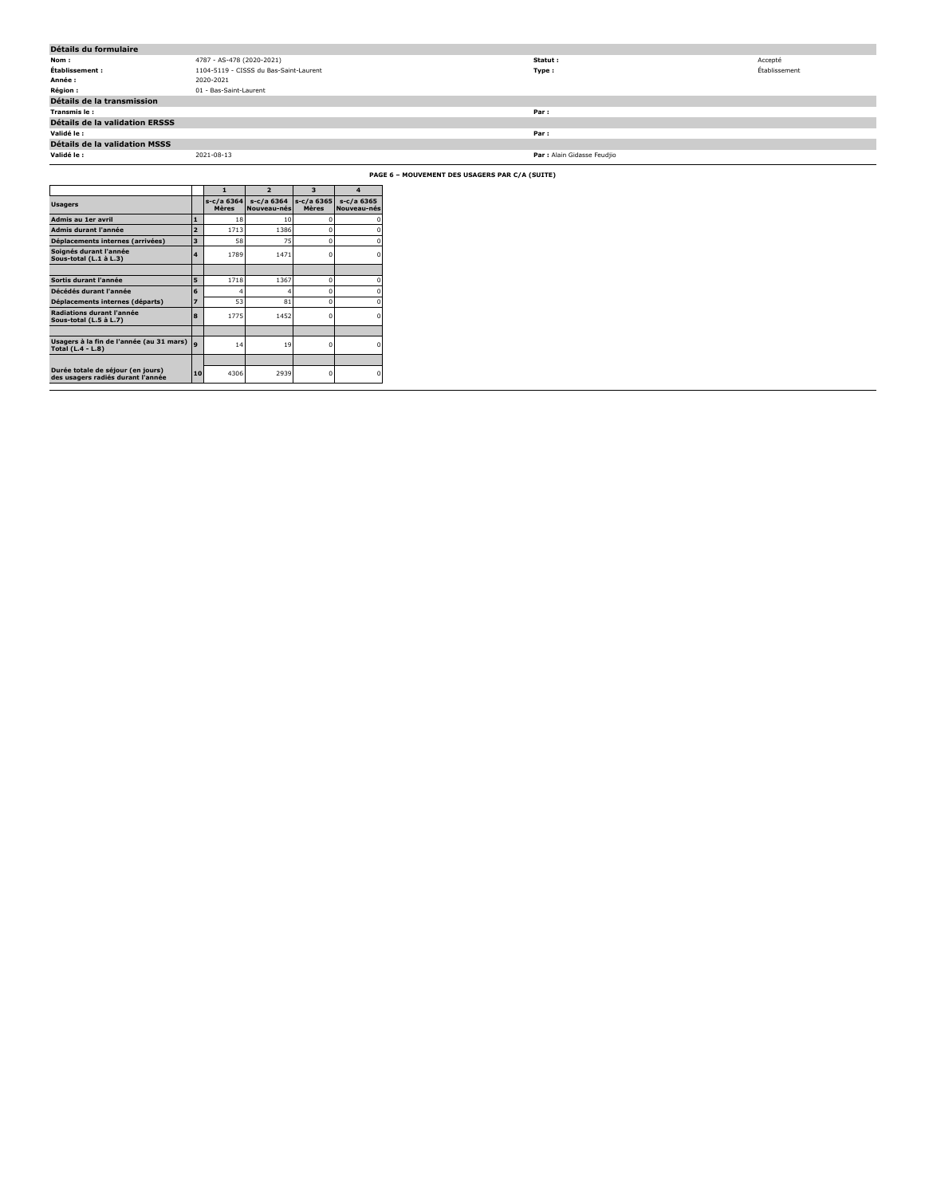## Détails du formulaire

| | | | |
|---|---|---|---|
| **Nom :** | 4787 - AS-478 (2020-2021) | **Statut :** | Accepté |
| **Établissement :** | 1104-5119 - CISSS du Bas-Saint-Laurent | **Type :** | Établissement |
| **Année :** | 2020-2021 | | |
| **Région :** | 01 - Bas-Saint-Laurent | | |

## Détails de la transmission

| | | | |
|---|---|---|---|
| **Transmis le :** | | **Par :** | |

## Détails de la validation ERSSS

| | | | |
|---|---|---|---|
| **Validé le :** | | **Par :** | |

## Détails de la validation MSSS

| | | | |
|---|---|---|---|
| **Validé le :** | 2021-08-13 | **Par :** | Alain Gidasse Feudjio |

### PAGE 6 – MOUVEMENT DES USAGERS PAR C/A (SUITE)

| | | 1 | 2 | 3 | 4 |
|---|---|---|---|---|---|
| **Usagers** | | s-c/a 6364 Mères | s-c/a 6364 Nouveau-nés | s-c/a 6365 Mères | s-c/a 6365 Nouveau-nés |
| **Admis au 1er avril** | 1 | 18 | 10 | 0 | 0 |
| **Admis durant l'année** | 2 | 1713 | 1386 | 0 | 0 |
| **Déplacements internes (arrivées)** | 3 | 58 | 75 | 0 | 0 |
| **Soignés durant l'année Sous-total (L.1 à L.3)** | 4 | 1789 | 1471 | 0 | 0 |
| | | | | | |
| **Sortis durant l'année** | 5 | 1718 | 1367 | 0 | 0 |
| **Décédés durant l'année** | 6 | 4 | 4 | 0 | 0 |
| **Déplacements internes (départs)** | 7 | 53 | 81 | 0 | 0 |
| **Radiations durant l'année Sous-total (L.5 à L.7)** | 8 | 1775 | 1452 | 0 | 0 |
| | | | | | |
| **Usagers à la fin de l'année (au 31 mars) Total (L.4 - L.8)** | 9 | 14 | 19 | 0 | 0 |
| | | | | | |
| **Durée totale de séjour (en jours) des usagers radiés durant l'année** | 10 | 4306 | 2939 | 0 | 0 |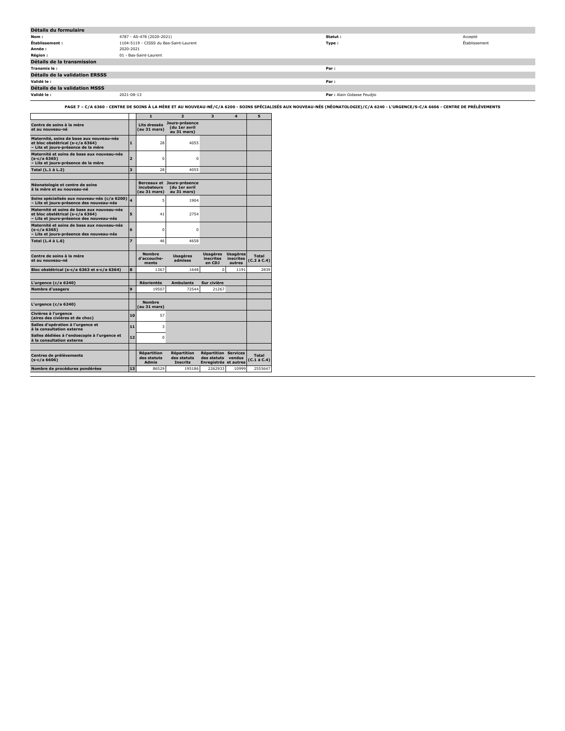## Détails du formulaire

| | | | |
|---|---|---|---|
| **Nom :** | 4787 - AS-478 (2020-2021) | **Statut :** | Accepté |
| **Établissement :** | 1104-5119 - CISSS du Bas-Saint-Laurent | **Type :** | Établissement |
| **Année :** | 2020-2021 | | |
| **Région :** | 01 - Bas-Saint-Laurent | | |

## Détails de la transmission

| | | | |
|---|---|---|---|
| **Transmis le :** | | **Par :** | |

## Détails de la validation ERSSS

| | | | |
|---|---|---|---|
| **Validé le :** | | **Par :** | |

## Détails de la validation MSSS

| | | | |
|---|---|---|---|
| **Validé le :** | 2021-08-13 | **Par :** | Alain Gidasse Feudjio |

### PAGE 7 – C/A 6360 - CENTRE DE SOINS À LA MÈRE ET AU NOUVEAU-NÉ/C/A 6200 - SOINS SPÉCIALISÉS AUX NOUVEAU-NÉS (NÉONATOLOGIE)/C/A 6240 - L'URGENCE/S-C/A 6606 - CENTRE DE PRÉLÈVEMENTS

| | | 1 | 2 | 3 | 4 | 5 |
|---|---|---|---|---|---|---|
| **Centre de soins à la mère et au nouveau-né** | | **Lits dressés (au 31 mars)** | **Jours-présence (du 1er avril au 31 mars)** | | | |
| **Maternité, soins de base aux nouveau-nés et bloc obstétrical (s-c/a 6364) – Lits et jours-présence de la mère** | **1** | 28 | 4055 | | | |
| **Maternité et soins de base aux nouveau-nés (s-c/a 6365) – Lits et jours-présence de la mère** | **2** | 0 | 0 | | | |
| **Total (L.1 à L.2)** | **3** | 28 | 4055 | | | |
| | | | | | | |
| **Néonatologie et centre de soins à la mère et au nouveau-né** | | **Berceaux et incubateurs (au 31 mars)** | **Jours-présence (du 1er avril au 31 mars)** | | | |
| **Soins spécialisés aux nouveau-nés (c/a 6200) – Lits et jours-présence des nouveau-nés** | **4** | 5 | 1904 | | | |
| **Maternité et soins de base aux nouveau-nés et bloc obstétrical (s-c/a 6364) – Lits et jours-présence des nouveau-nés** | **5** | 41 | 2754 | | | |
| **Maternité et soins de base aux nouveau-nés (s-c/a 6365) – Lits et jours-présence des nouveau-nés** | **6** | 0 | 0 | | | |
| **Total (L.4 à L.6)** | **7** | 46 | 4658 | | | |
| | | | | | | |
| **Centre de soins à la mère et au nouveau-né** | | **Nombre d'accouche-ments** | **Usagères admises** | **Usagères inscrites en CDJ** | **Usagères inscrites autres** | **Total (C.2 à C.4)** |
| **Bloc obstétrical (s-c/a 6363 et s-c/a 6364)** | **8** | 1367 | 1648 | 0 | 1191 | 2839 |
| | | | | | | |
| **L'urgence (c/a 6240)** | | **Réorientés** | **Ambulants** | **Sur civière** | | |
| **Nombre d'usagers** | **9** | 19507 | 72544 | 21267 | | |
| | | | | | | |
| **L'urgence (c/a 6240)** | | **Nombre (au 31 mars)** | | | | |
| **Civières à l'urgence (aires des civières et de choc)** | **10** | 57 | | | | |
| **Salles d'opération à l'urgence et à la consultation externe** | **11** | 3 | | | | |
| **Salles dédiées à l'endoscopie à l'urgence et à la consultation externe** | **12** | 0 | | | | |
| | | | | | | |
| **Centres de prélèvements (s-c/a 6606)** | | **Répartition des statuts Admis** | **Répartition des statuts Inscrits** | **Répartition des statuts Enregistrés** | **Services vendus et autres** | **Total (C.1 à C.4)** |
| **Nombre de procédures pondérées** | **13** | 86529 | 195186 | 2262933 | 10999 | 2555647 |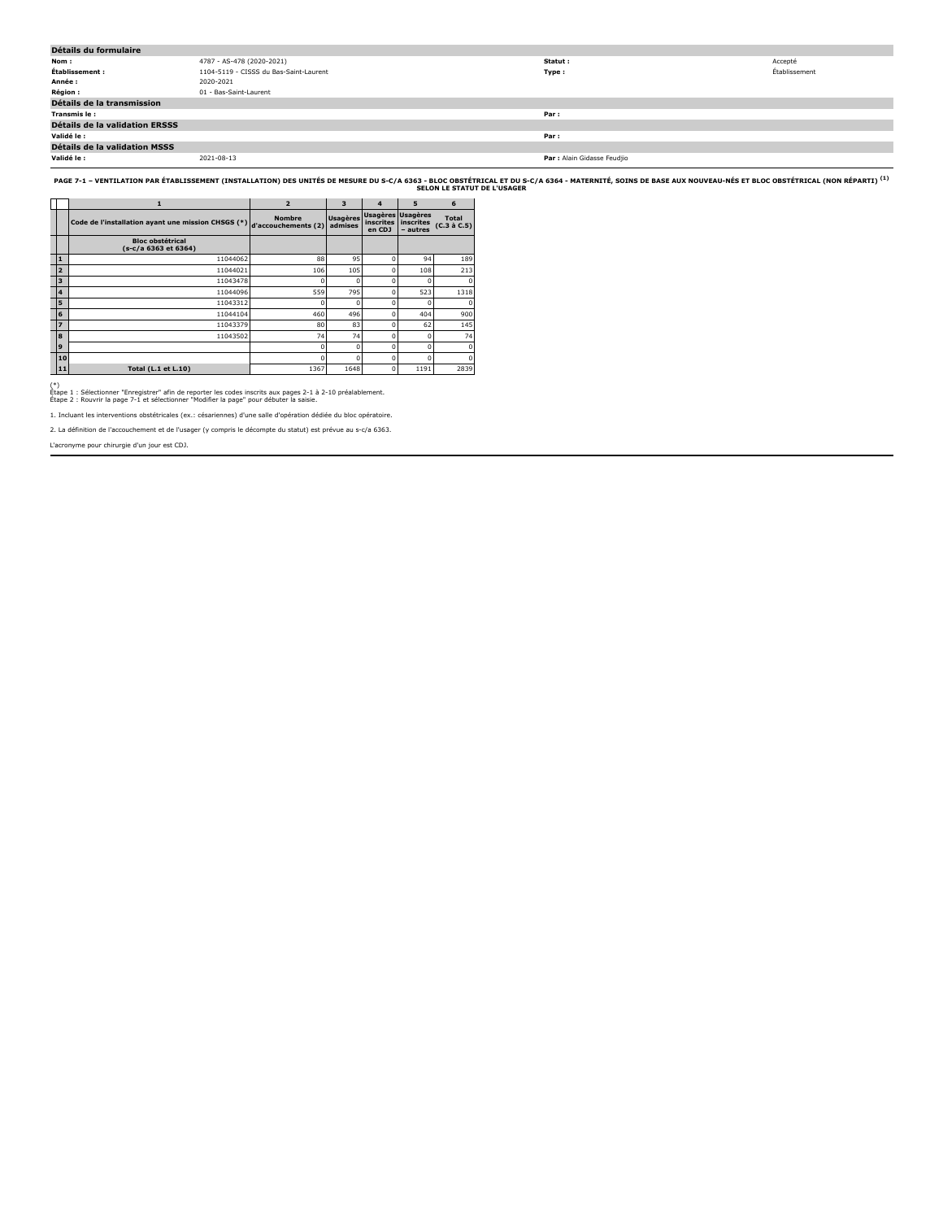## Détails du formulaire

| | | | |
|---|---|---|---|
| **Nom :** | 4787 - AS-478 (2020-2021) | **Statut :** | Accepté |
| **Établissement :** | 1104-5119 - CISSS du Bas-Saint-Laurent | **Type :** | Établissement |
| **Année :** | 2020-2021 | | |
| **Région :** | 01 - Bas-Saint-Laurent | | |

## Détails de la transmission

| | | | |
|---|---|---|---|
| **Transmis le :** | | **Par :** | |

## Détails de la validation ERSSS

| | | | |
|---|---|---|---|
| **Validé le :** | | **Par :** | |

## Détails de la validation MSSS

| | | | |
|---|---|---|---|
| **Validé le :** | 2021-08-13 | **Par :** | Alain Gidasse Feudjio |

**PAGE 7-1 – VENTILATION PAR ÉTABLISSEMENT (INSTALLATION) DES UNITÉS DE MESURE DU S-C/A 6363 - BLOC OBSTÉTRICAL ET DU S-C/A 6364 - MATERNITÉ, SOINS DE BASE AUX NOUVEAU-NÉS ET BLOC OBSTÉTRICAL (NON RÉPARTI) (1) SELON LE STATUT DE L'USAGER**

| | 1 | 2 | 3 | 4 | 5 | 6 |
|---|---|---|---|---|---|---|
| | Code de l'installation ayant une mission CHSGS (*) | Nombre d'accouchements (2) | Usagères admises | Usagères inscrites en CDJ | Usagères inscrites – autres | Total (C.3 à C.5) |
| | **Bloc obstétrical (s-c/a 6363 et 6364)** | | | | | |
| 1 | 11044062 | 88 | 95 | 0 | 94 | 189 |
| 2 | 11044021 | 106 | 105 | 0 | 108 | 213 |
| 3 | 11043478 | 0 | 0 | 0 | 0 | 0 |
| 4 | 11044096 | 559 | 795 | 0 | 523 | 1318 |
| 5 | 11043312 | 0 | 0 | 0 | 0 | 0 |
| 6 | 11044104 | 460 | 496 | 0 | 404 | 900 |
| 7 | 11043379 | 80 | 83 | 0 | 62 | 145 |
| 8 | 11043502 | 74 | 74 | 0 | 0 | 74 |
| 9 | | 0 | 0 | 0 | 0 | 0 |
| 10 | | 0 | 0 | 0 | 0 | 0 |
| 11 | **Total (L.1 et L.10)** | 1367 | 1648 | 0 | 1191 | 2839 |

(*)
Étape 1 : Sélectionner "Enregistrer" afin de reporter les codes inscrits aux pages 2-1 à 2-10 préalablement.
Étape 2 : Rouvrir la page 7-1 et sélectionner "Modifier la page" pour débuter la saisie.

1. Incluant les interventions obstétricales (ex.: césariennes) d'une salle d'opération dédiée du bloc opératoire.

2. La définition de l'accouchement et de l'usager (y compris le décompte du statut) est prévue au s-c/a 6363.

L'acronyme pour chirurgie d'un jour est CDJ.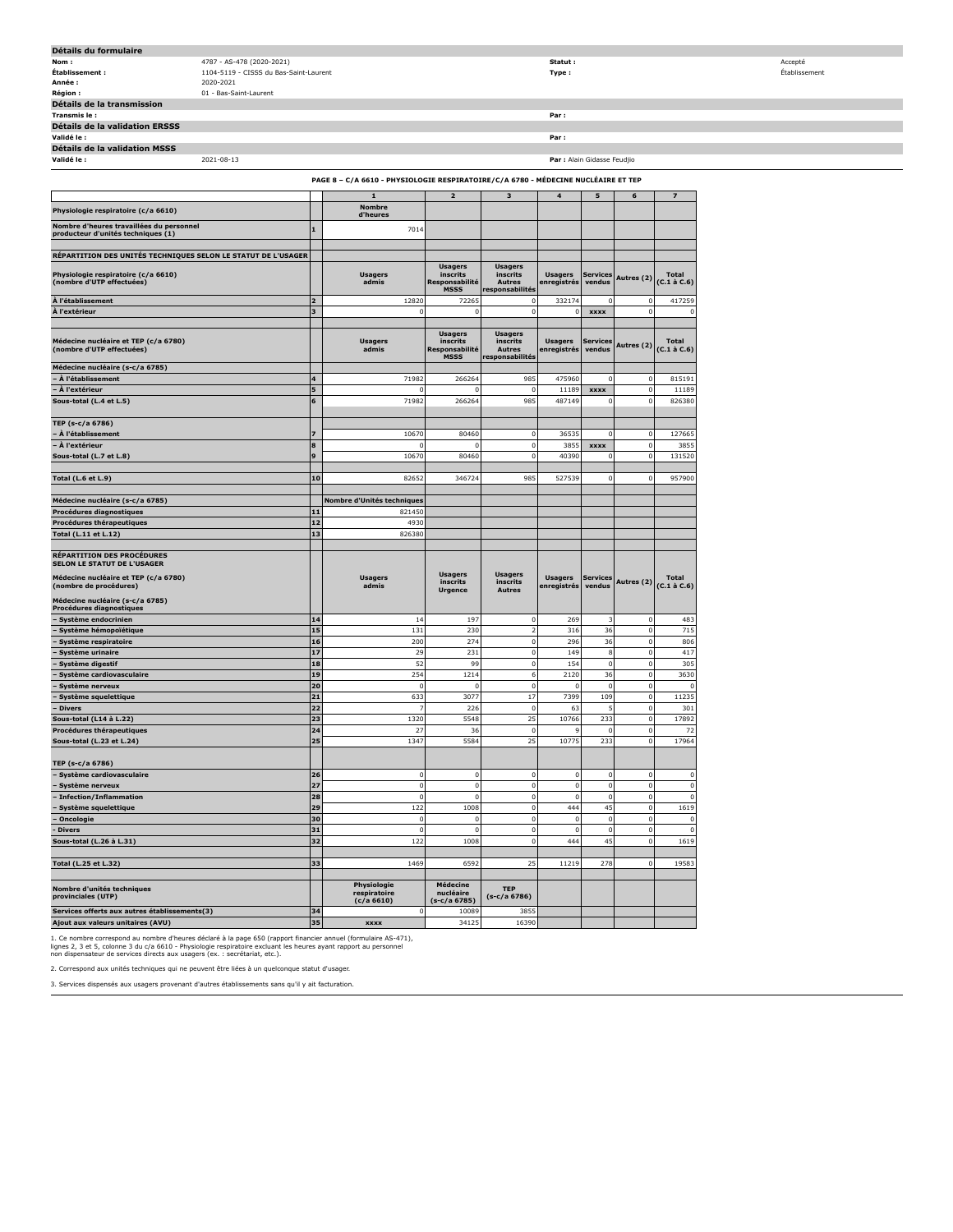## Détails du formulaire

| | | | |
|---|---|---|---|
| **Nom :** | 4787 - AS-478 (2020-2021) | **Statut :** | Accepté |
| **Établissement :** | 1104-5119 - CISSS du Bas-Saint-Laurent | **Type :** | Établissement |
| **Année :** | 2020-2021 | | |
| **Région :** | 01 - Bas-Saint-Laurent | | |

## Détails de la transmission

| | | | |
|---|---|---|---|
| **Transmis le :** | | **Par :** | |

## Détails de la validation ERSSS

| | | | |
|---|---|---|---|
| **Validé le :** | | **Par :** | |

## Détails de la validation MSSS

| | | | |
|---|---|---|---|
| **Validé le :** | 2021-08-13 | **Par :** | Alain Gidasse Feudjio |

### PAGE 8 – C/A 6610 - PHYSIOLOGIE RESPIRATOIRE/C/A 6780 - MÉDECINE NUCLÉAIRE ET TEP

| | | 1 | 2 | 3 | 4 | 5 | 6 | 7 |
|---|---|---|---|---|---|---|---|---|
| **Physiologie respiratoire (c/a 6610)** | | **Nombre d'heures** | | | | | | |
| **Nombre d'heures travaillées du personnel producteur d'unités techniques (1)** | **1** | 7014 | | | | | | |
| **RÉPARTITION DES UNITÉS TECHNIQUES SELON LE STATUT DE L'USAGER** | | | | | | | | |
| **Physiologie respiratoire (c/a 6610) (nombre d'UTP effectuées)** | | **Usagers admis** | **Usagers inscrits Responsabilité MSSS** | **Usagers inscrits Autres responsabilités** | **Usagers enregistrés** | **Services vendus** | **Autres (2)** | **Total (C.1 à C.6)** |
| **À l'établissement** | **2** | 12820 | 72265 | 0 | 332174 | 0 | 0 | 417259 |
| **À l'extérieur** | **3** | 0 | 0 | 0 | 0 | **xxxx** | 0 | 0 |
| **Médecine nucléaire et TEP (c/a 6780) (nombre d'UTP effectuées)** | | **Usagers admis** | **Usagers inscrits Responsabilité MSSS** | **Usagers inscrits Autres responsabilités** | **Usagers enregistrés** | **Services vendus** | **Autres (2)** | **Total (C.1 à C.6)** |
| **Médecine nucléaire (s-c/a 6785)** | | | | | | | | |
| **– À l'établissement** | **4** | 71982 | 266264 | 985 | 475960 | 0 | 0 | 815191 |
| **– À l'extérieur** | **5** | 0 | 0 | 0 | 11189 | **xxxx** | 0 | 11189 |
| **Sous-total (L.4 et L.5)** | **6** | 71982 | 266264 | 985 | 487149 | 0 | 0 | 826380 |
| **TEP (s-c/a 6786)** | | | | | | | | |
| **– À l'établissement** | **7** | 10670 | 80460 | 0 | 36535 | 0 | 0 | 127665 |
| **– À l'extérieur** | **8** | 0 | 0 | 0 | 3855 | **xxxx** | 0 | 3855 |
| **Sous-total (L.7 et L.8)** | **9** | 10670 | 80460 | 0 | 40390 | 0 | 0 | 131520 |
| **Total (L.6 et L.9)** | **10** | 82652 | 346724 | 985 | 527539 | 0 | 0 | 957900 |
| **Médecine nucléaire (s-c/a 6785)** | | **Nombre d'Unités techniques** | | | | | | |
| **Procédures diagnostiques** | **11** | 821450 | | | | | | |
| **Procédures thérapeutiques** | **12** | 4930 | | | | | | |
| **Total (L.11 et L.12)** | **13** | 826380 | | | | | | |
| **RÉPARTITION DES PROCÉDURES SELON LE STATUT DE L'USAGER** <br> **Médecine nucléaire et TEP (c/a 6780) (nombre de procédures)** <br> **Médecine nucléaire (s-c/a 6785) Procédures diagnostiques** | | **Usagers admis** | **Usagers inscrits Urgence** | **Usagers inscrits Autres** | **Usagers enregistrés** | **Services vendus** | **Autres (2)** | **Total (C.1 à C.6)** |
| **– Système endocrinien** | **14** | 14 | 197 | 0 | 269 | 3 | 0 | 483 |
| **– Système hémopoïétique** | **15** | 131 | 230 | 2 | 316 | 36 | 0 | 715 |
| **– Système respiratoire** | **16** | 200 | 274 | 0 | 296 | 36 | 0 | 806 |
| **– Système urinaire** | **17** | 29 | 231 | 0 | 149 | 8 | 0 | 417 |
| **– Système digestif** | **18** | 52 | 99 | 0 | 154 | 0 | 0 | 305 |
| **– Système cardiovasculaire** | **19** | 254 | 1214 | 6 | 2120 | 36 | 0 | 3630 |
| **– Système nerveux** | **20** | 0 | 0 | 0 | 0 | 0 | 0 | 0 |
| **– Système squelettique** | **21** | 633 | 3077 | 17 | 7399 | 109 | 0 | 11235 |
| **– Divers** | **22** | 7 | 226 | 0 | 63 | 5 | 0 | 301 |
| **Sous-total (L14 à L.22)** | **23** | 1320 | 5548 | 25 | 10766 | 233 | 0 | 17892 |
| **Procédures thérapeutiques** | **24** | 27 | 36 | 0 | 9 | 0 | 0 | 72 |
| **Sous-total (L.23 et L.24)** | **25** | 1347 | 5584 | 25 | 10775 | 233 | 0 | 17964 |
| **TEP (s-c/a 6786)** | | | | | | | | |
| **– Système cardiovasculaire** | **26** | 0 | 0 | 0 | 0 | 0 | 0 | 0 |
| **– Système nerveux** | **27** | 0 | 0 | 0 | 0 | 0 | 0 | 0 |
| **– Infection/Inflammation** | **28** | 0 | 0 | 0 | 0 | 0 | 0 | 0 |
| **– Système squelettique** | **29** | 122 | 1008 | 0 | 444 | 45 | 0 | 1619 |
| **– Oncologie** | **30** | 0 | 0 | 0 | 0 | 0 | 0 | 0 |
| **- Divers** | **31** | 0 | 0 | 0 | 0 | 0 | 0 | 0 |
| **Sous-total (L.26 à L.31)** | **32** | 122 | 1008 | 0 | 444 | 45 | 0 | 1619 |
| **Total (L.25 et L.32)** | **33** | 1469 | 6592 | 25 | 11219 | 278 | 0 | 19583 |
| **Nombre d'unités techniques provinciales (UTP)** | | **Physiologie respiratoire (c/a 6610)** | **Médecine nucléaire (s-c/a 6785)** | **TEP (s-c/a 6786)** | | | | |
| **Services offerts aux autres établissements(3)** | **34** | 0 | 10089 | 3855 | | | | |
| **Ajout aux valeurs unitaires (AVU)** | **35** | **xxxx** | 34125 | 16390 | | | | |

1. Ce nombre correspond au nombre d'heures déclaré à la page 650 (rapport financier annuel (formulaire AS-471), lignes 2, 3 et 5, colonne 3 du c/a 6610 - Physiologie respiratoire excluant les heures ayant rapport au personnel non dispensateur de services directs aux usagers (ex. : secrétariat, etc.).

2. Correspond aux unités techniques qui ne peuvent être liées à un quelconque statut d'usager.

3. Services dispensés aux usagers provenant d'autres établissements sans qu'il y ait facturation.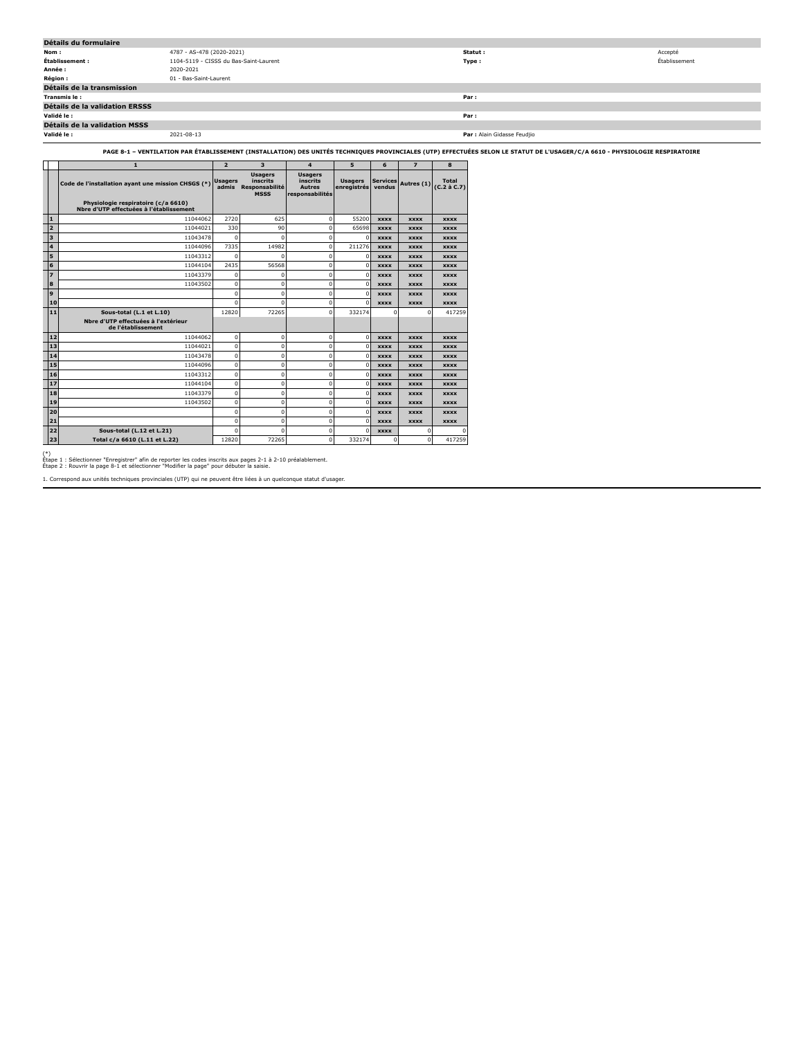## Détails du formulaire

| | | | |
|---|---|---|---|
| **Nom :** | 4787 - AS-478 (2020-2021) | **Statut :** | Accepté |
| **Établissement :** | 1104-5119 - CISSS du Bas-Saint-Laurent | **Type :** | Établissement |
| **Année :** | 2020-2021 | | |
| **Région :** | 01 - Bas-Saint-Laurent | | |

## Détails de la transmission

| | | | |
|---|---|---|---|
| **Transmis le :** | | **Par :** | |

## Détails de la validation ERSSS

| | | | |
|---|---|---|---|
| **Validé le :** | | **Par :** | |

## Détails de la validation MSSS

| | | | |
|---|---|---|---|
| **Validé le :** | 2021-08-13 | **Par :** | Alain Gidasse Feudjio |

**PAGE 8-1 – VENTILATION PAR ÉTABLISSEMENT (INSTALLATION) DES UNITÉS TECHNIQUES PROVINCIALES (UTP) EFFECTUÉES SELON LE STATUT DE L'USAGER/C/A 6610 - PHYSIOLOGIE RESPIRATOIRE**

| | 1 | 2 | 3 | 4 | 5 | 6 | 7 | 8 |
|---|---|---|---|---|---|---|---|---|
| | Code de l'installation ayant une mission CHSGS (*) | Usagers admis | Usagers inscrits Responsabilité MSSS | Usagers inscrits Autres responsabilités | Usagers enregistrés | Services vendus | Autres (1) | Total (C.2 à C.7) |
| | **Physiologie respiratoire (c/a 6610) Nbre d'UTP effectuées à l'établissement** | | | | | | | |
| 1 | 11044062 | 2720 | 625 | 0 | 55200 | xxxx | xxxx | xxxx |
| 2 | 11044021 | 330 | 90 | 0 | 65698 | xxxx | xxxx | xxxx |
| 3 | 11043478 | 0 | 0 | 0 | 0 | xxxx | xxxx | xxxx |
| 4 | 11044096 | 7335 | 14982 | 0 | 211276 | xxxx | xxxx | xxxx |
| 5 | 11043312 | 0 | 0 | 0 | 0 | xxxx | xxxx | xxxx |
| 6 | 11044104 | 2435 | 56568 | 0 | 0 | xxxx | xxxx | xxxx |
| 7 | 11043379 | 0 | 0 | 0 | 0 | xxxx | xxxx | xxxx |
| 8 | 11043502 | 0 | 0 | 0 | 0 | xxxx | xxxx | xxxx |
| 9 | | 0 | 0 | 0 | 0 | xxxx | xxxx | xxxx |
| 10 | | 0 | 0 | 0 | 0 | xxxx | xxxx | xxxx |
| 11 | **Sous-total (L.1 et L.10)** | 12820 | 72265 | 0 | 332174 | 0 | 0 | 417259 |
| | **Nbre d'UTP effectuées à l'extérieur de l'établissement** | | | | | | | |
| 12 | 11044062 | 0 | 0 | 0 | 0 | xxxx | xxxx | xxxx |
| 13 | 11044021 | 0 | 0 | 0 | 0 | xxxx | xxxx | xxxx |
| 14 | 11043478 | 0 | 0 | 0 | 0 | xxxx | xxxx | xxxx |
| 15 | 11044096 | 0 | 0 | 0 | 0 | xxxx | xxxx | xxxx |
| 16 | 11043312 | 0 | 0 | 0 | 0 | xxxx | xxxx | xxxx |
| 17 | 11044104 | 0 | 0 | 0 | 0 | xxxx | xxxx | xxxx |
| 18 | 11043379 | 0 | 0 | 0 | 0 | xxxx | xxxx | xxxx |
| 19 | 11043502 | 0 | 0 | 0 | 0 | xxxx | xxxx | xxxx |
| 20 | | 0 | 0 | 0 | 0 | xxxx | xxxx | xxxx |
| 21 | | 0 | 0 | 0 | 0 | xxxx | xxxx | xxxx |
| 22 | **Sous-total (L.12 et L.21)** | 0 | 0 | 0 | 0 | xxxx | 0 | 0 |
| 23 | **Total c/a 6610 (L.11 et L.22)** | 12820 | 72265 | 0 | 332174 | 0 | 0 | 417259 |

(*)
Étape 1 : Sélectionner "Enregistrer" afin de reporter les codes inscrits aux pages 2-1 à 2-10 préalablement.
Étape 2 : Rouvrir la page 8-1 et sélectionner "Modifier la page" pour débuter la saisie.

1. Correspond aux unités techniques provinciales (UTP) qui ne peuvent être liées à un quelconque statut d'usager.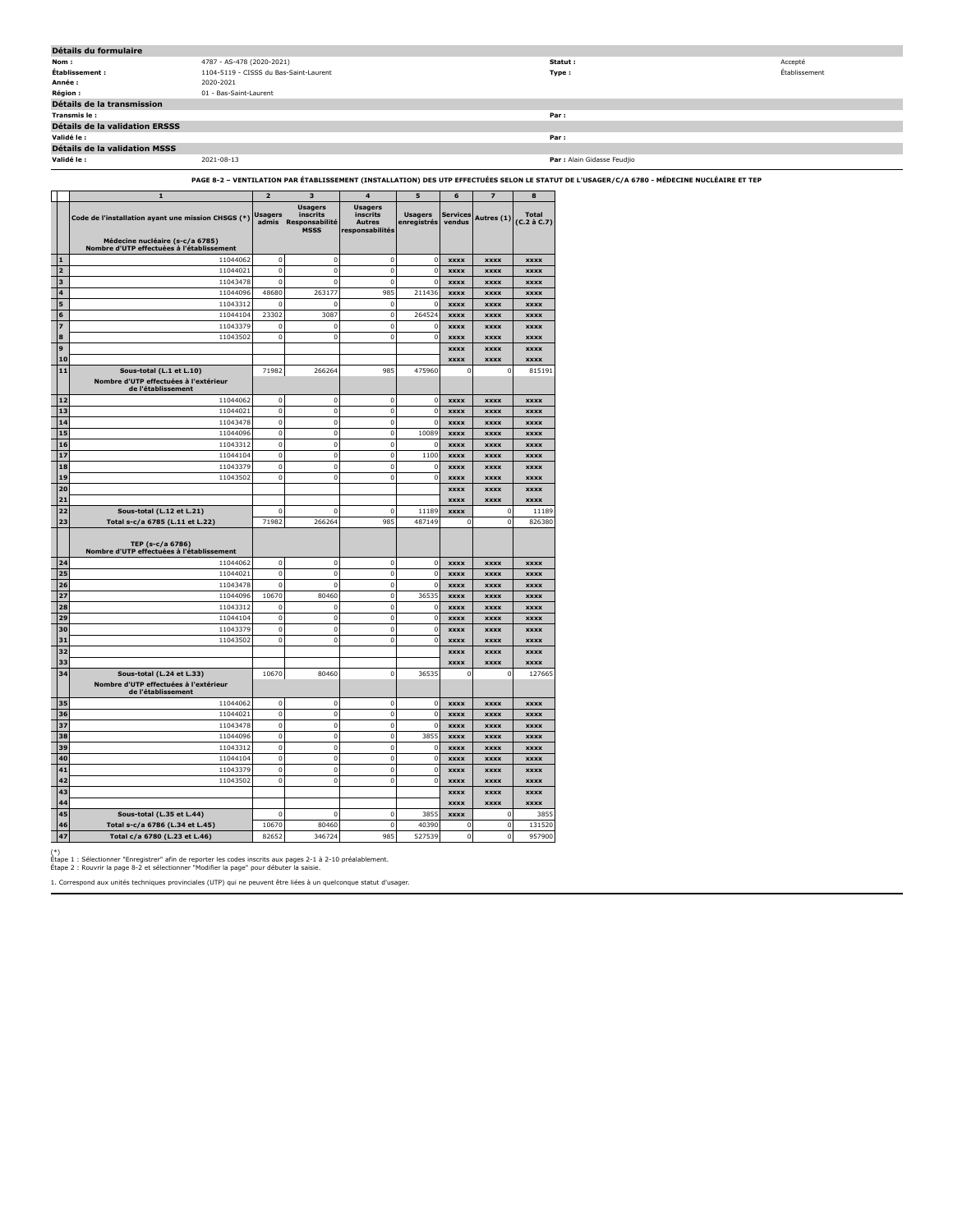## Détails du formulaire

| | | | |
|---|---|---|---|
| **Nom :** | 4787 - AS-478 (2020-2021) | **Statut :** | Accepté |
| **Établissement :** | 1104-5119 - CISSS du Bas-Saint-Laurent | **Type :** | Établissement |
| **Année :** | 2020-2021 | | |
| **Région :** | 01 - Bas-Saint-Laurent | | |

## Détails de la transmission

| | | | |
|---|---|---|---|
| **Transmis le :** | | **Par :** | |

## Détails de la validation ERSSS

| | | | |
|---|---|---|---|
| **Validé le :** | | **Par :** | |

## Détails de la validation MSSS

| | | | |
|---|---|---|---|
| **Validé le :** | 2021-08-13 | **Par :** | Alain Gidasse Feudjio |

**PAGE 8-2 – VENTILATION PAR ÉTABLISSEMENT (INSTALLATION) DES UTP EFFECTUÉES SELON LE STATUT DE L'USAGER/C/A 6780 - MÉDECINE NUCLÉAIRE ET TEP**

| | 1 | 2 | 3 | 4 | 5 | 6 | 7 | 8 |
|---|---|---|---|---|---|---|---|---|
| | Code de l'installation ayant une mission CHSGS (*) | Usagers admis | Usagers inscrits Responsabilité MSSS | Usagers inscrits Autres responsabilités | Usagers enregistrés | Services vendus | Autres (1) | Total (C.2 à C.7) |
| | **Médecine nucléaire (s-c/a 6785) Nombre d'UTP effectuées à l'établissement** | | | | | | | |
| 1 | 11044062 | 0 | 0 | 0 | 0 | xxxx | xxxx | xxxx |
| 2 | 11044021 | 0 | 0 | 0 | 0 | xxxx | xxxx | xxxx |
| 3 | 11043478 | 0 | 0 | 0 | 0 | xxxx | xxxx | xxxx |
| 4 | 11044096 | 48680 | 263177 | 985 | 211436 | xxxx | xxxx | xxxx |
| 5 | 11043312 | 0 | 0 | 0 | 0 | xxxx | xxxx | xxxx |
| 6 | 11044104 | 23302 | 3087 | 0 | 264524 | xxxx | xxxx | xxxx |
| 7 | 11043379 | 0 | 0 | 0 | 0 | xxxx | xxxx | xxxx |
| 8 | 11043502 | 0 | 0 | 0 | 0 | xxxx | xxxx | xxxx |
| 9 | | | | | | xxxx | xxxx | xxxx |
| 10 | | | | | | xxxx | xxxx | xxxx |
| 11 | **Sous-total (L.1 et L.10)** | 71982 | 266264 | 985 | 475960 | 0 | 0 | 815191 |
| | **Nombre d'UTP effectuées à l'extérieur de l'établissement** | | | | | | | |
| 12 | 11044062 | 0 | 0 | 0 | 0 | xxxx | xxxx | xxxx |
| 13 | 11044021 | 0 | 0 | 0 | 0 | xxxx | xxxx | xxxx |
| 14 | 11043478 | 0 | 0 | 0 | 0 | xxxx | xxxx | xxxx |
| 15 | 11044096 | 0 | 0 | 0 | 10089 | xxxx | xxxx | xxxx |
| 16 | 11043312 | 0 | 0 | 0 | 0 | xxxx | xxxx | xxxx |
| 17 | 11044104 | 0 | 0 | 0 | 1100 | xxxx | xxxx | xxxx |
| 18 | 11043379 | 0 | 0 | 0 | 0 | xxxx | xxxx | xxxx |
| 19 | 11043502 | 0 | 0 | 0 | 0 | xxxx | xxxx | xxxx |
| 20 | | | | | | xxxx | xxxx | xxxx |
| 21 | | | | | | xxxx | xxxx | xxxx |
| 22 | **Sous-total (L.12 et L.21)** | 0 | 0 | 0 | 11189 | xxxx | 0 | 11189 |
| 23 | **Total s-c/a 6785 (L.11 et L.22)** | 71982 | 266264 | 985 | 487149 | 0 | 0 | 826380 |
| | **TEP (s-c/a 6786) Nombre d'UTP effectuées à l'établissement** | | | | | | | |
| 24 | 11044062 | 0 | 0 | 0 | 0 | xxxx | xxxx | xxxx |
| 25 | 11044021 | 0 | 0 | 0 | 0 | xxxx | xxxx | xxxx |
| 26 | 11043478 | 0 | 0 | 0 | 0 | xxxx | xxxx | xxxx |
| 27 | 11044096 | 10670 | 80460 | 0 | 36535 | xxxx | xxxx | xxxx |
| 28 | 11043312 | 0 | 0 | 0 | 0 | xxxx | xxxx | xxxx |
| 29 | 11044104 | 0 | 0 | 0 | 0 | xxxx | xxxx | xxxx |
| 30 | 11043379 | 0 | 0 | 0 | 0 | xxxx | xxxx | xxxx |
| 31 | 11043502 | 0 | 0 | 0 | 0 | xxxx | xxxx | xxxx |
| 32 | | | | | | xxxx | xxxx | xxxx |
| 33 | | | | | | xxxx | xxxx | xxxx |
| 34 | **Sous-total (L.24 et L.33)** | 10670 | 80460 | 0 | 36535 | 0 | 0 | 127665 |
| | **Nombre d'UTP effectuées à l'extérieur de l'établissement** | | | | | | | |
| 35 | 11044062 | 0 | 0 | 0 | 0 | xxxx | xxxx | xxxx |
| 36 | 11044021 | 0 | 0 | 0 | 0 | xxxx | xxxx | xxxx |
| 37 | 11043478 | 0 | 0 | 0 | 0 | xxxx | xxxx | xxxx |
| 38 | 11044096 | 0 | 0 | 0 | 3855 | xxxx | xxxx | xxxx |
| 39 | 11043312 | 0 | 0 | 0 | 0 | xxxx | xxxx | xxxx |
| 40 | 11044104 | 0 | 0 | 0 | 0 | xxxx | xxxx | xxxx |
| 41 | 11043379 | 0 | 0 | 0 | 0 | xxxx | xxxx | xxxx |
| 42 | 11043502 | 0 | 0 | 0 | 0 | xxxx | xxxx | xxxx |
| 43 | | | | | | xxxx | xxxx | xxxx |
| 44 | | | | | | xxxx | xxxx | xxxx |
| 45 | **Sous-total (L.35 et L.44)** | 0 | 0 | 0 | 3855 | xxxx | 0 | 3855 |
| 46 | **Total s-c/a 6786 (L.34 et L.45)** | 10670 | 80460 | 0 | 40390 | 0 | 0 | 131520 |
| 47 | **Total c/a 6780 (L.23 et L.46)** | 82652 | 346724 | 985 | 527539 | 0 | 0 | 957900 |

(*)
Étape 1 : Sélectionner "Enregistrer" afin de reporter les codes inscrits aux pages 2-1 à 2-10 préalablement.
Étape 2 : Rouvrir la page 8-2 et sélectionner "Modifier la page" pour débuter la saisie.

1. Correspond aux unités techniques provinciales (UTP) qui ne peuvent être liées à un quelconque statut d'usager.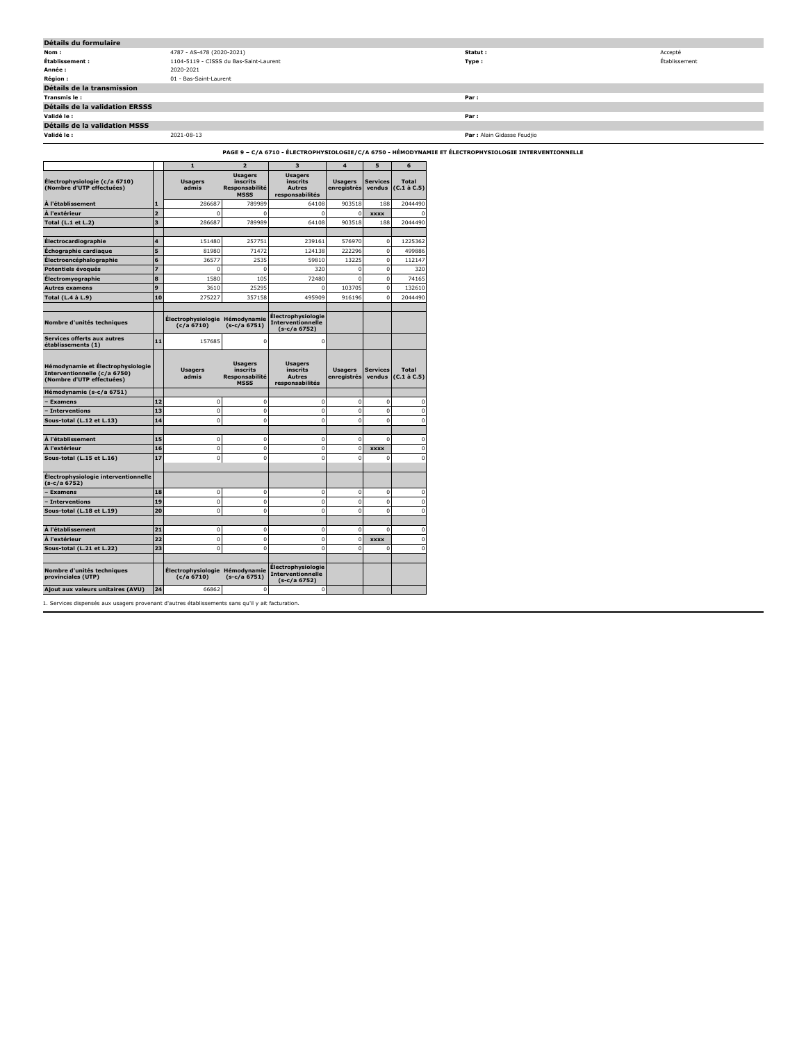## Détails du formulaire

| | | | |
|---|---|---|---|
| **Nom :** | 4787 - AS-478 (2020-2021) | **Statut :** | Accepté |
| **Établissement :** | 1104-5119 - CISSS du Bas-Saint-Laurent | **Type :** | Établissement |
| **Année :** | 2020-2021 | | |
| **Région :** | 01 - Bas-Saint-Laurent | | |

## Détails de la transmission

| | | | |
|---|---|---|---|
| **Transmis le :** | | **Par :** | |

## Détails de la validation ERSSS

| | | | |
|---|---|---|---|
| **Validé le :** | | **Par :** | |

## Détails de la validation MSSS

| | | | |
|---|---|---|---|
| **Validé le :** | 2021-08-13 | **Par :** | Alain Gidasse Feudjio |

### PAGE 9 – C/A 6710 - ÉLECTROPHYSIOLOGIE/C/A 6750 - HÉMODYNAMIE ET ÉLECTROPHYSIOLOGIE INTERVENTIONNELLE

| | | 1 | 2 | 3 | 4 | 5 | 6 |
|---|---|---|---|---|---|---|---|
| **Électrophysiologie (c/a 6710) (Nombre d'UTP effectuées)** | | **Usagers admis** | **Usagers inscrits Responsabilité MSSS** | **Usagers inscrits Autres responsabilités** | **Usagers enregistrés** | **Services vendus** | **Total (C.1 à C.5)** |
| **À l'établissement** | 1 | 286687 | 789989 | 64108 | 903518 | 188 | 2044490 |
| **À l'extérieur** | 2 | 0 | 0 | 0 | 0 | xxxx | 0 |
| **Total (L.1 et L.2)** | 3 | 286687 | 789989 | 64108 | 903518 | 188 | 2044490 |
| | | | | | | | |
| **Électrocardiographie** | 4 | 151480 | 257751 | 239161 | 576970 | 0 | 1225362 |
| **Échographie cardiaque** | 5 | 81980 | 71472 | 124138 | 222296 | 0 | 499886 |
| **Électroencéphalographie** | 6 | 36577 | 2535 | 59810 | 13225 | 0 | 112147 |
| **Potentiels évoqués** | 7 | 0 | 0 | 320 | 0 | 0 | 320 |
| **Électromyographie** | 8 | 1580 | 105 | 72480 | 0 | 0 | 74165 |
| **Autres examens** | 9 | 3610 | 25295 | 0 | 103705 | 0 | 132610 |
| **Total (L.4 à L.9)** | 10 | 275227 | 357158 | 495909 | 916196 | 0 | 2044490 |
| | | | | | | | |
| **Nombre d'unités techniques** | | **Électrophysiologie (c/a 6710)** | **Hémodynamie (s-c/a 6751)** | **Électrophysiologie Interventionnelle (s-c/a 6752)** | | | |
| **Services offerts aux autres établissements (1)** | 11 | 157685 | 0 | 0 | | | |
| | | | | | | | |
| **Hémodynamie et Électrophysiologie Interventionnelle (c/a 6750) (Nombre d'UTP effectuées)** | | **Usagers admis** | **Usagers inscrits Responsabilité MSSS** | **Usagers inscrits Autres responsabilités** | **Usagers enregistrés** | **Services vendus** | **Total (C.1 à C.5)** |
| **Hémodynamie (s-c/a 6751)** | | | | | | | |
| **– Examens** | 12 | 0 | 0 | 0 | 0 | 0 | 0 |
| **– Interventions** | 13 | 0 | 0 | 0 | 0 | 0 | 0 |
| **Sous-total (L.12 et L.13)** | 14 | 0 | 0 | 0 | 0 | 0 | 0 |
| | | | | | | | |
| **À l'établissement** | 15 | 0 | 0 | 0 | 0 | 0 | 0 |
| **À l'extérieur** | 16 | 0 | 0 | 0 | 0 | xxxx | 0 |
| **Sous-total (L.15 et L.16)** | 17 | 0 | 0 | 0 | 0 | 0 | 0 |
| | | | | | | | |
| **Électrophysiologie interventionnelle (s-c/a 6752)** | | | | | | | |
| **– Examens** | 18 | 0 | 0 | 0 | 0 | 0 | 0 |
| **– Interventions** | 19 | 0 | 0 | 0 | 0 | 0 | 0 |
| **Sous-total (L.18 et L.19)** | 20 | 0 | 0 | 0 | 0 | 0 | 0 |
| | | | | | | | |
| **À l'établissement** | 21 | 0 | 0 | 0 | 0 | 0 | 0 |
| **À l'extérieur** | 22 | 0 | 0 | 0 | 0 | xxxx | 0 |
| **Sous-total (L.21 et L.22)** | 23 | 0 | 0 | 0 | 0 | 0 | 0 |
| | | | | | | | |
| **Nombre d'unités techniques provinciales (UTP)** | | **Électrophysiologie (c/a 6710)** | **Hémodynamie (s-c/a 6751)** | **Électrophysiologie Interventionnelle (s-c/a 6752)** | | | |
| **Ajout aux valeurs unitaires (AVU)** | 24 | 66862 | 0 | 0 | | | |

1. Services dispensés aux usagers provenant d'autres établissements sans qu'il y ait facturation.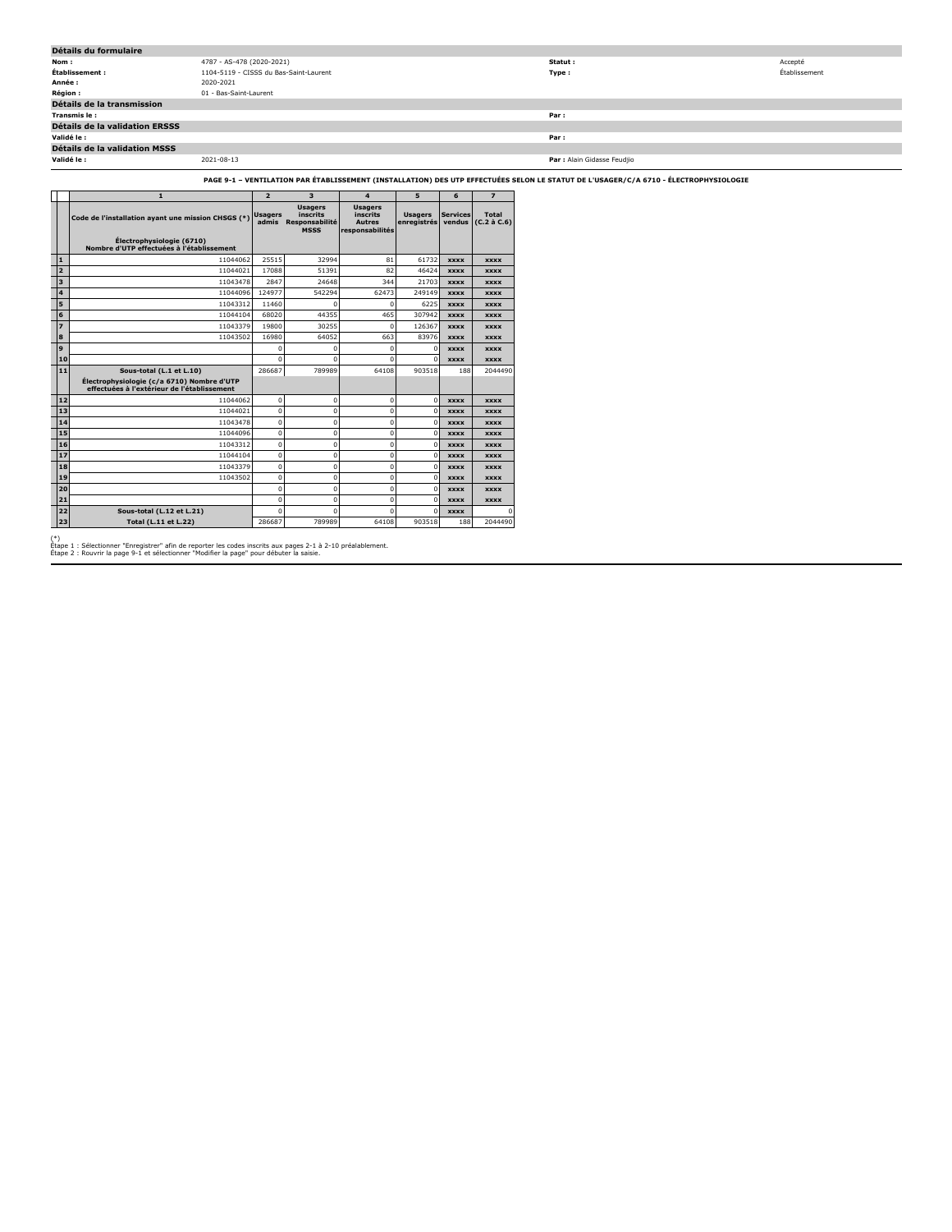| Détails du formulaire | | | |
|---|---|---|---|
| **Nom :** | 4787 - AS-478 (2020-2021) | **Statut :** | Accepté |
| **Établissement :** | 1104-5119 - CISSS du Bas-Saint-Laurent | **Type :** | Établissement |
| **Année :** | 2020-2021 | | |
| **Région :** | 01 - Bas-Saint-Laurent | | |

| Détails de la transmission | | | |
|---|---|---|---|
| **Transmis le :** | | **Par :** | |

| Détails de la validation ERSSS | | | |
|---|---|---|---|
| **Validé le :** | | **Par :** | |

| Détails de la validation MSSS | | | |
|---|---|---|---|
| **Validé le :** | 2021-08-13 | **Par :** | Alain Gidasse Feudjio |

**PAGE 9-1 – VENTILATION PAR ÉTABLISSEMENT (INSTALLATION) DES UTP EFFECTUÉES SELON LE STATUT DE L'USAGER/C/A 6710 - ÉLECTROPHYSIOLOGIE**

| | 1 | 2 | 3 | 4 | 5 | 6 | 7 |
|---|---|---|---|---|---|---|---|
| | Code de l'installation ayant une mission CHSGS (*) | Usagers admis | Usagers inscrits Responsabilité MSSS | Usagers inscrits Autres responsabilités | Usagers enregistrés | Services vendus | Total (C.2 à C.6) |
| | **Électrophysiologie (6710) Nombre d'UTP effectuées à l'établissement** | | | | | | |
| 1 | 11044062 | 25515 | 32994 | 81 | 61732 | xxxx | xxxx |
| 2 | 11044021 | 17088 | 51391 | 82 | 46424 | xxxx | xxxx |
| 3 | 11043478 | 2847 | 24648 | 344 | 21703 | xxxx | xxxx |
| 4 | 11044096 | 124977 | 542294 | 62473 | 249149 | xxxx | xxxx |
| 5 | 11043312 | 11460 | 0 | 0 | 6225 | xxxx | xxxx |
| 6 | 11044104 | 68020 | 44355 | 465 | 307942 | xxxx | xxxx |
| 7 | 11043379 | 19800 | 30255 | 0 | 126367 | xxxx | xxxx |
| 8 | 11043502 | 16980 | 64052 | 663 | 83976 | xxxx | xxxx |
| 9 | | 0 | 0 | 0 | 0 | xxxx | xxxx |
| 10 | | 0 | 0 | 0 | 0 | xxxx | xxxx |
| 11 | **Sous-total (L.1 et L.10)** | 286687 | 789989 | 64108 | 903518 | 188 | 2044490 |
| | **Électrophysiologie (c/a 6710) Nombre d'UTP effectuées à l'extérieur de l'établissement** | | | | | | |
| 12 | 11044062 | 0 | 0 | 0 | 0 | xxxx | xxxx |
| 13 | 11044021 | 0 | 0 | 0 | 0 | xxxx | xxxx |
| 14 | 11043478 | 0 | 0 | 0 | 0 | xxxx | xxxx |
| 15 | 11044096 | 0 | 0 | 0 | 0 | xxxx | xxxx |
| 16 | 11043312 | 0 | 0 | 0 | 0 | xxxx | xxxx |
| 17 | 11044104 | 0 | 0 | 0 | 0 | xxxx | xxxx |
| 18 | 11043379 | 0 | 0 | 0 | 0 | xxxx | xxxx |
| 19 | 11043502 | 0 | 0 | 0 | 0 | xxxx | xxxx |
| 20 | | 0 | 0 | 0 | 0 | xxxx | xxxx |
| 21 | | 0 | 0 | 0 | 0 | xxxx | xxxx |
| 22 | **Sous-total (L.12 et L.21)** | 0 | 0 | 0 | 0 | xxxx | 0 |
| 23 | **Total (L.11 et L.22)** | 286687 | 789989 | 64108 | 903518 | 188 | 2044490 |

(*)
Étape 1 : Sélectionner "Enregistrer" afin de reporter les codes inscrits aux pages 2-1 à 2-10 préalablement.
Étape 2 : Rouvrir la page 9-1 et sélectionner "Modifier la page" pour débuter la saisie.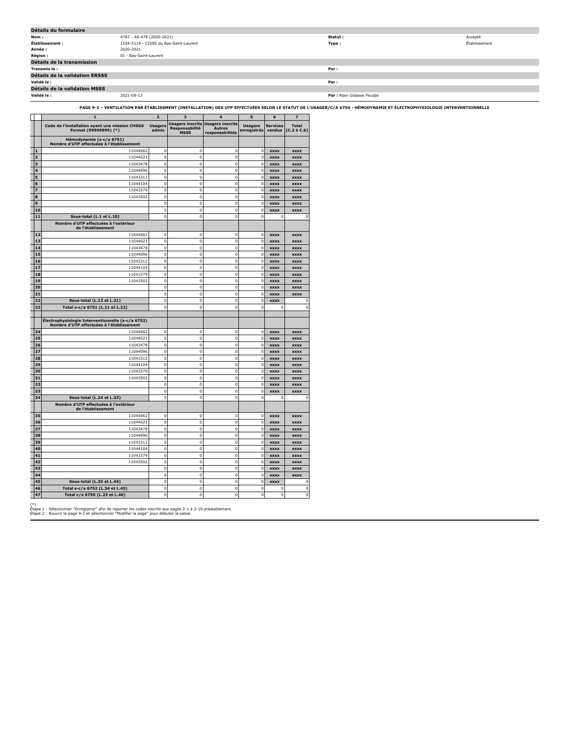## Détails du formulaire

| | | | |
|---|---|---|---|
| **Nom :** | 4787 - AS-478 (2020-2021) | **Statut :** | Accepté |
| **Établissement :** | 1104-5119 - CISSS du Bas-Saint-Laurent | **Type :** | Établissement |
| **Année :** | 2020-2021 | | |
| **Région :** | 01 - Bas-Saint-Laurent | | |

## Détails de la transmission

| | | | |
|---|---|---|---|
| **Transmis le :** | | **Par :** | |

## Détails de la validation ERSSS

| | | | |
|---|---|---|---|
| **Validé le :** | | **Par :** | |

## Détails de la validation MSSS

| | | | |
|---|---|---|---|
| **Validé le :** | 2021-08-13 | **Par :** | Alain Gidasse Feudjio |

**PAGE 9-2 – VENTILATION PAR ÉTABLISSMENT (INSTALLATION) DES UTP EFFECTUÉES SELON LE STATUT DE L'USAGER/C/A 6750 - HÉMODYNAMIE ET ÉLECTROPHYSIOLOGIE INTERVENTIONNELLE**

| | 1 | 2 | 3 | 4 | 5 | 6 | 7 |
|---|---|---|---|---|---|---|---|
| | **Code de l'installation ayant une mission CHSGS Format (99999999) (*)** | **Usagers admis** | **Usagers inscrits Responsabilité MSSS** | **Usagers inscrits Autres responsabilités** | **Usagers enregistrés** | **Services vendus** | **Total (C.2 à C.6)** |
| | **Hémodynamie (s-c/a 6751) Nombre d'UTP effectuées à l'établissement** | | | | | | |
| 1 | 11044062 | 0 | 0 | 0 | 0 | xxxx | xxxx |
| 2 | 11044021 | 0 | 0 | 0 | 0 | xxxx | xxxx |
| 3 | 11043478 | 0 | 0 | 0 | 0 | xxxx | xxxx |
| 4 | 11044096 | 0 | 0 | 0 | 0 | xxxx | xxxx |
| 5 | 11043312 | 0 | 0 | 0 | 0 | xxxx | xxxx |
| 6 | 11044104 | 0 | 0 | 0 | 0 | xxxx | xxxx |
| 7 | 11043379 | 0 | 0 | 0 | 0 | xxxx | xxxx |
| 8 | 11043502 | 0 | 0 | 0 | 0 | xxxx | xxxx |
| 9 | | 0 | 0 | 0 | 0 | xxxx | xxxx |
| 10 | | 0 | 0 | 0 | 0 | xxxx | xxxx |
| 11 | **Sous-total (L.1 et L.10)** | 0 | 0 | 0 | 0 | 0 | 0 |
| | **Nombre d'UTP effectuées à l'extérieur de l'établissement** | | | | | | |
| 12 | 11044062 | 0 | 0 | 0 | 0 | xxxx | xxxx |
| 13 | 11044021 | 0 | 0 | 0 | 0 | xxxx | xxxx |
| 14 | 11043478 | 0 | 0 | 0 | 0 | xxxx | xxxx |
| 15 | 11044096 | 0 | 0 | 0 | 0 | xxxx | xxxx |
| 16 | 11043312 | 0 | 0 | 0 | 0 | xxxx | xxxx |
| 17 | 11044104 | 0 | 0 | 0 | 0 | xxxx | xxxx |
| 18 | 11043379 | 0 | 0 | 0 | 0 | xxxx | xxxx |
| 19 | 11043502 | 0 | 0 | 0 | 0 | xxxx | xxxx |
| 20 | | 0 | 0 | 0 | 0 | xxxx | xxxx |
| 21 | | 0 | 0 | 0 | 0 | xxxx | xxxx |
| 22 | **Sous-total (L.12 et L.21)** | 0 | 0 | 0 | 0 | xxxx | 0 |
| 23 | **Total s-c/a 6751 (L.11 et L.22)** | 0 | 0 | 0 | 0 | 0 | 0 |
| | | | | | | | |
| | **Électrophysiologie Interventionnelle (s-c/a 6752) Nombre d'UTP effectuées à l'établissement** | | | | | | |
| 24 | 11044062 | 0 | 0 | 0 | 0 | xxxx | xxxx |
| 25 | 11044021 | 0 | 0 | 0 | 0 | xxxx | xxxx |
| 26 | 11043478 | 0 | 0 | 0 | 0 | xxxx | xxxx |
| 27 | 11044096 | 0 | 0 | 0 | 0 | xxxx | xxxx |
| 28 | 11043312 | 0 | 0 | 0 | 0 | xxxx | xxxx |
| 29 | 11044104 | 0 | 0 | 0 | 0 | xxxx | xxxx |
| 30 | 11043379 | 0 | 0 | 0 | 0 | xxxx | xxxx |
| 31 | 11043502 | 0 | 0 | 0 | 0 | xxxx | xxxx |
| 32 | | 0 | 0 | 0 | 0 | xxxx | xxxx |
| 33 | | 0 | 0 | 0 | 0 | xxxx | xxxx |
| 34 | **Sous-total (L.24 et L.33)** | 0 | 0 | 0 | 0 | 0 | 0 |
| | **Nombre d'UTP effectuées à l'extérieur de l'établissement** | | | | | | |
| 35 | 11044062 | 0 | 0 | 0 | 0 | xxxx | xxxx |
| 36 | 11044021 | 0 | 0 | 0 | 0 | xxxx | xxxx |
| 37 | 11043478 | 0 | 0 | 0 | 0 | xxxx | xxxx |
| 38 | 11044096 | 0 | 0 | 0 | 0 | xxxx | xxxx |
| 39 | 11043312 | 0 | 0 | 0 | 0 | xxxx | xxxx |
| 40 | 11044104 | 0 | 0 | 0 | 0 | xxxx | xxxx |
| 41 | 11043379 | 0 | 0 | 0 | 0 | xxxx | xxxx |
| 42 | 11043502 | 0 | 0 | 0 | 0 | xxxx | xxxx |
| 43 | | 0 | 0 | 0 | 0 | xxxx | xxxx |
| 44 | | 0 | 0 | 0 | 0 | xxxx | xxxx |
| 45 | **Sous-total (L.35 et L.44)** | 0 | 0 | 0 | 0 | xxxx | 0 |
| 46 | **Total s-c/a 6752 (L.34 et L.45)** | 0 | 0 | 0 | 0 | 0 | 0 |
| 47 | **Total c/a 6750 (L.23 et L.46)** | 0 | 0 | 0 | 0 | 0 | 0 |

(*)
Étape 1 : Sélectionner "Enregistrer" afin de reporter les codes inscrits aux pages 2-1 à 2-10 préalablement.
Étape 2 : Rouvrir la page 9-2 et sélectionner "Modifier la page" pour débuter la saisie.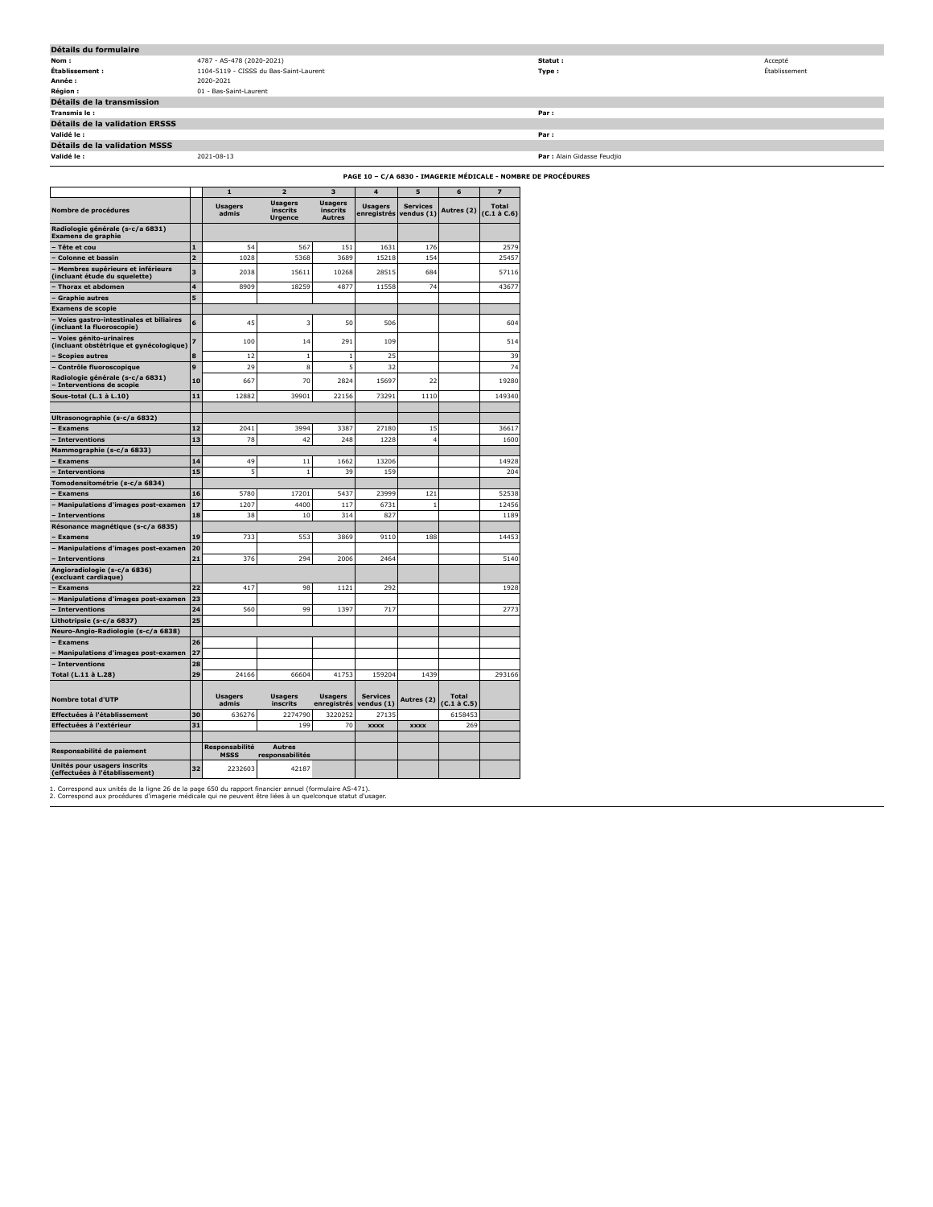## Détails du formulaire

| | | | |
|---|---|---|---|
| **Nom :** | 4787 - AS-478 (2020-2021) | **Statut :** | Accepté |
| **Établissement :** | 1104-5119 - CISSS du Bas-Saint-Laurent | **Type :** | Établissement |
| **Année :** | 2020-2021 | | |
| **Région :** | 01 - Bas-Saint-Laurent | | |

## Détails de la transmission

| | | | |
|---|---|---|---|
| **Transmis le :** | | **Par :** | |

## Détails de la validation ERSSS

| | | | |
|---|---|---|---|
| **Validé le :** | | **Par :** | |

## Détails de la validation MSSS

| | | | |
|---|---|---|---|
| **Validé le :** | 2021-08-13 | **Par :** | Alain Gidasse Feudjio |

### PAGE 10 – C/A 6830 - IMAGERIE MÉDICALE - NOMBRE DE PROCÉDURES

| | | 1 | 2 | 3 | 4 | 5 | 6 | 7 |
|---|---|---|---|---|---|---|---|---|
| **Nombre de procédures** | | **Usagers admis** | **Usagers inscrits Urgence** | **Usagers inscrits Autres** | **Usagers enregistrés** | **Services vendus (1)** | **Autres (2)** | **Total (C.1 à C.6)** |
| **Radiologie générale (s-c/a 6831) Examens de graphie** | | | | | | | | |
| **– Tête et cou** | **1** | 54 | 567 | 151 | 1631 | 176 | | 2579 |
| **– Colonne et bassin** | **2** | 1028 | 5368 | 3689 | 15218 | 154 | | 25457 |
| **– Membres supérieurs et inférieurs (incluant étude du squelette)** | **3** | 2038 | 15611 | 10268 | 28515 | 684 | | 57116 |
| **– Thorax et abdomen** | **4** | 8909 | 18259 | 4877 | 11558 | 74 | | 43677 |
| **– Graphie autres** | **5** | | | | | | | |
| **Examens de scopie** | | | | | | | | |
| **– Voies gastro-intestinales et biliaires (incluant la fluoroscopie)** | **6** | 45 | 3 | 50 | 506 | | | 604 |
| **– Voies génito-urinaires (incluant obstétrique et gynécologique)** | **7** | 100 | 14 | 291 | 109 | | | 514 |
| **– Scopies autres** | **8** | 12 | 1 | 1 | 25 | | | 39 |
| **– Contrôle fluoroscopique** | **9** | 29 | 8 | 5 | 32 | | | 74 |
| **Radiologie générale (s-c/a 6831) – Interventions de scopie** | **10** | 667 | 70 | 2824 | 15697 | 22 | | 19280 |
| **Sous-total (L.1 à L.10)** | **11** | 12882 | 39901 | 22156 | 73291 | 1110 | | 149340 |
| | | | | | | | | |
| **Ultrasonographie (s-c/a 6832)** | | | | | | | | |
| **– Examens** | **12** | 2041 | 3994 | 3387 | 27180 | 15 | | 36617 |
| **– Interventions** | **13** | 78 | 42 | 248 | 1228 | 4 | | 1600 |
| **Mammographie (s-c/a 6833)** | | | | | | | | |
| **– Examens** | **14** | 49 | 11 | 1662 | 13206 | | | 14928 |
| **– Interventions** | **15** | 5 | 1 | 39 | 159 | | | 204 |
| **Tomodensitométrie (s-c/a 6834)** | | | | | | | | |
| **– Examens** | **16** | 5780 | 17201 | 5437 | 23999 | 121 | | 52538 |
| **– Manipulations d'images post-examen** | **17** | 1207 | 4400 | 117 | 6731 | 1 | | 12456 |
| **– Interventions** | **18** | 38 | 10 | 314 | 827 | | | 1189 |
| **Résonance magnétique (s-c/a 6835)** | | | | | | | | |
| **– Examens** | **19** | 733 | 553 | 3869 | 9110 | 188 | | 14453 |
| **– Manipulations d'images post-examen** | **20** | | | | | | | |
| **– Interventions** | **21** | 376 | 294 | 2006 | 2464 | | | 5140 |
| **Angioradiologie (s-c/a 6836) (excluant cardiaque)** | | | | | | | | |
| **– Examens** | **22** | 417 | 98 | 1121 | 292 | | | 1928 |
| **– Manipulations d'images post-examen** | **23** | | | | | | | |
| **– Interventions** | **24** | 560 | 99 | 1397 | 717 | | | 2773 |
| **Lithotripsie (s-c/a 6837)** | **25** | | | | | | | |
| **Neuro-Angio-Radiologie (s-c/a 6838)** | | | | | | | | |
| **– Examens** | **26** | | | | | | | |
| **– Manipulations d'images post-examen** | **27** | | | | | | | |
| **– Interventions** | **28** | | | | | | | |
| **Total (L.11 à L.28)** | **29** | 24166 | 66604 | 41753 | 159204 | 1439 | | 293166 |
| | | | | | | | | |
| **Nombre total d'UTP** | | **Usagers admis** | **Usagers inscrits** | **Usagers enregistrés** | **Services vendus (1)** | **Autres (2)** | **Total (C.1 à C.5)** | |
| **Effectuées à l'établissement** | **30** | 636276 | 2274790 | 3220252 | 27135 | | 6158453 | |
| **Effectuées à l'extérieur** | **31** | | 199 | 70 | **xxxx** | **xxxx** | 269 | |
| | | | | | | | | |
| **Responsabilité de paiement** | | **Responsabilité MSSS** | **Autres responsabilités** | | | | | |
| **Unités pour usagers inscrits (effectuées à l'établissement)** | **32** | 2232603 | 42187 | | | | | |

1. Correspond aux unités de la ligne 26 de la page 650 du rapport financier annuel (formulaire AS-471).
2. Correspond aux procédures d'imagerie médicale qui ne peuvent être liées à un quelconque statut d'usager.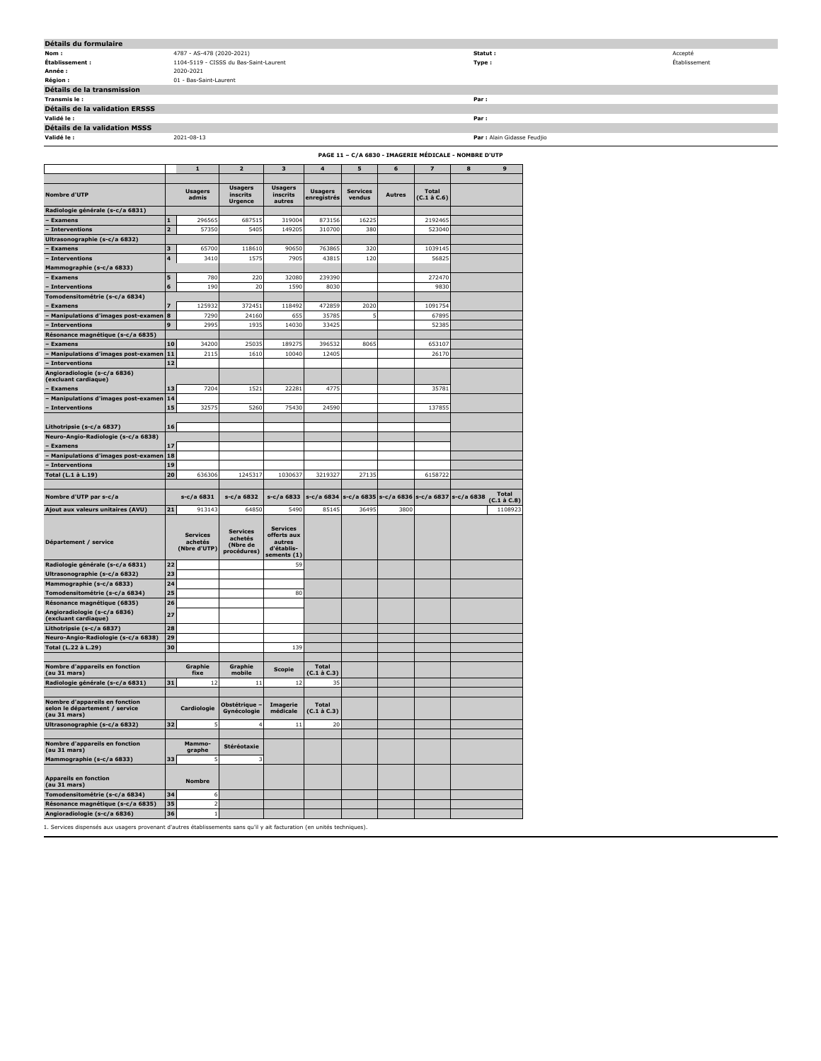## Détails du formulaire

| | | | |
|---|---|---|---|
| **Nom :** | 4787 - AS-478 (2020-2021) | **Statut :** | Accepté |
| **Établissement :** | 1104-5119 - CISSS du Bas-Saint-Laurent | **Type :** | Établissement |
| **Année :** | 2020-2021 | | |
| **Région :** | 01 - Bas-Saint-Laurent | | |

## Détails de la transmission

| | | | |
|---|---|---|---|
| **Transmis le :** | | **Par :** | |

## Détails de la validation ERSSS

| | | | |
|---|---|---|---|
| **Validé le :** | | **Par :** | |

## Détails de la validation MSSS

| | | | |
|---|---|---|---|
| **Validé le :** | 2021-08-13 | **Par :** | Alain Gidasse Feudjio |

### PAGE 11 – C/A 6830 - IMAGERIE MÉDICALE - NOMBRE D'UTP

| | | 1 | 2 | 3 | 4 | 5 | 6 | 7 | 8 | 9 |
|---|---|---|---|---|---|---|---|---|---|---|
| **Nombre d'UTP** | | **Usagers admis** | **Usagers inscrits Urgence** | **Usagers inscrits autres** | **Usagers enregistrés** | **Services vendus** | **Autres** | **Total (C.1 à C.6)** | | |
| **Radiologie générale (s-c/a 6831)** | | | | | | | | | | |
| **– Examens** | 1 | 296565 | 687515 | 319004 | 873156 | 16225 | | 2192465 | | |
| **– Interventions** | 2 | 57350 | 5405 | 149205 | 310700 | 380 | | 523040 | | |
| **Ultrasonographie (s-c/a 6832)** | | | | | | | | | | |
| **– Examens** | 3 | 65700 | 118610 | 90650 | 763865 | 320 | | 1039145 | | |
| **– Interventions** | 4 | 3410 | 1575 | 7905 | 43815 | 120 | | 56825 | | |
| **Mammographie (s-c/a 6833)** | | | | | | | | | | |
| **– Examens** | 5 | 780 | 220 | 32080 | 239390 | | | 272470 | | |
| **– Interventions** | 6 | 190 | 20 | 1590 | 8030 | | | 9830 | | |
| **Tomodensitométrie (s-c/a 6834)** | | | | | | | | | | |
| **– Examens** | 7 | 125932 | 372451 | 118492 | 472859 | 2020 | | 1091754 | | |
| **– Manipulations d'images post-examen** | 8 | 7290 | 24160 | 655 | 35785 | 5 | | 67895 | | |
| **– Interventions** | 9 | 2995 | 1935 | 14030 | 33425 | | | 52385 | | |
| **Résonance magnétique (s-c/a 6835)** | | | | | | | | | | |
| **– Examens** | 10 | 34200 | 25035 | 189275 | 396532 | 8065 | | 653107 | | |
| **– Manipulations d'images post-examen** | 11 | 2115 | 1610 | 10040 | 12405 | | | 26170 | | |
| **– Interventions** | 12 | | | | | | | | | |
| **Angioradiologie (s-c/a 6836) (excluant cardiaque)** | | | | | | | | | | |
| **– Examens** | 13 | 7204 | 1521 | 22281 | 4775 | | | 35781 | | |
| **– Manipulations d'images post-examen** | 14 | | | | | | | | | |
| **– Interventions** | 15 | 32575 | 5260 | 75430 | 24590 | | | 137855 | | |
| **Lithotripsie (s-c/a 6837)** | 16 | | | | | | | | | |
| **Neuro-Angio-Radiologie (s-c/a 6838)** | | | | | | | | | | |
| **– Examens** | 17 | | | | | | | | | |
| **– Manipulations d'images post-examen** | 18 | | | | | | | | | |
| **– Interventions** | 19 | | | | | | | | | |
| **Total (L.1 à L.19)** | 20 | 636306 | 1245317 | 1030637 | 3219327 | 27135 | | 6158722 | | |
| **Nombre d'UTP par s-c/a** | | **s-c/a 6831** | **s-c/a 6832** | **s-c/a 6833** | **s-c/a 6834** | **s-c/a 6835** | **s-c/a 6836** | **s-c/a 6837** | **s-c/a 6838** | **Total (C.1 à C.8)** |
| **Ajout aux valeurs unitaires (AVU)** | 21 | 913143 | 64850 | 5490 | 85145 | 36495 | 3800 | | | 1108923 |
| **Département / service** | | **Services achetés (Nbre d'UTP)** | **Services achetés (Nbre de procédures)** | **Services offerts aux autres d'établis-sements (1)** | | | | | | |
| **Radiologie générale (s-c/a 6831)** | 22 | | | 59 | | | | | | |
| **Ultrasonographie (s-c/a 6832)** | 23 | | | | | | | | | |
| **Mammographie (s-c/a 6833)** | 24 | | | | | | | | | |
| **Tomodensitométrie (s-c/a 6834)** | 25 | | | 80 | | | | | | |
| **Résonance magnétique (6835)** | 26 | | | | | | | | | |
| **Angioradiologie (s-c/a 6836) (excluant cardiaque)** | 27 | | | | | | | | | |
| **Lithotripsie (s-c/a 6837)** | 28 | | | | | | | | | |
| **Neuro-Angio-Radiologie (s-c/a 6838)** | 29 | | | | | | | | | |
| **Total (L.22 à L.29)** | 30 | | | 139 | | | | | | |
| **Nombre d'appareils en fonction (au 31 mars)** | | **Graphie fixe** | **Graphie mobile** | **Scopie** | **Total (C.1 à C.3)** | | | | | |
| **Radiologie générale (s-c/a 6831)** | 31 | 12 | 11 | 12 | 35 | | | | | |
| **Nombre d'appareils en fonction selon le département / service (au 31 mars)** | | **Cardiologie** | **Obstétrique – Gynécologie** | **Imagerie médicale** | **Total (C.1 à C.3)** | | | | | |
| **Ultrasonographie (s-c/a 6832)** | 32 | 5 | 4 | 11 | 20 | | | | | |
| **Nombre d'appareils en fonction (au 31 mars)** | | **Mammo-graphe** | **Stéréotaxie** | | | | | | | |
| **Mammographie (s-c/a 6833)** | 33 | 5 | 3 | | | | | | | |
| **Appareils en fonction (au 31 mars)** | | **Nombre** | | | | | | | | |
| **Tomodensitométrie (s-c/a 6834)** | 34 | 6 | | | | | | | | |
| **Résonance magnétique (s-c/a 6835)** | 35 | 2 | | | | | | | | |
| **Angioradiologie (s-c/a 6836)** | 36 | 1 | | | | | | | | |

1. Services dispensés aux usagers provenant d'autres établissements sans qu'il y ait facturation (en unités techniques).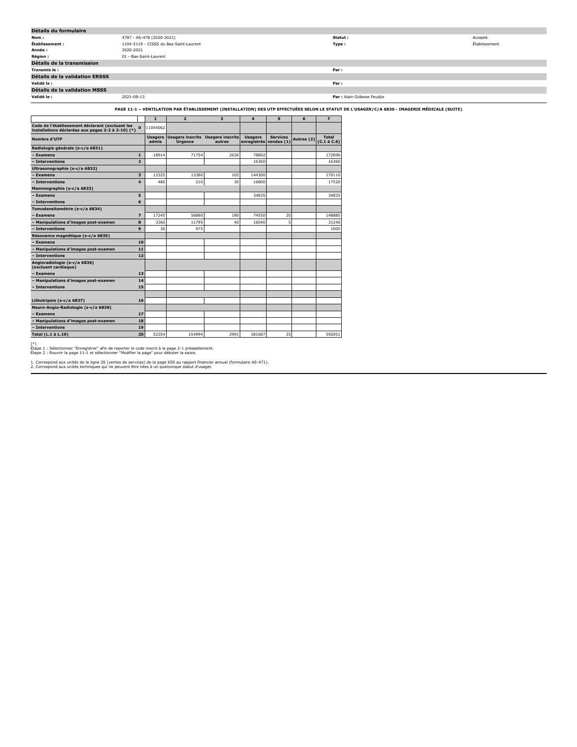## Détails du formulaire

| | | | |
|---|---|---|---|
| **Nom :** | 4787 - AS-478 (2020-2021) | **Statut :** | Accepté |
| **Établissement :** | 1104-5119 - CISSS du Bas-Saint-Laurent | **Type :** | Établissement |
| **Année :** | 2020-2021 | | |
| **Région :** | 01 - Bas-Saint-Laurent | | |

## Détails de la transmission

| | | | |
|---|---|---|---|
| **Transmis le :** | | **Par :** | |

## Détails de la validation ERSSS

| | | | |
|---|---|---|---|
| **Validé le :** | | **Par :** | |

## Détails de la validation MSSS

| | | | |
|---|---|---|---|
| **Validé le :** | 2021-08-13 | **Par :** | Alain Gidasse Feudjio |

**PAGE 11-1 – VENTILATION PAR ÉTABLISSEMENT (INSTALLATION) DES UTP EFFECTUÉES SELON LE STATUT DE L'USAGER/C/A 6830 - IMAGERIE MÉDICALE (SUITE)**

| | | 1 | 2 | 3 | 4 | 5 | 6 | 7 |
|---|---|---|---|---|---|---|---|---|
| **Code de l'établissement déclarant (excluant les installations déclarées aux pages 2-2 à 2-10) (*)** | **0** | 11044062 | | | | | | |
| **Nombre d'UTP** | | **Usagers admis** | **Usagers inscrits Urgence** | **Usagers inscrits autres** | **Usagers enregistrés** | **Services vendus (1)** | **Autres (2)** | **Total (C.1 à C.6)** |
| **Radiologie générale (s-c/a 6831)** | | | | | | | | |
| **– Examens** | **1** | 18914 | 71754 | 2626 | 78802 | | | 172096 |
| **– Interventions** | **2** | | | | 16360 | | | 16360 |
| **Ultrasonographie (s-c/a 6832)** | | | | | | | | |
| **– Examens** | **3** | 12325 | 13380 | 105 | 144300 | | | 170110 |
| **– Interventions** | **4** | 480 | 210 | 30 | 16800 | | | 17520 |
| **Mammographie (s-c/a 6833)** | | | | | | | | |
| **– Examens** | **5** | | | | 34835 | | | 34835 |
| **– Interventions** | **6** | | | | | | | |
| **Tomodensitométrie (s-c/a 6834)** | | | | | | | | |
| **– Examens** | **7** | 17245 | 56880 | 190 | 74550 | 20 | | 148885 |
| **– Manipulations d'images post-examen** | **8** | 3360 | 11795 | 40 | 16040 | 5 | | 31240 |
| **– Interventions** | **9** | 30 | 975 | | | | | 1005 |
| **Résonance magnétique (s-c/a 6835)** | | | | | | | | |
| **– Examens** | **10** | | | | | | | |
| **– Manipulations d'images post-examen** | **11** | | | | | | | |
| **– Interventions** | **12** | | | | | | | |
| **Angioradiologie (s-c/a 6836) (excluant cardiaque)** | | | | | | | | |
| **– Examens** | **13** | | | | | | | |
| **– Manipulations d'images post-examen** | **14** | | | | | | | |
| **– Interventions** | **15** | | | | | | | |
| | | | | | | | | |
| **Lithotripsie (s-c/a 6837)** | **16** | | | | | | | |
| **Neuro-Angio-Radiologie (s-c/a 6838)** | | | | | | | | |
| **– Examens** | **17** | | | | | | | |
| **– Manipulations d'images post-examen** | **18** | | | | | | | |
| **– Interventions** | **19** | | | | | | | |
| **Total (L.1 à L.19)** | **20** | 52354 | 154994 | 2991 | 381687 | 25 | | 592051 |

(*)
Étape 1 : Sélectionner "Enregistrer" afin de reporter le code inscrit à la page 2-1 préalablement.
Étape 2 : Rouvrir la page 11-1 et sélectionner "Modifier la page" pour débuter la saisie.

1. Correspond aux unités de la ligne 26 (ventes de services) de la page 650 au rapport financier annuel (formulaire AS-471).
2. Correspond aux unités techniques qui ne peuvent être liées à un quelconque statut d'usager.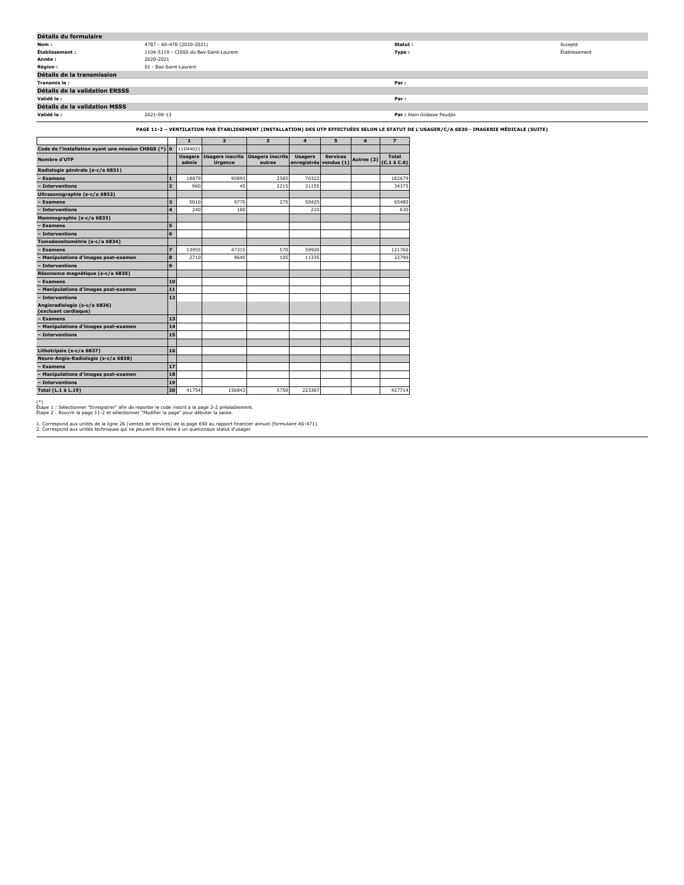## Détails du formulaire

| | | | |
|---|---|---|---|
| **Nom :** | 4787 - AS-478 (2020-2021) | **Statut :** | Accepté |
| **Établissement :** | 1104-5119 - CISSS du Bas-Saint-Laurent | **Type :** | Établissement |
| **Année :** | 2020-2021 | | |
| **Région :** | 01 - Bas-Saint-Laurent | | |

## Détails de la transmission

| | | | |
|---|---|---|---|
| **Transmis le :** | | **Par :** | |

## Détails de la validation ERSSS

| | | | |
|---|---|---|---|
| **Validé le :** | | **Par :** | |

## Détails de la validation MSSS

| | | | |
|---|---|---|---|
| **Validé le :** | 2021-08-13 | **Par :** | Alain Gidasse Feudjio |

**PAGE 11-2 – VENTILATION PAR ÉTABLISSEMENT (INSTALLATION) DES UTP EFFECTUÉES SELON LE STATUT DE L'USAGER/C/A 6830 - IMAGERIE MÉDICALE (SUITE)**

| | | 1 | 2 | 3 | 4 | 5 | 6 | 7 |
|---|---|---|---|---|---|---|---|---|
| **Code de l'installation ayant une mission CHSGS (*)** | **0** | 11044021 | | | | | | |
| **Nombre d'UTP** | | **Usagers admis** | **Usagers inscrits Urgence** | **Usagers inscrits autres** | **Usagers enregistrés** | **Services vendus (1)** | **Autres (2)** | **Total (C.1 à C.6)** |
| **Radiologie générale (s-c/a 6831)** | | | | | | | | |
| **– Examens** | **1** | 18879 | 90893 | 2585 | 70322 | | | 182679 |
| **– Interventions** | **2** | 960 | 45 | 2215 | 31155 | | | 34375 |
| **Ultrasonographie (s-c/a 6832)** | | | | | | | | |
| **– Examens** | **3** | 5010 | 9770 | 275 | 50425 | | | 65480 |
| **– Interventions** | **4** | 240 | 180 | | 210 | | | 630 |
| **Mammographie (s-c/a 6833)** | | | | | | | | |
| **– Examens** | **5** | | | | | | | |
| **– Interventions** | **6** | | | | | | | |
| **Tomodensitométrie (s-c/a 6834)** | | | | | | | | |
| **– Examens** | **7** | 13955 | 47315 | 570 | 59920 | | | 121760 |
| **– Manipulations d'images post-examen** | **8** | 2710 | 8640 | 105 | 11335 | | | 22790 |
| **– Interventions** | **9** | | | | | | | |
| **Résonance magnétique (s-c/a 6835)** | | | | | | | | |
| **– Examens** | **10** | | | | | | | |
| **– Manipulations d'images post-examen** | **11** | | | | | | | |
| **– Interventions** | **12** | | | | | | | |
| **Angioradiologie (s-c/a 6836) (excluant cardiaque)** | | | | | | | | |
| **– Examens** | **13** | | | | | | | |
| **– Manipulations d'images post-examen** | **14** | | | | | | | |
| **– Interventions** | **15** | | | | | | | |
| | | | | | | | | |
| **Lithotripsie (s-c/a 6837)** | **16** | | | | | | | |
| **Neuro-Angio-Radiologie (s-c/a 6838)** | | | | | | | | |
| **– Examens** | **17** | | | | | | | |
| **– Manipulations d'images post-examen** | **18** | | | | | | | |
| **– Interventions** | **19** | | | | | | | |
| **Total (L.1 à L.19)** | **20** | 41754 | 156843 | 5750 | 223367 | | | 427714 |

(*)
Étape 1 : Sélectionner "Enregistrer" afin de reporter le code inscrit à la page 2-2 préalablement.
Étape 2 : Rouvrir la page 11-2 et sélectionner "Modifier la page" pour débuter la saisie.

1. Correspond aux unités de la ligne 26 (ventes de services) de la page 650 au rapport financier annuel (formulaire AS-471).
2. Correspond aux unités techniques qui ne peuvent être liées à un quelconque statut d'usager.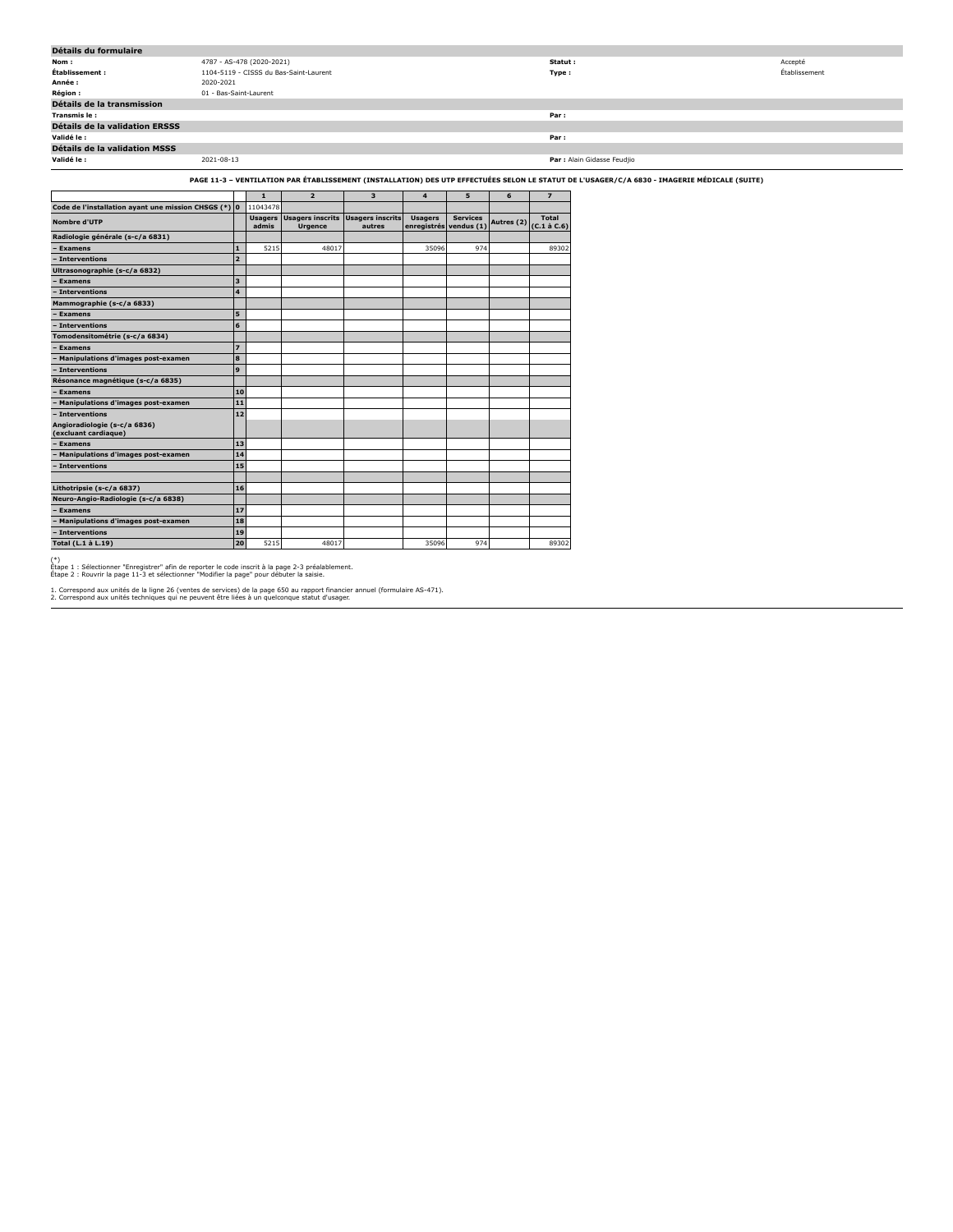| Détails du formulaire | | | |
|---|---|---|---|
| **Nom :** | 4787 - AS-478 (2020-2021) | **Statut :** | Accepté |
| **Établissement :** | 1104-5119 - CISSS du Bas-Saint-Laurent | **Type :** | Établissement |
| **Année :** | 2020-2021 | | |
| **Région :** | 01 - Bas-Saint-Laurent | | |

| Détails de la transmission | | | |
|---|---|---|---|
| **Transmis le :** | | **Par :** | |

| Détails de la validation ERSSS | | | |
|---|---|---|---|
| **Validé le :** | | **Par :** | |

| Détails de la validation MSSS | | | |
|---|---|---|---|
| **Validé le :** | 2021-08-13 | **Par :** | Alain Gidasse Feudjio |

**PAGE 11-3 – VENTILATION PAR ÉTABLISSEMENT (INSTALLATION) DES UTP EFFECTUÉES SELON LE STATUT DE L'USAGER/C/A 6830 - IMAGERIE MÉDICALE (SUITE)**

| | | 1 | 2 | 3 | 4 | 5 | 6 | 7 |
|---|---|---|---|---|---|---|---|---|
| **Code de l'installation ayant une mission CHSGS (*)** | **0** | 11043478 | | | | | | |
| **Nombre d'UTP** | | **Usagers admis** | **Usagers inscrits Urgence** | **Usagers inscrits autres** | **Usagers enregistrés** | **Services vendus (1)** | **Autres (2)** | **Total (C.1 à C.6)** |
| **Radiologie générale (s-c/a 6831)** | | | | | | | | |
| **– Examens** | **1** | 5215 | 48017 | | 35096 | 974 | | 89302 |
| **– Interventions** | **2** | | | | | | | |
| **Ultrasonographie (s-c/a 6832)** | | | | | | | | |
| **– Examens** | **3** | | | | | | | |
| **– Interventions** | **4** | | | | | | | |
| **Mammographie (s-c/a 6833)** | | | | | | | | |
| **– Examens** | **5** | | | | | | | |
| **– Interventions** | **6** | | | | | | | |
| **Tomodensitométrie (s-c/a 6834)** | | | | | | | | |
| **– Examens** | **7** | | | | | | | |
| **– Manipulations d'images post-examen** | **8** | | | | | | | |
| **– Interventions** | **9** | | | | | | | |
| **Résonance magnétique (s-c/a 6835)** | | | | | | | | |
| **– Examens** | **10** | | | | | | | |
| **– Manipulations d'images post-examen** | **11** | | | | | | | |
| **– Interventions** | **12** | | | | | | | |
| **Angioradiologie (s-c/a 6836) (excluant cardiaque)** | | | | | | | | |
| **– Examens** | **13** | | | | | | | |
| **– Manipulations d'images post-examen** | **14** | | | | | | | |
| **– Interventions** | **15** | | | | | | | |
| | | | | | | | | |
| **Lithotripsie (s-c/a 6837)** | **16** | | | | | | | |
| **Neuro-Angio-Radiologie (s-c/a 6838)** | | | | | | | | |
| **– Examens** | **17** | | | | | | | |
| **– Manipulations d'images post-examen** | **18** | | | | | | | |
| **– Interventions** | **19** | | | | | | | |
| **Total (L.1 à L.19)** | **20** | 5215 | 48017 | | 35096 | 974 | | 89302 |

(*)
Étape 1 : Sélectionner "Enregistrer" afin de reporter le code inscrit à la page 2-3 préalablement.
Étape 2 : Rouvrir la page 11-3 et sélectionner "Modifier la page" pour débuter la saisie.

1. Correspond aux unités de la ligne 26 (ventes de services) de la page 650 au rapport financier annuel (formulaire AS-471).
2. Correspond aux unités techniques qui ne peuvent être liées à un quelconque statut d'usager.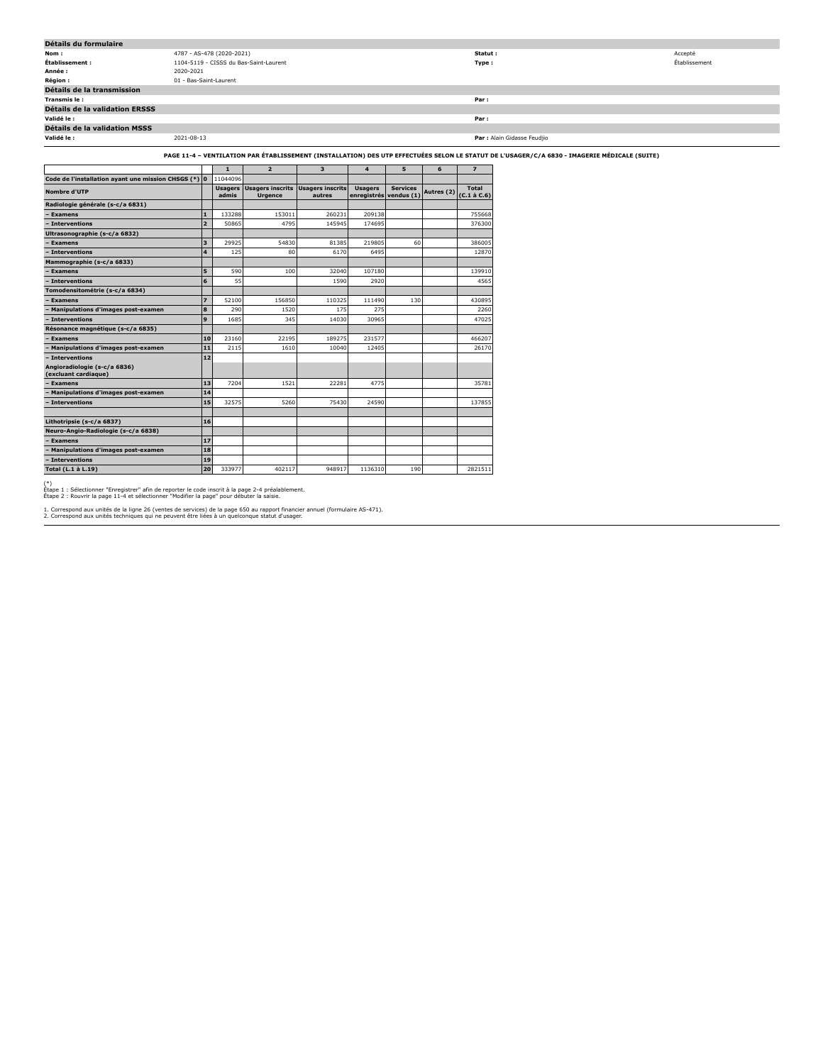| **Détails du formulaire** | | | |
|---|---|---|---|
| **Nom :** | 4787 - AS-478 (2020-2021) | **Statut :** | Accepté |
| **Établissement :** | 1104-5119 - CISSS du Bas-Saint-Laurent | **Type :** | Établissement |
| **Année :** | 2020-2021 | | |
| **Région :** | 01 - Bas-Saint-Laurent | | |
| **Détails de la transmission** | | | |
| **Transmis le :** | | **Par :** | |
| **Détails de la validation ERSSS** | | | |
| **Validé le :** | | **Par :** | |
| **Détails de la validation MSSS** | | | |
| **Validé le :** | 2021-08-13 | **Par :** Alain Gidasse Feudjio | |

**PAGE 11-4 – VENTILATION PAR ÉTABLISSEMENT (INSTALLATION) DES UTP EFFECTUÉES SELON LE STATUT DE L'USAGER/C/A 6830 - IMAGERIE MÉDICALE (SUITE)**

| | | 1 | 2 | 3 | 4 | 5 | 6 | 7 |
|---|---|---|---|---|---|---|---|---|
| **Code de l'installation ayant une mission CHSGS (*)** | **0** | 11044096 | | | | | | |
| **Nombre d'UTP** | | **Usagers admis** | **Usagers inscrits Urgence** | **Usagers inscrits autres** | **Usagers enregistrés** | **Services vendus (1)** | **Autres (2)** | **Total (C.1 à C.6)** |
| **Radiologie générale (s-c/a 6831)** | | | | | | | | |
| **– Examens** | **1** | 133288 | 153011 | 260231 | 209138 | | | 755668 |
| **– Interventions** | **2** | 50865 | 4795 | 145945 | 174695 | | | 376300 |
| **Ultrasonographie (s-c/a 6832)** | | | | | | | | |
| **– Examens** | **3** | 29925 | 54830 | 81385 | 219805 | 60 | | 386005 |
| **– Interventions** | **4** | 125 | 80 | 6170 | 6495 | | | 12870 |
| **Mammographie (s-c/a 6833)** | | | | | | | | |
| **– Examens** | **5** | 590 | 100 | 32040 | 107180 | | | 139910 |
| **– Interventions** | **6** | 55 | | 1590 | 2920 | | | 4565 |
| **Tomodensitométrie (s-c/a 6834)** | | | | | | | | |
| **– Examens** | **7** | 52100 | 156850 | 110325 | 111490 | 130 | | 430895 |
| **– Manipulations d'images post-examen** | **8** | 290 | 1520 | 175 | 275 | | | 2260 |
| **– Interventions** | **9** | 1685 | 345 | 14030 | 30965 | | | 47025 |
| **Résonance magnétique (s-c/a 6835)** | | | | | | | | |
| **– Examens** | **10** | 23160 | 22195 | 189275 | 231577 | | | 466207 |
| **– Manipulations d'images post-examen** | **11** | 2115 | 1610 | 10040 | 12405 | | | 26170 |
| **– Interventions** | **12** | | | | | | | |
| **Angioradiologie (s-c/a 6836) (excluant cardiaque)** | | | | | | | | |
| **– Examens** | **13** | 7204 | 1521 | 22281 | 4775 | | | 35781 |
| **– Manipulations d'images post-examen** | **14** | | | | | | | |
| **– Interventions** | **15** | 32575 | 5260 | 75430 | 24590 | | | 137855 |
| | | | | | | | | |
| **Lithotripsie (s-c/a 6837)** | **16** | | | | | | | |
| **Neuro-Angio-Radiologie (s-c/a 6838)** | | | | | | | | |
| **– Examens** | **17** | | | | | | | |
| **– Manipulations d'images post-examen** | **18** | | | | | | | |
| **– Interventions** | **19** | | | | | | | |
| **Total (L.1 à L.19)** | **20** | 333977 | 402117 | 948917 | 1136310 | 190 | | 2821511 |

(*)
Étape 1 : Sélectionner "Enregistrer" afin de reporter le code inscrit à la page 2-4 préalablement.
Étape 2 : Rouvrir la page 11-4 et sélectionner "Modifier la page" pour débuter la saisie.

1. Correspond aux unités de la ligne 26 (ventes de services) de la page 650 au rapport financier annuel (formulaire AS-471).
2. Correspond aux unités techniques qui ne peuvent être liées à un quelconque statut d'usager.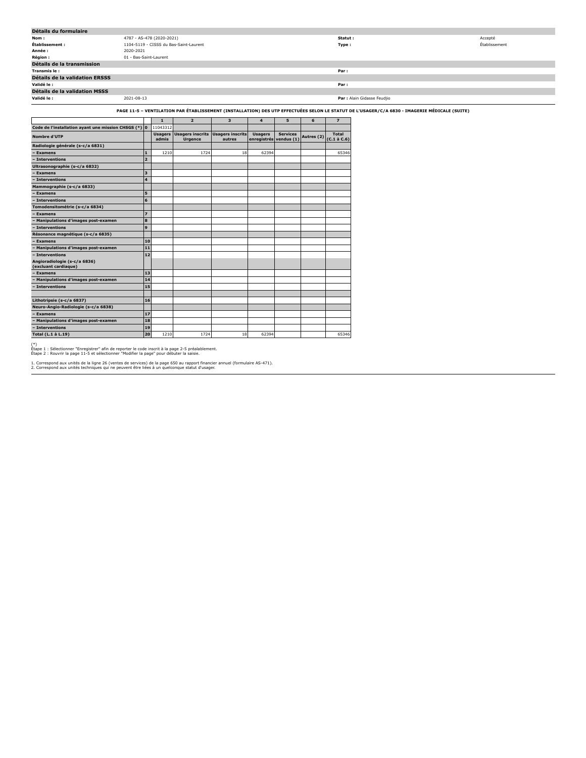| Détails du formulaire | | | |
|---|---|---|---|
| **Nom :** | 4787 - AS-478 (2020-2021) | **Statut :** | Accepté |
| **Établissement :** | 1104-5119 - CISSS du Bas-Saint-Laurent | **Type :** | Établissement |
| **Année :** | 2020-2021 | | |
| **Région :** | 01 - Bas-Saint-Laurent | | |
| **Détails de la transmission** | | | |
| **Transmis le :** | | **Par :** | |
| **Détails de la validation ERSSS** | | | |
| **Validé le :** | | **Par :** | |
| **Détails de la validation MSSS** | | | |
| **Validé le :** | 2021-08-13 | **Par :** Alain Gidasse Feudjio | |

**PAGE 11-5 – VENTILATION PAR ÉTABLISSEMENT (INSTALLATION) DES UTP EFFECTUÉES SELON LE STATUT DE L'USAGER/C/A 6830 - IMAGERIE MÉDICALE (SUITE)**

| | | 1 | 2 | 3 | 4 | 5 | 6 | 7 |
|---|---|---|---|---|---|---|---|---|
| **Code de l'installation ayant une mission CHSGS (*)** | **0** | 11043312 | | | | | | |
| **Nombre d'UTP** | | **Usagers admis** | **Usagers inscrits Urgence** | **Usagers inscrits autres** | **Usagers enregistrés** | **Services vendus (1)** | **Autres (2)** | **Total (C.1 à C.6)** |
| **Radiologie générale (s-c/a 6831)** | | | | | | | | |
| **– Examens** | **1** | 1210 | 1724 | 18 | 62394 | | | 65346 |
| **– Interventions** | **2** | | | | | | | |
| **Ultrasonographie (s-c/a 6832)** | | | | | | | | |
| **– Examens** | **3** | | | | | | | |
| **– Interventions** | **4** | | | | | | | |
| **Mammographie (s-c/a 6833)** | | | | | | | | |
| **– Examens** | **5** | | | | | | | |
| **– Interventions** | **6** | | | | | | | |
| **Tomodensitométrie (s-c/a 6834)** | | | | | | | | |
| **– Examens** | **7** | | | | | | | |
| **– Manipulations d'images post-examen** | **8** | | | | | | | |
| **– Interventions** | **9** | | | | | | | |
| **Résonance magnétique (s-c/a 6835)** | | | | | | | | |
| **– Examens** | **10** | | | | | | | |
| **– Manipulations d'images post-examen** | **11** | | | | | | | |
| **– Interventions** | **12** | | | | | | | |
| **Angioradiologie (s-c/a 6836) (excluant cardiaque)** | | | | | | | | |
| **– Examens** | **13** | | | | | | | |
| **– Manipulations d'images post-examen** | **14** | | | | | | | |
| **– Interventions** | **15** | | | | | | | |
| | | | | | | | | |
| **Lithotripsie (s-c/a 6837)** | **16** | | | | | | | |
| **Neuro-Angio-Radiologie (s-c/a 6838)** | | | | | | | | |
| **– Examens** | **17** | | | | | | | |
| **– Manipulations d'images post-examen** | **18** | | | | | | | |
| **– Interventions** | **19** | | | | | | | |
| **Total (L.1 à L.19)** | **20** | 1210 | 1724 | 18 | 62394 | | | 65346 |

(*)
Étape 1 : Sélectionner "Enregistrer" afin de reporter le code inscrit à la page 2-5 préalablement.
Étape 2 : Rouvrir la page 11-5 et sélectionner "Modifier la page" pour débuter la saisie.

1. Correspond aux unités de la ligne 26 (ventes de services) de la page 650 au rapport financier annuel (formulaire AS-471).
2. Correspond aux unités techniques qui ne peuvent être liées à un quelconque statut d'usager.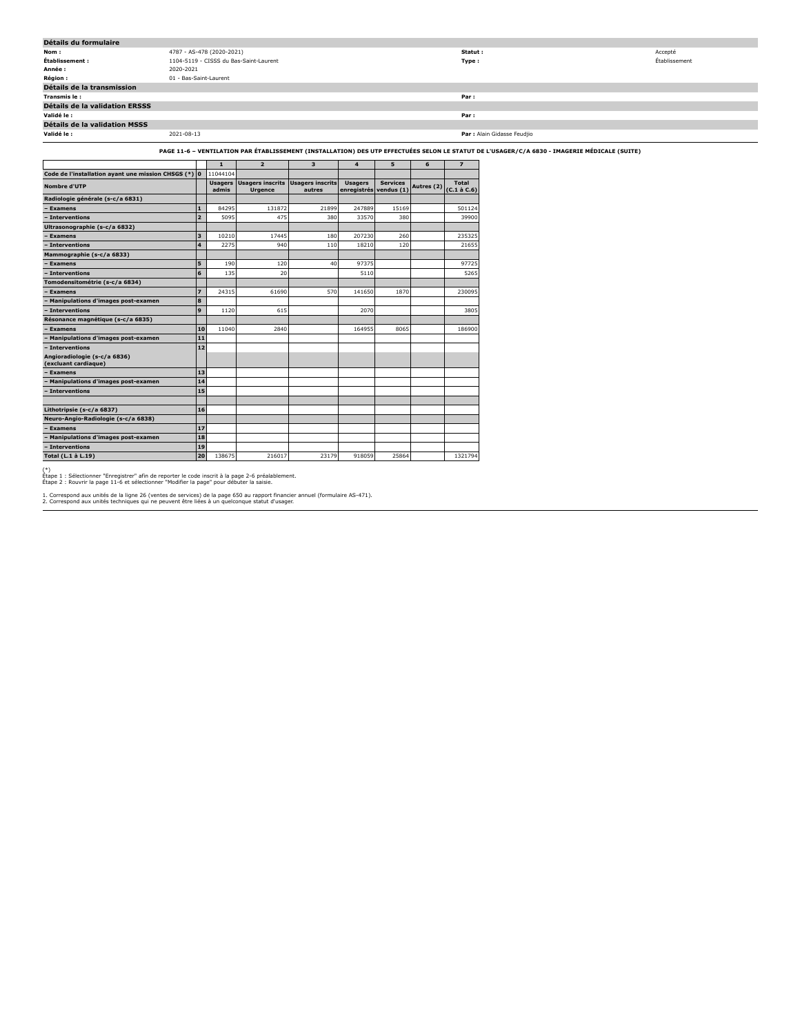## Détails du formulaire

| | | | |
|---|---|---|---|
| **Nom :** | 4787 - AS-478 (2020-2021) | **Statut :** | Accepté |
| **Établissement :** | 1104-5119 - CISSS du Bas-Saint-Laurent | **Type :** | Établissement |
| **Année :** | 2020-2021 | | |
| **Région :** | 01 - Bas-Saint-Laurent | | |

## Détails de la transmission

| | | | |
|---|---|---|---|
| **Transmis le :** | | **Par :** | |

## Détails de la validation ERSSS

| | | | |
|---|---|---|---|
| **Validé le :** | | **Par :** | |

## Détails de la validation MSSS

| | | | |
|---|---|---|---|
| **Validé le :** | 2021-08-13 | **Par :** | Alain Gidasse Feudjio |

**PAGE 11-6 – VENTILATION PAR ÉTABLISSEMENT (INSTALLATION) DES UTP EFFECTUÉES SELON LE STATUT DE L'USAGER/C/A 6830 - IMAGERIE MÉDICALE (SUITE)**

| | | 1 | 2 | 3 | 4 | 5 | 6 | 7 |
|---|---|---|---|---|---|---|---|---|
| **Code de l'installation ayant une mission CHSGS (*)** | **0** | 11044104 | | | | | | |
| **Nombre d'UTP** | | **Usagers admis** | **Usagers inscrits Urgence** | **Usagers inscrits autres** | **Usagers enregistrés** | **Services vendus (1)** | **Autres (2)** | **Total (C.1 à C.6)** |
| **Radiologie générale (s-c/a 6831)** | | | | | | | | |
| **– Examens** | **1** | 84295 | 131872 | 21899 | 247889 | 15169 | | 501124 |
| **– Interventions** | **2** | 5095 | 475 | 380 | 33570 | 380 | | 39900 |
| **Ultrasonographie (s-c/a 6832)** | | | | | | | | |
| **– Examens** | **3** | 10210 | 17445 | 180 | 207230 | 260 | | 235325 |
| **– Interventions** | **4** | 2275 | 940 | 110 | 18210 | 120 | | 21655 |
| **Mammographie (s-c/a 6833)** | | | | | | | | |
| **– Examens** | **5** | 190 | 120 | 40 | 97375 | | | 97725 |
| **– Interventions** | **6** | 135 | 20 | | 5110 | | | 5265 |
| **Tomodensitométrie (s-c/a 6834)** | | | | | | | | |
| **– Examens** | **7** | 24315 | 61690 | 570 | 141650 | 1870 | | 230095 |
| **– Manipulations d'images post-examen** | **8** | | | | | | | |
| **– Interventions** | **9** | 1120 | 615 | | 2070 | | | 3805 |
| **Résonance magnétique (s-c/a 6835)** | | | | | | | | |
| **– Examens** | **10** | 11040 | 2840 | | 164955 | 8065 | | 186900 |
| **– Manipulations d'images post-examen** | **11** | | | | | | | |
| **– Interventions** | **12** | | | | | | | |
| **Angioradiologie (s-c/a 6836) (excluant cardiaque)** | | | | | | | | |
| **– Examens** | **13** | | | | | | | |
| **– Manipulations d'images post-examen** | **14** | | | | | | | |
| **– Interventions** | **15** | | | | | | | |
| | | | | | | | | |
| **Lithotripsie (s-c/a 6837)** | **16** | | | | | | | |
| **Neuro-Angio-Radiologie (s-c/a 6838)** | | | | | | | | |
| **– Examens** | **17** | | | | | | | |
| **– Manipulations d'images post-examen** | **18** | | | | | | | |
| **– Interventions** | **19** | | | | | | | |
| **Total (L.1 à L.19)** | **20** | 138675 | 216017 | 23179 | 918059 | 25864 | | 1321794 |

(*)
Étape 1 : Sélectionner "Enregistrer" afin de reporter le code inscrit à la page 2-6 préalablement.
Étape 2 : Rouvrir la page 11-6 et sélectionner "Modifier la page" pour débuter la saisie.

1. Correspond aux unités de la ligne 26 (ventes de services) de la page 650 au rapport financier annuel (formulaire AS-471).
2. Correspond aux unités techniques qui ne peuvent être liées à un quelconque statut d'usager.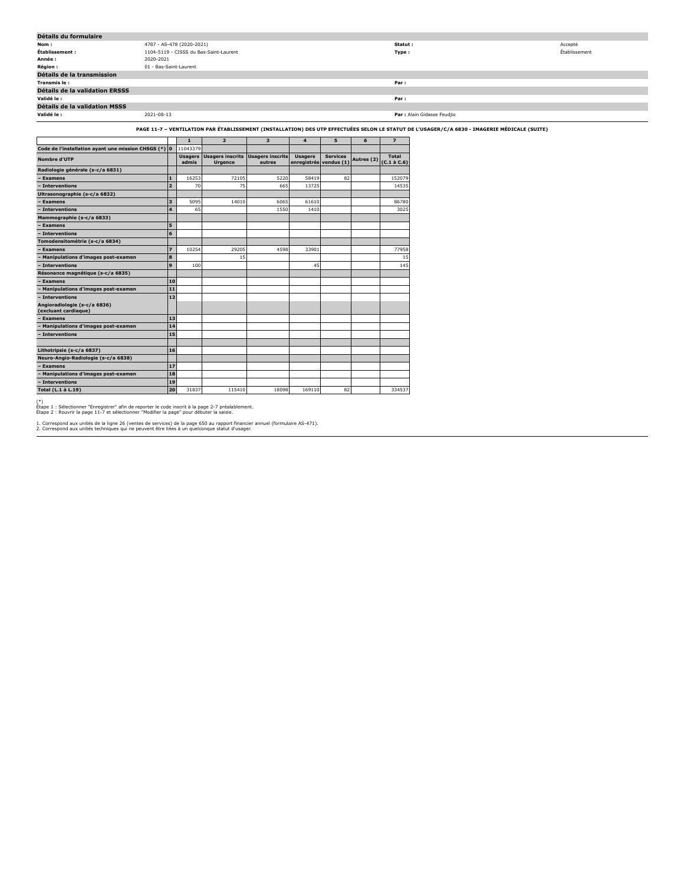## Détails du formulaire

| | | | |
|---|---|---|---|
| **Nom :** | 4787 - AS-478 (2020-2021) | **Statut :** | Accepté |
| **Établissement :** | 1104-5119 - CISSS du Bas-Saint-Laurent | **Type :** | Établissement |
| **Année :** | 2020-2021 | | |
| **Région :** | 01 - Bas-Saint-Laurent | | |

## Détails de la transmission

| | | | |
|---|---|---|---|
| **Transmis le :** | | **Par :** | |

## Détails de la validation ERSSS

| | | | |
|---|---|---|---|
| **Validé le :** | | **Par :** | |

## Détails de la validation MSSS

| | | | |
|---|---|---|---|
| **Validé le :** | 2021-08-13 | **Par :** | Alain Gidasse Feudjio |

**PAGE 11-7 – VENTILATION PAR ÉTABLISSEMENT (INSTALLATION) DES UTP EFFECTUÉES SELON LE STATUT DE L'USAGER/C/A 6830 - IMAGERIE MÉDICALE (SUITE)**

| | | 1 | 2 | 3 | 4 | 5 | 6 | 7 |
|---|---|---|---|---|---|---|---|---|
| **Code de l'installation ayant une mission CHSGS (*)** | **0** | 11043379 | | | | | | |
| **Nombre d'UTP** | | **Usagers admis** | **Usagers inscrits Urgence** | **Usagers inscrits autres** | **Usagers enregistrés** | **Services vendus (1)** | **Autres (2)** | **Total (C.1 à C.6)** |
| **Radiologie générale (s-c/a 6831)** | | | | | | | | |
| **– Examens** | **1** | 16253 | 72105 | 5220 | 58419 | 82 | | 152079 |
| **– Interventions** | **2** | 70 | 75 | 665 | 13725 | | | 14535 |
| **Ultrasonographie (s-c/a 6832)** | | | | | | | | |
| **– Examens** | **3** | 5095 | 14010 | 6065 | 61610 | | | 86780 |
| **– Interventions** | **4** | 65 | | 1550 | 1410 | | | 3025 |
| **Mammographie (s-c/a 6833)** | | | | | | | | |
| **– Examens** | **5** | | | | | | | |
| **– Interventions** | **6** | | | | | | | |
| **Tomodensitométrie (s-c/a 6834)** | | | | | | | | |
| **– Examens** | **7** | 10254 | 29205 | 4598 | 33901 | | | 77958 |
| **– Manipulations d'images post-examen** | **8** | | 15 | | | | | 15 |
| **– Interventions** | **9** | 100 | | | 45 | | | 145 |
| **Résonance magnétique (s-c/a 6835)** | | | | | | | | |
| **– Examens** | **10** | | | | | | | |
| **– Manipulations d'images post-examen** | **11** | | | | | | | |
| **– Interventions** | **12** | | | | | | | |
| **Angioradiologie (s-c/a 6836) (excluant cardiaque)** | | | | | | | | |
| **– Examens** | **13** | | | | | | | |
| **– Manipulations d'images post-examen** | **14** | | | | | | | |
| **– Interventions** | **15** | | | | | | | |
| | | | | | | | | |
| **Lithotripsie (s-c/a 6837)** | **16** | | | | | | | |
| **Neuro-Angio-Radiologie (s-c/a 6838)** | | | | | | | | |
| **– Examens** | **17** | | | | | | | |
| **– Manipulations d'images post-examen** | **18** | | | | | | | |
| **– Interventions** | **19** | | | | | | | |
| **Total (L.1 à L.19)** | **20** | 31837 | 115410 | 18098 | 169110 | 82 | | 334537 |

(*)
Étape 1 : Sélectionner "Enregistrer" afin de reporter le code inscrit à la page 2-7 préalablement.
Étape 2 : Rouvrir la page 11-7 et sélectionner "Modifier la page" pour débuter la saisie.

1. Correspond aux unités de la ligne 26 (ventes de services) de la page 650 au rapport financier annuel (formulaire AS-471).
2. Correspond aux unités techniques qui ne peuvent être liées à un quelconque statut d'usager.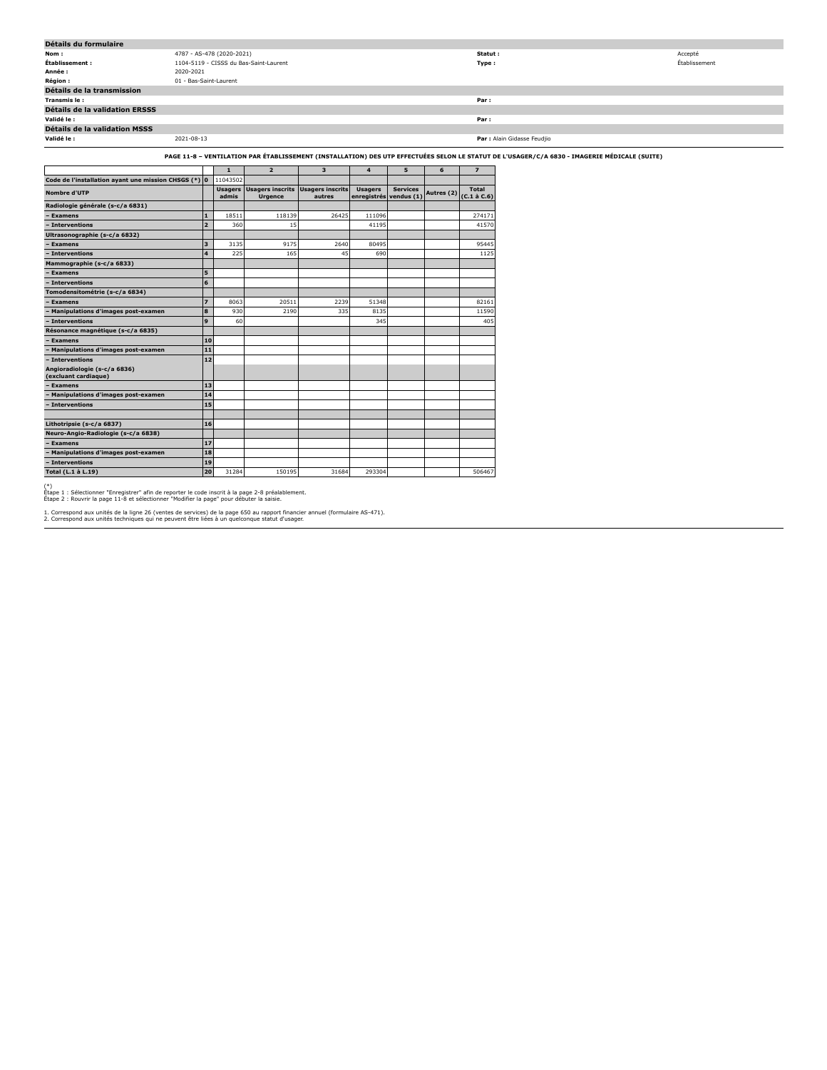## Détails du formulaire

| | | | |
|---|---|---|---|
| **Nom :** | 4787 - AS-478 (2020-2021) | **Statut :** | Accepté |
| **Établissement :** | 1104-5119 - CISSS du Bas-Saint-Laurent | **Type :** | Établissement |
| **Année :** | 2020-2021 | | |
| **Région :** | 01 - Bas-Saint-Laurent | | |

## Détails de la transmission

| | | | |
|---|---|---|---|
| **Transmis le :** | | **Par :** | |

## Détails de la validation ERSSS

| | | | |
|---|---|---|---|
| **Validé le :** | | **Par :** | |

## Détails de la validation MSSS

| | | | |
|---|---|---|---|
| **Validé le :** | 2021-08-13 | **Par :** | Alain Gidasse Feudjio |

**PAGE 11-8 – VENTILATION PAR ÉTABLISSEMENT (INSTALLATION) DES UTP EFFECTUÉES SELON LE STATUT DE L'USAGER/C/A 6830 - IMAGERIE MÉDICALE (SUITE)**

| | | 1 | 2 | 3 | 4 | 5 | 6 | 7 |
|---|---|---|---|---|---|---|---|---|
| **Code de l'installation ayant une mission CHSGS (*)** | **0** | 11043502 | | | | | | |
| **Nombre d'UTP** | | **Usagers admis** | **Usagers inscrits Urgence** | **Usagers inscrits autres** | **Usagers enregistrés** | **Services vendus (1)** | **Autres (2)** | **Total (C.1 à C.6)** |
| **Radiologie générale (s-c/a 6831)** | | | | | | | | |
| **– Examens** | **1** | 18511 | 118139 | 26425 | 111096 | | | 274171 |
| **– Interventions** | **2** | 360 | 15 | | 41195 | | | 41570 |
| **Ultrasonographie (s-c/a 6832)** | | | | | | | | |
| **– Examens** | **3** | 3135 | 9175 | 2640 | 80495 | | | 95445 |
| **– Interventions** | **4** | 225 | 165 | 45 | 690 | | | 1125 |
| **Mammographie (s-c/a 6833)** | | | | | | | | |
| **– Examens** | **5** | | | | | | | |
| **– Interventions** | **6** | | | | | | | |
| **Tomodensitométrie (s-c/a 6834)** | | | | | | | | |
| **– Examens** | **7** | 8063 | 20511 | 2239 | 51348 | | | 82161 |
| **– Manipulations d'images post-examen** | **8** | 930 | 2190 | 335 | 8135 | | | 11590 |
| **– Interventions** | **9** | 60 | | | 345 | | | 405 |
| **Résonance magnétique (s-c/a 6835)** | | | | | | | | |
| **– Examens** | **10** | | | | | | | |
| **– Manipulations d'images post-examen** | **11** | | | | | | | |
| **– Interventions** | **12** | | | | | | | |
| **Angioradiologie (s-c/a 6836) (excluant cardiaque)** | | | | | | | | |
| **– Examens** | **13** | | | | | | | |
| **– Manipulations d'images post-examen** | **14** | | | | | | | |
| **– Interventions** | **15** | | | | | | | |
| | | | | | | | | |
| **Lithotripsie (s-c/a 6837)** | **16** | | | | | | | |
| **Neuro-Angio-Radiologie (s-c/a 6838)** | | | | | | | | |
| **– Examens** | **17** | | | | | | | |
| **– Manipulations d'images post-examen** | **18** | | | | | | | |
| **– Interventions** | **19** | | | | | | | |
| **Total (L.1 à L.19)** | **20** | 31284 | 150195 | 31684 | 293304 | | | 506467 |

(*)
Étape 1 : Sélectionner "Enregistrer" afin de reporter le code inscrit à la page 2-8 préalablement.
Étape 2 : Rouvrir la page 11-8 et sélectionner "Modifier la page" pour débuter la saisie.

1. Correspond aux unités de la ligne 26 (ventes de services) de la page 650 au rapport financier annuel (formulaire AS-471).
2. Correspond aux unités techniques qui ne peuvent être liées à un quelconque statut d'usager.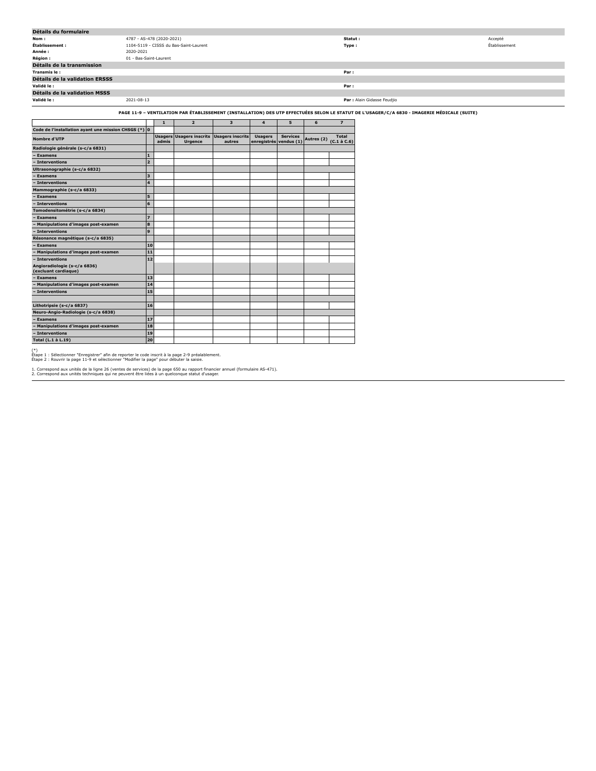## Détails du formulaire

| | | | |
|---|---|---|---|
| **Nom :** | 4787 - AS-478 (2020-2021) | **Statut :** | Accepté |
| **Établissement :** | 1104-5119 - CISSS du Bas-Saint-Laurent | **Type :** | Établissement |
| **Année :** | 2020-2021 | | |
| **Région :** | 01 - Bas-Saint-Laurent | | |

## Détails de la transmission

| | | | |
|---|---|---|---|
| **Transmis le :** | | **Par :** | |

## Détails de la validation ERSSS

| | | | |
|---|---|---|---|
| **Validé le :** | | **Par :** | |

## Détails de la validation MSSS

| | | | |
|---|---|---|---|
| **Validé le :** | 2021-08-13 | **Par :** | Alain Gidasse Feudjio |

**PAGE 11-9 – VENTILATION PAR ÉTABLISSEMENT (INSTALLATION) DES UTP EFFECTUÉES SELON LE STATUT DE L'USAGER/C/A 6830 - IMAGERIE MÉDICALE (SUITE)**

| | | 1 | 2 | 3 | 4 | 5 | 6 | 7 |
|---|---|---|---|---|---|---|---|---|
| **Code de l'installation ayant une mission CHSGS (*)** | **0** | | | | | | | |
| **Nombre d'UTP** | | **Usagers admis** | **Usagers inscrits Urgence** | **Usagers inscrits autres** | **Usagers enregistrés** | **Services vendus (1)** | **Autres (2)** | **Total (C.1 à C.6)** |
| **Radiologie générale (s-c/a 6831)** | | | | | | | | |
| **– Examens** | **1** | | | | | | | |
| **– Interventions** | **2** | | | | | | | |
| **Ultrasonographie (s-c/a 6832)** | | | | | | | | |
| **– Examens** | **3** | | | | | | | |
| **– Interventions** | **4** | | | | | | | |
| **Mammographie (s-c/a 6833)** | | | | | | | | |
| **– Examens** | **5** | | | | | | | |
| **– Interventions** | **6** | | | | | | | |
| **Tomodensitométrie (s-c/a 6834)** | | | | | | | | |
| **– Examens** | **7** | | | | | | | |
| **– Manipulations d'images post-examen** | **8** | | | | | | | |
| **– Interventions** | **9** | | | | | | | |
| **Résonance magnétique (s-c/a 6835)** | | | | | | | | |
| **– Examens** | **10** | | | | | | | |
| **– Manipulations d'images post-examen** | **11** | | | | | | | |
| **– Interventions** | **12** | | | | | | | |
| **Angioradiologie (s-c/a 6836) (excluant cardiaque)** | | | | | | | | |
| **– Examens** | **13** | | | | | | | |
| **– Manipulations d'images post-examen** | **14** | | | | | | | |
| **– Interventions** | **15** | | | | | | | |
| | | | | | | | | |
| **Lithotripsie (s-c/a 6837)** | **16** | | | | | | | |
| **Neuro-Angio-Radiologie (s-c/a 6838)** | | | | | | | | |
| **– Examens** | **17** | | | | | | | |
| **– Manipulations d'images post-examen** | **18** | | | | | | | |
| **– Interventions** | **19** | | | | | | | |
| **Total (L.1 à L.19)** | **20** | | | | | | | |

(*)
Étape 1 : Sélectionner "Enregistrer" afin de reporter le code inscrit à la page 2-9 préalablement.
Étape 2 : Rouvrir la page 11-9 et sélectionner "Modifier la page" pour débuter la saisie.

1. Correspond aux unités de la ligne 26 (ventes de services) de la page 650 au rapport financier annuel (formulaire AS-471).
2. Correspond aux unités techniques qui ne peuvent être liées à un quelconque statut d'usager.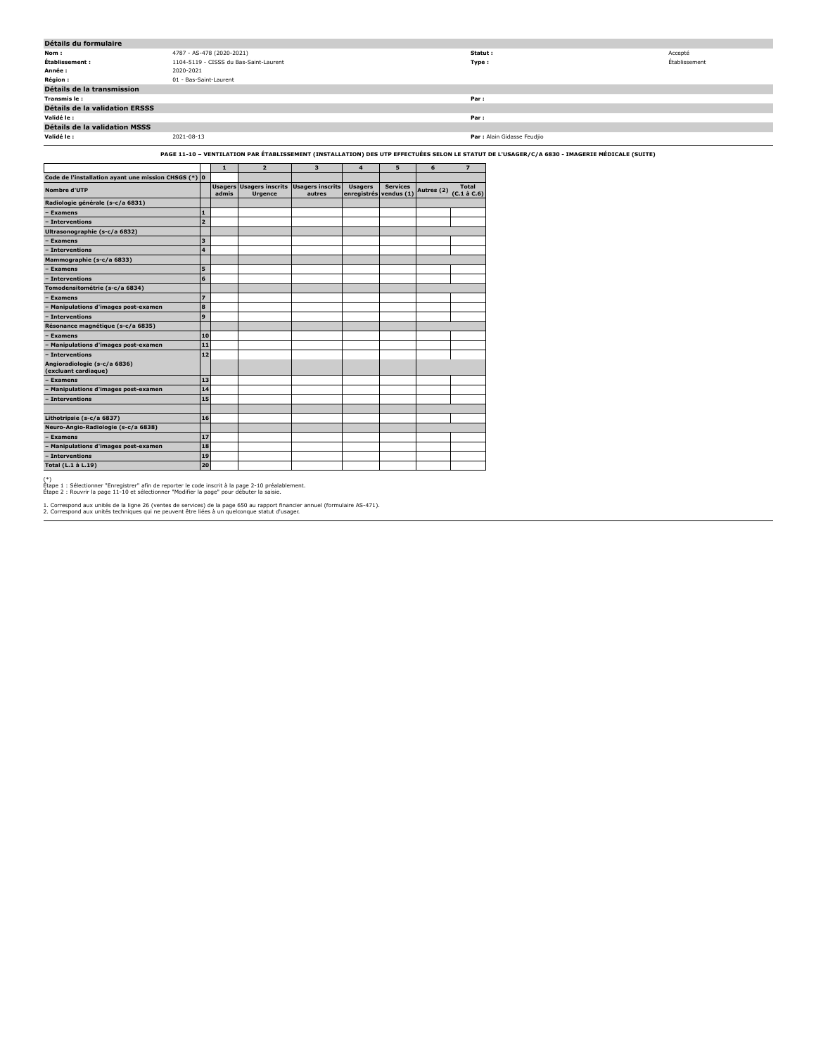## Détails du formulaire

| | | | |
|---|---|---|---|
| **Nom :** | 4787 - AS-478 (2020-2021) | **Statut :** | Accepté |
| **Établissement :** | 1104-5119 - CISSS du Bas-Saint-Laurent | **Type :** | Établissement |
| **Année :** | 2020-2021 | | |
| **Région :** | 01 - Bas-Saint-Laurent | | |

## Détails de la transmission

| | | | |
|---|---|---|---|
| **Transmis le :** | | **Par :** | |

## Détails de la validation ERSSS

| | | | |
|---|---|---|---|
| **Validé le :** | | **Par :** | |

## Détails de la validation MSSS

| | | | |
|---|---|---|---|
| **Validé le :** | 2021-08-13 | **Par :** | Alain Gidasse Feudjio |

**PAGE 11-10 – VENTILATION PAR ÉTABLISSEMENT (INSTALLATION) DES UTP EFFECTUÉES SELON LE STATUT DE L'USAGER/C/A 6830 - IMAGERIE MÉDICALE (SUITE)**

| | | 1 | 2 | 3 | 4 | 5 | 6 | 7 |
|---|---|---|---|---|---|---|---|---|
| **Code de l'installation ayant une mission CHSGS (*)** | **0** | | | | | | | |
| **Nombre d'UTP** | | **Usagers admis** | **Usagers inscrits Urgence** | **Usagers inscrits autres** | **Usagers enregistrés** | **Services vendus (1)** | **Autres (2)** | **Total (C.1 à C.6)** |
| **Radiologie générale (s-c/a 6831)** | | | | | | | | |
| **– Examens** | **1** | | | | | | | |
| **– Interventions** | **2** | | | | | | | |
| **Ultrasonographie (s-c/a 6832)** | | | | | | | | |
| **– Examens** | **3** | | | | | | | |
| **– Interventions** | **4** | | | | | | | |
| **Mammographie (s-c/a 6833)** | | | | | | | | |
| **– Examens** | **5** | | | | | | | |
| **– Interventions** | **6** | | | | | | | |
| **Tomodensitométrie (s-c/a 6834)** | | | | | | | | |
| **– Examens** | **7** | | | | | | | |
| **– Manipulations d'images post-examen** | **8** | | | | | | | |
| **– Interventions** | **9** | | | | | | | |
| **Résonance magnétique (s-c/a 6835)** | | | | | | | | |
| **– Examens** | **10** | | | | | | | |
| **– Manipulations d'images post-examen** | **11** | | | | | | | |
| **– Interventions** | **12** | | | | | | | |
| **Angioradiologie (s-c/a 6836) (excluant cardiaque)** | | | | | | | | |
| **– Examens** | **13** | | | | | | | |
| **– Manipulations d'images post-examen** | **14** | | | | | | | |
| **– Interventions** | **15** | | | | | | | |
| | | | | | | | | |
| **Lithotripsie (s-c/a 6837)** | **16** | | | | | | | |
| **Neuro-Angio-Radiologie (s-c/a 6838)** | | | | | | | | |
| **– Examens** | **17** | | | | | | | |
| **– Manipulations d'images post-examen** | **18** | | | | | | | |
| **– Interventions** | **19** | | | | | | | |
| **Total (L.1 à L.19)** | **20** | | | | | | | |

(*)
Étape 1 : Sélectionner "Enregistrer" afin de reporter le code inscrit à la page 2-10 préalablement.
Étape 2 : Rouvrir la page 11-10 et sélectionner "Modifier la page" pour débuter la saisie.

1. Correspond aux unités de la ligne 26 (ventes de services) de la page 650 au rapport financier annuel (formulaire AS-471).
2. Correspond aux unités techniques qui ne peuvent être liées à un quelconque statut d'usager.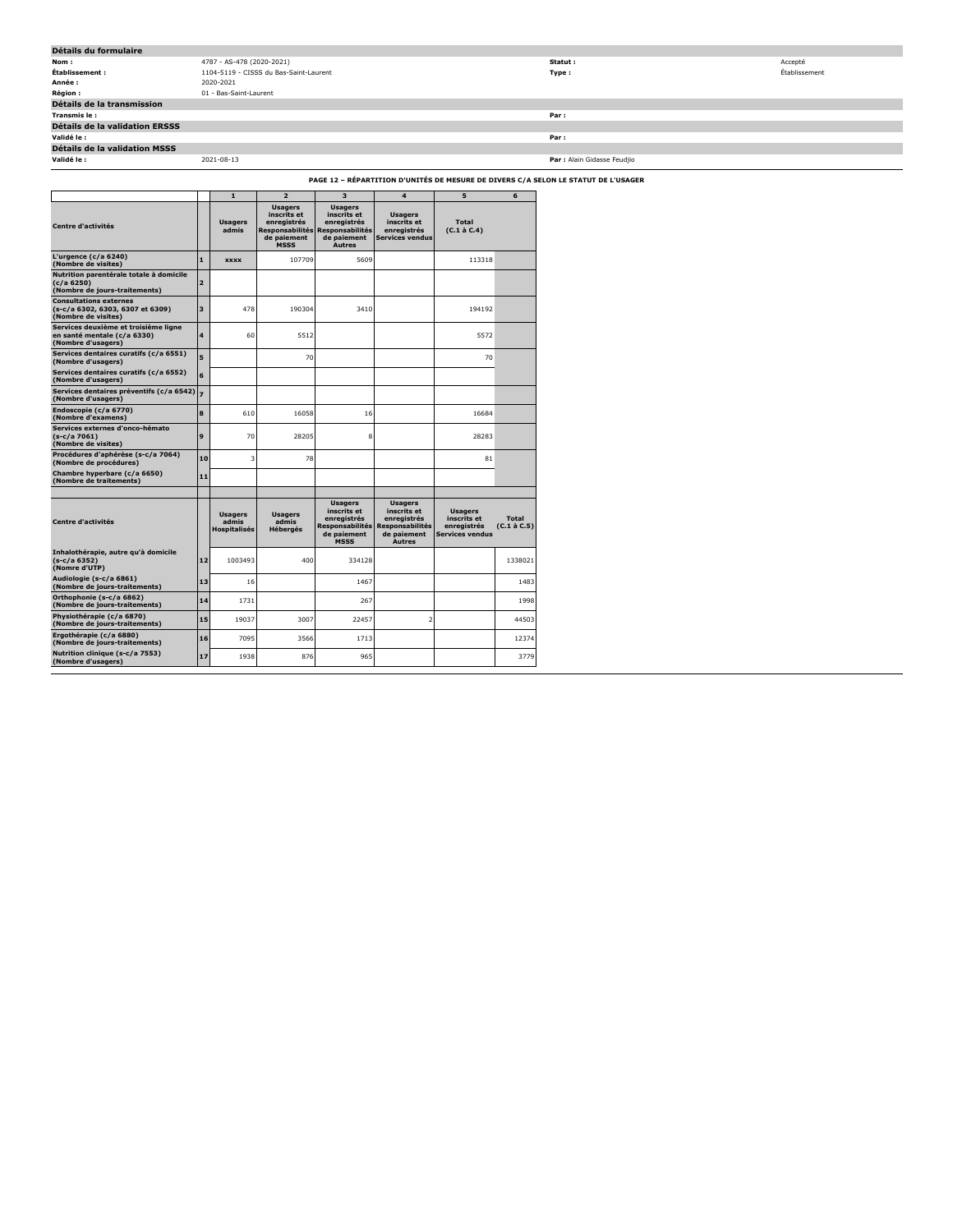## Détails du formulaire

| | | | |
|---|---|---|---|
| **Nom :** | 4787 - AS-478 (2020-2021) | **Statut :** | Accepté |
| **Établissement :** | 1104-5119 - CISSS du Bas-Saint-Laurent | **Type :** | Établissement |
| **Année :** | 2020-2021 | | |
| **Région :** | 01 - Bas-Saint-Laurent | | |

## Détails de la transmission

| | | | |
|---|---|---|---|
| **Transmis le :** | | **Par :** | |

## Détails de la validation ERSSS

| | | | |
|---|---|---|---|
| **Validé le :** | | **Par :** | |

## Détails de la validation MSSS

| | | | |
|---|---|---|---|
| **Validé le :** | 2021-08-13 | **Par :** | Alain Gidasse Feudjio |

### PAGE 12 – RÉPARTITION D'UNITÉS DE MESURE DE DIVERS C/A SELON LE STATUT DE L'USAGER

| | | 1 | 2 | 3 | 4 | 5 | 6 |
|---|---|---|---|---|---|---|---|
| **Centre d'activités** | | **Usagers admis** | **Usagers inscrits et enregistrés Responsabilités de paiement MSSS** | **Usagers inscrits et enregistrés Responsabilités de paiement Autres** | **Usagers inscrits et enregistrés Services vendus** | **Total (C.1 à C.4)** | |
| **L'urgence (c/a 6240) (Nombre de visites)** | 1 | xxxx | 107709 | 5609 | | 113318 | |
| **Nutrition parentérale totale à domicile (c/a 6250) (Nombre de jours-traitements)** | 2 | | | | | | |
| **Consultations externes (s-c/a 6302, 6303, 6307 et 6309) (Nombre de visites)** | 3 | 478 | 190304 | 3410 | | 194192 | |
| **Services deuxième et troisième ligne en santé mentale (c/a 6330) (Nombre d'usagers)** | 4 | 60 | 5512 | | | 5572 | |
| **Services dentaires curatifs (c/a 6551) (Nombre d'usagers)** | 5 | | 70 | | | 70 | |
| **Services dentaires curatifs (c/a 6552) (Nombre d'usagers)** | 6 | | | | | | |
| **Services dentaires préventifs (c/a 6542) (Nombre d'usagers)** | 7 | | | | | | |
| **Endoscopie (c/a 6770) (Nombre d'examens)** | 8 | 610 | 16058 | 16 | | 16684 | |
| **Services externes d'onco-hémato (s-c/a 7061) (Nombre de visites)** | 9 | 70 | 28205 | 8 | | 28283 | |
| **Procédures d'aphérèse (s-c/a 7064) (Nombre de procédures)** | 10 | 3 | 78 | | | 81 | |
| **Chambre hyperbare (c/a 6650) (Nombre de traitements)** | 11 | | | | | | |
| | | | | | | | |
| **Centre d'activités** | | **Usagers admis Hospitalisés** | **Usagers admis Hébergés** | **Usagers inscrits et enregistrés Responsabilités de paiement MSSS** | **Usagers inscrits et enregistrés Responsabilités de paiement Autres** | **Usagers inscrits et enregistrés Services vendus** | **Total (C.1 à C.5)** |
| **Inhalothérapie, autre qu'à domicile (s-c/a 6352) (Nomre d'UTP)** | 12 | 1003493 | 400 | 334128 | | | 1338021 |
| **Audiologie (s-c/a 6861) (Nombre de jours-traitements)** | 13 | 16 | | 1467 | | | 1483 |
| **Orthophonie (s-c/a 6862) (Nombre de jours-traitements)** | 14 | 1731 | | 267 | | | 1998 |
| **Physiothérapie (c/a 6870) (Nombre de jours-traitements)** | 15 | 19037 | 3007 | 22457 | 2 | | 44503 |
| **Ergothérapie (c/a 6880) (Nombre de jours-traitements)** | 16 | 7095 | 3566 | 1713 | | | 12374 |
| **Nutrition clinique (s-c/a 7553) (Nombre d'usagers)** | 17 | 1938 | 876 | 965 | | | 3779 |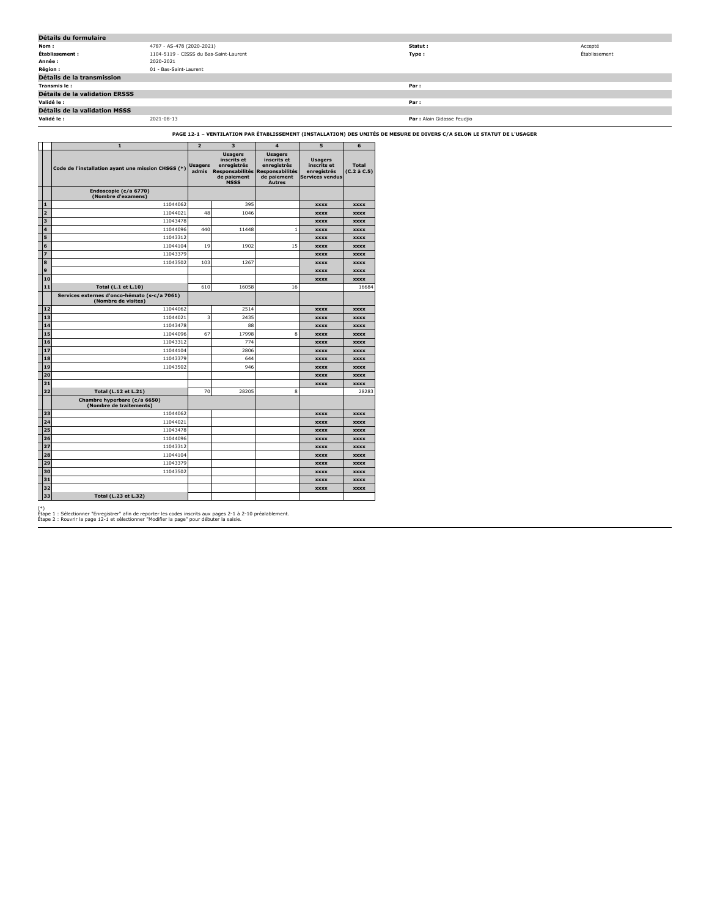| Détails du formulaire | | | |
|---|---|---|---|
| **Nom :** | 4787 - AS-478 (2020-2021) | **Statut :** | Accepté |
| **Établissement :** | 1104-5119 - CISSS du Bas-Saint-Laurent | **Type :** | Établissement |
| **Année :** | 2020-2021 | | |
| **Région :** | 01 - Bas-Saint-Laurent | | |

**Détails de la transmission**

**Transmis le :** | **Par :**

**Détails de la validation ERSSS**

**Validé le :** | **Par :**

**Détails de la validation MSSS**

**Validé le :** 2021-08-13 | **Par :** Alain Gidasse Feudjio

**PAGE 12-1 – VENTILATION PAR ÉTABLISSEMENT (INSTALLATION) DES UNITÉS DE MESURE DE DIVERS C/A SELON LE STATUT DE L'USAGER**

| | 1 | 2 | 3 | 4 | 5 | 6 |
|---|---|---|---|---|---|---|
| | Code de l'installation ayant une mission CHSGS (*) | Usagers admis | Usagers inscrits et enregistrés Responsabilités de paiement MSSS | Usagers inscrits et enregistrés Responsabilités de paiement Autres | Usagers inscrits et enregistrés Services vendus | Total (C.2 à C.5) |
| | **Endoscopie (c/a 6770) (Nombre d'examens)** | | | | | |
| 1 | 11044062 | | 395 | | xxxx | xxxx |
| 2 | 11044021 | 48 | 1046 | | xxxx | xxxx |
| 3 | 11043478 | | | | xxxx | xxxx |
| 4 | 11044096 | 440 | 11448 | 1 | xxxx | xxxx |
| 5 | 11043312 | | | | xxxx | xxxx |
| 6 | 11044104 | 19 | 1902 | 15 | xxxx | xxxx |
| 7 | 11043379 | | | | xxxx | xxxx |
| 8 | 11043502 | 103 | 1267 | | xxxx | xxxx |
| 9 | | | | | xxxx | xxxx |
| 10 | | | | | xxxx | xxxx |
| 11 | **Total (L.1 et L.10)** | 610 | 16058 | 16 | | 16684 |
| | **Services externes d'onco-hémato (s-c/a 7061) (Nombre de visites)** | | | | | |
| 12 | 11044062 | | 2514 | | xxxx | xxxx |
| 13 | 11044021 | 3 | 2435 | | xxxx | xxxx |
| 14 | 11043478 | | 88 | | xxxx | xxxx |
| 15 | 11044096 | 67 | 17998 | 8 | xxxx | xxxx |
| 16 | 11043312 | | 774 | | xxxx | xxxx |
| 17 | 11044104 | | 2806 | | xxxx | xxxx |
| 18 | 11043379 | | 644 | | xxxx | xxxx |
| 19 | 11043502 | | 946 | | xxxx | xxxx |
| 20 | | | | | xxxx | xxxx |
| 21 | | | | | xxxx | xxxx |
| 22 | **Total (L.12 et L.21)** | 70 | 28205 | 8 | | 28283 |
| | **Chambre hyperbare (c/a 6650) (Nombre de traitements)** | | | | | |
| 23 | 11044062 | | | | xxxx | xxxx |
| 24 | 11044021 | | | | xxxx | xxxx |
| 25 | 11043478 | | | | xxxx | xxxx |
| 26 | 11044096 | | | | xxxx | xxxx |
| 27 | 11043312 | | | | xxxx | xxxx |
| 28 | 11044104 | | | | xxxx | xxxx |
| 29 | 11043379 | | | | xxxx | xxxx |
| 30 | 11043502 | | | | xxxx | xxxx |
| 31 | | | | | xxxx | xxxx |
| 32 | | | | | xxxx | xxxx |
| 33 | **Total (L.23 et L.32)** | | | | | |

(*)
Étape 1 : Sélectionner "Enregistrer" afin de reporter les codes inscrits aux pages 2-1 à 2-10 préalablement.
Étape 2 : Rouvrir la page 12-1 et sélectionner "Modifier la page" pour débuter la saisie.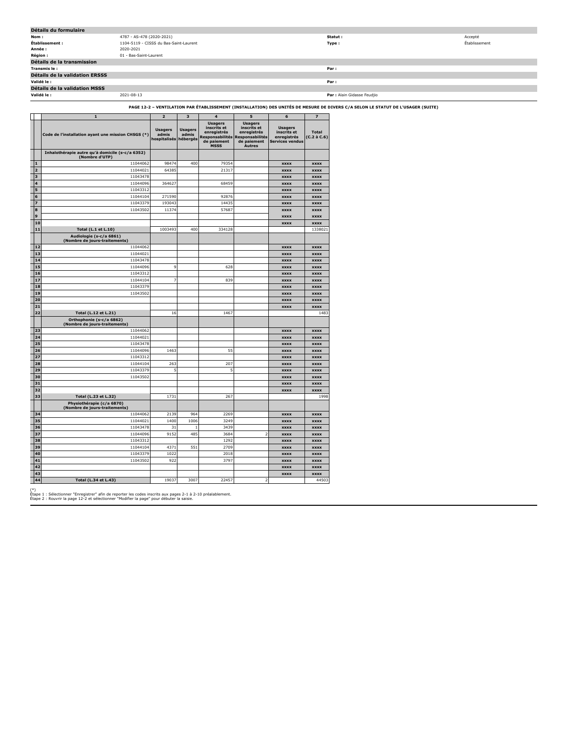## Détails du formulaire

| | | | |
|---|---|---|---|
| **Nom :** | 4787 - AS-478 (2020-2021) | **Statut :** | Accepté |
| **Établissement :** | 1104-5119 - CISSS du Bas-Saint-Laurent | **Type :** | Établissement |
| **Année :** | 2020-2021 | | |
| **Région :** | 01 - Bas-Saint-Laurent | | |

## Détails de la transmission

| | | | |
|---|---|---|---|
| **Transmis le :** | | **Par :** | |

## Détails de la validation ERSSS

| | | | |
|---|---|---|---|
| **Validé le :** | | **Par :** | |

## Détails de la validation MSSS

| | | | |
|---|---|---|---|
| **Validé le :** | 2021-08-13 | **Par :** | Alain Gidasse Feudjio |

### PAGE 12-2 – VENTILATION PAR ÉTABLISSEMENT (INSTALLATION) DES UNITÉS DE MESURE DE DIVERS C/A SELON LE STATUT DE L'USAGER (SUITE)

| | 1 | 2 | 3 | 4 | 5 | 6 | 7 |
|---|---|---|---|---|---|---|---|
| | Code de l'installation ayant une mission CHSGS (*) | Usagers admis hospitalisés | Usagers admis hébergés | Usagers inscrits et enregistrés Responsabilités de paiement MSSS | Usagers inscrits et enregistrés Responsabilités de paiement Autres | Usagers inscrits et enregistrés Services vendus | Total (C.2 à C.6) |
| | **Inhalothérapie autre qu'à domicile (s-c/a 6352) (Nombre d'UTP)** | | | | | | |
| 1 | 11044062 | 98474 | 400 | 79354 | | xxxx | xxxx |
| 2 | 11044021 | 64385 | | 21317 | | xxxx | xxxx |
| 3 | 11043478 | | | | | xxxx | xxxx |
| 4 | 11044096 | 364627 | | 68459 | | xxxx | xxxx |
| 5 | 11043312 | | | | | xxxx | xxxx |
| 6 | 11044104 | 271590 | | 92876 | | xxxx | xxxx |
| 7 | 11043379 | 193043 | | 14435 | | xxxx | xxxx |
| 8 | 11043502 | 11374 | | 57687 | | xxxx | xxxx |
| 9 | | | | | | xxxx | xxxx |
| 10 | | | | | | xxxx | xxxx |
| 11 | **Total (L.1 et L.10)** | 1003493 | 400 | 334128 | | | 1338021 |
| | **Audiologie (s-c/a 6861) (Nombre de jours-traitements)** | | | | | | |
| 12 | 11044062 | | | | | xxxx | xxxx |
| 13 | 11044021 | | | | | xxxx | xxxx |
| 14 | 11043478 | | | | | xxxx | xxxx |
| 15 | 11044096 | 9 | | 628 | | xxxx | xxxx |
| 16 | 11043312 | | | | | xxxx | xxxx |
| 17 | 11044104 | 7 | | 839 | | xxxx | xxxx |
| 18 | 11043379 | | | | | xxxx | xxxx |
| 19 | 11043502 | | | | | xxxx | xxxx |
| 20 | | | | | | xxxx | xxxx |
| 21 | | | | | | xxxx | xxxx |
| 22 | **Total (L.12 et L.21)** | 16 | | 1467 | | | 1483 |
| | **Orthophonie (s-c/a 6862) (Nombre de jours-traitements)** | | | | | | |
| 23 | 11044062 | | | | | xxxx | xxxx |
| 24 | 11044021 | | | | | xxxx | xxxx |
| 25 | 11043478 | | | | | xxxx | xxxx |
| 26 | 11044096 | 1463 | | 55 | | xxxx | xxxx |
| 27 | 11043312 | | | | | xxxx | xxxx |
| 28 | 11044104 | 263 | | 207 | | xxxx | xxxx |
| 29 | 11043379 | 5 | | 5 | | xxxx | xxxx |
| 30 | 11043502 | | | | | xxxx | xxxx |
| 31 | | | | | | xxxx | xxxx |
| 32 | | | | | | xxxx | xxxx |
| 33 | **Total (L.23 et L.32)** | 1731 | | 267 | | | 1998 |
| | **Physiothérapie (c/a 6870) (Nombre de jours-traitements)** | | | | | | |
| 34 | 11044062 | 2139 | 964 | 2269 | | xxxx | xxxx |
| 35 | 11044021 | 1400 | 1006 | 3249 | | xxxx | xxxx |
| 36 | 11043478 | 31 | 1 | 3439 | | xxxx | xxxx |
| 37 | 11044096 | 9152 | 485 | 3684 | 2 | xxxx | xxxx |
| 38 | 11043312 | | | 1292 | | xxxx | xxxx |
| 39 | 11044104 | 4371 | 551 | 2709 | | xxxx | xxxx |
| 40 | 11043379 | 1022 | | 2018 | | xxxx | xxxx |
| 41 | 11043502 | 922 | | 3797 | | xxxx | xxxx |
| 42 | | | | | | xxxx | xxxx |
| 43 | | | | | | xxxx | xxxx |
| 44 | **Total (L.34 et L.43)** | 19037 | 3007 | 22457 | 2 | | 44503 |

(*)
Étape 1 : Sélectionner "Enregistrer" afin de reporter les codes inscrits aux pages 2-1 à 2-10 préalablement.
Étape 2 : Rouvrir la page 12-2 et sélectionner "Modifier la page" pour débuter la saisie.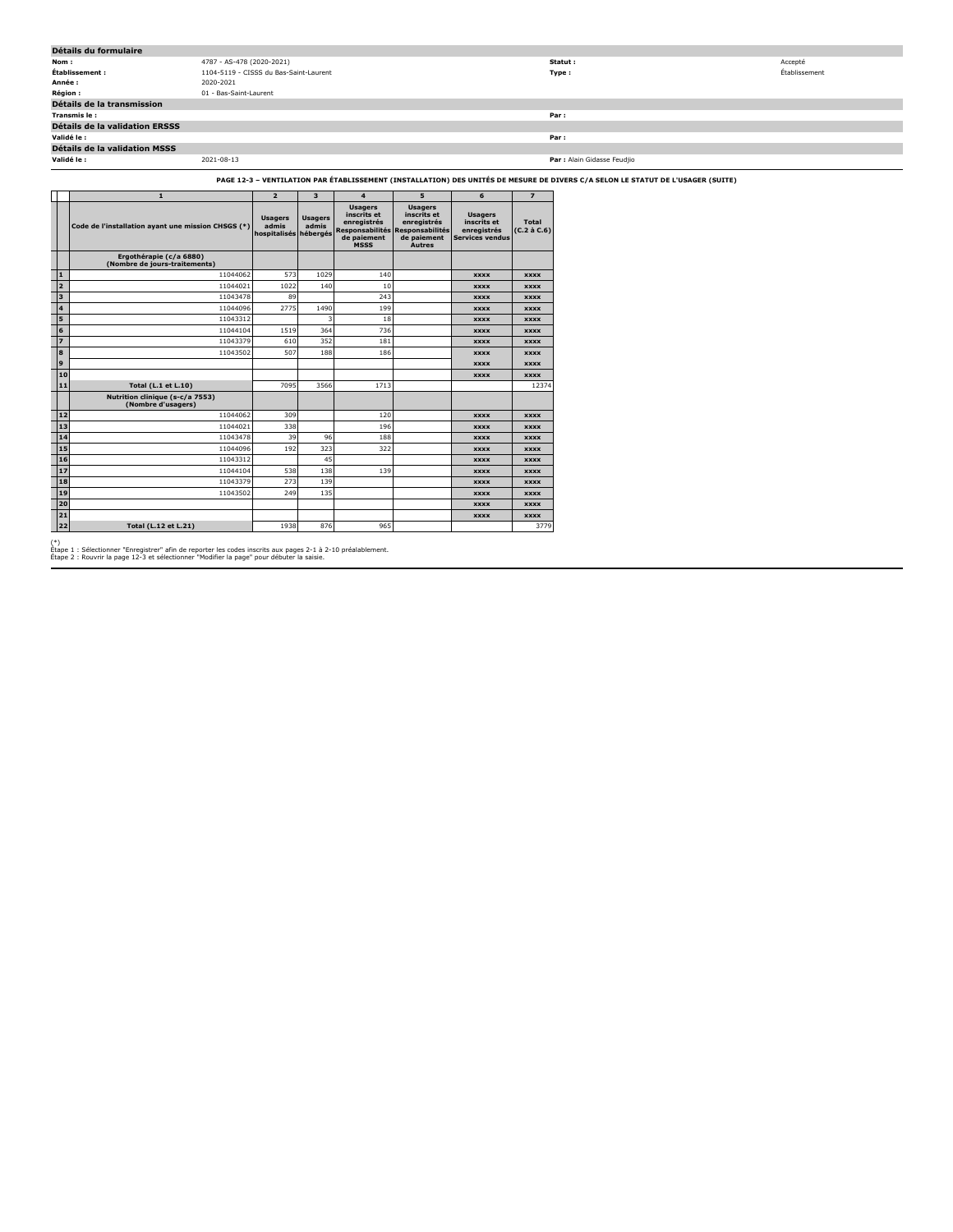## Détails du formulaire

| | | | |
|---|---|---|---|
| **Nom :** | 4787 - AS-478 (2020-2021) | **Statut :** | Accepté |
| **Établissement :** | 1104-5119 - CISSS du Bas-Saint-Laurent | **Type :** | Établissement |
| **Année :** | 2020-2021 | | |
| **Région :** | 01 - Bas-Saint-Laurent | | |

## Détails de la transmission

| | | | |
|---|---|---|---|
| **Transmis le :** | | **Par :** | |

## Détails de la validation ERSSS

| | | | |
|---|---|---|---|
| **Validé le :** | | **Par :** | |

## Détails de la validation MSSS

| | | | |
|---|---|---|---|
| **Validé le :** | 2021-08-13 | **Par :** | Alain Gidasse Feudjio |

**PAGE 12-3 – VENTILATION PAR ÉTABLISSEMENT (INSTALLATION) DES UNITÉS DE MESURE DE DIVERS C/A SELON LE STATUT DE L'USAGER (SUITE)**

| | 1 | 2 | 3 | 4 | 5 | 6 | 7 |
|---|---|---|---|---|---|---|---|
| | Code de l'installation ayant une mission CHSGS (*) | Usagers admis hospitalisés | Usagers admis hébergés | Usagers inscrits et enregistrés Responsabilités de paiement MSSS | Usagers inscrits et enregistrés Responsabilités de paiement Autres | Usagers inscrits et enregistrés Services vendus | Total (C.2 à C.6) |
| | **Ergothérapie (c/a 6880) (Nombre de jours-traitements)** | | | | | | |
| 1 | 11044062 | 573 | 1029 | 140 | | xxxx | xxxx |
| 2 | 11044021 | 1022 | 140 | 10 | | xxxx | xxxx |
| 3 | 11043478 | 89 | | 243 | | xxxx | xxxx |
| 4 | 11044096 | 2775 | 1490 | 199 | | xxxx | xxxx |
| 5 | 11043312 | | 3 | 18 | | xxxx | xxxx |
| 6 | 11044104 | 1519 | 364 | 736 | | xxxx | xxxx |
| 7 | 11043379 | 610 | 352 | 181 | | xxxx | xxxx |
| 8 | 11043502 | 507 | 188 | 186 | | xxxx | xxxx |
| 9 | | | | | | xxxx | xxxx |
| 10 | | | | | | xxxx | xxxx |
| 11 | **Total (L.1 et L.10)** | 7095 | 3566 | 1713 | | | 12374 |
| | **Nutrition clinique (s-c/a 7553) (Nombre d'usagers)** | | | | | | |
| 12 | 11044062 | 309 | | 120 | | xxxx | xxxx |
| 13 | 11044021 | 338 | | 196 | | xxxx | xxxx |
| 14 | 11043478 | 39 | 96 | 188 | | xxxx | xxxx |
| 15 | 11044096 | 192 | 323 | 322 | | xxxx | xxxx |
| 16 | 11043312 | | 45 | | | xxxx | xxxx |
| 17 | 11044104 | 538 | 138 | 139 | | xxxx | xxxx |
| 18 | 11043379 | 273 | 139 | | | xxxx | xxxx |
| 19 | 11043502 | 249 | 135 | | | xxxx | xxxx |
| 20 | | | | | | xxxx | xxxx |
| 21 | | | | | | xxxx | xxxx |
| 22 | **Total (L.12 et L.21)** | 1938 | 876 | 965 | | | 3779 |

(*)
Étape 1 : Sélectionner "Enregistrer" afin de reporter les codes inscrits aux pages 2-1 à 2-10 préalablement.
Étape 2 : Rouvrir la page 12-3 et sélectionner "Modifier la page" pour débuter la saisie.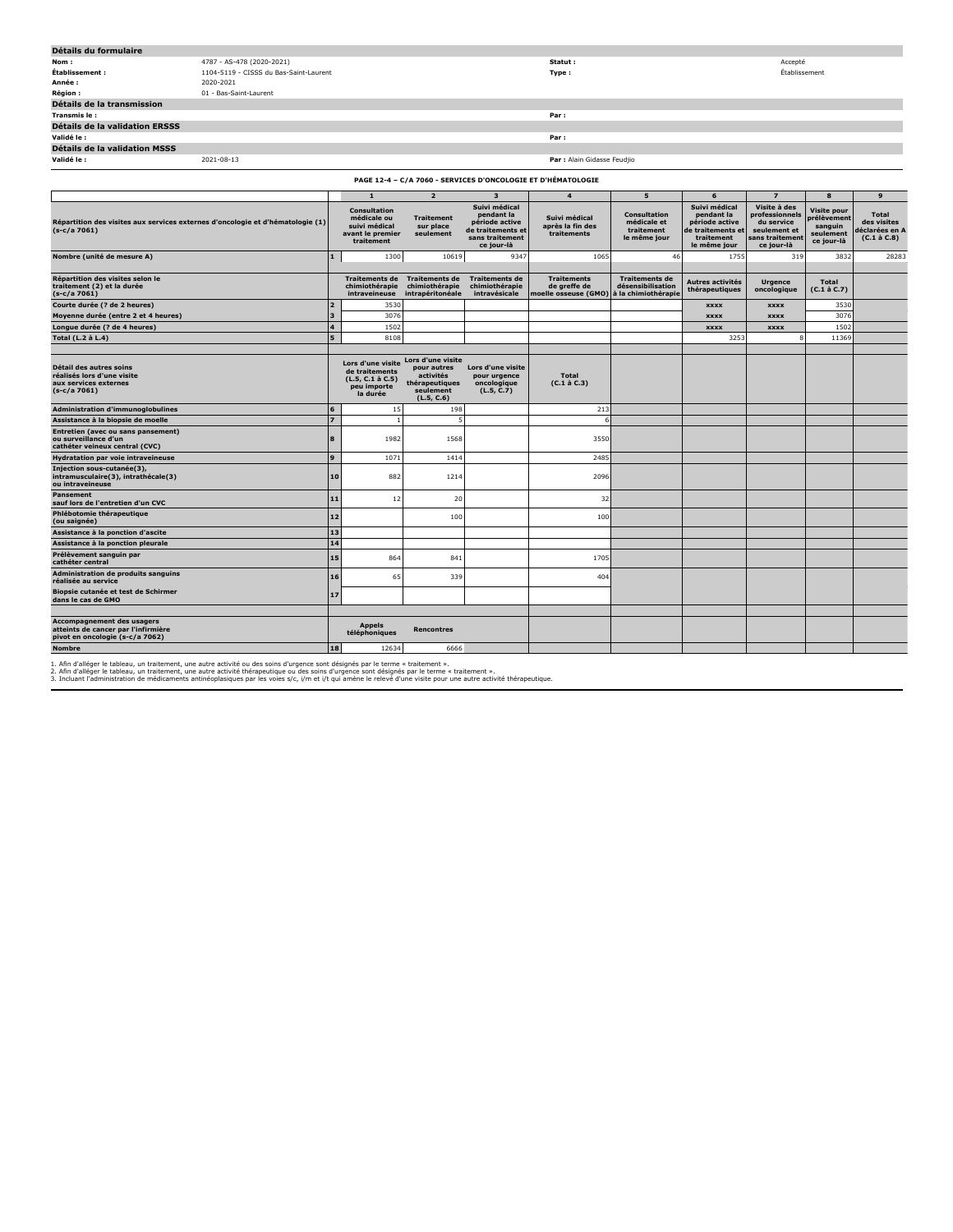## Détails du formulaire

| | | | |
|---|---|---|---|
| **Nom :** | 4787 - AS-478 (2020-2021) | **Statut :** | Accepté |
| **Établissement :** | 1104-5119 - CISSS du Bas-Saint-Laurent | **Type :** | Établissement |
| **Année :** | 2020-2021 | | |
| **Région :** | 01 - Bas-Saint-Laurent | | |

## Détails de la transmission

| | | | |
|---|---|---|---|
| **Transmis le :** | | **Par :** | |

## Détails de la validation ERSSS

| | | | |
|---|---|---|---|
| **Validé le :** | | **Par :** | |

## Détails de la validation MSSS

| | | | |
|---|---|---|---|
| **Validé le :** | 2021-08-13 | **Par :** Alain Gidasse Feudjio | |

### PAGE 12-4 – C/A 7060 - SERVICES D'ONCOLOGIE ET D'HÉMATOLOGIE

| | | 1 | 2 | 3 | 4 | 5 | 6 | 7 | 8 | 9 |
|---|---|---|---|---|---|---|---|---|---|---|
| **Répartition des visites aux services externes d'oncologie et d'hématologie (1) (s-c/a 7061)** | | **Consultation médicale ou suivi médical avant le premier traitement** | **Traitement sur place seulement** | **Suivi médical pendant la période active de traitements et sans traitement ce jour-là** | **Suivi médical après la fin des traitements** | **Consultation médicale et traitement le même jour** | **Suivi médical pendant la période active de traitements et traitement le même jour** | **Visite à des professionnels du service seulement et sans traitement ce jour-là** | **Visite pour prélèvement sanguin seulement ce jour-là** | **Total des visites déclarées en A (C.1 à C.8)** |
| **Nombre (unité de mesure A)** | 1 | 1300 | 10619 | 9347 | 1065 | 46 | 1755 | 319 | 3832 | 28283 |
| | | | | | | | | | | |
| **Répartition des visites selon le traitement (2) et la durée (s-c/a 7061)** | | **Traitements de chimiothérapie intraveineuse** | **Traitements de chimiothérapie intrapéritonéale** | **Traitements de chimiothérapie intravésicale** | **Traitements de greffe de moelle osseuse (GMO)** | **Traitements de désensibilisation à la chimiothérapie** | **Autres activités thérapeutiques** | **Urgence oncologique** | **Total (C.1 à C.7)** | |
| **Courte durée (? de 2 heures)** | 2 | 3530 | | | | | xxxx | xxxx | 3530 | |
| **Moyenne durée (entre 2 et 4 heures)** | 3 | 3076 | | | | | xxxx | xxxx | 3076 | |
| **Longue durée (? de 4 heures)** | 4 | 1502 | | | | | xxxx | xxxx | 1502 | |
| **Total (L.2 à L.4)** | 5 | 8108 | | | | | 3253 | 8 | 11369 | |
| | | | | | | | | | | |
| **Détail des autres soins réalisés lors d'une visite aux services externes (s-c/a 7061)** | | **Lors d'une visite de traitements (L.5, C.1 à C.5) peu importe la durée** | **Lors d'une visite pour autres activités thérapeutiques seulement (L.5, C.6)** | **Lors d'une visite pour urgence oncologique (L.5, C.7)** | **Total (C.1 à C.3)** | | | | | |
| **Administration d'immunoglobulines** | 6 | 15 | 198 | | 213 | | | | | |
| **Assistance à la biopsie de moelle** | 7 | 1 | 5 | | 6 | | | | | |
| **Entretien (avec ou sans pansement) ou surveillance d'un cathéter veineux central (CVC)** | 8 | 1982 | 1568 | | 3550 | | | | | |
| **Hydratation par voie intraveineuse** | 9 | 1071 | 1414 | | 2485 | | | | | |
| **Injection sous-cutanée(3), intramusculaire(3), intrathécale(3) ou intraveineuse** | 10 | 882 | 1214 | | 2096 | | | | | |
| **Pansement sauf lors de l'entretien d'un CVC** | 11 | 12 | 20 | | 32 | | | | | |
| **Phlébotomie thérapeutique (ou saignée)** | 12 | | 100 | | 100 | | | | | |
| **Assistance à la ponction d'ascite** | 13 | | | | | | | | | |
| **Assistance à la ponction pleurale** | 14 | | | | | | | | | |
| **Prélèvement sanguin par cathéter central** | 15 | 864 | 841 | | 1705 | | | | | |
| **Administration de produits sanguins réalisée au service** | 16 | 65 | 339 | | 404 | | | | | |
| **Biopsie cutanée et test de Schirmer dans le cas de GMO** | 17 | | | | | | | | | |
| | | | | | | | | | | |
| **Accompagnement des usagers atteints de cancer par l'infirmière pivot en oncologie (s-c/a 7062)** | | **Appels téléphoniques** | **Rencontres** | | | | | | | |
| **Nombre** | 18 | 12634 | 6666 | | | | | | | |

1. Afin d'alléger le tableau, un traitement, une autre activité ou des soins d'urgence sont désignés par le terme « traitement ».
2. Afin d'alléger le tableau, un traitement, une autre activité thérapeutique ou des soins d'urgence sont désignés par le terme « traitement ».
3. Incluant l'administration de médicaments antinéoplasiques par les voies s/c, i/m et i/t qui amène le relevé d'une visite pour une autre activité thérapeutique.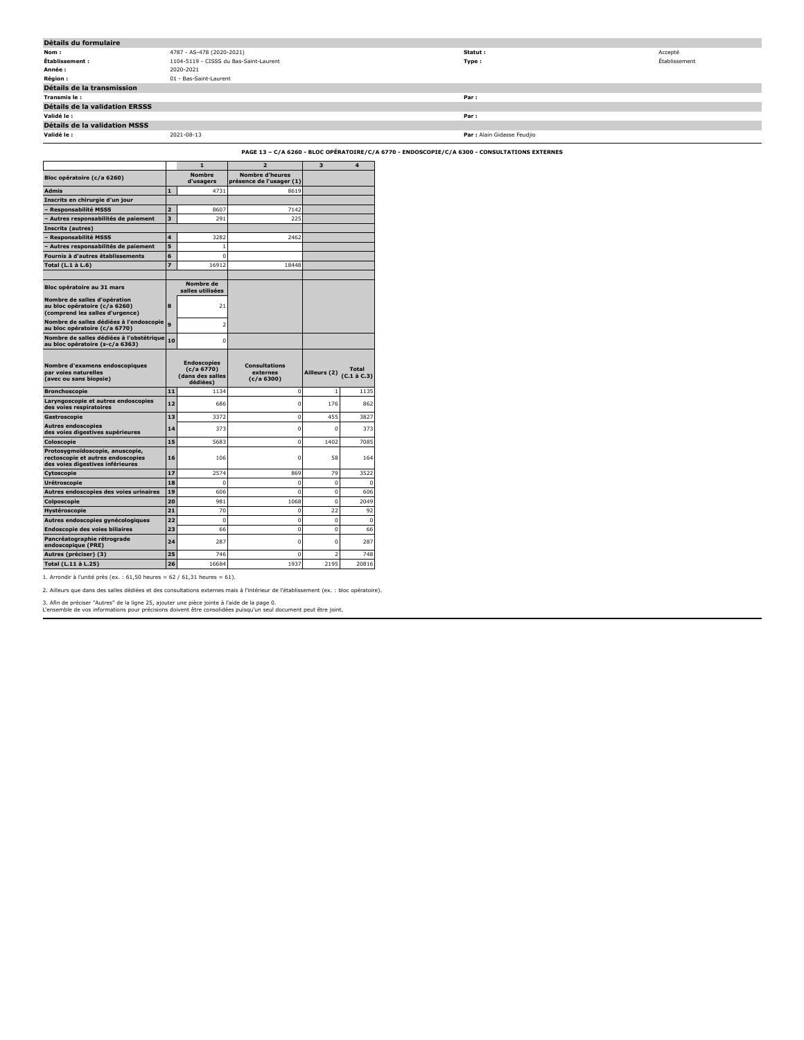## Détails du formulaire

| | | | |
|---|---|---|---|
| **Nom :** | 4787 - AS-478 (2020-2021) | **Statut :** | Accepté |
| **Établissement :** | 1104-5119 - CISSS du Bas-Saint-Laurent | **Type :** | Établissement |
| **Année :** | 2020-2021 | | |
| **Région :** | 01 - Bas-Saint-Laurent | | |

## Détails de la transmission

| | | | |
|---|---|---|---|
| **Transmis le :** | | **Par :** | |

## Détails de la validation ERSSS

| | | | |
|---|---|---|---|
| **Validé le :** | | **Par :** | |

## Détails de la validation MSSS

| | | | |
|---|---|---|---|
| **Validé le :** | 2021-08-13 | **Par :** | Alain Gidasse Feudjio |

### PAGE 13 – C/A 6260 - BLOC OPÉRATOIRE/C/A 6770 - ENDOSCOPIE/C/A 6300 - CONSULTATIONS EXTERNES

| | | 1 | 2 | 3 | 4 |
|---|---|---|---|---|---|
| **Bloc opératoire (c/a 6260)** | | **Nombre d'usagers** | **Nombre d'heures présence de l'usager (1)** | | |
| **Admis** | 1 | 4731 | 8619 | | |
| **Inscrits en chirurgie d'un jour** | | | | | |
| **– Responsabilité MSSS** | 2 | 8607 | 7142 | | |
| **– Autres responsabilités de paiement** | 3 | 291 | 225 | | |
| **Inscrits (autres)** | | | | | |
| **– Responsabilité MSSS** | 4 | 3282 | 2462 | | |
| **– Autres responsabilités de paiement** | 5 | 1 | | | |
| **Fournis à d'autres établissements** | 6 | 0 | | | |
| **Total (L.1 à L.6)** | 7 | 16912 | 18448 | | |
| | | | | | |
| **Bloc opératoire au 31 mars** | | **Nombre de salles utilisées** | | | |
| **Nombre de salles d'opération au bloc opératoire (c/a 6260) (comprend les salles d'urgence)** | 8 | 21 | | | |
| **Nombre de salles dédiées à l'endoscopie au bloc opératoire (c/a 6770)** | 9 | 2 | | | |
| **Nombre de salles dédiées à l'obstétrique au bloc opératoire (s-c/a 6363)** | 10 | 0 | | | |
| **Nombre d'examens endoscopiques par voies naturelles (avec ou sans biopsie)** | | **Endoscopies (c/a 6770) (dans des salles dédiées)** | **Consultations externes (c/a 6300)** | **Ailleurs (2)** | **Total (C.1 à C.3)** |
| **Bronchoscopie** | 11 | 1134 | 0 | 1 | 1135 |
| **Laryngoscopie et autres endoscopies des voies respiratoires** | 12 | 686 | 0 | 176 | 862 |
| **Gastroscopie** | 13 | 3372 | 0 | 455 | 3827 |
| **Autres endoscopies des voies digestives supérieures** | 14 | 373 | 0 | 0 | 373 |
| **Coloscopie** | 15 | 5683 | 0 | 1402 | 7085 |
| **Protosygmoïdoscopie, anuscopie, rectoscopie et autres endoscopies des voies digestives inférieures** | 16 | 106 | 0 | 58 | 164 |
| **Cytoscopie** | 17 | 2574 | 869 | 79 | 3522 |
| **Urétroscopie** | 18 | 0 | 0 | 0 | 0 |
| **Autres endoscopies des voies urinaires** | 19 | 606 | 0 | 0 | 606 |
| **Colposcopie** | 20 | 981 | 1068 | 0 | 2049 |
| **Hystéroscopie** | 21 | 70 | 0 | 22 | 92 |
| **Autres endoscopies gynécologiques** | 22 | 0 | 0 | 0 | 0 |
| **Endoscopie des voies biliaires** | 23 | 66 | 0 | 0 | 66 |
| **Pancréatographie rétrograde endoscopique (PRE)** | 24 | 287 | 0 | 0 | 287 |
| **Autres (préciser) (3)** | 25 | 746 | 0 | 2 | 748 |
| **Total (L.11 à L.25)** | 26 | 16684 | 1937 | 2195 | 20816 |

1. Arrondir à l'unité près (ex. : 61,50 heures = 62 / 61,31 heures = 61).

2. Ailleurs que dans des salles dédiées et des consultations externes mais à l'intérieur de l'établissement (ex. : bloc opératoire).

3. Afin de préciser "Autres" de la ligne 25, ajouter une pièce jointe à l'aide de la page 0.
L'ensemble de vos informations pour précisions doivent être consolidées puisqu'un seul document peut être joint.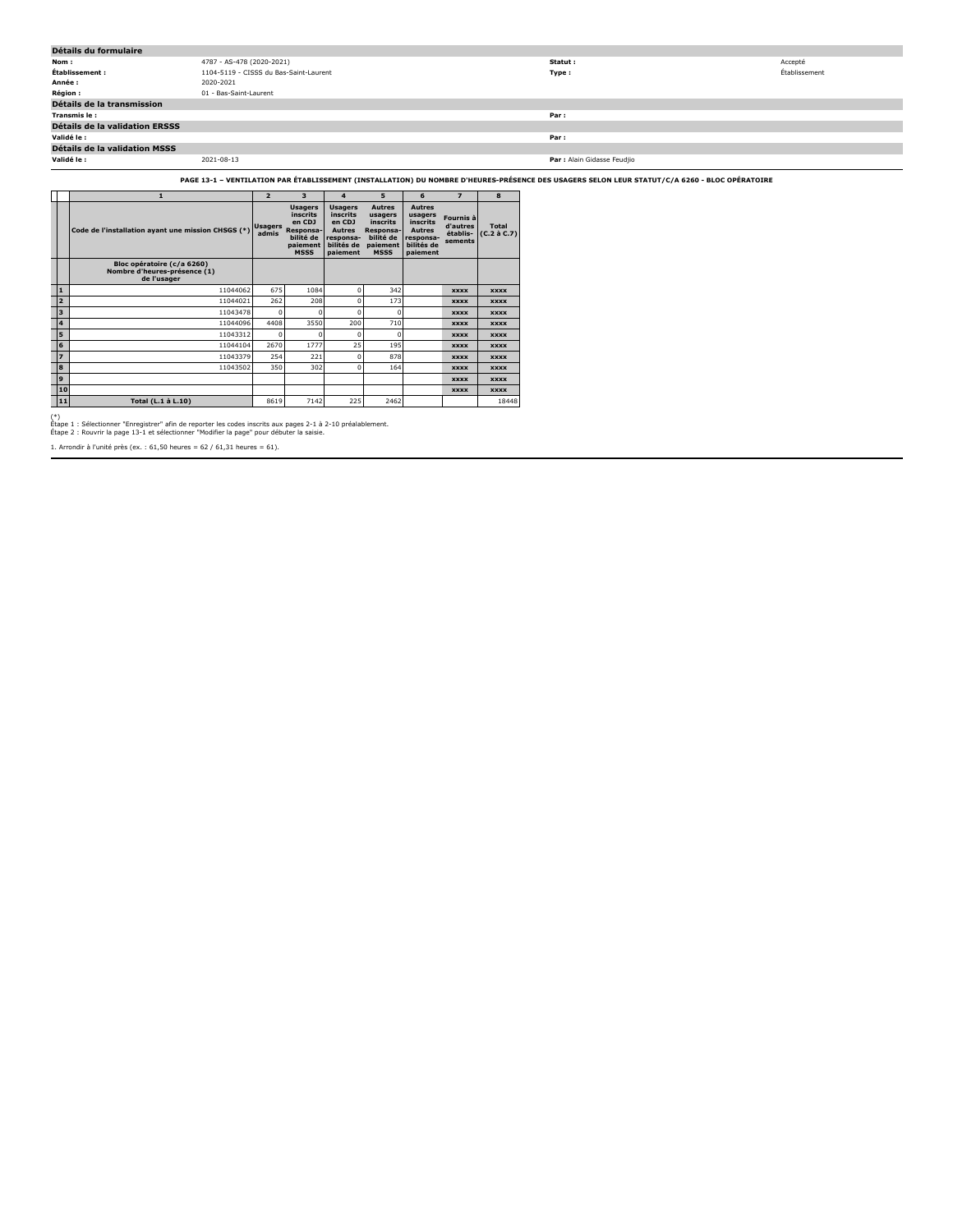## Détails du formulaire

| | | | |
|---|---|---|---|
| **Nom :** | 4787 - AS-478 (2020-2021) | **Statut :** | Accepté |
| **Établissement :** | 1104-5119 - CISSS du Bas-Saint-Laurent | **Type :** | Établissement |
| **Année :** | 2020-2021 | | |
| **Région :** | 01 - Bas-Saint-Laurent | | |

## Détails de la transmission

| | | | |
|---|---|---|---|
| **Transmis le :** | | **Par :** | |

## Détails de la validation ERSSS

| | | | |
|---|---|---|---|
| **Validé le :** | | **Par :** | |

## Détails de la validation MSSS

| | | | |
|---|---|---|---|
| **Validé le :** | 2021-08-13 | **Par :** | Alain Gidasse Feudjio |

**PAGE 13-1 – VENTILATION PAR ÉTABLISSEMENT (INSTALLATION) DU NOMBRE D'HEURES-PRÉSENCE DES USAGERS SELON LEUR STATUT/C/A 6260 - BLOC OPÉRATOIRE**

| | 1 | 2 | 3 | 4 | 5 | 6 | 7 | 8 |
|---|---|---|---|---|---|---|---|---|
| | **Code de l'installation ayant une mission CHSGS (*)** | **Usagers admis** | **Usagers inscrits en CDJ Responsa-bilité de paiement MSSS** | **Usagers inscrits en CDJ Autres responsa-bilités de paiement** | **Autres usagers inscrits Responsa-bilité de paiement MSSS** | **Autres usagers inscrits Autres responsa-bilités de paiement** | **Fournis à d'autres établis-sements** | **Total (C.2 à C.7)** |
| | **Bloc opératoire (c/a 6260) Nombre d'heures-présence (1) de l'usager** | | | | | | | |
| **1** | 11044062 | 675 | 1084 | 0 | 342 | | xxxx | xxxx |
| **2** | 11044021 | 262 | 208 | 0 | 173 | | xxxx | xxxx |
| **3** | 11043478 | 0 | 0 | 0 | 0 | | xxxx | xxxx |
| **4** | 11044096 | 4408 | 3550 | 200 | 710 | | xxxx | xxxx |
| **5** | 11043312 | 0 | 0 | 0 | 0 | | xxxx | xxxx |
| **6** | 11044104 | 2670 | 1777 | 25 | 195 | | xxxx | xxxx |
| **7** | 11043379 | 254 | 221 | 0 | 878 | | xxxx | xxxx |
| **8** | 11043502 | 350 | 302 | 0 | 164 | | xxxx | xxxx |
| **9** | | | | | | | xxxx | xxxx |
| **10** | | | | | | | xxxx | xxxx |
| **11** | **Total (L.1 à L.10)** | 8619 | 7142 | 225 | 2462 | | | 18448 |

(*)
Étape 1 : Sélectionner "Enregistrer" afin de reporter les codes inscrits aux pages 2-1 à 2-10 préalablement.
Étape 2 : Rouvrir la page 13-1 et sélectionner "Modifier la page" pour débuter la saisie.

1. Arrondir à l'unité près (ex. : 61,50 heures = 62 / 61,31 heures = 61).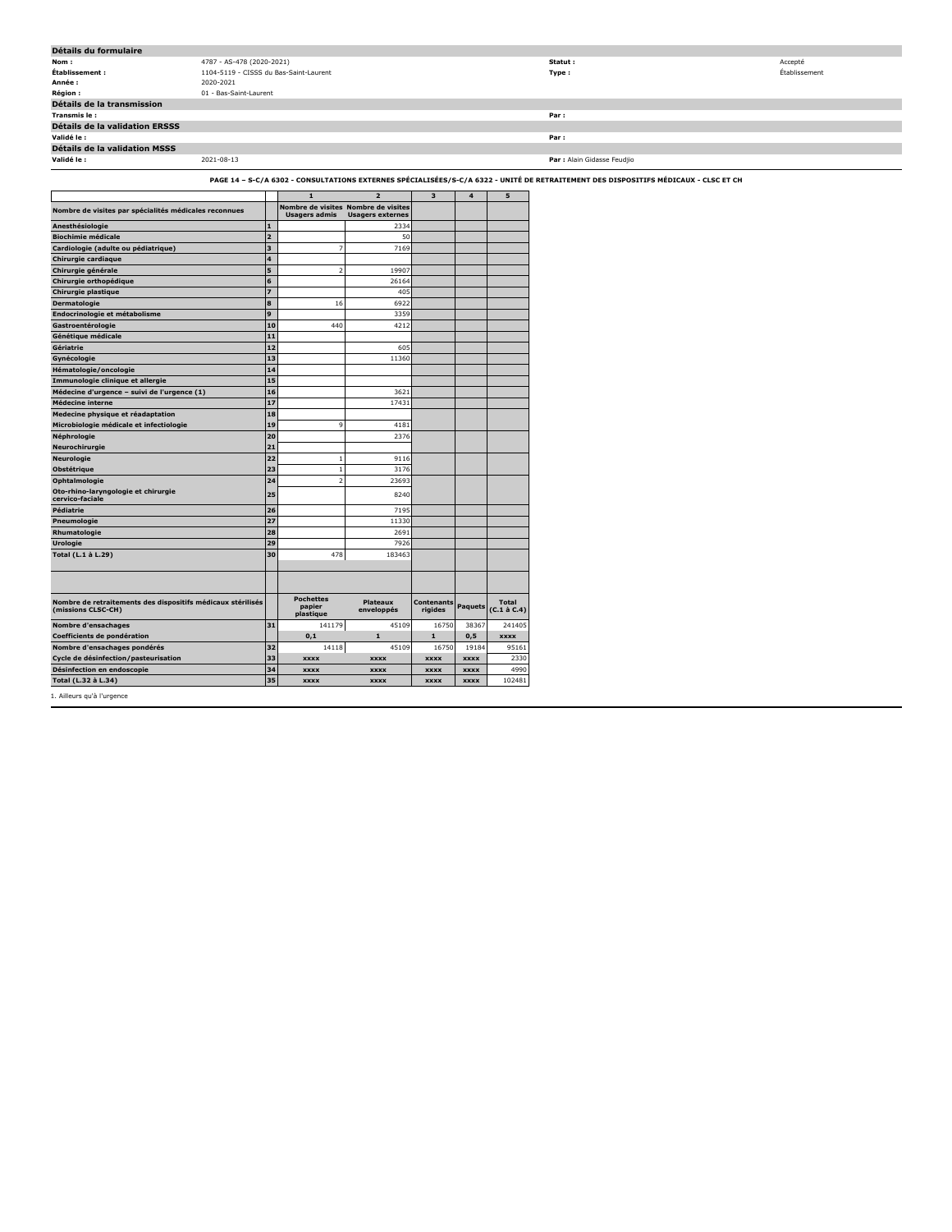## Détails du formulaire

| | | | |
|---|---|---|---|
| **Nom :** | 4787 - AS-478 (2020-2021) | **Statut :** | Accepté |
| **Établissement :** | 1104-5119 - CISSS du Bas-Saint-Laurent | **Type :** | Établissement |
| **Année :** | 2020-2021 | | |
| **Région :** | 01 - Bas-Saint-Laurent | | |

## Détails de la transmission

| | | | |
|---|---|---|---|
| **Transmis le :** | | **Par :** | |

## Détails de la validation ERSSS

| | | | |
|---|---|---|---|
| **Validé le :** | | **Par :** | |

## Détails de la validation MSSS

| | | | |
|---|---|---|---|
| **Validé le :** | 2021-08-13 | **Par :** | Alain Gidasse Feudjio |

**PAGE 14 – S-C/A 6302 - CONSULTATIONS EXTERNES SPÉCIALISÉES/S-C/A 6322 - UNITÉ DE RETRAITEMENT DES DISPOSITIFS MÉDICAUX - CLSC ET CH**

| | | 1 | 2 | 3 | 4 | 5 |
|---|---|---|---|---|---|---|
| **Nombre de visites par spécialités médicales reconnues** | | **Nombre de visites Usagers admis** | **Nombre de visites Usagers externes** | | | |
| **Anesthésiologie** | 1 | | 2334 | | | |
| **Biochimie médicale** | 2 | | 50 | | | |
| **Cardiologie (adulte ou pédiatrique)** | 3 | 7 | 7169 | | | |
| **Chirurgie cardiaque** | 4 | | | | | |
| **Chirurgie générale** | 5 | 2 | 19907 | | | |
| **Chirurgie orthopédique** | 6 | | 26164 | | | |
| **Chirurgie plastique** | 7 | | 405 | | | |
| **Dermatologie** | 8 | 16 | 6922 | | | |
| **Endocrinologie et métabolisme** | 9 | | 3359 | | | |
| **Gastroentérologie** | 10 | 440 | 4212 | | | |
| **Génétique médicale** | 11 | | | | | |
| **Gériatrie** | 12 | | 605 | | | |
| **Gynécologie** | 13 | | 11360 | | | |
| **Hématologie/oncologie** | 14 | | | | | |
| **Immunologie clinique et allergie** | 15 | | | | | |
| **Médecine d'urgence – suivi de l'urgence (1)** | 16 | | 3621 | | | |
| **Médecine interne** | 17 | | 17431 | | | |
| **Medecine physique et réadaptation** | 18 | | | | | |
| **Microbiologie médicale et infectiologie** | 19 | 9 | 4181 | | | |
| **Néphrologie** | 20 | | 2376 | | | |
| **Neurochirurgie** | 21 | | | | | |
| **Neurologie** | 22 | 1 | 9116 | | | |
| **Obstétrique** | 23 | 1 | 3176 | | | |
| **Ophtalmologie** | 24 | 2 | 23693 | | | |
| **Oto-rhino-laryngologie et chirurgie cervico-faciale** | 25 | | 8240 | | | |
| **Pédiatrie** | 26 | | 7195 | | | |
| **Pneumologie** | 27 | | 11330 | | | |
| **Rhumatologie** | 28 | | 2691 | | | |
| **Urologie** | 29 | | 7926 | | | |
| **Total (L.1 à L.29)** | 30 | 478 | 183463 | | | |
| | | | | | | |
| **Nombre de retraitements des dispositifs médicaux stérilisés (missions CLSC-CH)** | | **Pochettes papier plastique** | **Plateaux enveloppés** | **Contenants rigides** | **Paquets** | **Total (C.1 à C.4)** |
| **Nombre d'ensachages** | 31 | 141179 | 45109 | 16750 | 38367 | 241405 |
| **Coefficients de pondération** | | 0,1 | 1 | 1 | 0,5 | xxxx |
| **Nombre d'ensachages pondérés** | 32 | 14118 | 45109 | 16750 | 19184 | 95161 |
| **Cycle de désinfection/pasteurisation** | 33 | xxxx | xxxx | xxxx | xxxx | 2330 |
| **Désinfection en endoscopie** | 34 | xxxx | xxxx | xxxx | xxxx | 4990 |
| **Total (L.32 à L.34)** | 35 | xxxx | xxxx | xxxx | xxxx | 102481 |

1. Ailleurs qu'à l'urgence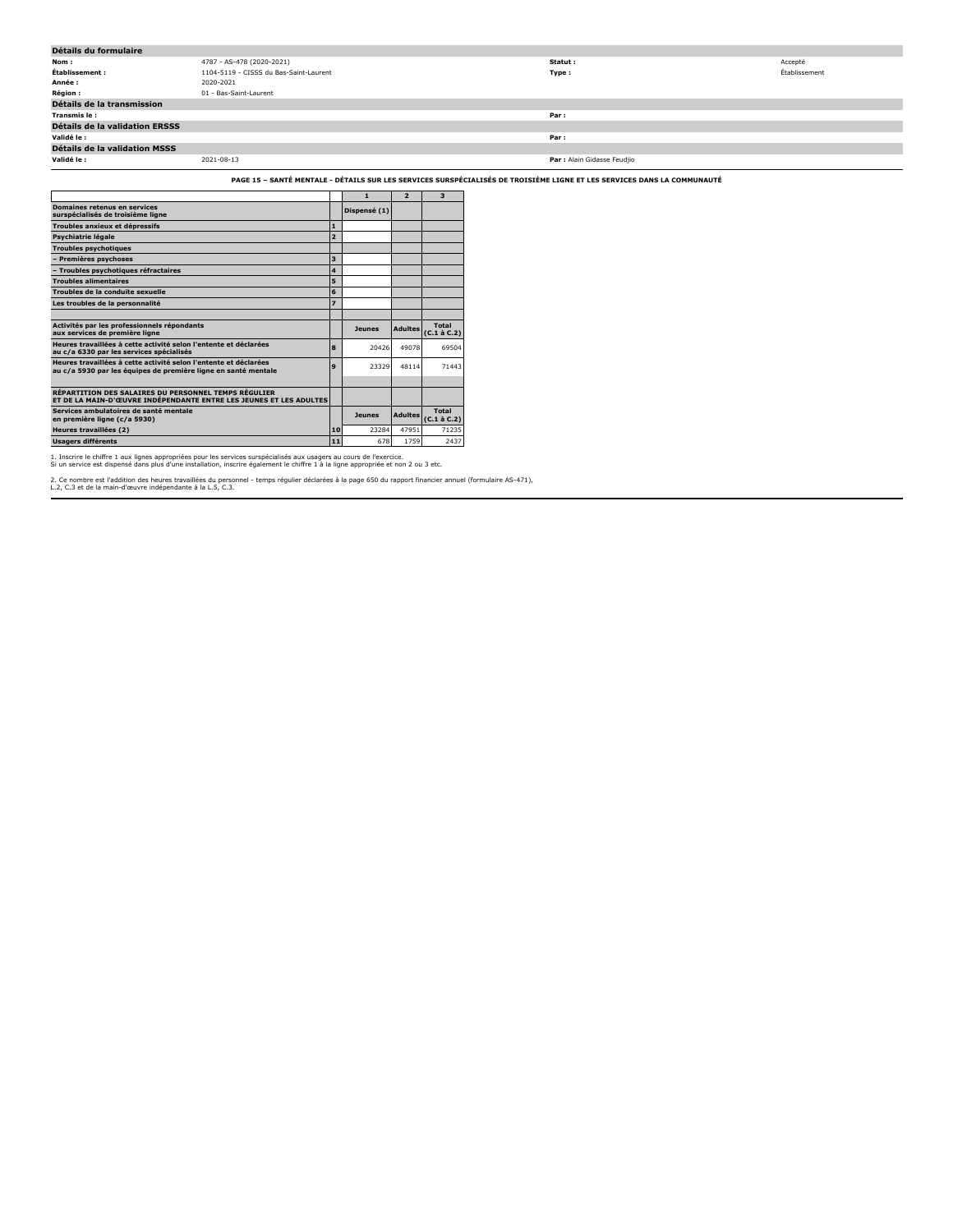## Détails du formulaire

| | | | |
|---|---|---|---|
| **Nom :** | 4787 - AS-478 (2020-2021) | **Statut :** | Accepté |
| **Établissement :** | 1104-5119 - CISSS du Bas-Saint-Laurent | **Type :** | Établissement |
| **Année :** | 2020-2021 | | |
| **Région :** | 01 - Bas-Saint-Laurent | | |

## Détails de la transmission

| | | | |
|---|---|---|---|
| **Transmis le :** | | **Par :** | |

## Détails de la validation ERSSS

| | | | |
|---|---|---|---|
| **Validé le :** | | **Par :** | |

## Détails de la validation MSSS

| | | | |
|---|---|---|---|
| **Validé le :** | 2021-08-13 | **Par :** Alain Gidasse Feudjio | |

### PAGE 15 – SANTÉ MENTALE - DÉTAILS SUR LES SERVICES SURSPÉCIALISÉS DE TROISIÈME LIGNE ET LES SERVICES DANS LA COMMUNAUTÉ

| | | 1 | 2 | 3 |
|---|---|---|---|---|
| **Domaines retenus en services surspécialisés de troisième ligne** | | **Dispensé (1)** | | |
| **Troubles anxieux et dépressifs** | 1 | | | |
| **Psychiatrie légale** | 2 | | | |
| **Troubles psychotiques** | | | | |
| **– Premières psychoses** | 3 | | | |
| **– Troubles psychotiques réfractaires** | 4 | | | |
| **Troubles alimentaires** | 5 | | | |
| **Troubles de la conduite sexuelle** | 6 | | | |
| **Les troubles de la personnalité** | 7 | | | |
| | | | | |
| **Activités par les professionnels répondants aux services de première ligne** | | **Jeunes** | **Adultes** | **Total (C.1 à C.2)** |
| **Heures travaillées à cette activité selon l'entente et déclarées au c/a 6330 par les services spécialisés** | 8 | 20426 | 49078 | 69504 |
| **Heures travaillées à cette activité selon l'entente et déclarées au c/a 5930 par les équipes de première ligne en santé mentale** | 9 | 23329 | 48114 | 71443 |
| | | | | |
| **RÉPARTITION DES SALAIRES DU PERSONNEL TEMPS RÉGULIER ET DE LA MAIN-D'ŒUVRE INDÉPENDANTE ENTRE LES JEUNES ET LES ADULTES** | | | | |
| **Services ambulatoires de santé mentale en première ligne (c/a 5930)** | | **Jeunes** | **Adultes** | **Total (C.1 à C.2)** |
| **Heures travaillées (2)** | 10 | 23284 | 47951 | 71235 |
| **Usagers différents** | 11 | 678 | 1759 | 2437 |

1. Inscrire le chiffre 1 aux lignes appropriées pour les services surspécialisés aux usagers au cours de l'exercice.
Si un service est dispensé dans plus d'une installation, inscrire également le chiffre 1 à la ligne appropriée et non 2 ou 3 etc.

2. Ce nombre est l'addition des heures travaillées du personnel - temps régulier déclarées à la page 650 du rapport financier annuel (formulaire AS-471), L.2, C.3 et de la main-d'œuvre indépendante à la L.5, C.3.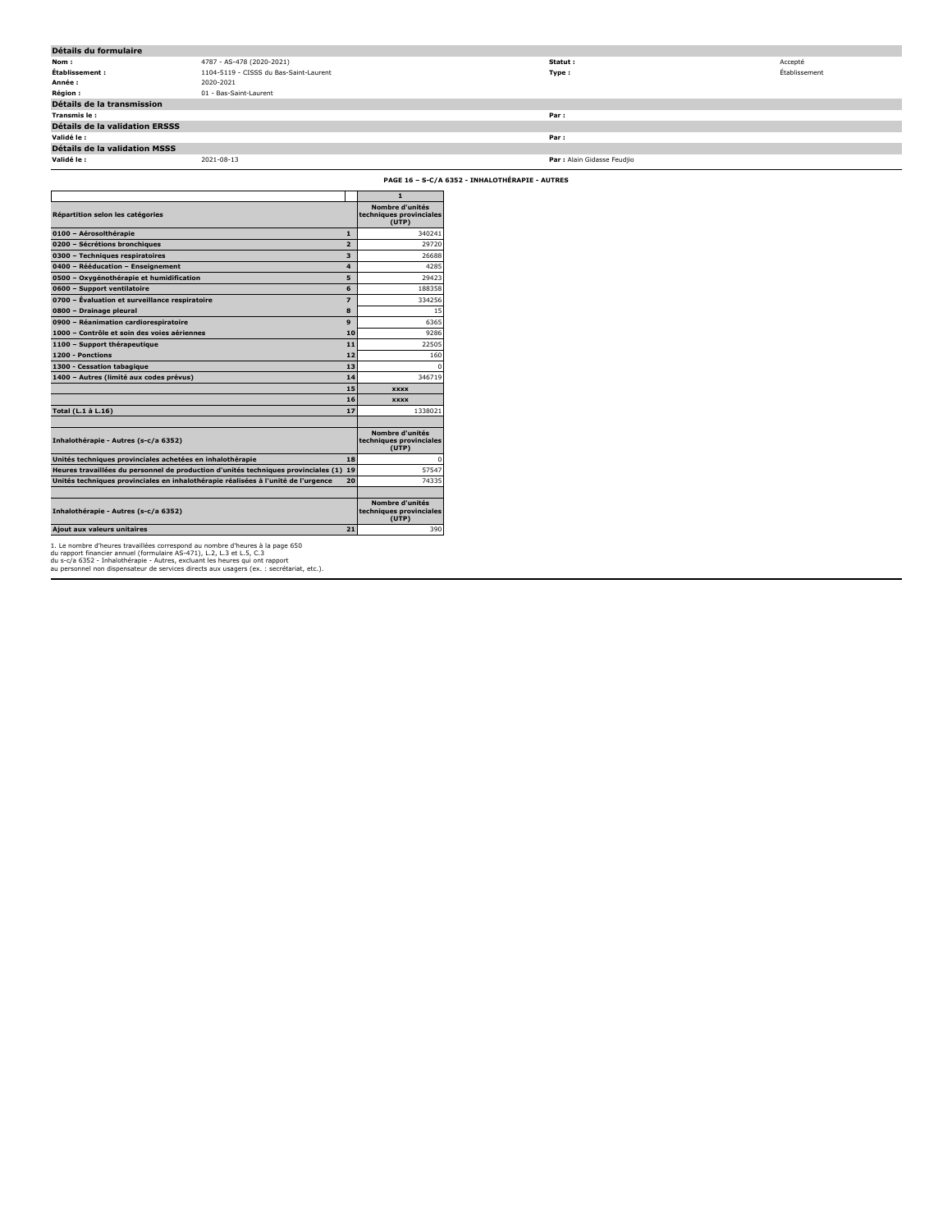## Détails du formulaire

| | | | |
|---|---|---|---|
| **Nom :** | 4787 - AS-478 (2020-2021) | **Statut :** | Accepté |
| **Établissement :** | 1104-5119 - CISSS du Bas-Saint-Laurent | **Type :** | Établissement |
| **Année :** | 2020-2021 | | |
| **Région :** | 01 - Bas-Saint-Laurent | | |

## Détails de la transmission

| | | | |
|---|---|---|---|
| **Transmis le :** | | **Par :** | |

## Détails de la validation ERSSS

| | | | |
|---|---|---|---|
| **Validé le :** | | **Par :** | |

## Détails de la validation MSSS

| | | | |
|---|---|---|---|
| **Validé le :** | 2021-08-13 | **Par :** | Alain Gidasse Feudjio |

### PAGE 16 – S-C/A 6352 - INHALOTHÉRAPIE - AUTRES

| | | 1 |
|---|---|---|
| **Répartition selon les catégories** | | **Nombre d'unités techniques provinciales (UTP)** |
| **0100 – Aérosolthérapie** | 1 | 340241 |
| **0200 – Sécrétions bronchiques** | 2 | 29720 |
| **0300 – Techniques respiratoires** | 3 | 26688 |
| **0400 – Rééducation – Enseignement** | 4 | 4285 |
| **0500 – Oxygénothérapie et humidification** | 5 | 29423 |
| **0600 – Support ventilatoire** | 6 | 188358 |
| **0700 – Évaluation et surveillance respiratoire** | 7 | 334256 |
| **0800 – Drainage pleural** | 8 | 15 |
| **0900 – Réanimation cardiorespiratoire** | 9 | 6365 |
| **1000 – Contrôle et soin des voies aériennes** | 10 | 9286 |
| **1100 – Support thérapeutique** | 11 | 22505 |
| **1200 - Ponctions** | 12 | 160 |
| **1300 - Cessation tabagique** | 13 | 0 |
| **1400 – Autres (limité aux codes prévus)** | 14 | 346719 |
| | 15 | **XXXX** |
| | 16 | **XXXX** |
| **Total (L.1 à L.16)** | 17 | 1338021 |

| | | |
|---|---|---|
| **Inhalothérapie - Autres (s-c/a 6352)** | | **Nombre d'unités techniques provinciales (UTP)** |
| **Unités techniques provinciales achetées en inhalothérapie** | 18 | 0 |
| **Heures travaillées du personnel de production d'unités techniques provinciales (1)** | 19 | 57547 |
| **Unités techniques provinciales en inhalothérapie réalisées à l'unité de l'urgence** | 20 | 74335 |

| | | |
|---|---|---|
| **Inhalothérapie - Autres (s-c/a 6352)** | | **Nombre d'unités techniques provinciales (UTP)** |
| **Ajout aux valeurs unitaires** | 21 | 390 |

1. Le nombre d'heures travaillées correspond au nombre d'heures à la page 650
du rapport financier annuel (formulaire AS-471), L.2, L.3 et L.5, C.3
du s-c/a 6352 - Inhalothérapie - Autres, excluant les heures qui ont rapport
au personnel non dispensateur de services directs aux usagers (ex. : secrétariat, etc.).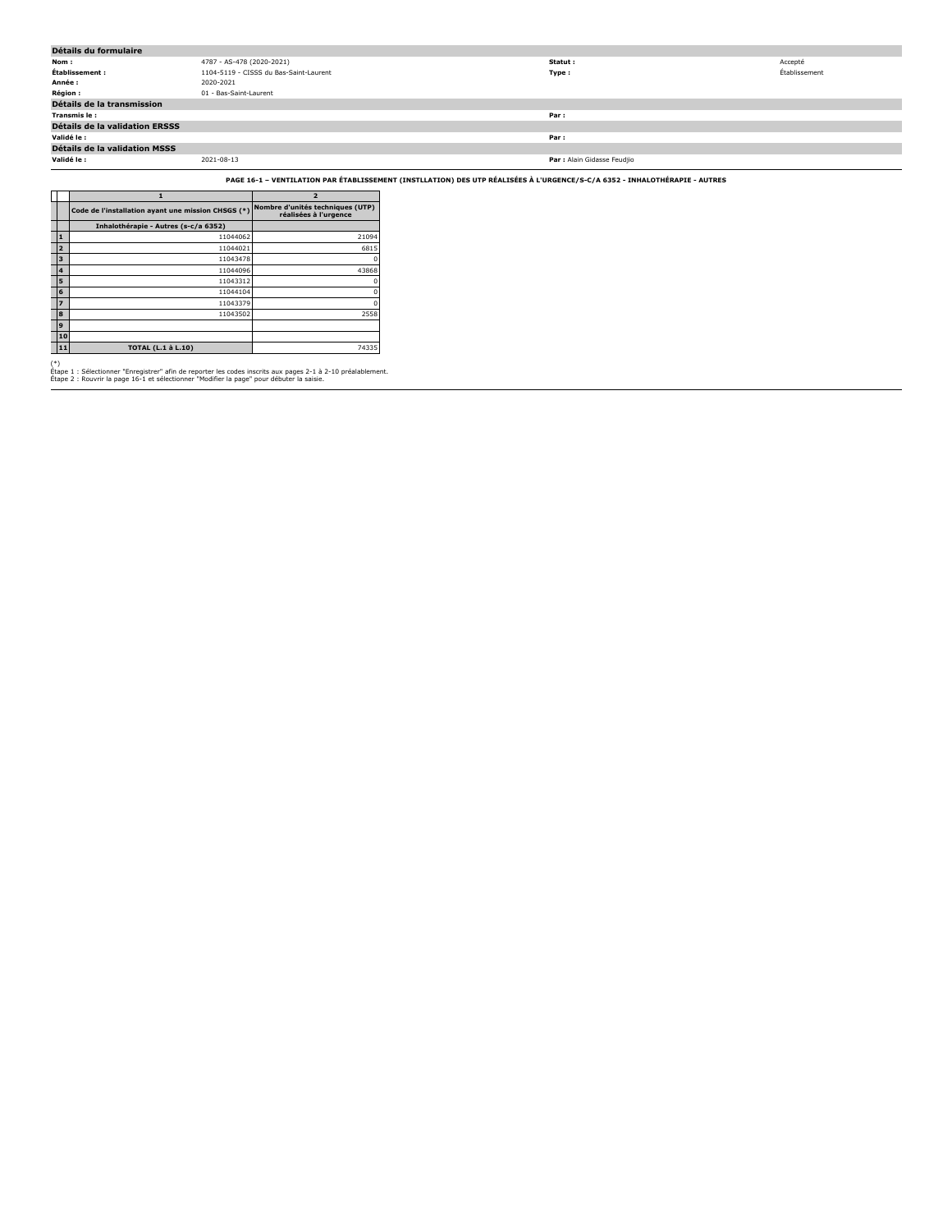| Détails du formulaire | | | |
|---|---|---|---|
| **Nom :** | 4787 - AS-478 (2020-2021) | **Statut :** | Accepté |
| **Établissement :** | 1104-5119 - CISSS du Bas-Saint-Laurent | **Type :** | Établissement |
| **Année :** | 2020-2021 | | |
| **Région :** | 01 - Bas-Saint-Laurent | | |
| **Détails de la transmission** | | | |
| **Transmis le :** | | **Par :** | |
| **Détails de la validation ERSSS** | | | |
| **Validé le :** | | **Par :** | |
| **Détails de la validation MSSS** | | | |
| **Validé le :** | 2021-08-13 | **Par :** Alain Gidasse Feudjio | |

**PAGE 16-1 – VENTILATION PAR ÉTABLISSEMENT (INSTLLATION) DES UTP RÉALISÉES À L'URGENCE/S-C/A 6352 - INHALOTHÉRAPIE - AUTRES**

| | 1 | 2 |
|---|---|---|
| | Code de l'installation ayant une mission CHSGS (*) | Nombre d'unités techniques (UTP) réalisées à l'urgence |
| | Inhalothérapie - Autres (s-c/a 6352) | |
| 1 | 11044062 | 21094 |
| 2 | 11044021 | 6815 |
| 3 | 11043478 | 0 |
| 4 | 11044096 | 43868 |
| 5 | 11043312 | 0 |
| 6 | 11044104 | 0 |
| 7 | 11043379 | 0 |
| 8 | 11043502 | 2558 |
| 9 | | |
| 10 | | |
| 11 | TOTAL (L.1 à L.10) | 74335 |

(*)
Étape 1 : Sélectionner "Enregistrer" afin de reporter les codes inscrits aux pages 2-1 à 2-10 préalablement.
Étape 2 : Rouvrir la page 16-1 et sélectionner "Modifier la page" pour débuter la saisie.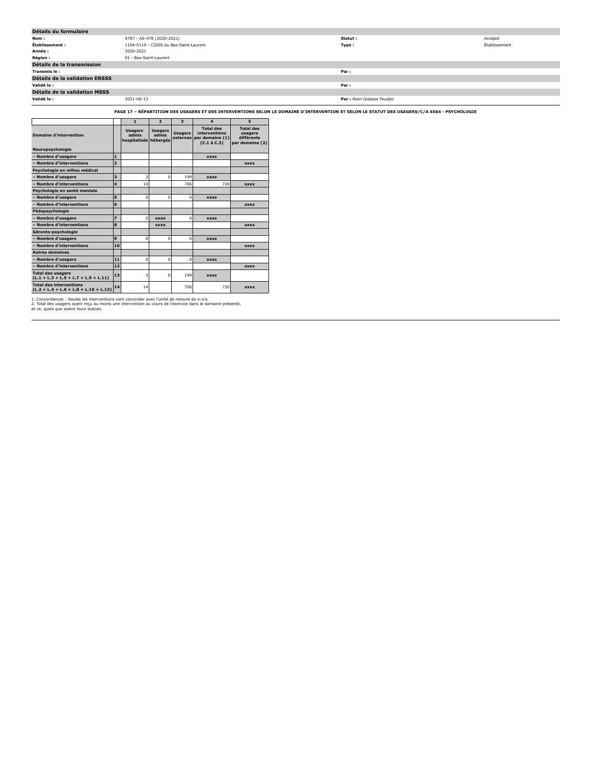## Détails du formulaire

| | | | |
|---|---|---|---|
| **Nom :** | 4787 - AS-478 (2020-2021) | **Statut :** | Accepté |
| **Établissement :** | 1104-5119 - CISSS du Bas-Saint-Laurent | **Type :** | Établissement |
| **Année :** | 2020-2021 | | |
| **Région :** | 01 - Bas-Saint-Laurent | | |

## Détails de la transmission

| | | | |
|---|---|---|---|
| **Transmis le :** | | **Par :** | |

## Détails de la validation ERSSS

| | | | |
|---|---|---|---|
| **Validé le :** | | **Par :** | |

## Détails de la validation MSSS

| | | | |
|---|---|---|---|
| **Validé le :** | 2021-08-13 | **Par :** | Alain Gidasse Feudjio |

### PAGE 17 – RÉPARTITION DES USAGERS ET DES INTERVENTIONS SELON LE DOMAINE D'INTERVENTION ET SELON LE STATUT DES USAGERS/C/A 6564 - PSYCHOLOGIE

| | | 1 | 2 | 3 | 4 | 5 |
|---|---|---|---|---|---|---|
| **Domaine d'intervention** | | **Usagers admis hospitalisés** | **Usagers admis hébergés** | **Usagers externes** | **Total des interventions par domaine (1) (C.1 à C.3)** | **Total des usagers différents par domaine (2)** |
| **Neuropsychologie** | | | | | | |
| **– Nombre d'usagers** | 1 | | | | xxxx | |
| **– Nombre d'interventions** | 2 | | | | | xxxx |
| **Psychologie en milieu médical** | | | | | | |
| **– Nombre d'usagers** | 3 | 3 | 0 | 199 | xxxx | |
| **– Nombre d'interventions** | 4 | 14 | | 706 | 720 | xxxx |
| **Psychologie en santé mentale** | | | | | | |
| **– Nombre d'usagers** | 5 | 0 | 0 | 0 | xxxx | |
| **– Nombre d'interventions** | 6 | | | | | xxxx |
| **Pédopsychologie** | | | | | | |
| **– Nombre d'usagers** | 7 | 0 | xxxx | 0 | xxxx | |
| **– Nombre d'interventions** | 8 | | xxxx | | | xxxx |
| **Géronto-psychologie** | | | | | | |
| **– Nombre d'usagers** | 9 | 0 | 0 | 0 | xxxx | |
| **– Nombre d'interventions** | 10 | | | | | xxxx |
| **Autres domaines** | | | | | | |
| **– Nombre d'usagers** | 11 | 0 | 0 | 0 | xxxx | |
| **– Nombre d'interventions** | 12 | | | | | xxxx |
| **Total des usagers (L.1 + L.3 + L.5 + L.7 + L.9 + L.11)** | 13 | 3 | 0 | 199 | xxxx | |
| **Total des interventions (L.2 + L.4 + L.6 + L.8 + L.10 + L.12)** | 14 | 14 | | 706 | 720 | xxxx |

1. Concordances : Seules les interventions vont concorder avec l'unité de mesure du s-c/a.
2. Total des usagers ayant reçu au moins une intervention au cours de l'exercice dans le domaine présenté, et ce, quels que soient leurs statuts.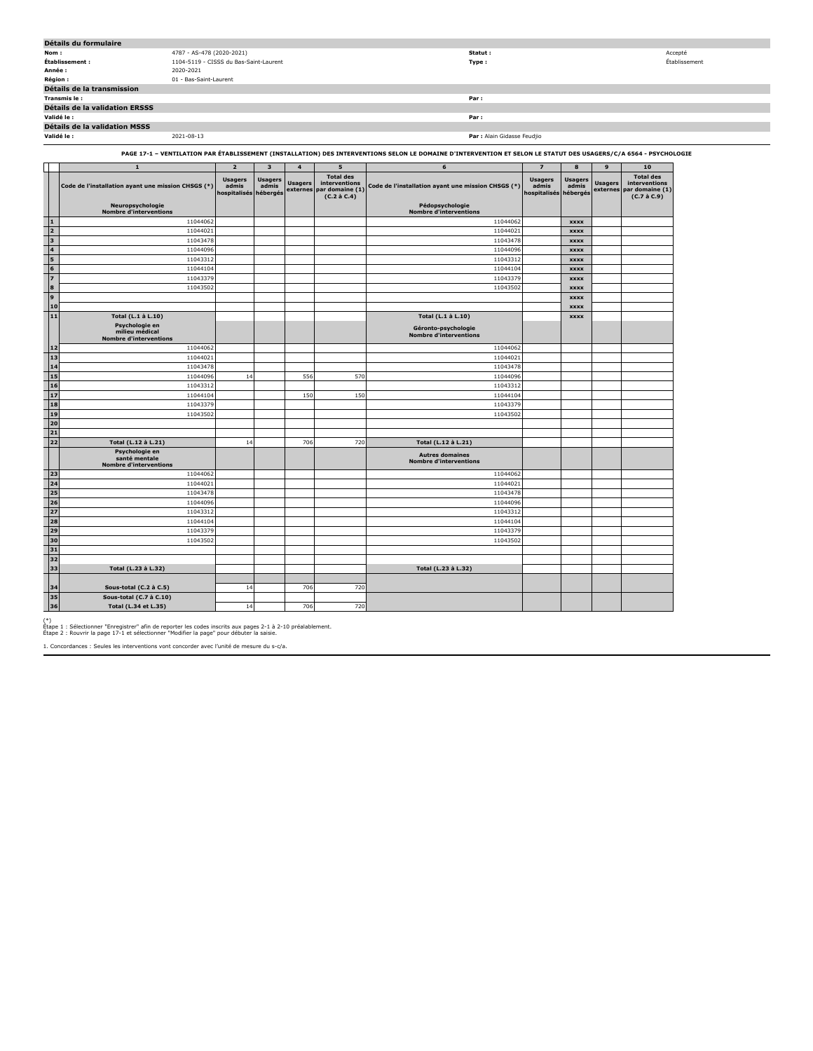## Détails du formulaire

| | | | |
|---|---|---|---|
| **Nom :** | 4787 - AS-478 (2020-2021) | **Statut :** | Accepté |
| **Établissement :** | 1104-5119 - CISSS du Bas-Saint-Laurent | **Type :** | Établissement |
| **Année :** | 2020-2021 | | |
| **Région :** | 01 - Bas-Saint-Laurent | | |

## Détails de la transmission

| | | | |
|---|---|---|---|
| **Transmis le :** | | **Par :** | |

## Détails de la validation ERSSS

| | | | |
|---|---|---|---|
| **Validé le :** | | **Par :** | |

## Détails de la validation MSSS

| | | | |
|---|---|---|---|
| **Validé le :** | 2021-08-13 | **Par :** | Alain Gidasse Feudjio |

### PAGE 17-1 – VENTILATION PAR ÉTABLISSEMENT (INSTALLATION) DES INTERVENTIONS SELON LE DOMAINE D'INTERVENTION ET SELON LE STATUT DES USAGERS/C/A 6564 - PSYCHOLOGIE

| | 1 | 2 | 3 | 4 | 5 | 6 | 7 | 8 | 9 | 10 |
|---|---|---|---|---|---|---|---|---|---|---|
| | Code de l'installation ayant une mission CHSGS (*) | Usagers admis hospitalisés | Usagers admis hébergés | Usagers externes | Total des interventions par domaine (1) (C.2 à C.4) | Code de l'installation ayant une mission CHSGS (*) | Usagers admis hospitalisés | Usagers admis hébergés | Usagers externes | Total des interventions par domaine (1) (C.7 à C.9) |
| | **Neuropsychologie Nombre d'interventions** | | | | | **Pédopsychologie Nombre d'interventions** | | | | |
| 1 | 11044062 | | | | | 11044062 | | xxxx | | |
| 2 | 11044021 | | | | | 11044021 | | xxxx | | |
| 3 | 11043478 | | | | | 11043478 | | xxxx | | |
| 4 | 11044096 | | | | | 11044096 | | xxxx | | |
| 5 | 11043312 | | | | | 11043312 | | xxxx | | |
| 6 | 11044104 | | | | | 11044104 | | xxxx | | |
| 7 | 11043379 | | | | | 11043379 | | xxxx | | |
| 8 | 11043502 | | | | | 11043502 | | xxxx | | |
| 9 | | | | | | | | xxxx | | |
| 10 | | | | | | | | xxxx | | |
| 11 | **Total (L.1 à L.10)** | | | | | **Total (L.1 à L.10)** | | xxxx | | |
| | **Psychologie en milieu médical Nombre d'interventions** | | | | | **Géronto-psychologie Nombre d'interventions** | | | | |
| 12 | 11044062 | | | | | 11044062 | | | | |
| 13 | 11044021 | | | | | 11044021 | | | | |
| 14 | 11043478 | | | | | 11043478 | | | | |
| 15 | 11044096 | 14 | | 556 | 570 | 11044096 | | | | |
| 16 | 11043312 | | | | | 11043312 | | | | |
| 17 | 11044104 | | | 150 | 150 | 11044104 | | | | |
| 18 | 11043379 | | | | | 11043379 | | | | |
| 19 | 11043502 | | | | | 11043502 | | | | |
| 20 | | | | | | | | | | |
| 21 | | | | | | | | | | |
| 22 | **Total (L.12 à L.21)** | 14 | | 706 | 720 | **Total (L.12 à L.21)** | | | | |
| | **Psychologie en santé mentale Nombre d'interventions** | | | | | **Autres domaines Nombre d'interventions** | | | | |
| 23 | 11044062 | | | | | 11044062 | | | | |
| 24 | 11044021 | | | | | 11044021 | | | | |
| 25 | 11043478 | | | | | 11043478 | | | | |
| 26 | 11044096 | | | | | 11044096 | | | | |
| 27 | 11043312 | | | | | 11043312 | | | | |
| 28 | 11044104 | | | | | 11044104 | | | | |
| 29 | 11043379 | | | | | 11043379 | | | | |
| 30 | 11043502 | | | | | 11043502 | | | | |
| 31 | | | | | | | | | | |
| 32 | | | | | | | | | | |
| 33 | **Total (L.23 à L.32)** | | | | | **Total (L.23 à L.32)** | | | | |
| 34 | **Sous-total (C.2 à C.5)** | 14 | | 706 | 720 | | | | | |
| 35 | **Sous-total (C.7 à C.10)** | | | | | | | | | |
| 36 | **Total (L.34 et L.35)** | 14 | | 706 | 720 | | | | | |

(*)
Étape 1 : Sélectionner "Enregistrer" afin de reporter les codes inscrits aux pages 2-1 à 2-10 préalablement.
Étape 2 : Rouvrir la page 17-1 et sélectionner "Modifier la page" pour débuter la saisie.

1. Concordances : Seules les interventions vont concorder avec l'unité de mesure du s-c/a.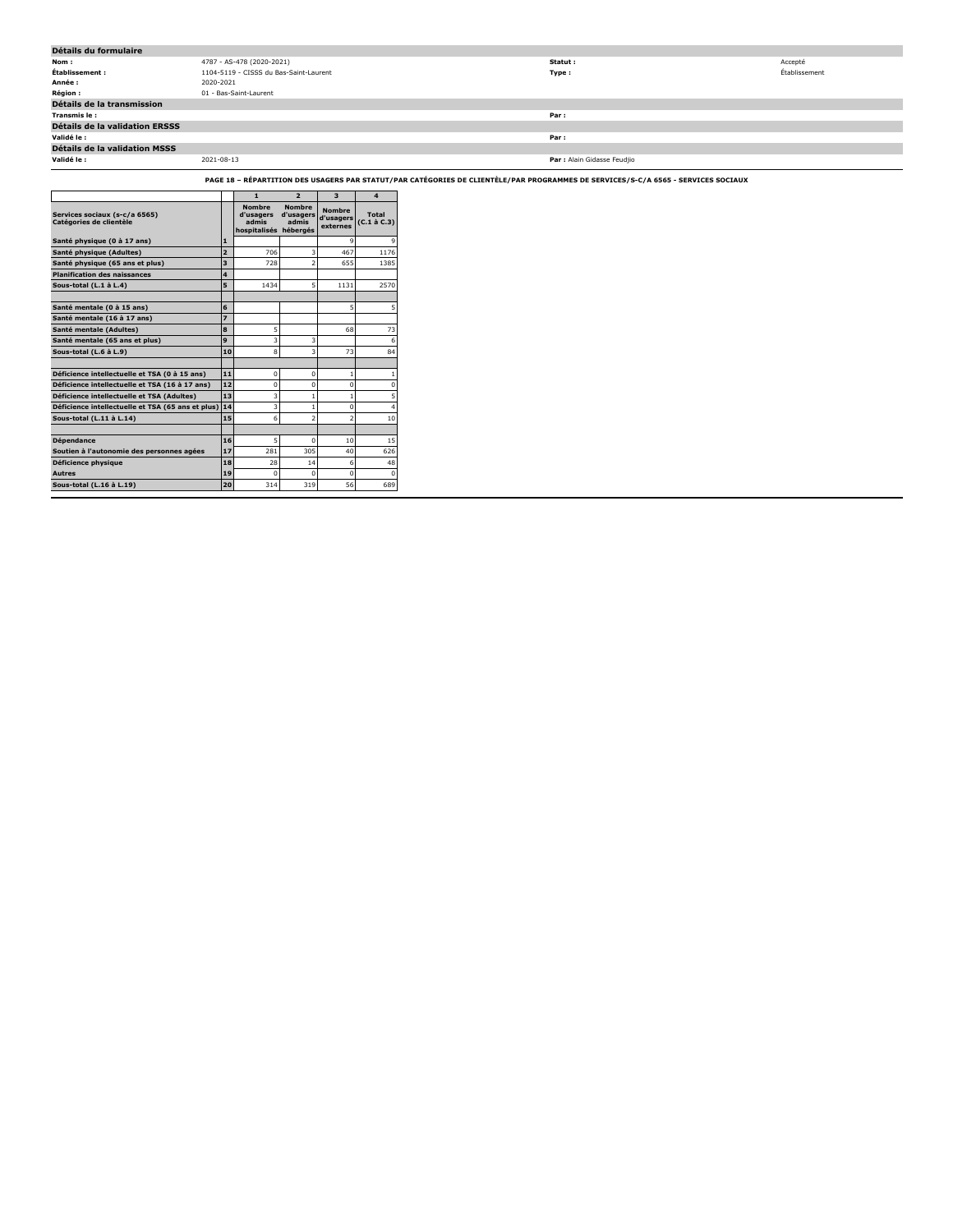## Détails du formulaire

| | | | |
|---|---|---|---|
| **Nom :** | 4787 - AS-478 (2020-2021) | **Statut :** | Accepté |
| **Établissement :** | 1104-5119 - CISSS du Bas-Saint-Laurent | **Type :** | Établissement |
| **Année :** | 2020-2021 | | |
| **Région :** | 01 - Bas-Saint-Laurent | | |

## Détails de la transmission

| | | | |
|---|---|---|---|
| **Transmis le :** | | **Par :** | |

## Détails de la validation ERSSS

| | | | |
|---|---|---|---|
| **Validé le :** | | **Par :** | |

## Détails de la validation MSSS

| | | | |
|---|---|---|---|
| **Validé le :** | 2021-08-13 | **Par :** | Alain Gidasse Feudjio |

**PAGE 18 – RÉPARTITION DES USAGERS PAR STATUT/PAR CATÉGORIES DE CLIENTÈLE/PAR PROGRAMMES DE SERVICES/S-C/A 6565 - SERVICES SOCIAUX**

| | | 1 | 2 | 3 | 4 |
|---|---|---|---|---|---|
| **Services sociaux (s-c/a 6565) Catégories de clientèle** | | **Nombre d'usagers admis hospitalisés** | **Nombre d'usagers admis hébergés** | **Nombre d'usagers externes** | **Total (C.1 à C.3)** |
| **Santé physique (0 à 17 ans)** | **1** | | | 9 | 9 |
| **Santé physique (Adultes)** | **2** | 706 | 3 | 467 | 1176 |
| **Santé physique (65 ans et plus)** | **3** | 728 | 2 | 655 | 1385 |
| **Planification des naissances** | **4** | | | | |
| **Sous-total (L.1 à L.4)** | **5** | 1434 | 5 | 1131 | 2570 |
| | | | | | |
| **Santé mentale (0 à 15 ans)** | **6** | | | 5 | 5 |
| **Santé mentale (16 à 17 ans)** | **7** | | | | |
| **Santé mentale (Adultes)** | **8** | 5 | | 68 | 73 |
| **Santé mentale (65 ans et plus)** | **9** | 3 | 3 | | 6 |
| **Sous-total (L.6 à L.9)** | **10** | 8 | 3 | 73 | 84 |
| | | | | | |
| **Déficience intellectuelle et TSA (0 à 15 ans)** | **11** | 0 | 0 | 1 | 1 |
| **Déficience intellectuelle et TSA (16 à 17 ans)** | **12** | 0 | 0 | 0 | 0 |
| **Déficience intellectuelle et TSA (Adultes)** | **13** | 3 | 1 | 1 | 5 |
| **Déficience intellectuelle et TSA (65 ans et plus)** | **14** | 3 | 1 | 0 | 4 |
| **Sous-total (L.11 à L.14)** | **15** | 6 | 2 | 2 | 10 |
| | | | | | |
| **Dépendance** | **16** | 5 | 0 | 10 | 15 |
| **Soutien à l'autonomie des personnes agées** | **17** | 281 | 305 | 40 | 626 |
| **Déficience physique** | **18** | 28 | 14 | 6 | 48 |
| **Autres** | **19** | 0 | 0 | 0 | 0 |
| **Sous-total (L.16 à L.19)** | **20** | 314 | 319 | 56 | 689 |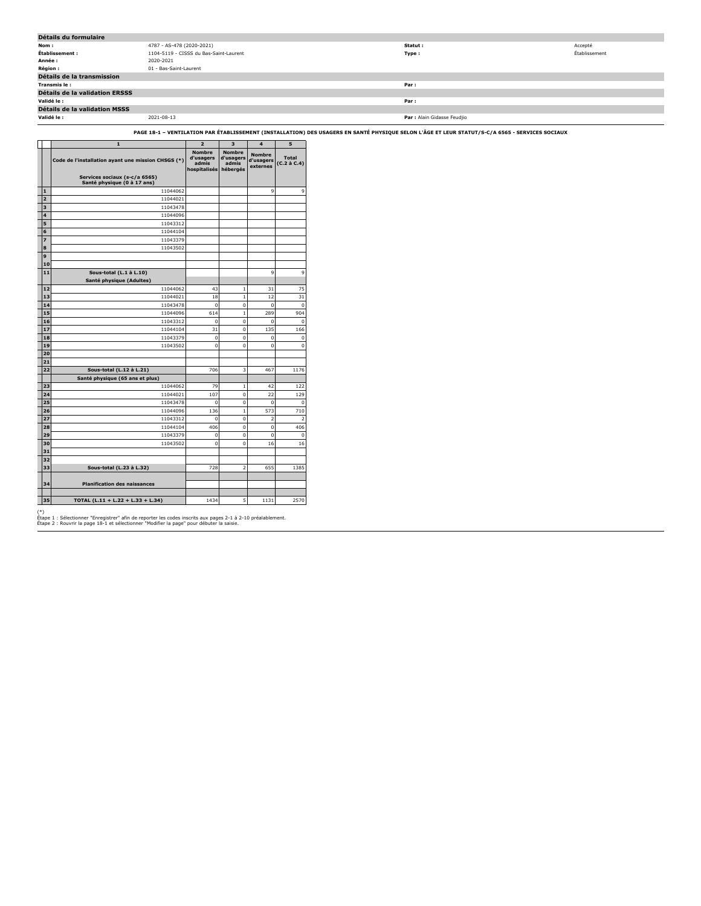## Détails du formulaire

| | | | |
|---|---|---|---|
| **Nom :** | 4787 - AS-478 (2020-2021) | **Statut :** | Accepté |
| **Établissement :** | 1104-5119 - CISSS du Bas-Saint-Laurent | **Type :** | Établissement |
| **Année :** | 2020-2021 | | |
| **Région :** | 01 - Bas-Saint-Laurent | | |

## Détails de la transmission

| | | | |
|---|---|---|---|
| **Transmis le :** | | **Par :** | |

## Détails de la validation ERSSS

| | | | |
|---|---|---|---|
| **Validé le :** | | **Par :** | |

## Détails de la validation MSSS

| | | | |
|---|---|---|---|
| **Validé le :** | 2021-08-13 | **Par :** | Alain Gidasse Feudjio |

**PAGE 18-1 – VENTILATION PAR ÉTABLISSEMENT (INSTALLATION) DES USAGERS EN SANTÉ PHYSIQUE SELON L'ÂGE ET LEUR STATUT/S-C/A 6565 - SERVICES SOCIAUX**

| | 1 | 2 | 3 | 4 | 5 |
|---|---|---|---|---|---|
| | Code de l'installation ayant une mission CHSGS (*) | Nombre d'usagers admis hospitalisés | Nombre d'usagers admis hébergés | Nombre d'usagers externes | Total (C.2 à C.4) |
| | **Services sociaux (s-c/a 6565)** **Santé physique (0 à 17 ans)** | | | | |
| 1 | 11044062 | | | 9 | 9 |
| 2 | 11044021 | | | | |
| 3 | 11043478 | | | | |
| 4 | 11044096 | | | | |
| 5 | 11043312 | | | | |
| 6 | 11044104 | | | | |
| 7 | 11043379 | | | | |
| 8 | 11043502 | | | | |
| 9 | | | | | |
| 10 | | | | | |
| 11 | **Sous-total (L.1 à L.10)** | | | 9 | 9 |
| | **Santé physique (Adultes)** | | | | |
| 12 | 11044062 | 43 | 1 | 31 | 75 |
| 13 | 11044021 | 18 | 1 | 12 | 31 |
| 14 | 11043478 | 0 | 0 | 0 | 0 |
| 15 | 11044096 | 614 | 1 | 289 | 904 |
| 16 | 11043312 | 0 | 0 | 0 | 0 |
| 17 | 11044104 | 31 | 0 | 135 | 166 |
| 18 | 11043379 | 0 | 0 | 0 | 0 |
| 19 | 11043502 | 0 | 0 | 0 | 0 |
| 20 | | | | | |
| 21 | | | | | |
| 22 | **Sous-total (L.12 à L.21)** | 706 | 3 | 467 | 1176 |
| | **Santé physique (65 ans et plus)** | | | | |
| 23 | 11044062 | 79 | 1 | 42 | 122 |
| 24 | 11044021 | 107 | 0 | 22 | 129 |
| 25 | 11043478 | 0 | 0 | 0 | 0 |
| 26 | 11044096 | 136 | 1 | 573 | 710 |
| 27 | 11043312 | 0 | 0 | 2 | 2 |
| 28 | 11044104 | 406 | 0 | 0 | 406 |
| 29 | 11043379 | 0 | 0 | 0 | 0 |
| 30 | 11043502 | 0 | 0 | 16 | 16 |
| 31 | | | | | |
| 32 | | | | | |
| 33 | **Sous-total (L.23 à L.32)** | 728 | 2 | 655 | 1385 |
| 34 | **Planification des naissances** | | | | |
| 35 | **TOTAL (L.11 + L.22 + L.33 + L.34)** | 1434 | 5 | 1131 | 2570 |

(*)
Étape 1 : Sélectionner "Enregistrer" afin de reporter les codes inscrits aux pages 2-1 à 2-10 préalablement.
Étape 2 : Rouvrir la page 18-1 et sélectionner "Modifier la page" pour débuter la saisie.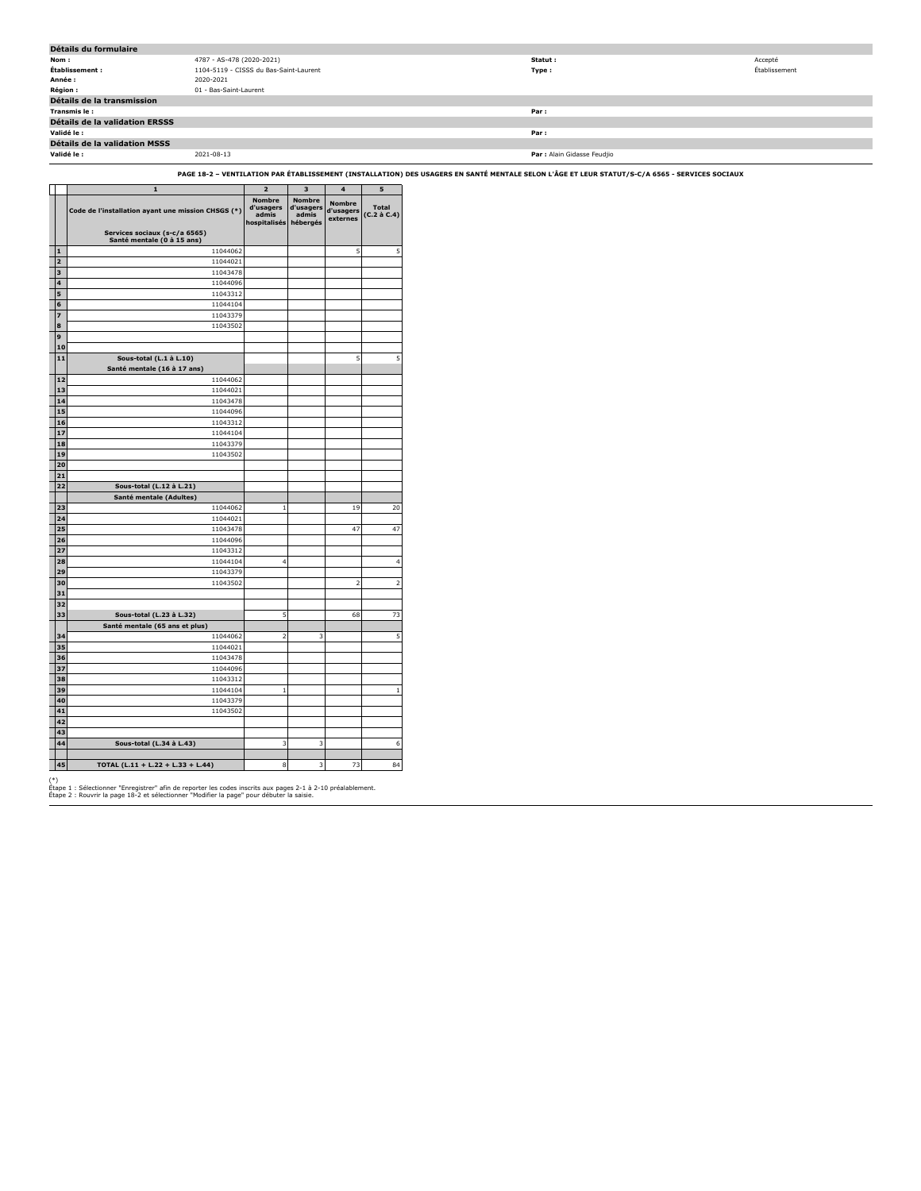## Détails du formulaire

| | | | |
|---|---|---|---|
| **Nom :** | 4787 - AS-478 (2020-2021) | **Statut :** | Accepté |
| **Établissement :** | 1104-5119 - CISSS du Bas-Saint-Laurent | **Type :** | Établissement |
| **Année :** | 2020-2021 | | |
| **Région :** | 01 - Bas-Saint-Laurent | | |

## Détails de la transmission

| | | | |
|---|---|---|---|
| **Transmis le :** | | **Par :** | |

## Détails de la validation ERSSS

| | | | |
|---|---|---|---|
| **Validé le :** | | **Par :** | |

## Détails de la validation MSSS

| | | | |
|---|---|---|---|
| **Validé le :** | 2021-08-13 | **Par :** | Alain Gidasse Feudjio |

**PAGE 18-2 – VENTILATION PAR ÉTABLISSEMENT (INSTALLATION) DES USAGERS EN SANTÉ MENTALE SELON L'ÂGE ET LEUR STATUT/S-C/A 6565 - SERVICES SOCIAUX**

| | 1 | 2 | 3 | 4 | 5 |
|---|---|---|---|---|---|
| | Code de l'installation ayant une mission CHSGS (*) | Nombre d'usagers admis hospitalisés | Nombre d'usagers admis hébergés | Nombre d'usagers externes | Total (C.2 à C.4) |
| | Services sociaux (s-c/a 6565) Santé mentale (0 à 15 ans) | | | | |
| 1 | 11044062 | | | 5 | 5 |
| 2 | 11044021 | | | | |
| 3 | 11043478 | | | | |
| 4 | 11044096 | | | | |
| 5 | 11043312 | | | | |
| 6 | 11044104 | | | | |
| 7 | 11043379 | | | | |
| 8 | 11043502 | | | | |
| 9 | | | | | |
| 10 | | | | | |
| 11 | Sous-total (L.1 à L.10) | | | 5 | 5 |
| | Santé mentale (16 à 17 ans) | | | | |
| 12 | 11044062 | | | | |
| 13 | 11044021 | | | | |
| 14 | 11043478 | | | | |
| 15 | 11044096 | | | | |
| 16 | 11043312 | | | | |
| 17 | 11044104 | | | | |
| 18 | 11043379 | | | | |
| 19 | 11043502 | | | | |
| 20 | | | | | |
| 21 | | | | | |
| 22 | Sous-total (L.12 à L.21) | | | | |
| | Santé mentale (Adultes) | | | | |
| 23 | 11044062 | 1 | | 19 | 20 |
| 24 | 11044021 | | | | |
| 25 | 11043478 | | | 47 | 47 |
| 26 | 11044096 | | | | |
| 27 | 11043312 | | | | |
| 28 | 11044104 | 4 | | | 4 |
| 29 | 11043379 | | | | |
| 30 | 11043502 | | | 2 | 2 |
| 31 | | | | | |
| 32 | | | | | |
| 33 | Sous-total (L.23 à L.32) | 5 | | 68 | 73 |
| | Santé mentale (65 ans et plus) | | | | |
| 34 | 11044062 | 2 | 3 | | 5 |
| 35 | 11044021 | | | | |
| 36 | 11043478 | | | | |
| 37 | 11044096 | | | | |
| 38 | 11043312 | | | | |
| 39 | 11044104 | 1 | | | 1 |
| 40 | 11043379 | | | | |
| 41 | 11043502 | | | | |
| 42 | | | | | |
| 43 | | | | | |
| 44 | Sous-total (L.34 à L.43) | 3 | 3 | | 6 |
| | | | | | |
| 45 | TOTAL (L.11 + L.22 + L.33 + L.44) | 8 | 3 | 73 | 84 |

(*)
Étape 1 : Sélectionner "Enregistrer" afin de reporter les codes inscrits aux pages 2-1 à 2-10 préalablement.
Étape 2 : Rouvrir la page 18-2 et sélectionner "Modifier la page" pour débuter la saisie.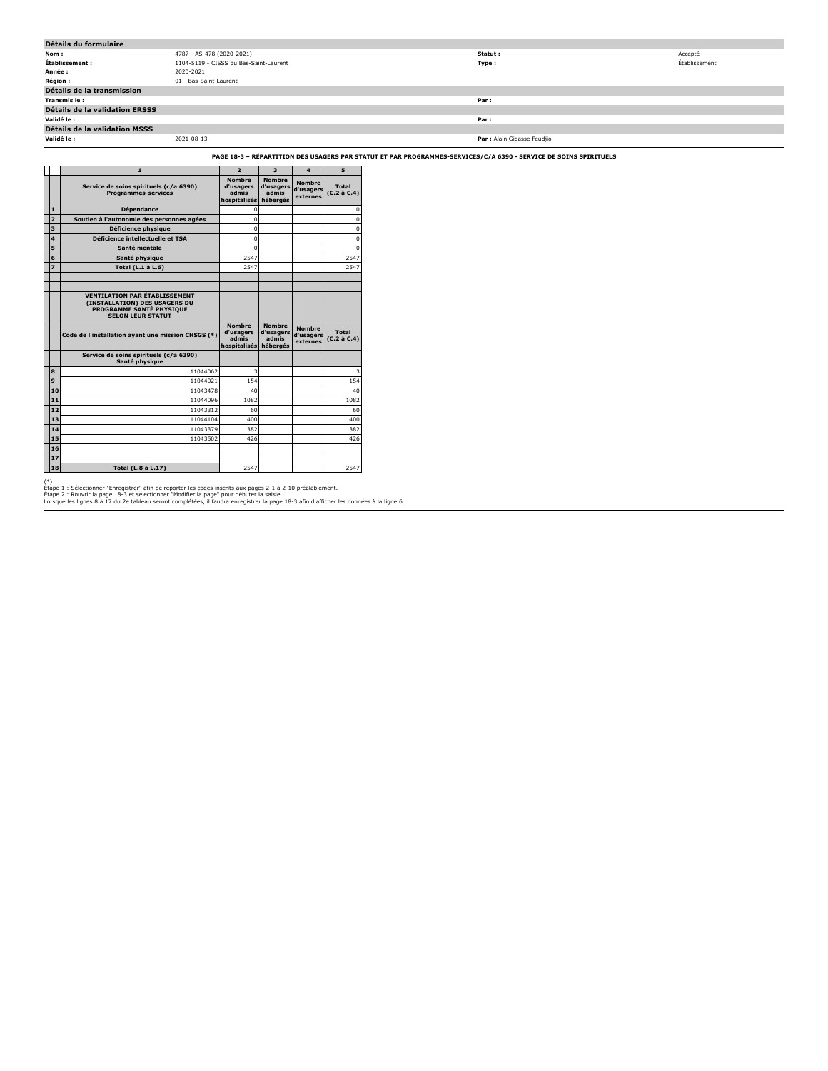## Détails du formulaire

| | | | |
|---|---|---|---|
| **Nom :** | 4787 - AS-478 (2020-2021) | **Statut :** | Accepté |
| **Établissement :** | 1104-5119 - CISSS du Bas-Saint-Laurent | **Type :** | Établissement |
| **Année :** | 2020-2021 | | |
| **Région :** | 01 - Bas-Saint-Laurent | | |

## Détails de la transmission

| | | | |
|---|---|---|---|
| **Transmis le :** | | **Par :** | |

## Détails de la validation ERSSS

| | | | |
|---|---|---|---|
| **Validé le :** | | **Par :** | |

## Détails de la validation MSSS

| | | | |
|---|---|---|---|
| **Validé le :** | 2021-08-13 | **Par :** | Alain Gidasse Feudjio |

### PAGE 18-3 – RÉPARTITION DES USAGERS PAR STATUT ET PAR PROGRAMMES-SERVICES/C/A 6390 - SERVICE DE SOINS SPIRITUELS

| | 1 | 2 | 3 | 4 | 5 |
|---|---|---|---|---|---|
| | **Service de soins spirituels (c/a 6390) Programmes-services** | **Nombre d'usagers admis hospitalisés** | **Nombre d'usagers admis hébergés** | **Nombre d'usagers externes** | **Total (C.2 à C.4)** |
| 1 | **Dépendance** | 0 | | | 0 |
| 2 | **Soutien à l'autonomie des personnes agées** | 0 | | | 0 |
| 3 | **Déficience physique** | 0 | | | 0 |
| 4 | **Déficience intellectuelle et TSA** | 0 | | | 0 |
| 5 | **Santé mentale** | 0 | | | 0 |
| 6 | **Santé physique** | 2547 | | | 2547 |
| 7 | **Total (L.1 à L.6)** | 2547 | | | 2547 |
| | | | | | |
| | | | | | |
| | **VENTILATION PAR ÉTABLISSEMENT (INSTALLATION) DES USAGERS DU PROGRAMME SANTÉ PHYSIQUE SELON LEUR STATUT** | | | | |
| | **Code de l'installation ayant une mission CHSGS (*)** | **Nombre d'usagers admis hospitalisés** | **Nombre d'usagers admis hébergés** | **Nombre d'usagers externes** | **Total (C.2 à C.4)** |
| | **Service de soins spirituels (c/a 6390) Santé physique** | | | | |
| 8 | 11044062 | 3 | | | 3 |
| 9 | 11044021 | 154 | | | 154 |
| 10 | 11043478 | 40 | | | 40 |
| 11 | 11044096 | 1082 | | | 1082 |
| 12 | 11043312 | 60 | | | 60 |
| 13 | 11044104 | 400 | | | 400 |
| 14 | 11043379 | 382 | | | 382 |
| 15 | 11043502 | 426 | | | 426 |
| 16 | | | | | |
| 17 | | | | | |
| 18 | **Total (L.8 à L.17)** | 2547 | | | 2547 |

(*)
Étape 1 : Sélectionner "Enregistrer" afin de reporter les codes inscrits aux pages 2-1 à 2-10 préalablement.
Étape 2 : Rouvrir la page 18-3 et sélectionner "Modifier la page" pour débuter la saisie.
Lorsque les lignes 8 à 17 du 2e tableau seront complétées, il faudra enregistrer la page 18-3 afin d'afficher les données à la ligne 6.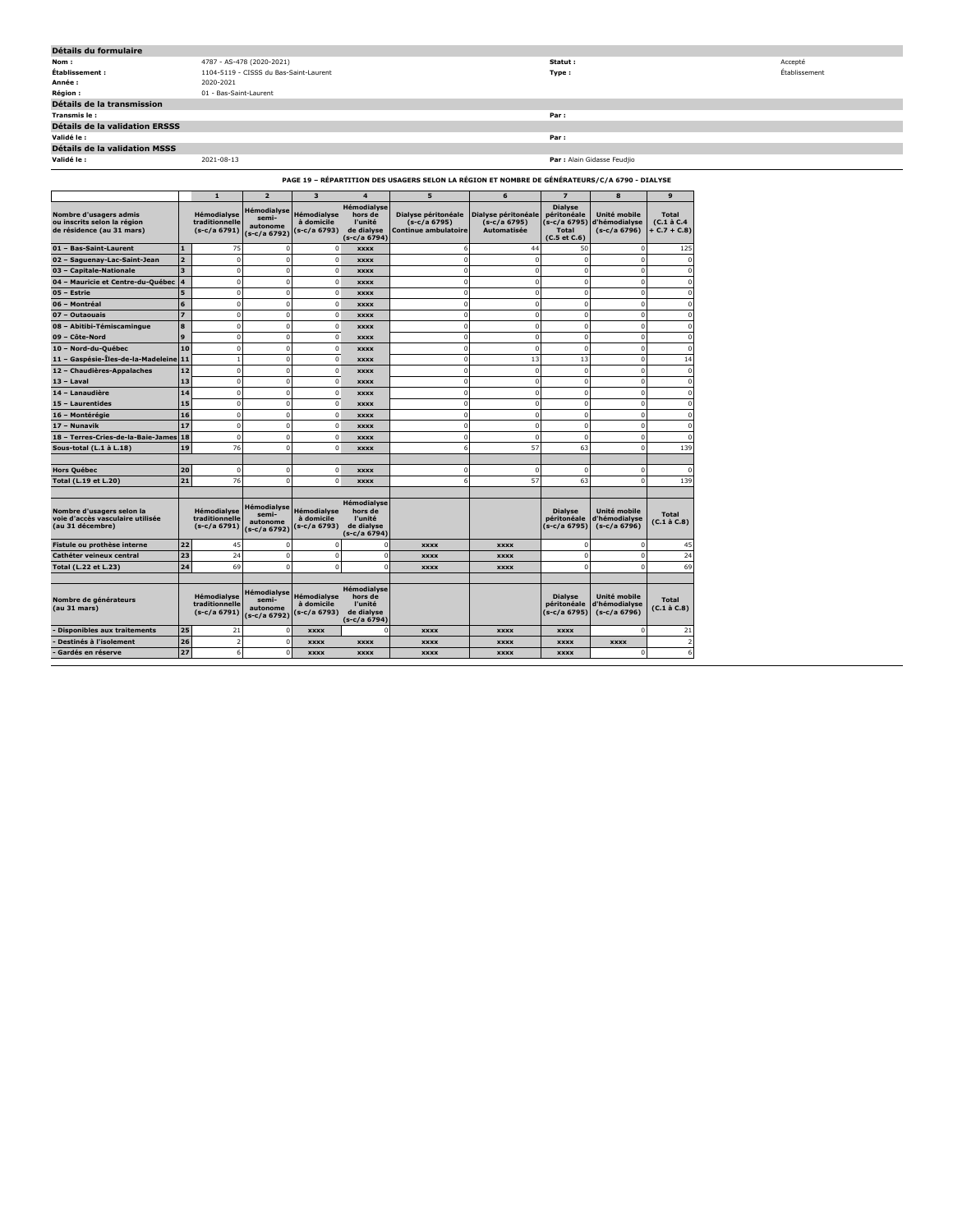## Détails du formulaire

| | | | |
|---|---|---|---|
| **Nom :** | 4787 - AS-478 (2020-2021) | **Statut :** | Accepté |
| **Établissement :** | 1104-5119 - CISSS du Bas-Saint-Laurent | **Type :** | Établissement |
| **Année :** | 2020-2021 | | |
| **Région :** | 01 - Bas-Saint-Laurent | | |

## Détails de la transmission

| | | | |
|---|---|---|---|
| **Transmis le :** | | **Par :** | |

## Détails de la validation ERSSS

| | | | |
|---|---|---|---|
| **Validé le :** | | **Par :** | |

## Détails de la validation MSSS

| | | | |
|---|---|---|---|
| **Validé le :** | 2021-08-13 | **Par :** | Alain Gidasse Feudjio |

### PAGE 19 – RÉPARTITION DES USAGERS SELON LA RÉGION ET NOMBRE DE GÉNÉRATEURS/C/A 6790 - DIALYSE

| | | 1 | 2 | 3 | 4 | 5 | 6 | 7 | 8 | 9 |
|---|---|---|---|---|---|---|---|---|---|---|
| **Nombre d'usagers admis ou inscrits selon la région de résidence (au 31 mars)** | | **Hémodialyse traditionnelle (s-c/a 6791)** | **Hémodialyse semi-autonome (s-c/a 6792)** | **Hémodialyse à domicile (s-c/a 6793)** | **Hémodialyse hors de l'unité de dialyse (s-c/a 6794)** | **Dialyse péritonéale (s-c/a 6795) Continue ambulatoire** | **Dialyse péritonéale (s-c/a 6795) Automatisée** | **Dialyse péritonéale (s-c/a 6795) Total (C.5 et C.6)** | **Unité mobile d'hémodialyse (s-c/a 6796)** | **Total (C.1 à C.4 + C.7 + C.8)** |
| **01 – Bas-Saint-Laurent** | 1 | 75 | 0 | 0 | xxxx | 6 | 44 | 50 | 0 | 125 |
| **02 – Saguenay-Lac-Saint-Jean** | 2 | 0 | 0 | 0 | xxxx | 0 | 0 | 0 | 0 | 0 |
| **03 – Capitale-Nationale** | 3 | 0 | 0 | 0 | xxxx | 0 | 0 | 0 | 0 | 0 |
| **04 – Mauricie et Centre-du-Québec** | 4 | 0 | 0 | 0 | xxxx | 0 | 0 | 0 | 0 | 0 |
| **05 – Estrie** | 5 | 0 | 0 | 0 | xxxx | 0 | 0 | 0 | 0 | 0 |
| **06 – Montréal** | 6 | 0 | 0 | 0 | xxxx | 0 | 0 | 0 | 0 | 0 |
| **07 – Outaouais** | 7 | 0 | 0 | 0 | xxxx | 0 | 0 | 0 | 0 | 0 |
| **08 – Abitibi-Témiscamingue** | 8 | 0 | 0 | 0 | xxxx | 0 | 0 | 0 | 0 | 0 |
| **09 – Côte-Nord** | 9 | 0 | 0 | 0 | xxxx | 0 | 0 | 0 | 0 | 0 |
| **10 – Nord-du-Québec** | 10 | 0 | 0 | 0 | xxxx | 0 | 0 | 0 | 0 | 0 |
| **11 – Gaspésie-Îles-de-la-Madeleine** | 11 | 1 | 0 | 0 | xxxx | 0 | 13 | 13 | 0 | 14 |
| **12 – Chaudières-Appalaches** | 12 | 0 | 0 | 0 | xxxx | 0 | 0 | 0 | 0 | 0 |
| **13 – Laval** | 13 | 0 | 0 | 0 | xxxx | 0 | 0 | 0 | 0 | 0 |
| **14 – Lanaudière** | 14 | 0 | 0 | 0 | xxxx | 0 | 0 | 0 | 0 | 0 |
| **15 – Laurentides** | 15 | 0 | 0 | 0 | xxxx | 0 | 0 | 0 | 0 | 0 |
| **16 – Montérégie** | 16 | 0 | 0 | 0 | xxxx | 0 | 0 | 0 | 0 | 0 |
| **17 – Nunavik** | 17 | 0 | 0 | 0 | xxxx | 0 | 0 | 0 | 0 | 0 |
| **18 – Terres-Cries-de-la-Baie-James** | 18 | 0 | 0 | 0 | xxxx | 0 | 0 | 0 | 0 | 0 |
| **Sous-total (L.1 à L.18)** | 19 | 76 | 0 | 0 | xxxx | 6 | 57 | 63 | 0 | 139 |
| | | | | | | | | | | |
| **Hors Québec** | 20 | 0 | 0 | 0 | xxxx | 0 | 0 | 0 | 0 | 0 |
| **Total (L.19 et L.20)** | 21 | 76 | 0 | 0 | xxxx | 6 | 57 | 63 | 0 | 139 |
| | | | | | | | | | | |
| **Nombre d'usagers selon la voie d'accès vasculaire utilisée (au 31 décembre)** | | **Hémodialyse traditionnelle (s-c/a 6791)** | **Hémodialyse semi-autonome (s-c/a 6792)** | **Hémodialyse à domicile (s-c/a 6793)** | **Hémodialyse hors de l'unité de dialyse (s-c/a 6794)** | | | **Dialyse péritonéale (s-c/a 6795)** | **Unité mobile d'hémodialyse (s-c/a 6796)** | **Total (C.1 à C.8)** |
| **Fistule ou prothèse interne** | 22 | 45 | 0 | 0 | 0 | xxxx | xxxx | 0 | 0 | 45 |
| **Cathéter veineux central** | 23 | 24 | 0 | 0 | 0 | xxxx | xxxx | 0 | 0 | 24 |
| **Total (L.22 et L.23)** | 24 | 69 | 0 | 0 | 0 | xxxx | xxxx | 0 | 0 | 69 |
| | | | | | | | | | | |
| **Nombre de générateurs (au 31 mars)** | | **Hémodialyse traditionnelle (s-c/a 6791)** | **Hémodialyse semi-autonome (s-c/a 6792)** | **Hémodialyse à domicile (s-c/a 6793)** | **Hémodialyse hors de l'unité de dialyse (s-c/a 6794)** | | | **Dialyse péritonéale (s-c/a 6795)** | **Unité mobile d'hémodialyse (s-c/a 6796)** | **Total (C.1 à C.8)** |
| **- Disponibles aux traitements** | 25 | 21 | 0 | xxxx | 0 | xxxx | xxxx | xxxx | 0 | 21 |
| **- Destinés à l'isolement** | 26 | 2 | 0 | xxxx | xxxx | xxxx | xxxx | xxxx | xxxx | 2 |
| **- Gardés en réserve** | 27 | 6 | 0 | xxxx | xxxx | xxxx | xxxx | xxxx | 0 | 6 |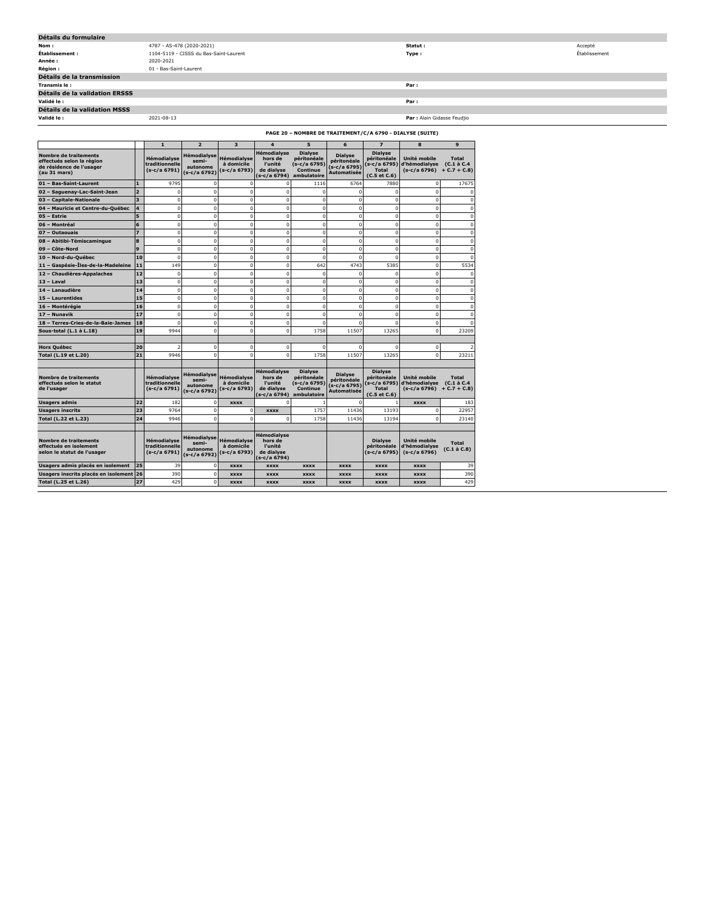## Détails du formulaire

| | | | |
|---|---|---|---|
| **Nom :** | 4787 - AS-478 (2020-2021) | **Statut :** | Accepté |
| **Établissement :** | 1104-5119 - CISSS du Bas-Saint-Laurent | **Type :** | Établissement |
| **Année :** | 2020-2021 | | |
| **Région :** | 01 - Bas-Saint-Laurent | | |

## Détails de la transmission

| | | | |
|---|---|---|---|
| **Transmis le :** | | **Par :** | |

## Détails de la validation ERSSS

| | | | |
|---|---|---|---|
| **Validé le :** | | **Par :** | |

## Détails de la validation MSSS

| | | | |
|---|---|---|---|
| **Validé le :** | 2021-08-13 | **Par :** | Alain Gidasse Feudjio |

### PAGE 20 – NOMBRE DE TRAITEMENT/C/A 6790 - DIALYSE (SUITE)

| | | 1 | 2 | 3 | 4 | 5 | 6 | 7 | 8 | 9 |
|---|---|---|---|---|---|---|---|---|---|---|
| **Nombre de traitements effectués selon la région de résidence de l'usager (au 31 mars)** | | **Hémodialyse traditionnelle (s-c/a 6791)** | **Hémodialyse semi-autonome (s-c/a 6792)** | **Hémodialyse à domicile (s-c/a 6793)** | **Hémodialyse hors de l'unité de dialyse (s-c/a 6794)** | **Dialyse péritonéale (s-c/a 6795) Continue ambulatoire** | **Dialyse péritonéale (s-c/a 6795) Automatisée** | **Dialyse péritonéale (s-c/a 6795) Total (C.5 et C.6)** | **Unité mobile d'hémodialyse (s-c/a 6796)** | **Total (C.1 à C.4 + C.7 + C.8)** |
| **01 – Bas-Saint-Laurent** | 1 | 9795 | 0 | 0 | 0 | 1116 | 6764 | 7880 | 0 | 17675 |
| **02 – Saguenay-Lac-Saint-Jean** | 2 | 0 | 0 | 0 | 0 | 0 | 0 | 0 | 0 | 0 |
| **03 – Capitale-Nationale** | 3 | 0 | 0 | 0 | 0 | 0 | 0 | 0 | 0 | 0 |
| **04 – Mauricie et Centre-du-Québec** | 4 | 0 | 0 | 0 | 0 | 0 | 0 | 0 | 0 | 0 |
| **05 – Estrie** | 5 | 0 | 0 | 0 | 0 | 0 | 0 | 0 | 0 | 0 |
| **06 – Montréal** | 6 | 0 | 0 | 0 | 0 | 0 | 0 | 0 | 0 | 0 |
| **07 – Outaouais** | 7 | 0 | 0 | 0 | 0 | 0 | 0 | 0 | 0 | 0 |
| **08 – Abitibi-Témiscamingue** | 8 | 0 | 0 | 0 | 0 | 0 | 0 | 0 | 0 | 0 |
| **09 – Côte-Nord** | 9 | 0 | 0 | 0 | 0 | 0 | 0 | 0 | 0 | 0 |
| **10 – Nord-du-Québec** | 10 | 0 | 0 | 0 | 0 | 0 | 0 | 0 | 0 | 0 |
| **11 – Gaspésie-Îles-de-la-Madeleine** | 11 | 149 | 0 | 0 | 0 | 642 | 4743 | 5385 | 0 | 5534 |
| **12 – Chaudières-Appalaches** | 12 | 0 | 0 | 0 | 0 | 0 | 0 | 0 | 0 | 0 |
| **13 – Laval** | 13 | 0 | 0 | 0 | 0 | 0 | 0 | 0 | 0 | 0 |
| **14 – Lanaudière** | 14 | 0 | 0 | 0 | 0 | 0 | 0 | 0 | 0 | 0 |
| **15 – Laurentides** | 15 | 0 | 0 | 0 | 0 | 0 | 0 | 0 | 0 | 0 |
| **16 – Montérégie** | 16 | 0 | 0 | 0 | 0 | 0 | 0 | 0 | 0 | 0 |
| **17 – Nunavik** | 17 | 0 | 0 | 0 | 0 | 0 | 0 | 0 | 0 | 0 |
| **18 – Terres-Cries-de-la-Baie-James** | 18 | 0 | 0 | 0 | 0 | 0 | 0 | 0 | 0 | 0 |
| **Sous-total (L.1 à L.18)** | 19 | 9944 | 0 | 0 | 0 | 1758 | 11507 | 13265 | 0 | 23209 |
| | | | | | | | | | | |
| **Hors Québec** | 20 | 2 | 0 | 0 | 0 | 0 | 0 | 0 | 0 | 2 |
| **Total (L.19 et L.20)** | 21 | 9946 | 0 | 0 | 0 | 1758 | 11507 | 13265 | 0 | 23211 |
| | | | | | | | | | | |
| **Nombre de traitements effectués selon le statut de l'usager** | | **Hémodialyse traditionnelle (s-c/a 6791)** | **Hémodialyse semi-autonome (s-c/a 6792)** | **Hémodialyse à domicile (s-c/a 6793)** | **Hémodialyse hors de l'unité de dialyse (s-c/a 6794)** | **Dialyse péritonéale (s-c/a 6795) Continue ambulatoire** | **Dialyse péritonéale (s-c/a 6795) Automatisée** | **Dialyse péritonéale (s-c/a 6795) Total (C.5 et C.6)** | **Unité mobile d'hémodialyse (s-c/a 6796)** | **Total (C.1 à C.4 + C.7 + C.8)** |
| **Usagers admis** | 22 | 182 | 0 | **xxxx** | 0 | 1 | 0 | 1 | **xxxx** | 183 |
| **Usagers inscrits** | 23 | 9764 | 0 | 0 | **xxxx** | 1757 | 11436 | 13193 | 0 | 22957 |
| **Total (L.22 et L.23)** | 24 | 9946 | 0 | 0 | 0 | 1758 | 11436 | 13194 | 0 | 23140 |
| | | | | | | | | | | |
| **Nombre de traitements effectués en isolement selon le statut de l'usager** | | **Hémodialyse traditionnelle (s-c/a 6791)** | **Hémodialyse semi-autonome (s-c/a 6792)** | **Hémodialyse à domicile (s-c/a 6793)** | **Hémodialyse hors de l'unité de dialyse (s-c/a 6794)** | | | **Dialyse péritonéale (s-c/a 6795)** | **Unité mobile d'hémodialyse (s-c/a 6796)** | **Total (C.1 à C.8)** |
| **Usagers admis placés en isolement** | 25 | 39 | 0 | **xxxx** | **xxxx** | **xxxx** | **xxxx** | **xxxx** | **xxxx** | 39 |
| **Usagers inscrits placés en isolement** | 26 | 390 | 0 | **xxxx** | **xxxx** | **xxxx** | **xxxx** | **xxxx** | **xxxx** | 390 |
| **Total (L.25 et L.26)** | 27 | 429 | 0 | **xxxx** | **xxxx** | **xxxx** | **xxxx** | **xxxx** | **xxxx** | 429 |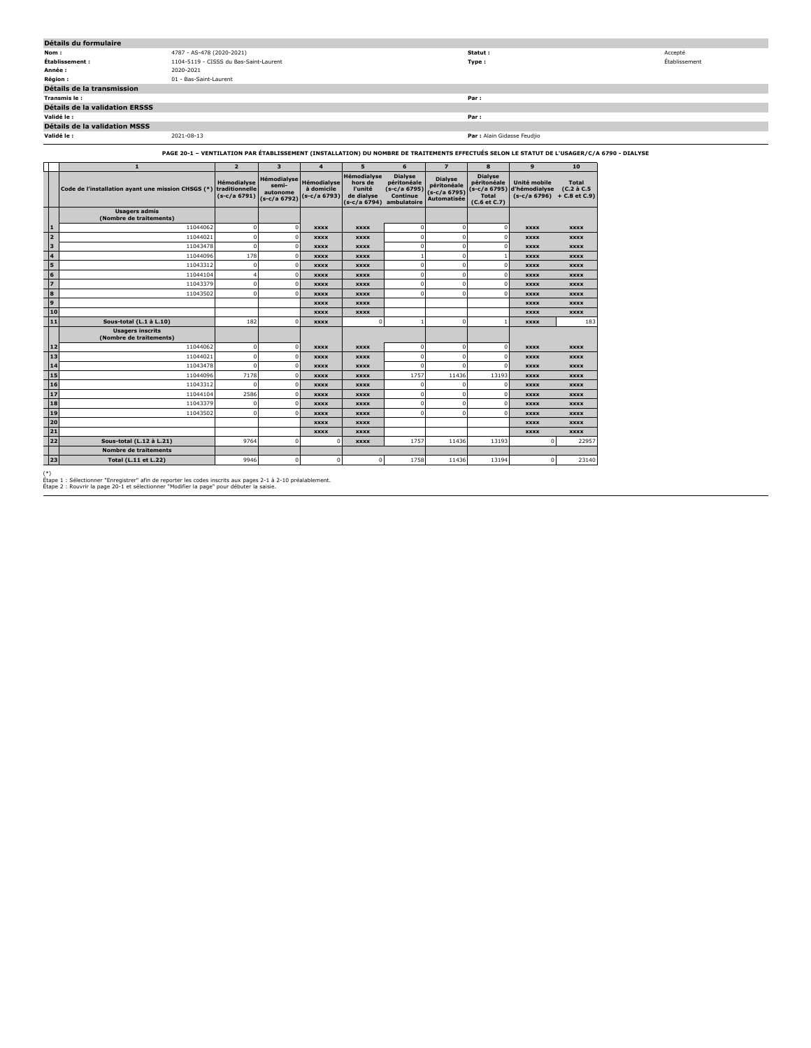**Détails du formulaire**

| | | | |
|---|---|---|---|
| **Nom :** | 4787 - AS-478 (2020-2021) | **Statut :** | Accepté |
| **Établissement :** | 1104-5119 - CISSS du Bas-Saint-Laurent | **Type :** | Établissement |
| **Année :** | 2020-2021 | | |
| **Région :** | 01 - Bas-Saint-Laurent | | |

**Détails de la transmission**

| | | | |
|---|---|---|---|
| **Transmis le :** | | **Par :** | |

**Détails de la validation ERSSS**

| | | | |
|---|---|---|---|
| **Validé le :** | | **Par :** | |

**Détails de la validation MSSS**

| | | | |
|---|---|---|---|
| **Validé le :** | 2021-08-13 | **Par :** | Alain Gidasse Feudjio |

**PAGE 20-1 – VENTILATION PAR ÉTABLISSEMENT (INSTALLATION) DU NOMBRE DE TRAITEMENTS EFFECTUÉS SELON LE STATUT DE L'USAGER/C/A 6790 - DIALYSE**

| | 1 | 2 | 3 | 4 | 5 | 6 | 7 | 8 | 9 | 10 |
|---|---|---|---|---|---|---|---|---|---|---|
| | Code de l'installation ayant une mission CHSGS (*) | Hémodialyse traditionnelle (s-c/a 6791) | Hémodialyse semi-autonome (s-c/a 6792) | Hémodialyse à domicile (s-c/a 6793) | Hémodialyse hors de l'unité de dialyse (s-c/a 6794) | Dialyse péritonéale (s-c/a 6795) Continue ambulatoire | Dialyse péritonéale (s-c/a 6795) Automatisée | Dialyse péritonéale (s-c/a 6795) Total (C.6 et C.7) | Unité mobile d'hémodialyse (s-c/a 6796) | Total (C.2 à C.5 + C.8 et C.9) |
| | **Usagers admis (Nombre de traitements)** | | | | | | | | | |
| 1 | 11044062 | 0 | 0 | xxxx | xxxx | 0 | 0 | 0 | xxxx | xxxx |
| 2 | 11044021 | 0 | 0 | xxxx | xxxx | 0 | 0 | 0 | xxxx | xxxx |
| 3 | 11043478 | 0 | 0 | xxxx | xxxx | 0 | 0 | 0 | xxxx | xxxx |
| 4 | 11044096 | 178 | 0 | xxxx | xxxx | 1 | 0 | 1 | xxxx | xxxx |
| 5 | 11043312 | 0 | 0 | xxxx | xxxx | 0 | 0 | 0 | xxxx | xxxx |
| 6 | 11044104 | 4 | 0 | xxxx | xxxx | 0 | 0 | 0 | xxxx | xxxx |
| 7 | 11043379 | 0 | 0 | xxxx | xxxx | 0 | 0 | 0 | xxxx | xxxx |
| 8 | 11043502 | 0 | 0 | xxxx | xxxx | 0 | 0 | 0 | xxxx | xxxx |
| 9 | | | | xxxx | xxxx | | | | xxxx | xxxx |
| 10 | | | | xxxx | xxxx | | | | xxxx | xxxx |
| 11 | **Sous-total (L.1 à L.10)** | 182 | 0 | xxxx | 0 | 1 | 0 | 1 | xxxx | 183 |
| | **Usagers inscrits (Nombre de traitements)** | | | | | | | | | |
| 12 | 11044062 | 0 | 0 | xxxx | xxxx | 0 | 0 | 0 | xxxx | xxxx |
| 13 | 11044021 | 0 | 0 | xxxx | xxxx | 0 | 0 | 0 | xxxx | xxxx |
| 14 | 11043478 | 0 | 0 | xxxx | xxxx | 0 | 0 | 0 | xxxx | xxxx |
| 15 | 11044096 | 7178 | 0 | xxxx | xxxx | 1757 | 11436 | 13193 | xxxx | xxxx |
| 16 | 11043312 | 0 | 0 | xxxx | xxxx | 0 | 0 | 0 | xxxx | xxxx |
| 17 | 11044104 | 2586 | 0 | xxxx | xxxx | 0 | 0 | 0 | xxxx | xxxx |
| 18 | 11043379 | 0 | 0 | xxxx | xxxx | 0 | 0 | 0 | xxxx | xxxx |
| 19 | 11043502 | 0 | 0 | xxxx | xxxx | 0 | 0 | 0 | xxxx | xxxx |
| 20 | | | | xxxx | xxxx | | | | xxxx | xxxx |
| 21 | | | | xxxx | xxxx | | | | xxxx | xxxx |
| 22 | **Sous-total (L.12 à L.21)** | 9764 | 0 | 0 | xxxx | 1757 | 11436 | 13193 | 0 | 22957 |
| | **Nombre de traitements** | | | | | | | | | |
| 23 | **Total (L.11 et L.22)** | 9946 | 0 | 0 | 0 | 1758 | 11436 | 13194 | 0 | 23140 |

(*)
Étape 1 : Sélectionner "Enregistrer" afin de reporter les codes inscrits aux pages 2-1 à 2-10 préalablement.
Étape 2 : Rouvrir la page 20-1 et sélectionner "Modifier la page" pour débuter la saisie.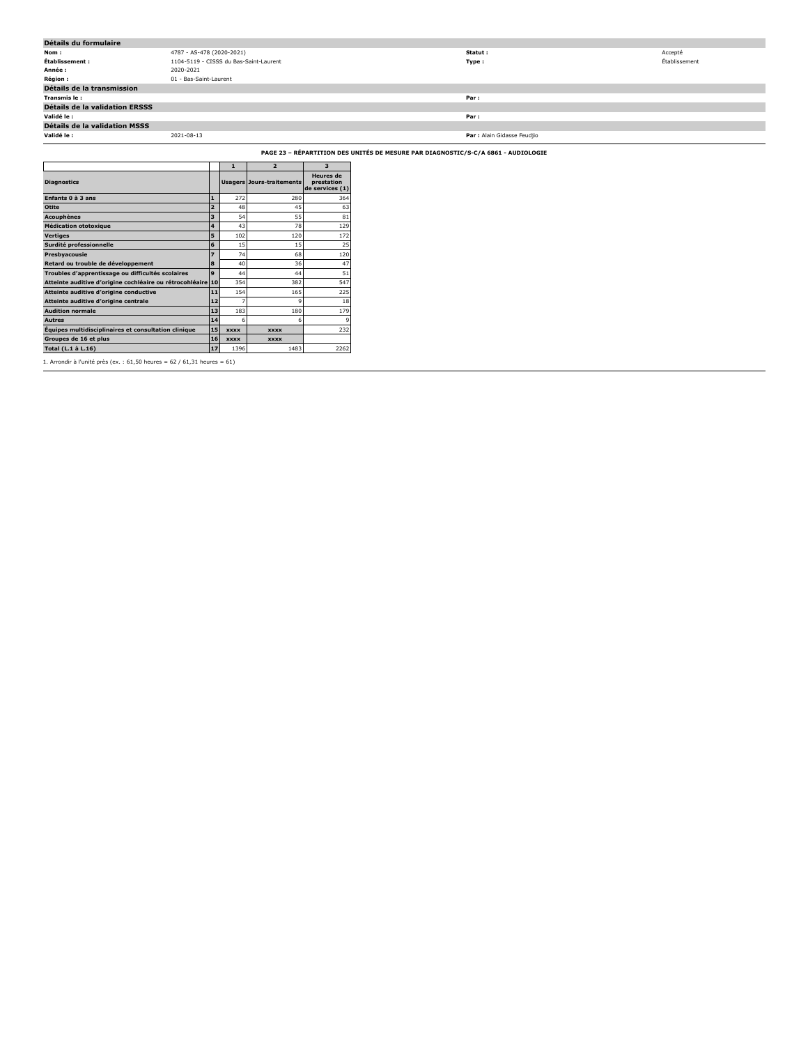| Détails du formulaire | | | |
|---|---|---|---|
| **Nom :** | 4787 - AS-478 (2020-2021) | **Statut :** | Accepté |
| **Établissement :** | 1104-5119 - CISSS du Bas-Saint-Laurent | **Type :** | Établissement |
| **Année :** | 2020-2021 | | |
| **Région :** | 01 - Bas-Saint-Laurent | | |

| Détails de la transmission | | | |
|---|---|---|---|
| **Transmis le :** | | **Par :** | |

| Détails de la validation ERSSS | | | |
|---|---|---|---|
| **Validé le :** | | **Par :** | |

| Détails de la validation MSSS | | | |
|---|---|---|---|
| **Validé le :** | 2021-08-13 | **Par :** | Alain Gidasse Feudjio |

**PAGE 23 – RÉPARTITION DES UNITÉS DE MESURE PAR DIAGNOSTIC/S-C/A 6861 - AUDIOLOGIE**

| | | 1 | 2 | 3 |
|---|---|---|---|---|
| **Diagnostics** | | **Usagers** | **Jours-traitements** | **Heures de prestation de services (1)** |
| **Enfants 0 à 3 ans** | 1 | 272 | 280 | 364 |
| **Otite** | 2 | 48 | 45 | 63 |
| **Acouphènes** | 3 | 54 | 55 | 81 |
| **Médication ototoxique** | 4 | 43 | 78 | 129 |
| **Vertiges** | 5 | 102 | 120 | 172 |
| **Surdité professionnelle** | 6 | 15 | 15 | 25 |
| **Presbyacousie** | 7 | 74 | 68 | 120 |
| **Retard ou trouble de développement** | 8 | 40 | 36 | 47 |
| **Troubles d'apprentissage ou difficultés scolaires** | 9 | 44 | 44 | 51 |
| **Atteinte auditive d'origine cochléaire ou rétrocohléaire** | 10 | 354 | 382 | 547 |
| **Atteinte auditive d'origine conductive** | 11 | 154 | 165 | 225 |
| **Atteinte auditive d'origine centrale** | 12 | 7 | 9 | 18 |
| **Audition normale** | 13 | 183 | 180 | 179 |
| **Autres** | 14 | 6 | 6 | 9 |
| **Équipes multidisciplinaires et consultation clinique** | 15 | xxxx | xxxx | 232 |
| **Groupes de 16 et plus** | 16 | xxxx | xxxx | |
| **Total (L.1 à L.16)** | 17 | 1396 | 1483 | 2262 |

1. Arrondir à l'unité près (ex. : 61,50 heures = 62 / 61,31 heures = 61)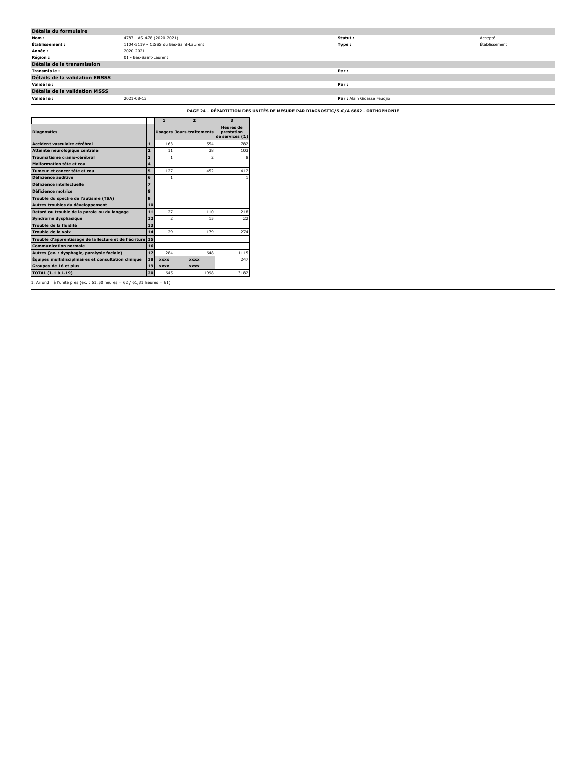| Détails du formulaire | | | |
|---|---|---|---|
| **Nom :** | 4787 - AS-478 (2020-2021) | **Statut :** | Accepté |
| **Établissement :** | 1104-5119 - CISSS du Bas-Saint-Laurent | **Type :** | Établissement |
| **Année :** | 2020-2021 | | |
| **Région :** | 01 - Bas-Saint-Laurent | | |

| Détails de la transmission | | | |
|---|---|---|---|
| **Transmis le :** | | **Par :** | |

| Détails de la validation ERSSS | | | |
|---|---|---|---|
| **Validé le :** | | **Par :** | |

| Détails de la validation MSSS | | | |
|---|---|---|---|
| **Validé le :** | 2021-08-13 | **Par :** Alain Gidasse Feudjio | |

**PAGE 24 – RÉPARTITION DES UNITÉS DE MESURE PAR DIAGNOSTIC/S-C/A 6862 - ORTHOPHONIE**

| | | 1 | 2 | 3 |
|---|---|---|---|---|
| **Diagnostics** | | **Usagers** | **Jours-traitements** | **Heures de prestation de services (1)** |
| **Accident vasculaire cérébral** | **1** | 163 | 554 | 782 |
| **Atteinte neurologique centrale** | **2** | 11 | 38 | 103 |
| **Traumatisme cranio-cérébral** | **3** | 1 | 2 | 8 |
| **Malformation tête et cou** | **4** | | | |
| **Tumeur et cancer tête et cou** | **5** | 127 | 452 | 412 |
| **Déficience auditive** | **6** | 1 | | 1 |
| **Déficience intellectuelle** | **7** | | | |
| **Déficience motrice** | **8** | | | |
| **Trouble du spectre de l'autisme (TSA)** | **9** | | | |
| **Autres troubles du développement** | **10** | | | |
| **Retard ou trouble de la parole ou du langage** | **11** | 27 | 110 | 218 |
| **Syndrome dysphasique** | **12** | 2 | 15 | 22 |
| **Trouble de la fluidité** | **13** | | | |
| **Trouble de la voix** | **14** | 29 | 179 | 274 |
| **Trouble d'apprentissage de la lecture et de l'écriture** | **15** | | | |
| **Communication normale** | **16** | | | |
| **Autres (ex. : dysphagie, paralysie faciale)** | **17** | 284 | 648 | 1115 |
| **Équipes multidisciplinaires et consultation clinique** | **18** | **xxxx** | **xxxx** | 247 |
| **Groupes de 16 et plus** | **19** | **xxxx** | **xxxx** | |
| **TOTAL (L.1 à L.19)** | **20** | 645 | 1998 | 3182 |

1. Arrondir à l'unité près (ex. : 61,50 heures = 62 / 61,31 heures = 61)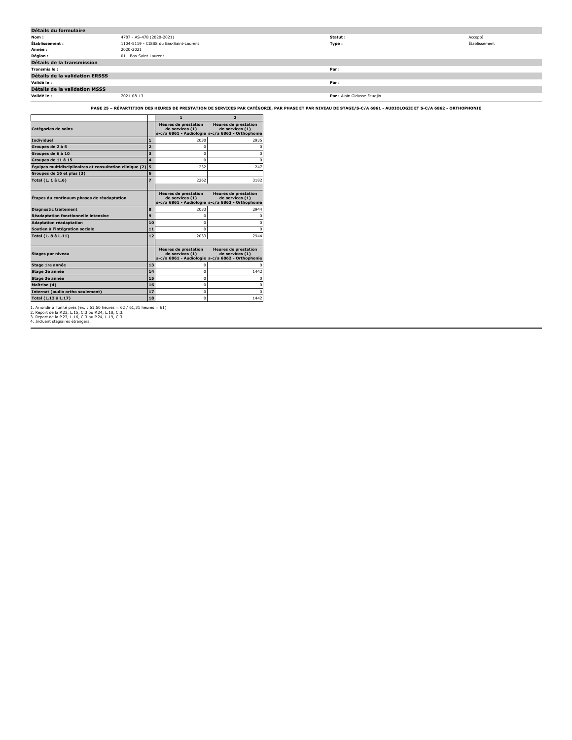## Détails du formulaire

| | | | |
|---|---|---|---|
| **Nom :** | 4787 - AS-478 (2020-2021) | **Statut :** | Accepté |
| **Établissement :** | 1104-5119 - CISSS du Bas-Saint-Laurent | **Type :** | Établissement |
| **Année :** | 2020-2021 | | |
| **Région :** | 01 - Bas-Saint-Laurent | | |

## Détails de la transmission

| | | | |
|---|---|---|---|
| **Transmis le :** | | **Par :** | |

## Détails de la validation ERSSS

| | | | |
|---|---|---|---|
| **Validé le :** | | **Par :** | |

## Détails de la validation MSSS

| | | | |
|---|---|---|---|
| **Validé le :** | 2021-08-13 | **Par :** | Alain Gidasse Feudjio |

**PAGE 25 – RÉPARTITION DES HEURES DE PRESTATION DE SERVICES PAR CATÉGORIE, PAR PHASE ET PAR NIVEAU DE STAGE/S-C/A 6861 - AUDIOLOGIE ET S-C/A 6862 - ORTHOPHONIE**

| | | 1 | 2 |
|---|---|---|---|
| **Catégories de soins** | | **Heures de prestation de services (1) s-c/a 6861 - Audiologie** | **Heures de prestation de services (1) s-c/a 6862 - Orthophonie** |
| **Individuel** | 1 | 2030 | 2935 |
| **Groupes de 2 à 5** | 2 | 0 | 0 |
| **Groupes de 6 à 10** | 3 | 0 | 0 |
| **Groupes de 11 à 15** | 4 | 0 | 0 |
| **Équipes multidisciplinaires et consultation clinique (2)** | 5 | 232 | 247 |
| **Groupes de 16 et plus (3)** | 6 | | |
| **Total (L. 1 à L.6)** | 7 | 2262 | 3182 |
| **Étapes du continuum phases de réadaptation** | | **Heures de prestation de services (1) s-c/a 6861 - Audiologie** | **Heures de prestation de services (1) s-c/a 6862 - Orthophonie** |
| **Diagnostic traitement** | 8 | 2033 | 2944 |
| **Réadaptation fonctionnelle intensive** | 9 | 0 | 0 |
| **Adaptation réadaptation** | 10 | 0 | 0 |
| **Soutien à l'intégration sociale** | 11 | 0 | 0 |
| **Total (L. 8 à L.11)** | 12 | 2033 | 2944 |
| **Stages par niveau** | | **Heures de prestation de services (1) s-c/a 6861 - Audiologie** | **Heures de prestation de services (1) s-c/a 6862 - Orthophonie** |
| **Stage 1re année** | 13 | 0 | 0 |
| **Stage 2e année** | 14 | 0 | 1442 |
| **Stage 3e année** | 15 | 0 | 0 |
| **Maîtrise (4)** | 16 | 0 | 0 |
| **Internat (audio ortho seulement)** | 17 | 0 | 0 |
| **Total (L.13 à L.17)** | 18 | 0 | 1442 |

1. Arrondir à l'unité près (ex. : 61,50 heures = 62 / 61,31 heures = 61)
2. Report de la P.23, L.15, C.3 ou P.24, L.18, C.3.
3. Report de la P.23, L.16, C.3 ou P.24, L.19, C.3.
4. Incluant stagiaires étrangers.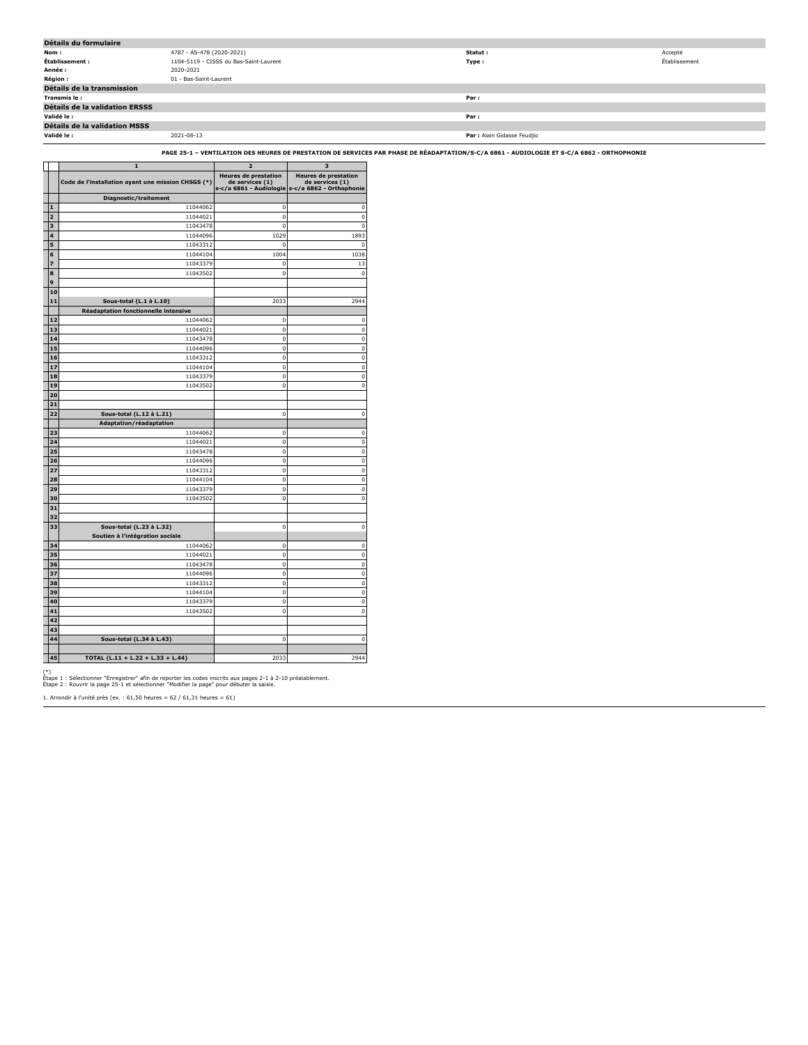| Détails du formulaire | | | |
|---|---|---|---|
| **Nom :** | 4787 - AS-478 (2020-2021) | **Statut :** | Accepté |
| **Établissement :** | 1104-5119 - CISSS du Bas-Saint-Laurent | **Type :** | Établissement |
| **Année :** | 2020-2021 | | |
| **Région :** | 01 - Bas-Saint-Laurent | | |
| **Détails de la transmission** | | | |
| **Transmis le :** | | **Par :** | |
| **Détails de la validation ERSSS** | | | |
| **Validé le :** | | **Par :** | |
| **Détails de la validation MSSS** | | | |
| **Validé le :** | 2021-08-13 | **Par :** Alain Gidasse Feudjio | |

**PAGE 25-1 – VENTILATION DES HEURES DE PRESTATION DE SERVICES PAR PHASE DE RÉADAPTATION/S-C/A 6861 - AUDIOLOGIE ET S-C/A 6862 - ORTHOPHONIE**

| | 1 | 2 | 3 |
|---|---|---|---|
| | Code de l'installation ayant une mission CHSGS (*) | Heures de prestation de services (1) s-c/a 6861 - Audiologie | Heures de prestation de services (1) s-c/a 6862 - Orthophonie |
| | **Diagnostic/traitement** | | |
| 1 | 11044062 | 0 | 0 |
| 2 | 11044021 | 0 | 0 |
| 3 | 11043478 | 0 | 0 |
| 4 | 11044096 | 1029 | 1893 |
| 5 | 11043312 | 0 | 0 |
| 6 | 11044104 | 1004 | 1038 |
| 7 | 11043379 | 0 | 13 |
| 8 | 11043502 | 0 | 0 |
| 9 | | | |
| 10 | | | |
| 11 | **Sous-total (L.1 à L.10)** | 2033 | 2944 |
| | **Réadaptation fonctionnelle intensive** | | |
| 12 | 11044062 | 0 | 0 |
| 13 | 11044021 | 0 | 0 |
| 14 | 11043478 | 0 | 0 |
| 15 | 11044096 | 0 | 0 |
| 16 | 11043312 | 0 | 0 |
| 17 | 11044104 | 0 | 0 |
| 18 | 11043379 | 0 | 0 |
| 19 | 11043502 | 0 | 0 |
| 20 | | | |
| 21 | | | |
| 22 | **Sous-total (L.12 à L.21)** | 0 | 0 |
| | **Adaptation/réadaptation** | | |
| 23 | 11044062 | 0 | 0 |
| 24 | 11044021 | 0 | 0 |
| 25 | 11043478 | 0 | 0 |
| 26 | 11044096 | 0 | 0 |
| 27 | 11043312 | 0 | 0 |
| 28 | 11044104 | 0 | 0 |
| 29 | 11043379 | 0 | 0 |
| 30 | 11043502 | 0 | 0 |
| 31 | | | |
| 32 | | | |
| 33 | **Sous-total (L.23 à L.32)** | 0 | 0 |
| | **Soutien à l'intégration sociale** | | |
| 34 | 11044062 | 0 | 0 |
| 35 | 11044021 | 0 | 0 |
| 36 | 11043478 | 0 | 0 |
| 37 | 11044096 | 0 | 0 |
| 38 | 11043312 | 0 | 0 |
| 39 | 11044104 | 0 | 0 |
| 40 | 11043379 | 0 | 0 |
| 41 | 11043502 | 0 | 0 |
| 42 | | | |
| 43 | | | |
| 44 | **Sous-total (L.34 à L.43)** | 0 | 0 |
| 45 | **TOTAL (L.11 + L.22 + L.33 + L.44)** | 2033 | 2944 |

(*)
Étape 1 : Sélectionner "Enregistrer" afin de reporter les codes inscrits aux pages 2-1 à 2-10 préalablement.
Étape 2 : Rouvrir la page 25-1 et sélectionner "Modifier la page" pour débuter la saisie.

1. Arrondir à l'unité près (ex. : 61,50 heures = 62 / 61,31 heures = 61)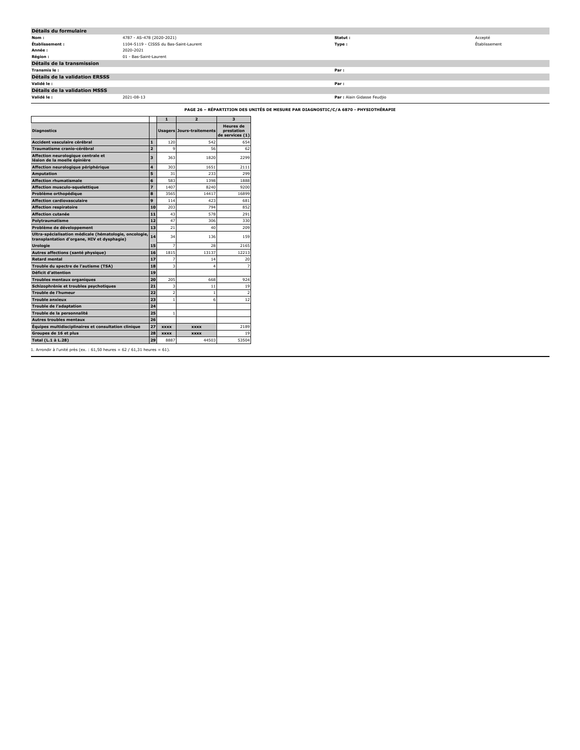## Détails du formulaire

| | | | |
|---|---|---|---|
| **Nom :** | 4787 - AS-478 (2020-2021) | **Statut :** | Accepté |
| **Établissement :** | 1104-5119 - CISSS du Bas-Saint-Laurent | **Type :** | Établissement |
| **Année :** | 2020-2021 | | |
| **Région :** | 01 - Bas-Saint-Laurent | | |

## Détails de la transmission

| | | | |
|---|---|---|---|
| **Transmis le :** | | **Par :** | |

## Détails de la validation ERSSS

| | | | |
|---|---|---|---|
| **Validé le :** | | **Par :** | |

## Détails de la validation MSSS

| | | | |
|---|---|---|---|
| **Validé le :** | 2021-08-13 | **Par :** | Alain Gidasse Feudjio |

### PAGE 26 – RÉPARTITION DES UNITÉS DE MESURE PAR DIAGNOSTIC/C/A 6870 - PHYSIOTHÉRAPIE

| | | 1 | 2 | 3 |
|---|---|---|---|---|
| **Diagnostics** | | **Usagers** | **Jours-traitements** | **Heures de prestation de services (1)** |
| **Accident vasculaire cérébral** | 1 | 120 | 542 | 654 |
| **Traumatisme cranio-cérébral** | 2 | 9 | 56 | 62 |
| **Affection neurologique centrale et lésion de la moelle épinière** | 3 | 363 | 1820 | 2299 |
| **Affection neurologique périphérique** | 4 | 303 | 1651 | 2111 |
| **Amputation** | 5 | 31 | 233 | 299 |
| **Affection rhumatismale** | 6 | 583 | 1398 | 1888 |
| **Affection musculo-squelettique** | 7 | 1407 | 8240 | 9200 |
| **Problème orthopédique** | 8 | 3565 | 14417 | 16899 |
| **Affection cardiovasculaire** | 9 | 114 | 423 | 681 |
| **Affection respiratoire** | 10 | 203 | 794 | 852 |
| **Affection cutanée** | 11 | 43 | 578 | 291 |
| **Polytraumatisme** | 12 | 47 | 306 | 330 |
| **Problème de développement** | 13 | 21 | 40 | 209 |
| **Ultra-spécialisation médicale (hématologie, oncologie, transplantation d'organe, HIV et dysphagie)** | 14 | 34 | 136 | 159 |
| **Urologie** | 15 | 7 | 28 | 2165 |
| **Autres affections (santé physique)** | 16 | 1815 | 13137 | 12213 |
| **Retard mental** | 17 | 7 | 14 | 20 |
| **Trouble du spectre de l'autisme (TSA)** | 18 | 3 | 4 | 7 |
| **Déficit d'attention** | 19 | | | |
| **Troubles mentaux organiques** | 20 | 205 | 668 | 924 |
| **Schizophrénie et troubles psychotiques** | 21 | 3 | 11 | 19 |
| **Trouble de l'humeur** | 22 | 2 | 1 | 2 |
| **Trouble anxieux** | 23 | 1 | 6 | 12 |
| **Trouble de l'adaptation** | 24 | | | |
| **Trouble de la personnalité** | 25 | 1 | | |
| **Autres troubles mentaux** | 26 | | | |
| **Équipes multidisciplinaires et consultation clinique** | 27 | xxxx | xxxx | 2189 |
| **Groupes de 16 et plus** | 28 | xxxx | xxxx | 19 |
| **Total (L.1 à L.28)** | 29 | 8887 | 44503 | 53504 |

1. Arrondir à l'unité près (ex. : 61,50 heures = 62 / 61,31 heures = 61).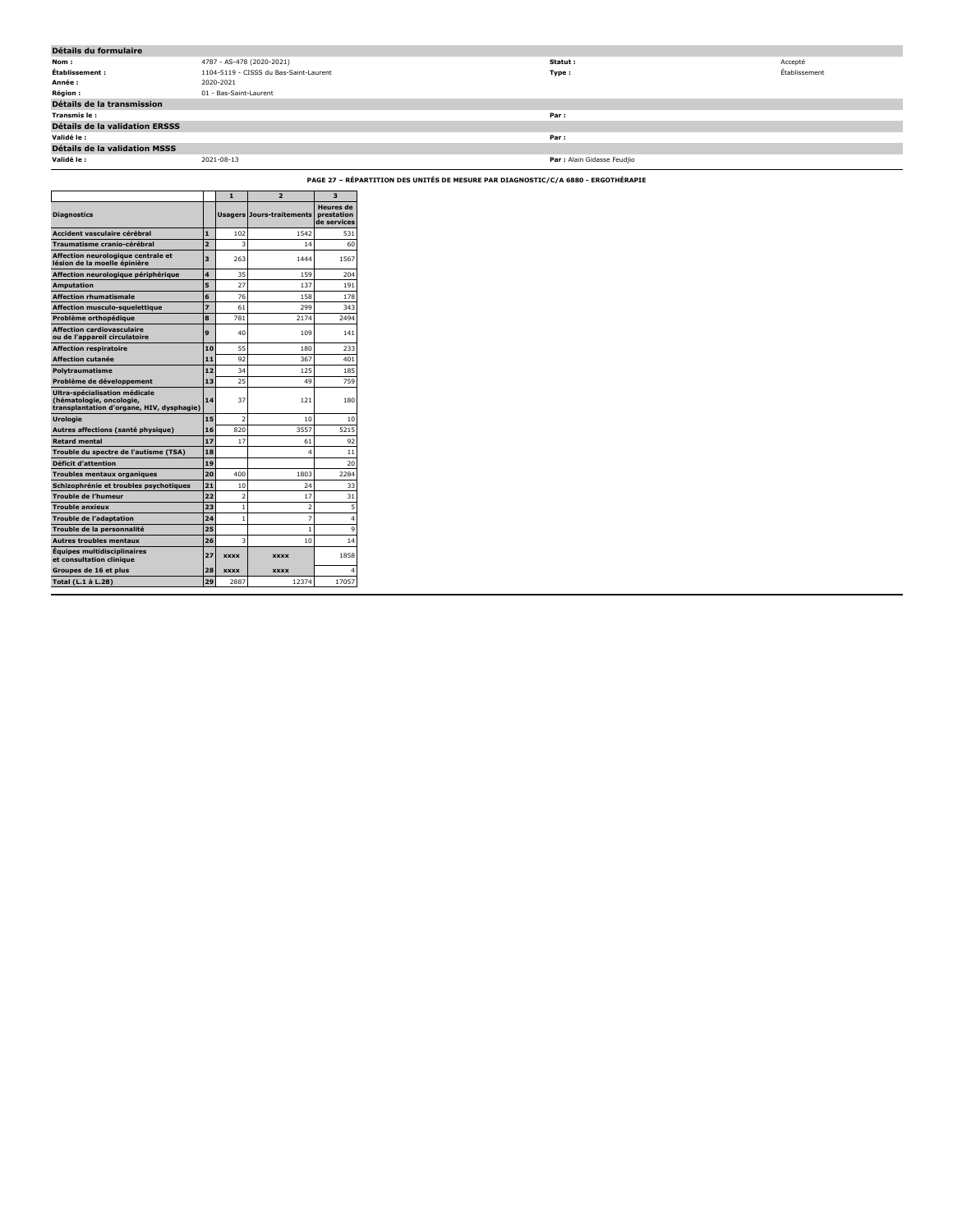## Détails du formulaire

| | | | |
|---|---|---|---|
| **Nom :** | 4787 - AS-478 (2020-2021) | **Statut :** | Accepté |
| **Établissement :** | 1104-5119 - CISSS du Bas-Saint-Laurent | **Type :** | Établissement |
| **Année :** | 2020-2021 | | |
| **Région :** | 01 - Bas-Saint-Laurent | | |

## Détails de la transmission

| | | | |
|---|---|---|---|
| **Transmis le :** | | **Par :** | |

## Détails de la validation ERSSS

| | | | |
|---|---|---|---|
| **Validé le :** | | **Par :** | |

## Détails de la validation MSSS

| | | | |
|---|---|---|---|
| **Validé le :** | 2021-08-13 | **Par :** | Alain Gidasse Feudjio |

**PAGE 27 – RÉPARTITION DES UNITÉS DE MESURE PAR DIAGNOSTIC/C/A 6880 - ERGOTHÉRAPIE**

| | | 1 | 2 | 3 |
|---|---|---|---|---|
| **Diagnostics** | | **Usagers** | **Jours-traitements** | **Heures de prestation de services** |
| **Accident vasculaire cérébral** | **1** | 102 | 1542 | 531 |
| **Traumatisme cranio-cérébral** | **2** | 3 | 14 | 60 |
| **Affection neurologique centrale et lésion de la moelle épinière** | **3** | 263 | 1444 | 1567 |
| **Affection neurologique périphérique** | **4** | 35 | 159 | 204 |
| **Amputation** | **5** | 27 | 137 | 191 |
| **Affection rhumatismale** | **6** | 76 | 158 | 178 |
| **Affection musculo-squelettique** | **7** | 61 | 299 | 343 |
| **Problème orthopédique** | **8** | 781 | 2174 | 2494 |
| **Affection cardiovasculaire ou de l'appareil circulatoire** | **9** | 40 | 109 | 141 |
| **Affection respiratoire** | **10** | 55 | 180 | 233 |
| **Affection cutanée** | **11** | 92 | 367 | 401 |
| **Polytraumatisme** | **12** | 34 | 125 | 185 |
| **Problème de développement** | **13** | 25 | 49 | 759 |
| **Ultra-spécialisation médicale (hématologie, oncologie, transplantation d'organe, HIV, dysphagie)** | **14** | 37 | 121 | 180 |
| **Urologie** | **15** | 2 | 10 | 10 |
| **Autres affections (santé physique)** | **16** | 820 | 3557 | 5215 |
| **Retard mental** | **17** | 17 | 61 | 92 |
| **Trouble du spectre de l'autisme (TSA)** | **18** | | 4 | 11 |
| **Déficit d'attention** | **19** | | | 20 |
| **Troubles mentaux organiques** | **20** | 400 | 1803 | 2284 |
| **Schizophrénie et troubles psychotiques** | **21** | 10 | 24 | 33 |
| **Trouble de l'humeur** | **22** | 2 | 17 | 31 |
| **Trouble anxieux** | **23** | 1 | 2 | 5 |
| **Trouble de l'adaptation** | **24** | 1 | 7 | 4 |
| **Trouble de la personnalité** | **25** | | 1 | 9 |
| **Autres troubles mentaux** | **26** | 3 | 10 | 14 |
| **Équipes multidisciplinaires et consultation clinique** | **27** | **xxxx** | **xxxx** | 1858 |
| **Groupes de 16 et plus** | **28** | **xxxx** | **xxxx** | 4 |
| **Total (L.1 à L.28)** | **29** | 2887 | 12374 | 17057 |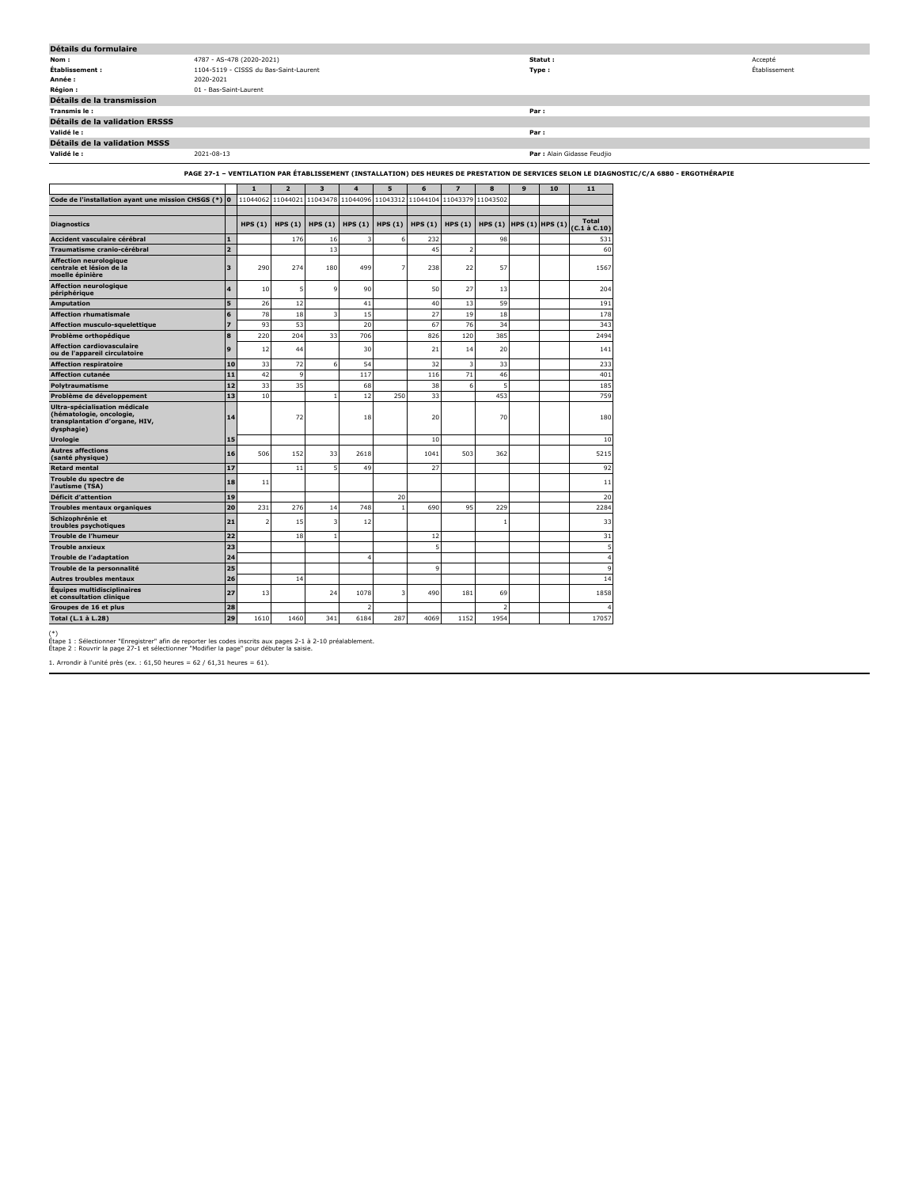## Détails du formulaire

| | | | |
|---|---|---|---|
| **Nom :** | 4787 - AS-478 (2020-2021) | **Statut :** | Accepté |
| **Établissement :** | 1104-5119 - CISSS du Bas-Saint-Laurent | **Type :** | Établissement |
| **Année :** | 2020-2021 | | |
| **Région :** | 01 - Bas-Saint-Laurent | | |

## Détails de la transmission

| | | | |
|---|---|---|---|
| **Transmis le :** | | **Par :** | |

## Détails de la validation ERSSS

| | | | |
|---|---|---|---|
| **Validé le :** | | **Par :** | |

## Détails de la validation MSSS

| | | | |
|---|---|---|---|
| **Validé le :** | 2021-08-13 | **Par :** | Alain Gidasse Feudjio |

**PAGE 27-1 – VENTILATION PAR ÉTABLISSEMENT (INSTALLATION) DES HEURES DE PRESTATION DE SERVICES SELON LE DIAGNOSTIC/C/A 6880 - ERGOTHÉRAPIE**

| | | 1 | 2 | 3 | 4 | 5 | 6 | 7 | 8 | 9 | 10 | 11 |
|---|---|---|---|---|---|---|---|---|---|---|---|---|
| **Code de l'installation ayant une mission CHSGS (*)** | **0** | 11044062 | 11044021 | 11043478 | 11044096 | 11043312 | 11044104 | 11043379 | 11043502 | | | |
| **Diagnostics** | | **HPS (1)** | **HPS (1)** | **HPS (1)** | **HPS (1)** | **HPS (1)** | **HPS (1)** | **HPS (1)** | **HPS (1)** | **HPS (1)** | **HPS (1)** | **Total (C.1 à C.10)** |
| **Accident vasculaire cérébral** | **1** | | 176 | 16 | 3 | 6 | 232 | | 98 | | | 531 |
| **Traumatisme cranio-cérébral** | **2** | | | 13 | | | 45 | 2 | | | | 60 |
| **Affection neurologique centrale et lésion de la moelle épinière** | **3** | 290 | 274 | 180 | 499 | 7 | 238 | 22 | 57 | | | 1567 |
| **Affection neurologique périphérique** | **4** | 10 | 5 | 9 | 90 | | 50 | 27 | 13 | | | 204 |
| **Amputation** | **5** | 26 | 12 | | 41 | | 40 | 13 | 59 | | | 191 |
| **Affection rhumatismale** | **6** | 78 | 18 | 3 | 15 | | 27 | 19 | 18 | | | 178 |
| **Affection musculo-squelettique** | **7** | 93 | 53 | | 20 | | 67 | 76 | 34 | | | 343 |
| **Problème orthopédique** | **8** | 220 | 204 | 33 | 706 | | 826 | 120 | 385 | | | 2494 |
| **Affection cardiovasculaire ou de l'appareil circulatoire** | **9** | 12 | 44 | | 30 | | 21 | 14 | 20 | | | 141 |
| **Affection respiratoire** | **10** | 33 | 72 | 6 | 54 | | 32 | 3 | 33 | | | 233 |
| **Affection cutanée** | **11** | 42 | 9 | | 117 | | 116 | 71 | 46 | | | 401 |
| **Polytraumatisme** | **12** | 33 | 35 | | 68 | | 38 | 6 | 5 | | | 185 |
| **Problème de développement** | **13** | 10 | | 1 | 12 | 250 | 33 | | 453 | | | 759 |
| **Ultra-spécialisation médicale (hématologie, oncologie, transplantation d'organe, HIV, dysphagie)** | **14** | | 72 | | 18 | | 20 | | 70 | | | 180 |
| **Urologie** | **15** | | | | | | 10 | | | | | 10 |
| **Autres affections (santé physique)** | **16** | 506 | 152 | 33 | 2618 | | 1041 | 503 | 362 | | | 5215 |
| **Retard mental** | **17** | | 11 | 5 | 49 | | 27 | | | | | 92 |
| **Trouble du spectre de l'autisme (TSA)** | **18** | 11 | | | | | | | | | | 11 |
| **Déficit d'attention** | **19** | | | | | 20 | | | | | | 20 |
| **Troubles mentaux organiques** | **20** | 231 | 276 | 14 | 748 | 1 | 690 | 95 | 229 | | | 2284 |
| **Schizophrénie et troubles psychotiques** | **21** | 2 | 15 | 3 | 12 | | | | 1 | | | 33 |
| **Trouble de l'humeur** | **22** | | 18 | 1 | | | 12 | | | | | 31 |
| **Trouble anxieux** | **23** | | | | | | 5 | | | | | 5 |
| **Trouble de l'adaptation** | **24** | | | | 4 | | | | | | | 4 |
| **Trouble de la personnalité** | **25** | | | | | | 9 | | | | | 9 |
| **Autres troubles mentaux** | **26** | | 14 | | | | | | | | | 14 |
| **Équipes multidisciplinaires et consultation clinique** | **27** | 13 | | 24 | 1078 | 3 | 490 | 181 | 69 | | | 1858 |
| **Groupes de 16 et plus** | **28** | | | | 2 | | | | 2 | | | 4 |
| **Total (L.1 à L.28)** | **29** | 1610 | 1460 | 341 | 6184 | 287 | 4069 | 1152 | 1954 | | | 17057 |

(*)
Étape 1 : Sélectionner "Enregistrer" afin de reporter les codes inscrits aux pages 2-1 à 2-10 préalablement.
Étape 2 : Rouvrir la page 27-1 et sélectionner "Modifier la page" pour débuter la saisie.

1. Arrondir à l'unité près (ex. : 61,50 heures = 62 / 61,31 heures = 61).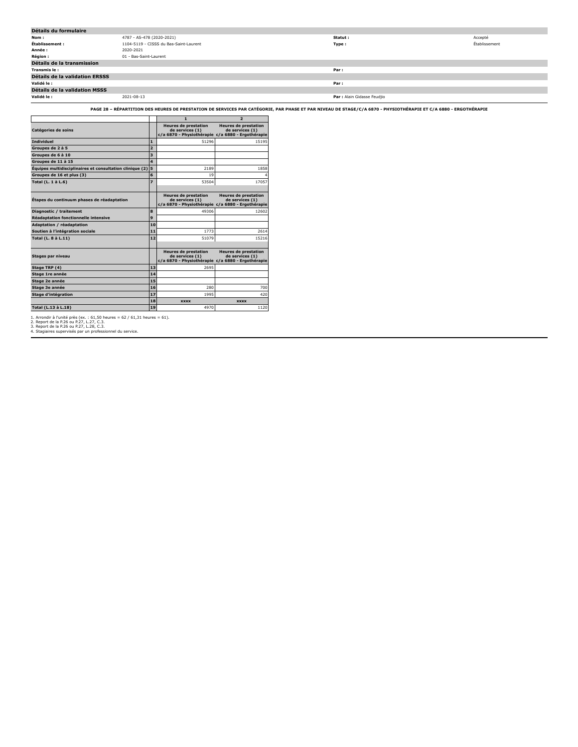## Détails du formulaire

| | | | |
|---|---|---|---|
| **Nom :** | 4787 - AS-478 (2020-2021) | **Statut :** | Accepté |
| **Établissement :** | 1104-5119 - CISSS du Bas-Saint-Laurent | **Type :** | Établissement |
| **Année :** | 2020-2021 | | |
| **Région :** | 01 - Bas-Saint-Laurent | | |

## Détails de la transmission

| | | | |
|---|---|---|---|
| **Transmis le :** | | **Par :** | |

## Détails de la validation ERSSS

| | | | |
|---|---|---|---|
| **Validé le :** | | **Par :** | |

## Détails de la validation MSSS

| | | | |
|---|---|---|---|
| **Validé le :** | 2021-08-13 | **Par :** | Alain Gidasse Feudjio |

**PAGE 28 – RÉPARTITION DES HEURES DE PRESTATION DE SERVICES PAR CATÉGORIE, PAR PHASE ET PAR NIVEAU DE STAGE/C/A 6870 - PHYSIOTHÉRAPIE ET C/A 6880 - ERGOTHÉRAPIE**

| | | 1 | 2 |
|---|---|---|---|
| **Catégories de soins** | | **Heures de prestation de services (1) c/a 6870 - Physiothérapie** | **Heures de prestation de services (1) c/a 6880 - Ergothérapie** |
| **Individuel** | 1 | 51296 | 15195 |
| **Groupes de 2 à 5** | 2 | | |
| **Groupes de 6 à 10** | 3 | | |
| **Groupes de 11 à 15** | 4 | | |
| **Équipes multidisciplinaires et consultation clinique (2)** | 5 | 2189 | 1858 |
| **Groupes de 16 et plus (3)** | 6 | 19 | 4 |
| **Total (L. 1 à L.6)** | 7 | 53504 | 17057 |
| **Étapes du continuum phases de réadaptation** | | **Heures de prestation de services (1) c/a 6870 - Physiothérapie** | **Heures de prestation de services (1) c/a 6880 - Ergothérapie** |
| **Diagnostic / traitement** | 8 | 49306 | 12602 |
| **Réadaptation fonctionnelle intensive** | 9 | | |
| **Adaptation / réadaptation** | 10 | | |
| **Soutien à l'intégration sociale** | 11 | 1773 | 2614 |
| **Total (L. 8 à L.11)** | 12 | 51079 | 15216 |
| **Stages par niveau** | | **Heures de prestation de services (1) c/a 6870 - Physiothérapie** | **Heures de prestation de services (1) c/a 6880 - Ergothérapie** |
| **Stage TRP (4)** | 13 | 2695 | |
| **Stage 1re année** | 14 | | |
| **Stage 2e année** | 15 | | |
| **Stage 3e année** | 16 | 280 | 700 |
| **Stage d'intégration** | 17 | 1995 | 420 |
| | 18 | XXXX | XXXX |
| **Total (L.13 à L.18)** | 19 | 4970 | 1120 |

1. Arrondir à l'unité près (ex. : 61,50 heures = 62 / 61,31 heures = 61).
2. Report de la P.26 ou P.27, L.27, C.3.
3. Report de la P.26 ou P.27, L.28, C.3.
4. Stagiaires supervisés par un professionnel du service.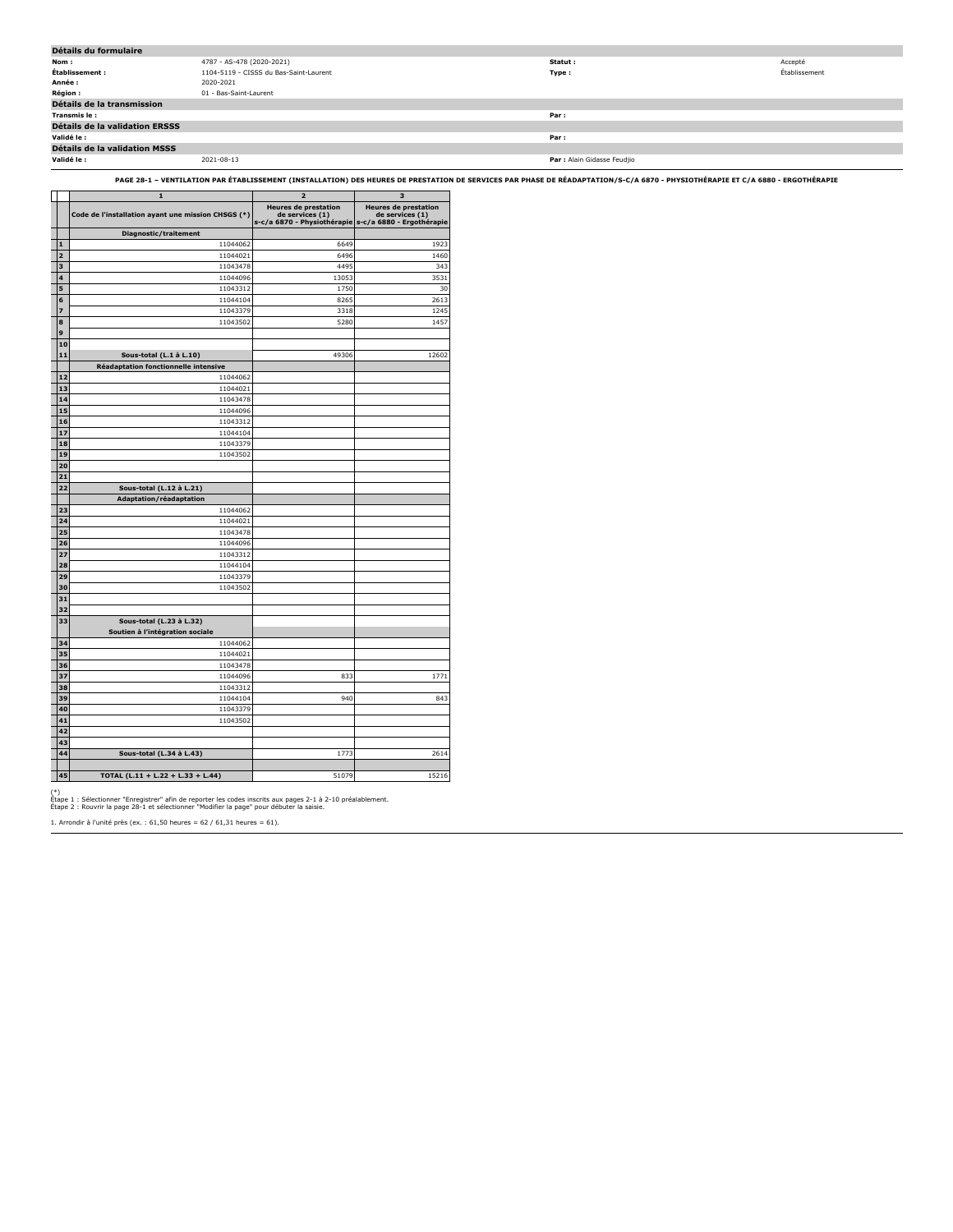## Détails du formulaire

| | | | |
|---|---|---|---|
| **Nom :** | 4787 - AS-478 (2020-2021) | **Statut :** | Accepté |
| **Établissement :** | 1104-5119 - CISSS du Bas-Saint-Laurent | **Type :** | Établissement |
| **Année :** | 2020-2021 | | |
| **Région :** | 01 - Bas-Saint-Laurent | | |

## Détails de la transmission

| | | | |
|---|---|---|---|
| **Transmis le :** | | **Par :** | |

## Détails de la validation ERSSS

| | | | |
|---|---|---|---|
| **Validé le :** | | **Par :** | |

## Détails de la validation MSSS

| | | | |
|---|---|---|---|
| **Validé le :** | 2021-08-13 | **Par :** | Alain Gidasse Feudjio |

**PAGE 28-1 – VENTILATION PAR ÉTABLISSEMENT (INSTALLATION) DES HEURES DE PRESTATION DE SERVICES PAR PHASE DE RÉADAPTATION/S-C/A 6870 - PHYSIOTHÉRAPIE ET C/A 6880 - ERGOTHÉRAPIE**

| | 1 | 2 | 3 |
|---|---|---|---|
| | Code de l'installation ayant une mission CHSGS (*) | Heures de prestation de services (1) s-c/a 6870 - Physiothérapie | Heures de prestation de services (1) s-c/a 6880 - Ergothérapie |
| | **Diagnostic/traitement** | | |
| 1 | 11044062 | 6649 | 1923 |
| 2 | 11044021 | 6496 | 1460 |
| 3 | 11043478 | 4495 | 343 |
| 4 | 11044096 | 13053 | 3531 |
| 5 | 11043312 | 1750 | 30 |
| 6 | 11044104 | 8265 | 2613 |
| 7 | 11043379 | 3318 | 1245 |
| 8 | 11043502 | 5280 | 1457 |
| 9 | | | |
| 10 | | | |
| 11 | **Sous-total (L.1 à L.10)** | 49306 | 12602 |
| | **Réadaptation fonctionnelle intensive** | | |
| 12 | 11044062 | | |
| 13 | 11044021 | | |
| 14 | 11043478 | | |
| 15 | 11044096 | | |
| 16 | 11043312 | | |
| 17 | 11044104 | | |
| 18 | 11043379 | | |
| 19 | 11043502 | | |
| 20 | | | |
| 21 | | | |
| 22 | **Sous-total (L.12 à L.21)** | | |
| | **Adaptation/réadaptation** | | |
| 23 | 11044062 | | |
| 24 | 11044021 | | |
| 25 | 11043478 | | |
| 26 | 11044096 | | |
| 27 | 11043312 | | |
| 28 | 11044104 | | |
| 29 | 11043379 | | |
| 30 | 11043502 | | |
| 31 | | | |
| 32 | | | |
| 33 | **Sous-total (L.23 à L.32)** | | |
| | **Soutien à l'intégration sociale** | | |
| 34 | 11044062 | | |
| 35 | 11044021 | | |
| 36 | 11043478 | | |
| 37 | 11044096 | 833 | 1771 |
| 38 | 11043312 | | |
| 39 | 11044104 | 940 | 843 |
| 40 | 11043379 | | |
| 41 | 11043502 | | |
| 42 | | | |
| 43 | | | |
| 44 | **Sous-total (L.34 à L.43)** | 1773 | 2614 |
| 45 | **TOTAL (L.11 + L.22 + L.33 + L.44)** | 51079 | 15216 |

(*)
Étape 1 : Sélectionner "Enregistrer" afin de reporter les codes inscrits aux pages 2-1 à 2-10 préalablement.
Étape 2 : Rouvrir la page 28-1 et sélectionner "Modifier la page" pour débuter la saisie.

1. Arrondir à l'unité près (ex. : 61,50 heures = 62 / 61,31 heures = 61).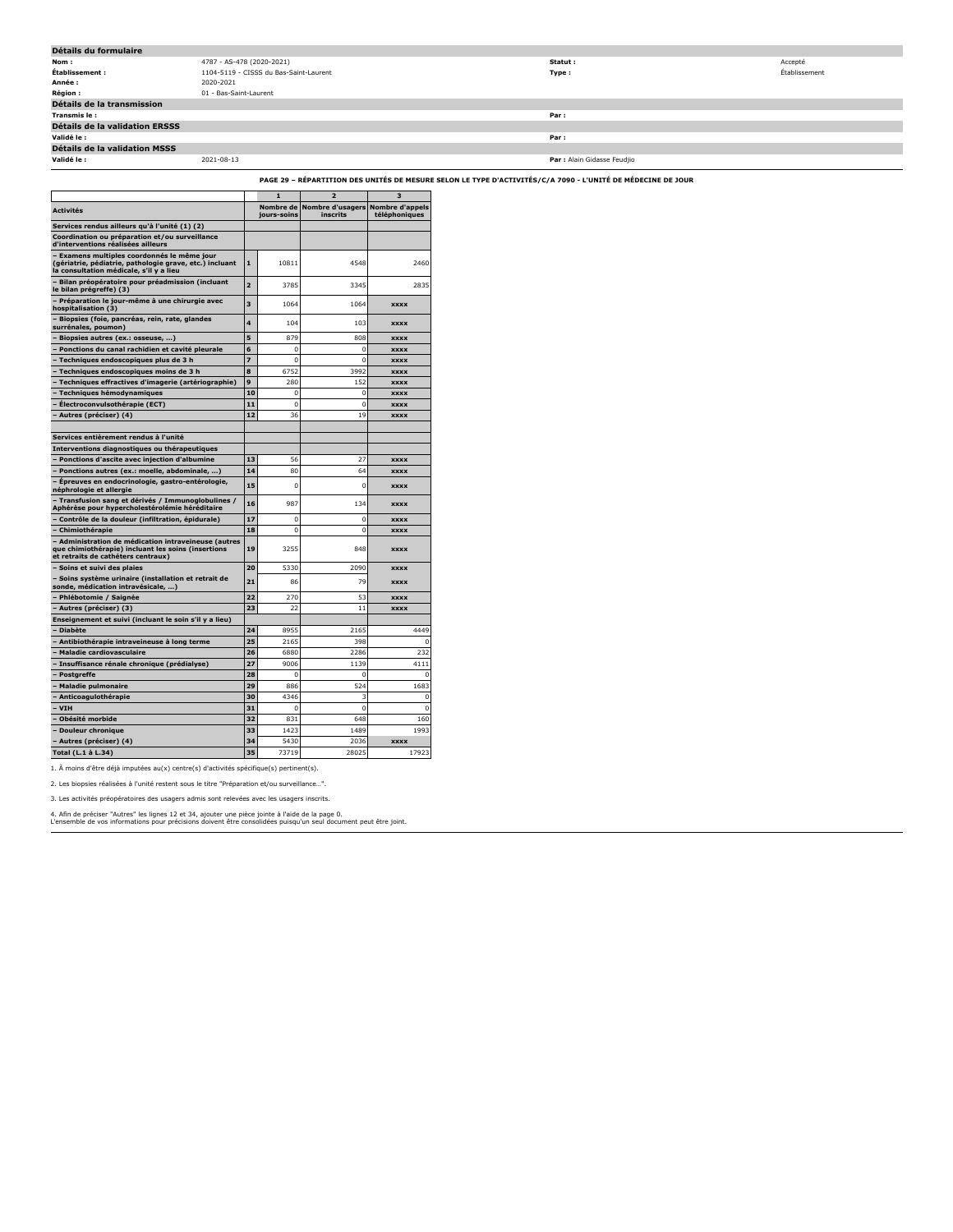## Détails du formulaire

| | | | |
|---|---|---|---|
| **Nom :** | 4787 - AS-478 (2020-2021) | **Statut :** | Accepté |
| **Établissement :** | 1104-5119 - CISSS du Bas-Saint-Laurent | **Type :** | Établissement |
| **Année :** | 2020-2021 | | |
| **Région :** | 01 - Bas-Saint-Laurent | | |

## Détails de la transmission

| | | | |
|---|---|---|---|
| **Transmis le :** | | **Par :** | |

## Détails de la validation ERSSS

| | | | |
|---|---|---|---|
| **Validé le :** | | **Par :** | |

## Détails de la validation MSSS

| | | | |
|---|---|---|---|
| **Validé le :** | 2021-08-13 | **Par :** | Alain Gidasse Feudjio |

### PAGE 29 – RÉPARTITION DES UNITÉS DE MESURE SELON LE TYPE D'ACTIVITÉS/C/A 7090 - L'UNITÉ DE MÉDECINE DE JOUR

| | | 1 | 2 | 3 |
|---|---|---|---|---|
| **Activités** | | **Nombre de jours-soins** | **Nombre d'usagers inscrits** | **Nombre d'appels téléphoniques** |
| **Services rendus ailleurs qu'à l'unité (1) (2)** | | | | |
| **Coordination ou préparation et/ou surveillance d'interventions réalisées ailleurs** | | | | |
| **– Examens multiples coordonnés le même jour (gériatrie, pédiatrie, pathologie grave, etc.) incluant la consultation médicale, s'il y a lieu** | **1** | 10811 | 4548 | 2460 |
| **– Bilan préopératoire pour préadmission (incluant le bilan prégreffe) (3)** | **2** | 3785 | 3345 | 2835 |
| **– Préparation le jour-même à une chirurgie avec hospitalisation (3)** | **3** | 1064 | 1064 | **xxxx** |
| **– Biopsies (foie, pancréas, rein, rate, glandes surrénales, poumon)** | **4** | 104 | 103 | **xxxx** |
| **– Biopsies autres (ex.: osseuse, ...)** | **5** | 879 | 808 | **xxxx** |
| **– Ponctions du canal rachidien et cavité pleurale** | **6** | 0 | 0 | **xxxx** |
| **– Techniques endoscopiques plus de 3 h** | **7** | 0 | 0 | **xxxx** |
| **– Techniques endoscopiques moins de 3 h** | **8** | 6752 | 3992 | **xxxx** |
| **– Techniques effractives d'imagerie (artériographie)** | **9** | 280 | 152 | **xxxx** |
| **– Techniques hémodynamiques** | **10** | 0 | 0 | **xxxx** |
| **– Électroconvulsothérapie (ECT)** | **11** | 0 | 0 | **xxxx** |
| **– Autres (préciser) (4)** | **12** | 36 | 19 | **xxxx** |
| | | | | |
| **Services entièrement rendus à l'unité** | | | | |
| **Interventions diagnostiques ou thérapeutiques** | | | | |
| **– Ponctions d'ascite avec injection d'albumine** | **13** | 56 | 27 | **xxxx** |
| **– Ponctions autres (ex.: moelle, abdominale, ...)** | **14** | 80 | 64 | **xxxx** |
| **– Épreuves en endocrinologie, gastro-entérologie, néphrologie et allergie** | **15** | 0 | 0 | **xxxx** |
| **– Transfusion sang et dérivés / Immunoglobulines / Aphérèse pour hypercholestérolémie héréditaire** | **16** | 987 | 134 | **xxxx** |
| **– Contrôle de la douleur (infiltration, épidurale)** | **17** | 0 | 0 | **xxxx** |
| **– Chimiothérapie** | **18** | 0 | 0 | **xxxx** |
| **– Administration de médication intraveineuse (autres que chimiothérapie) incluant les soins (insertions et retraits de cathéters centraux)** | **19** | 3255 | 848 | **xxxx** |
| **– Soins et suivi des plaies** | **20** | 5330 | 2090 | **xxxx** |
| **– Soins système urinaire (installation et retrait de sonde, médication intravésicale, ...)** | **21** | 86 | 79 | **xxxx** |
| **– Phlébotomie / Saignée** | **22** | 270 | 53 | **xxxx** |
| **– Autres (préciser) (3)** | **23** | 22 | 11 | **xxxx** |
| **Enseignement et suivi (incluant le soin s'il y a lieu)** | | | | |
| **– Diabète** | **24** | 8955 | 2165 | 4449 |
| **– Antibiothérapie intraveineuse à long terme** | **25** | 2165 | 398 | 0 |
| **– Maladie cardiovasculaire** | **26** | 6880 | 2286 | 232 |
| **– Insuffisance rénale chronique (prédialyse)** | **27** | 9006 | 1139 | 4111 |
| **– Postgreffe** | **28** | 0 | 0 | 0 |
| **– Maladie pulmonaire** | **29** | 886 | 524 | 1683 |
| **– Anticoagulothérapie** | **30** | 4346 | 3 | 0 |
| **– VIH** | **31** | 0 | 0 | 0 |
| **– Obésité morbide** | **32** | 831 | 648 | 160 |
| **– Douleur chronique** | **33** | 1423 | 1489 | 1993 |
| **– Autres (préciser) (4)** | **34** | 5430 | 2036 | **xxxx** |
| **Total (L.1 à L.34)** | **35** | 73719 | 28025 | 17923 |

1. À moins d'être déjà imputées au(x) centre(s) d'activités spécifique(s) pertinent(s).

2. Les biopsies réalisées à l'unité restent sous le titre "Préparation et/ou surveillance...".

3. Les activités préopératoires des usagers admis sont relevées avec les usagers inscrits.

4. Afin de préciser "Autres" les lignes 12 et 34, ajouter une pièce jointe à l'aide de la page 0.
L'ensemble de vos informations pour précisions doivent être consolidées puisqu'un seul document peut être joint.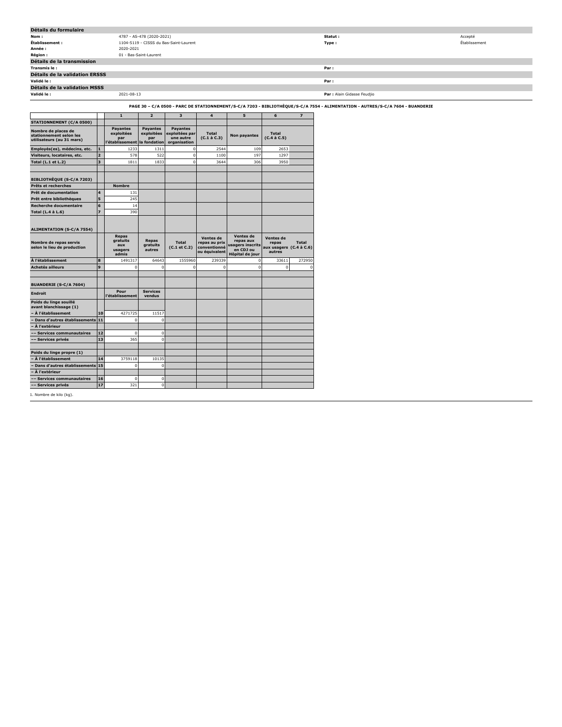## Détails du formulaire

| | | | |
|---|---|---|---|
| **Nom :** | 4787 - AS-478 (2020-2021) | **Statut :** | Accepté |
| **Établissement :** | 1104-5119 - CISSS du Bas-Saint-Laurent | **Type :** | Établissement |
| **Année :** | 2020-2021 | | |
| **Région :** | 01 - Bas-Saint-Laurent | | |

## Détails de la transmission

| | | | |
|---|---|---|---|
| **Transmis le :** | | **Par :** | |

## Détails de la validation ERSSS

| | | | |
|---|---|---|---|
| **Validé le :** | | **Par :** | |

## Détails de la validation MSSS

| | | | |
|---|---|---|---|
| **Validé le :** | 2021-08-13 | **Par :** | Alain Gidasse Feudjio |

### PAGE 30 – C/A 0500 - PARC DE STATIONNEMENT/S-C/A 7203 - BIBLIOTHÈQUE/S-C/A 7554 - ALIMENTATION - AUTRES/S-C/A 7604 - BUANDERIE

| | | 1 | 2 | 3 | 4 | 5 | 6 | 7 |
|---|---|---|---|---|---|---|---|---|
| **STATIONNEMENT (C/A 0500)** | | | | | | | | |
| **Nombre de places de stationnement selon les utilisateurs (au 31 mars)** | | **Payantes exploitées par l'établissement** | **Payantes exploitées par la fondation** | **Payantes exploitées par une autre organisation** | **Total (C.1 à C.3)** | **Non payantes** | **Total (C.4 à C.5)** | |
| **Employés(es), médecins, etc.** | 1 | 1233 | 1311 | 0 | 2544 | 109 | 2653 | |
| **Visiteurs, locataires, etc.** | 2 | 578 | 522 | 0 | 1100 | 197 | 1297 | |
| **Total (L.1 et L.2)** | 3 | 1811 | 1833 | 0 | 3644 | 306 | 3950 | |
| | | | | | | | | |
| **BIBLIOTHÈQUE (S-C/A 7203)** | | | | | | | | |
| **Prêts et recherches** | | **Nombre** | | | | | | |
| **Prêt de documentation** | 4 | 131 | | | | | | |
| **Prêt entre bibliothèques** | 5 | 245 | | | | | | |
| **Recherche documentaire** | 6 | 14 | | | | | | |
| **Total (L.4 à L.6)** | 7 | 390 | | | | | | |
| | | | | | | | | |
| **ALIMENTATION (S-C/A 7554)** | | | | | | | | |
| **Nombre de repas servis selon le lieu de production** | | **Repas gratuits aux usagers admis** | **Repas gratuits autres** | **Total (C.1 et C.2)** | **Ventes de repas au prix conventionné ou équivalent** | **Ventes de repas aux usagers inscrits en CDJ ou Hôpital de jour** | **Ventes de repas aux usagers autres** | **Total (C.4 à C.6)** |
| **À l'établissement** | 8 | 1491317 | 64643 | 1555960 | 239339 | 0 | 33611 | 272950 |
| **Achetés ailleurs** | 9 | 0 | 0 | 0 | 0 | 0 | 0 | 0 |
| | | | | | | | | |
| **BUANDERIE (S-C/A 7604)** | | | | | | | | |
| **Endroit** | | **Pour l'établissement** | **Services vendus** | | | | | |
| **Poids du linge souillé avant blanchissage (1)** | | | | | | | | |
| **– À l'établissement** | 10 | 4271725 | 11517 | | | | | |
| **– Dans d'autres établissements** | 11 | 0 | 0 | | | | | |
| **– À l'extérieur** | | | | | | | | |
| **–– Services communautaires** | 12 | 0 | 0 | | | | | |
| **–– Services privés** | 13 | 365 | 0 | | | | | |
| | | | | | | | | |
| **Poids du linge propre (1)** | | | | | | | | |
| **– À l'établissement** | 14 | 3759118 | 10135 | | | | | |
| **– Dans d'autres établissements** | 15 | 0 | 0 | | | | | |
| **– À l'extérieur** | | | | | | | | |
| **–– Services communautaires** | 16 | 0 | 0 | | | | | |
| **–– Services privés** | 17 | 321 | 0 | | | | | |

1. Nombre de kilo (kg).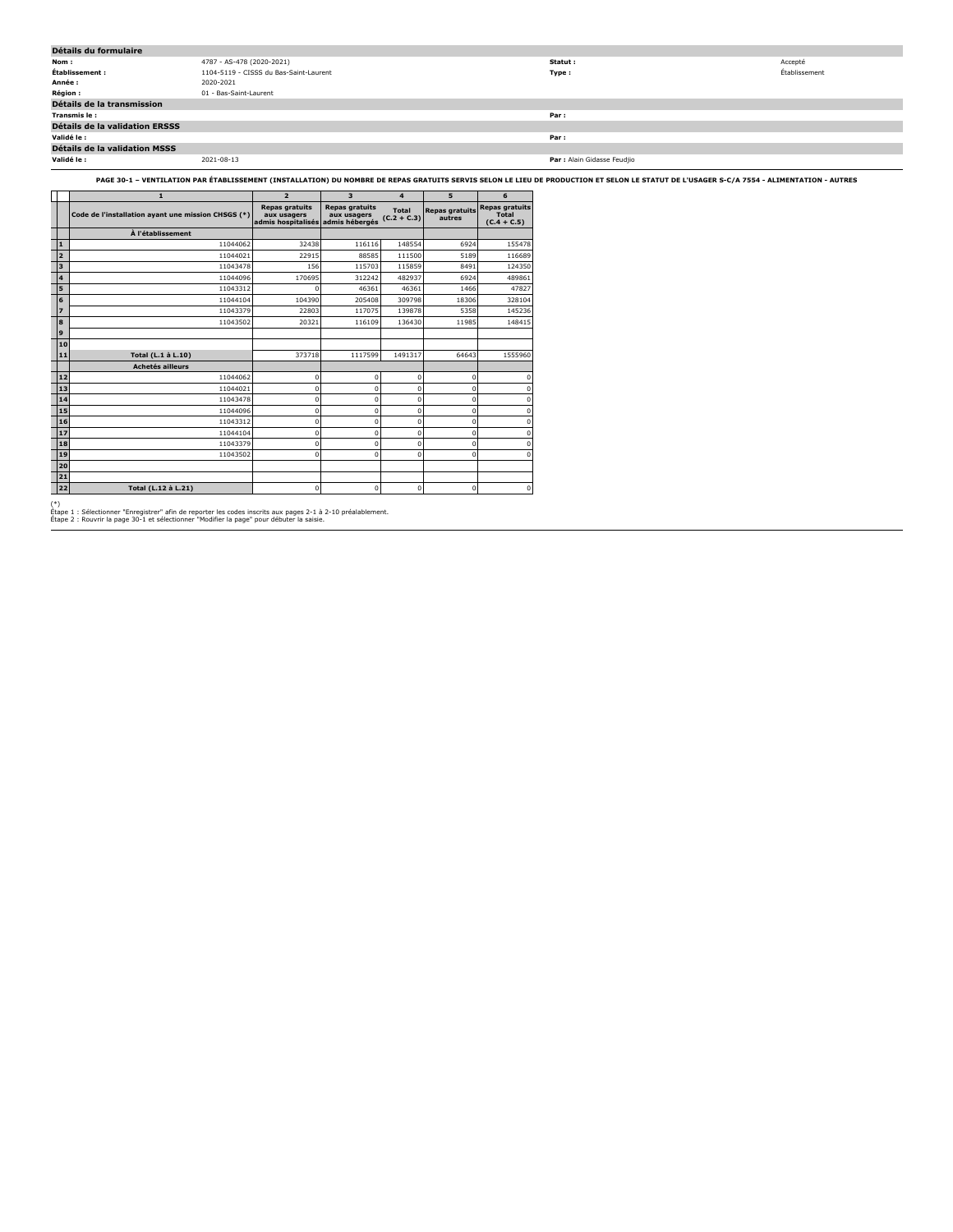## Détails du formulaire

| | | | |
|---|---|---|---|
| **Nom :** | 4787 - AS-478 (2020-2021) | **Statut :** | Accepté |
| **Établissement :** | 1104-5119 - CISSS du Bas-Saint-Laurent | **Type :** | Établissement |
| **Année :** | 2020-2021 | | |
| **Région :** | 01 - Bas-Saint-Laurent | | |

## Détails de la transmission

| | | | |
|---|---|---|---|
| **Transmis le :** | | **Par :** | |

## Détails de la validation ERSSS

| | | | |
|---|---|---|---|
| **Validé le :** | | **Par :** | |

## Détails de la validation MSSS

| | | | |
|---|---|---|---|
| **Validé le :** | 2021-08-13 | **Par :** | Alain Gidasse Feudjio |

**PAGE 30-1 – VENTILATION PAR ÉTABLISSEMENT (INSTALLATION) DU NOMBRE DE REPAS GRATUITS SERVIS SELON LE LIEU DE PRODUCTION ET SELON LE STATUT DE L'USAGER S-C/A 7554 - ALIMENTATION - AUTRES**

| | 1 | 2 | 3 | 4 | 5 | 6 |
|---|---|---|---|---|---|---|
| | Code de l'installation ayant une mission CHSGS (*) | Repas gratuits aux usagers admis hospitalisés | Repas gratuits aux usagers admis hébergés | Total (C.2 + C.3) | Repas gratuits autres | Repas gratuits Total (C.4 + C.5) |
| | **À l'établissement** | | | | | |
| 1 | 11044062 | 32438 | 116116 | 148554 | 6924 | 155478 |
| 2 | 11044021 | 22915 | 88585 | 111500 | 5189 | 116689 |
| 3 | 11043478 | 156 | 115703 | 115859 | 8491 | 124350 |
| 4 | 11044096 | 170695 | 312242 | 482937 | 6924 | 489861 |
| 5 | 11043312 | 0 | 46361 | 46361 | 1466 | 47827 |
| 6 | 11044104 | 104390 | 205408 | 309798 | 18306 | 328104 |
| 7 | 11043379 | 22803 | 117075 | 139878 | 5358 | 145236 |
| 8 | 11043502 | 20321 | 116109 | 136430 | 11985 | 148415 |
| 9 | | | | | | |
| 10 | | | | | | |
| 11 | **Total (L.1 à L.10)** | 373718 | 1117599 | 1491317 | 64643 | 1555960 |
| | **Achetés ailleurs** | | | | | |
| 12 | 11044062 | 0 | 0 | 0 | 0 | 0 |
| 13 | 11044021 | 0 | 0 | 0 | 0 | 0 |
| 14 | 11043478 | 0 | 0 | 0 | 0 | 0 |
| 15 | 11044096 | 0 | 0 | 0 | 0 | 0 |
| 16 | 11043312 | 0 | 0 | 0 | 0 | 0 |
| 17 | 11044104 | 0 | 0 | 0 | 0 | 0 |
| 18 | 11043379 | 0 | 0 | 0 | 0 | 0 |
| 19 | 11043502 | 0 | 0 | 0 | 0 | 0 |
| 20 | | | | | | |
| 21 | | | | | | |
| 22 | **Total (L.12 à L.21)** | 0 | 0 | 0 | 0 | 0 |

(*)
Étape 1 : Sélectionner "Enregistrer" afin de reporter les codes inscrits aux pages 2-1 à 2-10 préalablement.
Étape 2 : Rouvrir la page 30-1 et sélectionner "Modifier la page" pour débuter la saisie.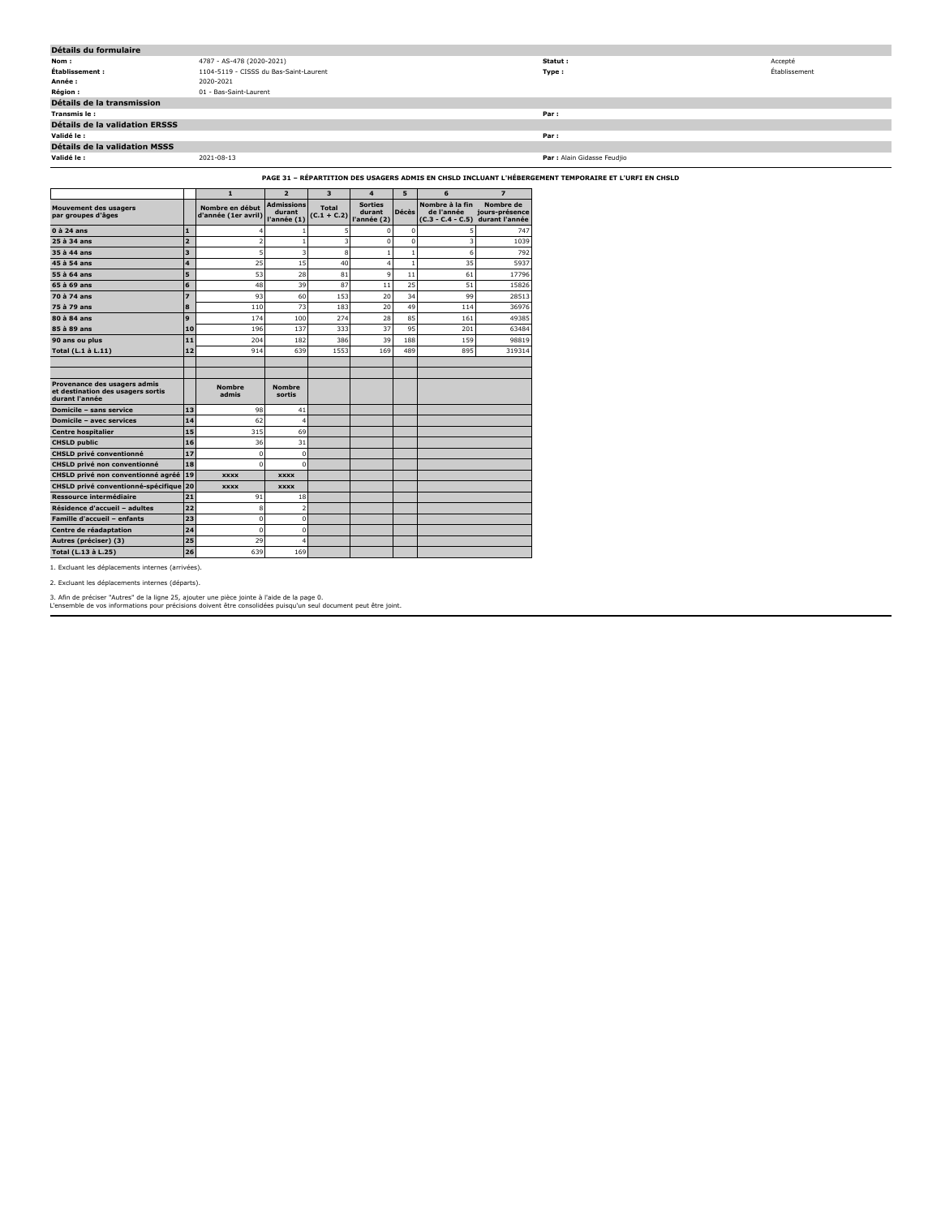## Détails du formulaire

| | | | |
|---|---|---|---|
| **Nom :** | 4787 - AS-478 (2020-2021) | **Statut :** | Accepté |
| **Établissement :** | 1104-5119 - CISSS du Bas-Saint-Laurent | **Type :** | Établissement |
| **Année :** | 2020-2021 | | |
| **Région :** | 01 - Bas-Saint-Laurent | | |

## Détails de la transmission

| | | | |
|---|---|---|---|
| **Transmis le :** | | **Par :** | |

## Détails de la validation ERSSS

| | | | |
|---|---|---|---|
| **Validé le :** | | **Par :** | |

## Détails de la validation MSSS

| | | | |
|---|---|---|---|
| **Validé le :** | 2021-08-13 | **Par :** | Alain Gidasse Feudjio |

### PAGE 31 – RÉPARTITION DES USAGERS ADMIS EN CHSLD INCLUANT L'HÉBERGEMENT TEMPORAIRE ET L'URFI EN CHSLD

| | | 1 | 2 | 3 | 4 | 5 | 6 | 7 |
|---|---|---|---|---|---|---|---|---|
| **Mouvement des usagers par groupes d'âges** | | **Nombre en début d'année (1er avril)** | **Admissions durant l'année (1)** | **Total (C.1 + C.2)** | **Sorties durant l'année (2)** | **Décès** | **Nombre à la fin de l'année (C.3 - C.4 - C.5)** | **Nombre de jours-présence durant l'année** |
| **0 à 24 ans** | **1** | 4 | 1 | 5 | 0 | 0 | 5 | 747 |
| **25 à 34 ans** | **2** | 2 | 1 | 3 | 0 | 0 | 3 | 1039 |
| **35 à 44 ans** | **3** | 5 | 3 | 8 | 1 | 1 | 6 | 792 |
| **45 à 54 ans** | **4** | 25 | 15 | 40 | 4 | 1 | 35 | 5937 |
| **55 à 64 ans** | **5** | 53 | 28 | 81 | 9 | 11 | 61 | 17796 |
| **65 à 69 ans** | **6** | 48 | 39 | 87 | 11 | 25 | 51 | 15826 |
| **70 à 74 ans** | **7** | 93 | 60 | 153 | 20 | 34 | 99 | 28513 |
| **75 à 79 ans** | **8** | 110 | 73 | 183 | 20 | 49 | 114 | 36976 |
| **80 à 84 ans** | **9** | 174 | 100 | 274 | 28 | 85 | 161 | 49385 |
| **85 à 89 ans** | **10** | 196 | 137 | 333 | 37 | 95 | 201 | 63484 |
| **90 ans ou plus** | **11** | 204 | 182 | 386 | 39 | 188 | 159 | 98819 |
| **Total (L.1 à L.11)** | **12** | 914 | 639 | 1553 | 169 | 489 | 895 | 319314 |
| | | | | | | | | |
| **Provenance des usagers admis et destination des usagers sortis durant l'année** | | **Nombre admis** | **Nombre sortis** | | | | | |
| **Domicile – sans service** | **13** | 98 | 41 | | | | | |
| **Domicile – avec services** | **14** | 62 | 4 | | | | | |
| **Centre hospitalier** | **15** | 315 | 69 | | | | | |
| **CHSLD public** | **16** | 36 | 31 | | | | | |
| **CHSLD privé conventionné** | **17** | 0 | 0 | | | | | |
| **CHSLD privé non conventionné** | **18** | 0 | 0 | | | | | |
| **CHSLD privé non conventionné agréé** | **19** | xxxx | xxxx | | | | | |
| **CHSLD privé conventionné-spécifique** | **20** | xxxx | xxxx | | | | | |
| **Ressource intermédiaire** | **21** | 91 | 18 | | | | | |
| **Résidence d'accueil – adultes** | **22** | 8 | 2 | | | | | |
| **Famille d'accueil – enfants** | **23** | 0 | 0 | | | | | |
| **Centre de réadaptation** | **24** | 0 | 0 | | | | | |
| **Autres (préciser) (3)** | **25** | 29 | 4 | | | | | |
| **Total (L.13 à L.25)** | **26** | 639 | 169 | | | | | |

1. Excluant les déplacements internes (arrivées).

2. Excluant les déplacements internes (départs).

3. Afin de préciser "Autres" de la ligne 25, ajouter une pièce jointe à l'aide de la page 0.
L'ensemble de vos informations pour précisions doivent être consolidées puisqu'un seul document peut être joint.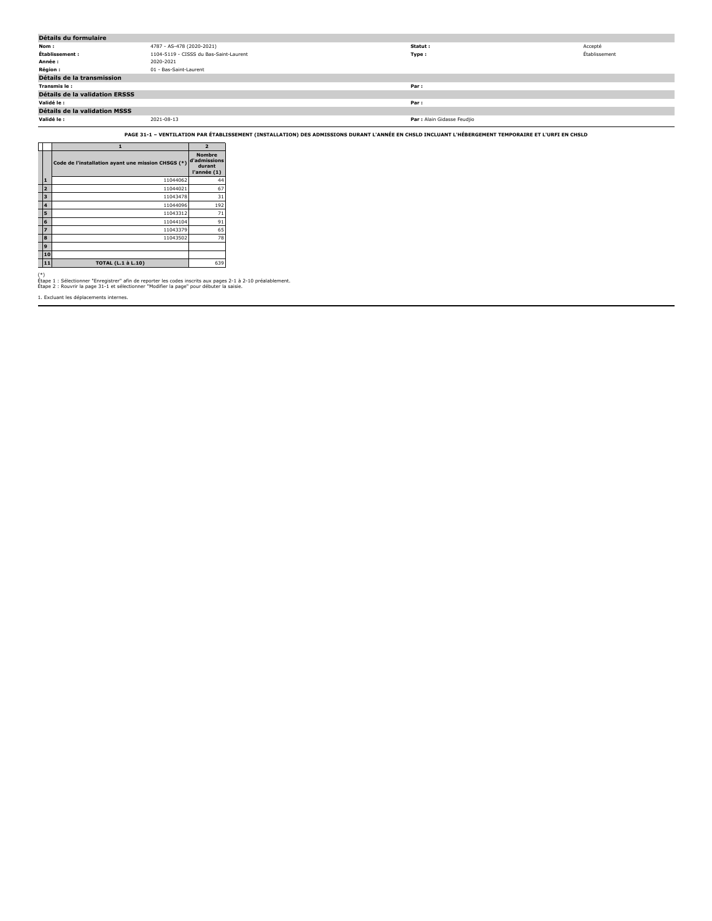| Détails du formulaire | | | |
|---|---|---|---|
| **Nom :** | 4787 - AS-478 (2020-2021) | **Statut :** | Accepté |
| **Établissement :** | 1104-5119 - CISSS du Bas-Saint-Laurent | **Type :** | Établissement |
| **Année :** | 2020-2021 | | |
| **Région :** | 01 - Bas-Saint-Laurent | | |
| **Détails de la transmission** | | | |
| **Transmis le :** | | **Par :** | |
| **Détails de la validation ERSSS** | | | |
| **Validé le :** | | **Par :** | |
| **Détails de la validation MSSS** | | | |
| **Validé le :** | 2021-08-13 | **Par :** Alain Gidasse Feudjio | |

**PAGE 31-1 – VENTILATION PAR ÉTABLISSEMENT (INSTALLATION) DES ADMISSIONS DURANT L'ANNÉE EN CHSLD INCLUANT L'HÉBERGEMENT TEMPORAIRE ET L'URFI EN CHSLD**

| | 1 | 2 |
|---|---|---|
| | Code de l'installation ayant une mission CHSGS (*) | Nombre d'admissions durant l'année (1) |
| 1 | 11044062 | 44 |
| 2 | 11044021 | 67 |
| 3 | 11043478 | 31 |
| 4 | 11044096 | 192 |
| 5 | 11043312 | 71 |
| 6 | 11044104 | 91 |
| 7 | 11043379 | 65 |
| 8 | 11043502 | 78 |
| 9 | | |
| 10 | | |
| 11 | **TOTAL (L.1 à L.10)** | 639 |

(*)
Étape 1 : Sélectionner "Enregistrer" afin de reporter les codes inscrits aux pages 2-1 à 2-10 préalablement.
Étape 2 : Rouvrir la page 31-1 et sélectionner "Modifier la page" pour débuter la saisie.

1. Excluant les déplacements internes.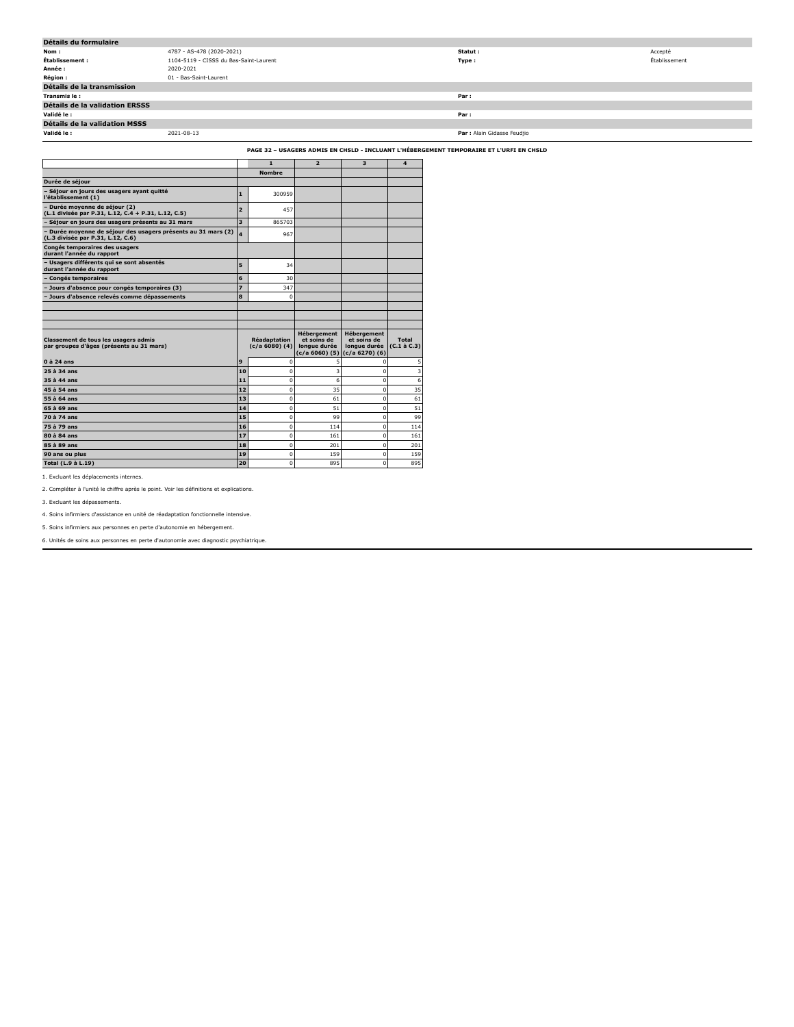## Détails du formulaire

| | | | |
|---|---|---|---|
| **Nom :** | 4787 - AS-478 (2020-2021) | **Statut :** | Accepté |
| **Établissement :** | 1104-5119 - CISSS du Bas-Saint-Laurent | **Type :** | Établissement |
| **Année :** | 2020-2021 | | |
| **Région :** | 01 - Bas-Saint-Laurent | | |

## Détails de la transmission

| | | | |
|---|---|---|---|
| **Transmis le :** | | **Par :** | |

## Détails de la validation ERSSS

| | | | |
|---|---|---|---|
| **Validé le :** | | **Par :** | |

## Détails de la validation MSSS

| | | | |
|---|---|---|---|
| **Validé le :** | 2021-08-13 | **Par :** | Alain Gidasse Feudjio |

### PAGE 32 – USAGERS ADMIS EN CHSLD - INCLUANT L'HÉBERGEMENT TEMPORAIRE ET L'URFI EN CHSLD

| | | 1 | 2 | 3 | 4 |
|---|---|---|---|---|---|
| | | **Nombre** | | | |
| **Durée de séjour** | | | | | |
| **– Séjour en jours des usagers ayant quitté l'établissement (1)** | 1 | 300959 | | | |
| **– Durée moyenne de séjour (2) (L.1 divisée par P.31, L.12, C.4 + P.31, L.12, C.5)** | 2 | 457 | | | |
| **– Séjour en jours des usagers présents au 31 mars** | 3 | 865703 | | | |
| **– Durée moyenne de séjour des usagers présents au 31 mars (2) (L.3 divisée par P.31, L.12, C.6)** | 4 | 967 | | | |
| **Congés temporaires des usagers durant l'année du rapport** | | | | | |
| **– Usagers différents qui se sont absentés durant l'année du rapport** | 5 | 34 | | | |
| **– Congés temporaires** | 6 | 30 | | | |
| **– Jours d'absence pour congés temporaires (3)** | 7 | 347 | | | |
| **– Jours d'absence relevés comme dépassements** | 8 | 0 | | | |
| | | | | | |
| | | | | | |
| | | | | | |
| **Classement de tous les usagers admis par groupes d'âges (présents au 31 mars)** | | **Réadaptation (c/a 6080) (4)** | **Hébergement et soins de longue durée (c/a 6060) (5)** | **Hébergement et soins de longue durée (c/a 6270) (6)** | **Total (C.1 à C.3)** |
| **0 à 24 ans** | 9 | 0 | 5 | 0 | 5 |
| **25 à 34 ans** | 10 | 0 | 3 | 0 | 3 |
| **35 à 44 ans** | 11 | 0 | 6 | 0 | 6 |
| **45 à 54 ans** | 12 | 0 | 35 | 0 | 35 |
| **55 à 64 ans** | 13 | 0 | 61 | 0 | 61 |
| **65 à 69 ans** | 14 | 0 | 51 | 0 | 51 |
| **70 à 74 ans** | 15 | 0 | 99 | 0 | 99 |
| **75 à 79 ans** | 16 | 0 | 114 | 0 | 114 |
| **80 à 84 ans** | 17 | 0 | 161 | 0 | 161 |
| **85 à 89 ans** | 18 | 0 | 201 | 0 | 201 |
| **90 ans ou plus** | 19 | 0 | 159 | 0 | 159 |
| **Total (L.9 à L.19)** | 20 | 0 | 895 | 0 | 895 |

1. Excluant les déplacements internes.

2. Compléter à l'unité le chiffre après le point. Voir les définitions et explications.

3. Excluant les dépassements.

4. Soins infirmiers d'assistance en unité de réadaptation fonctionnelle intensive.

5. Soins infirmiers aux personnes en perte d'autonomie en hébergement.

6. Unités de soins aux personnes en perte d'autonomie avec diagnostic psychiatrique.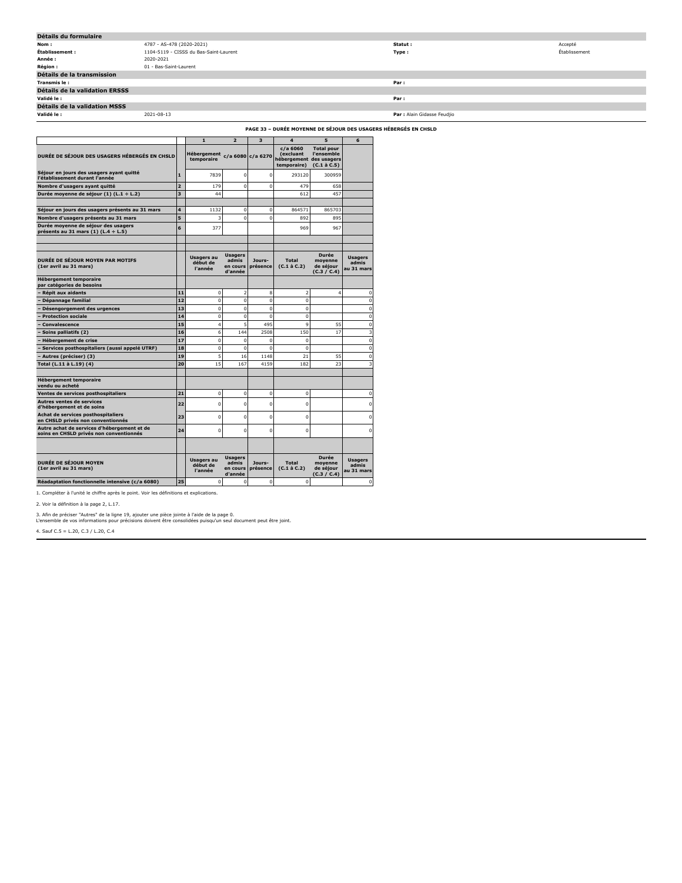## Détails du formulaire

| | | | |
|---|---|---|---|
| **Nom :** | 4787 - AS-478 (2020-2021) | **Statut :** | Accepté |
| **Établissement :** | 1104-5119 - CISSS du Bas-Saint-Laurent | **Type :** | Établissement |
| **Année :** | 2020-2021 | | |
| **Région :** | 01 - Bas-Saint-Laurent | | |

## Détails de la transmission

| | | | |
|---|---|---|---|
| **Transmis le :** | | **Par :** | |

## Détails de la validation ERSSS

| | | | |
|---|---|---|---|
| **Validé le :** | | **Par :** | |

## Détails de la validation MSSS

| | | | |
|---|---|---|---|
| **Validé le :** | 2021-08-13 | **Par :** | Alain Gidasse Feudjio |

### PAGE 33 – DURÉE MOYENNE DE SÉJOUR DES USAGERS HÉBERGÉS EN CHSLD

| | | 1 | 2 | 3 | 4 | 5 | 6 |
|---|---|---|---|---|---|---|---|
| **DURÉE DE SÉJOUR DES USAGERS HÉBERGÉS EN CHSLD** | | **Hébergement temporaire** | **c/a 6080** | **c/a 6270** | **c/a 6060 (excluant hébergement temporaire)** | **Total pour l'ensemble des usagers (C.1 à C.5)** | |
| **Séjour en jours des usagers ayant quitté l'établissement durant l'année** | 1 | 7839 | 0 | 0 | 293120 | 300959 | |
| **Nombre d'usagers ayant quitté** | 2 | 179 | 0 | 0 | 479 | 658 | |
| **Durée moyenne de séjour (1) (L.1 ÷ L.2)** | 3 | 44 | | | 612 | 457 | |
| | | | | | | | |
| **Séjour en jours des usagers présents au 31 mars** | 4 | 1132 | 0 | 0 | 864571 | 865703 | |
| **Nombre d'usagers présents au 31 mars** | 5 | 3 | 0 | 0 | 892 | 895 | |
| **Durée moyenne de séjour des usagers présents au 31 mars (1) (L.4 ÷ L.5)** | 6 | 377 | | | 969 | 967 | |
| | | | | | | | |
| **DURÉE DE SÉJOUR MOYEN PAR MOTIFS (1er avril au 31 mars)** | | **Usagers au début de l'année** | **Usagers admis en cours d'année** | **Jours-présence** | **Total (C.1 à C.2)** | **Durée moyenne de séjour (C.3 / C.4)** | **Usagers admis au 31 mars** |
| **Hébergement temporaire par catégories de besoins** | | | | | | | |
| **– Répit aux aidants** | 11 | 0 | 2 | 8 | 2 | 4 | 0 |
| **– Dépannage familial** | 12 | 0 | 0 | 0 | 0 | | 0 |
| **– Désengorgement des urgences** | 13 | 0 | 0 | 0 | 0 | | 0 |
| **– Protection sociale** | 14 | 0 | 0 | 0 | 0 | | 0 |
| **– Convalescence** | 15 | 4 | 5 | 495 | 9 | 55 | 0 |
| **– Soins palliatifs (2)** | 16 | 6 | 144 | 2508 | 150 | 17 | 3 |
| **– Hébergement de crise** | 17 | 0 | 0 | 0 | 0 | | 0 |
| **– Services posthospitaliers (aussi appelé UTRF)** | 18 | 0 | 0 | 0 | 0 | | 0 |
| **– Autres (préciser) (3)** | 19 | 5 | 16 | 1148 | 21 | 55 | 0 |
| **Total (L.11 à L.19) (4)** | 20 | 15 | 167 | 4159 | 182 | 23 | 3 |
| | | | | | | | |
| **Hébergement temporaire vendu ou acheté** | | | | | | | |
| **Ventes de services posthospitaliers** | 21 | 0 | 0 | 0 | 0 | | 0 |
| **Autres ventes de services d'hébergement et de soins** | 22 | 0 | 0 | 0 | 0 | | 0 |
| **Achat de services posthospitaliers en CHSLD privés non conventionnés** | 23 | 0 | 0 | 0 | 0 | | 0 |
| **Autre achat de services d'hébergement et de soins en CHSLD privés non conventionnés** | 24 | 0 | 0 | 0 | 0 | | 0 |
| | | | | | | | |
| **DURÉE DE SÉJOUR MOYEN (1er avril au 31 mars)** | | **Usagers au début de l'année** | **Usagers admis en cours d'année** | **Jours-présence** | **Total (C.1 à C.2)** | **Durée moyenne de séjour (C.3 / C.4)** | **Usagers admis au 31 mars** |
| **Réadaptation fonctionnelle intensive (c/a 6080)** | 25 | 0 | 0 | 0 | 0 | | 0 |

1. Compléter à l'unité le chiffre après le point. Voir les définitions et explications.

2. Voir la définition à la page 2, L.17.

3. Afin de préciser "Autres" de la ligne 19, ajouter une pièce jointe à l'aide de la page 0.
L'ensemble de vos informations pour précisions doivent être consolidées puisqu'un seul document peut être joint.

4. Sauf C.5 = L.20, C.3 / L.20, C.4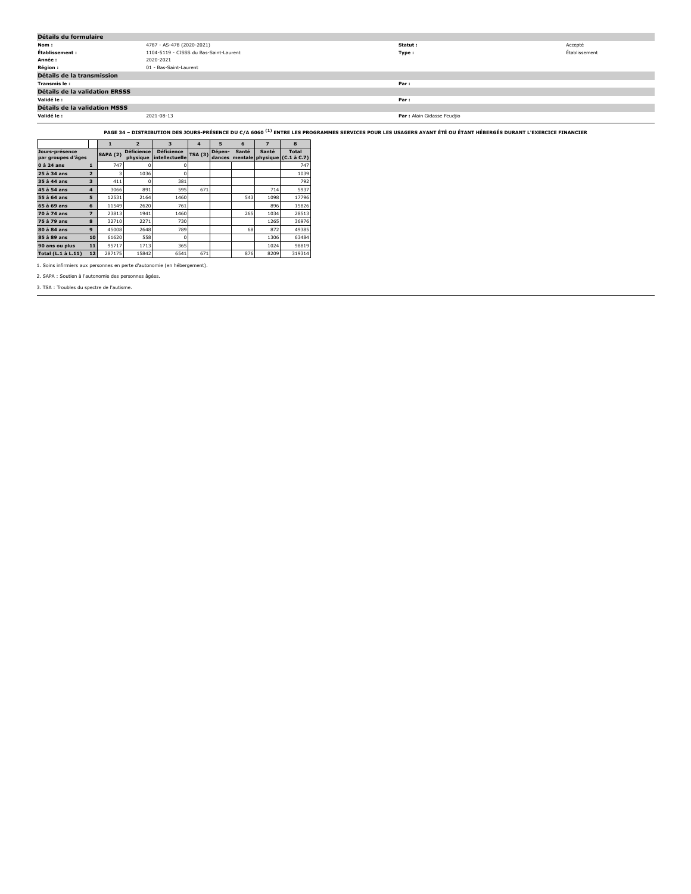## Détails du formulaire

| | | | |
|---|---|---|---|
| **Nom :** | 4787 - AS-478 (2020-2021) | **Statut :** | Accepté |
| **Établissement :** | 1104-5119 - CISSS du Bas-Saint-Laurent | **Type :** | Établissement |
| **Année :** | 2020-2021 | | |
| **Région :** | 01 - Bas-Saint-Laurent | | |

## Détails de la transmission

| | | | |
|---|---|---|---|
| **Transmis le :** | | **Par :** | |

## Détails de la validation ERSSS

| | | | |
|---|---|---|---|
| **Validé le :** | | **Par :** | |

## Détails de la validation MSSS

| | | | |
|---|---|---|---|
| **Validé le :** | 2021-08-13 | **Par :** | Alain Gidasse Feudjio |

**PAGE 34 – DISTRIBUTION DES JOURS-PRÉSENCE DU C/A 6060 [1] ENTRE LES PROGRAMMES SERVICES POUR LES USAGERS AYANT ÉTÉ OU ÉTANT HÉBERGÉS DURANT L'EXERCICE FINANCIER**

| | | 1 | 2 | 3 | 4 | 5 | 6 | 7 | 8 |
|---|---|---|---|---|---|---|---|---|---|
| **Jours-présence par groupes d'âges** | | **SAPA (2)** | **Déficience physique** | **Déficience intellectuelle** | **TSA (3)** | **Dépen-dances** | **Santé mentale** | **Santé physique** | **Total (C.1 à C.7)** |
| **0 à 24 ans** | **1** | 747 | 0 | 0 | | | | | 747 |
| **25 à 34 ans** | **2** | 3 | 1036 | 0 | | | | | 1039 |
| **35 à 44 ans** | **3** | 411 | 0 | 381 | | | | | 792 |
| **45 à 54 ans** | **4** | 3066 | 891 | 595 | 671 | | | 714 | 5937 |
| **55 à 64 ans** | **5** | 12531 | 2164 | 1460 | | | 543 | 1098 | 17796 |
| **65 à 69 ans** | **6** | 11549 | 2620 | 761 | | | | 896 | 15826 |
| **70 à 74 ans** | **7** | 23813 | 1941 | 1460 | | | 265 | 1034 | 28513 |
| **75 à 79 ans** | **8** | 32710 | 2271 | 730 | | | | 1265 | 36976 |
| **80 à 84 ans** | **9** | 45008 | 2648 | 789 | | | 68 | 872 | 49385 |
| **85 à 89 ans** | **10** | 61620 | 558 | 0 | | | | 1306 | 63484 |
| **90 ans ou plus** | **11** | 95717 | 1713 | 365 | | | | 1024 | 98819 |
| **Total (L.1 à L.11)** | **12** | 287175 | 15842 | 6541 | 671 | | 876 | 8209 | 319314 |

1. Soins infirmiers aux personnes en perte d'autonomie (en hébergement).

2. SAPA : Soutien à l'autonomie des personnes âgées.

3. TSA : Troubles du spectre de l'autisme.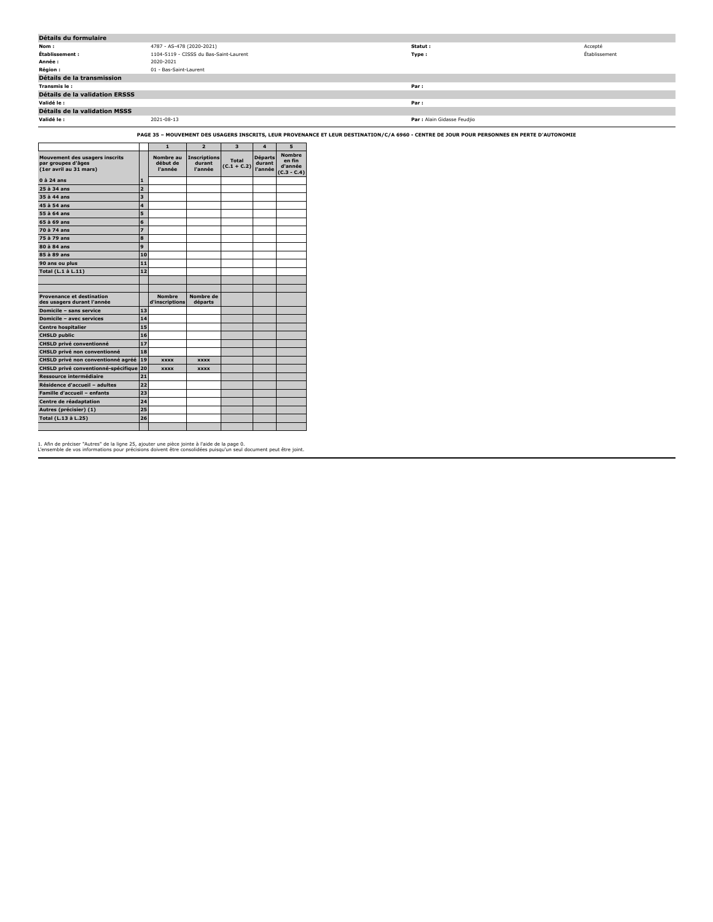| **Détails du formulaire** | | | |
|---|---|---|---|
| **Nom :** | 4787 - AS-478 (2020-2021) | **Statut :** | Accepté |
| **Établissement :** | 1104-5119 - CISSS du Bas-Saint-Laurent | **Type :** | Établissement |
| **Année :** | 2020-2021 | | |
| **Région :** | 01 - Bas-Saint-Laurent | | |
| **Détails de la transmission** | | | |
| **Transmis le :** | | **Par :** | |
| **Détails de la validation ERSSS** | | | |
| **Validé le :** | | **Par :** | |
| **Détails de la validation MSSS** | | | |
| **Validé le :** | 2021-08-13 | **Par :** Alain Gidasse Feudjio | |

**PAGE 35 – MOUVEMENT DES USAGERS INSCRITS, LEUR PROVENANCE ET LEUR DESTINATION/C/A 6960 - CENTRE DE JOUR POUR PERSONNES EN PERTE D'AUTONOMIE**

| | | 1 | 2 | 3 | 4 | 5 |
|---|---|---|---|---|---|---|
| **Mouvement des usagers inscrits par groupes d'âges (1er avril au 31 mars)** | | **Nombre au début de l'année** | **Inscriptions durant l'année** | **Total (C.1 + C.2)** | **Départs durant l'année** | **Nombre en fin d'année (C.3 - C.4)** |
| **0 à 24 ans** | **1** | | | | | |
| **25 à 34 ans** | **2** | | | | | |
| **35 à 44 ans** | **3** | | | | | |
| **45 à 54 ans** | **4** | | | | | |
| **55 à 64 ans** | **5** | | | | | |
| **65 à 69 ans** | **6** | | | | | |
| **70 à 74 ans** | **7** | | | | | |
| **75 à 79 ans** | **8** | | | | | |
| **80 à 84 ans** | **9** | | | | | |
| **85 à 89 ans** | **10** | | | | | |
| **90 ans ou plus** | **11** | | | | | |
| **Total (L.1 à L.11)** | **12** | | | | | |
| | | | | | | |
| | | | | | | |
| **Provenance et destination des usagers durant l'année** | | **Nombre d'inscriptions** | **Nombre de départs** | | | |
| **Domicile – sans service** | **13** | | | | | |
| **Domicile – avec services** | **14** | | | | | |
| **Centre hospitalier** | **15** | | | | | |
| **CHSLD public** | **16** | | | | | |
| **CHSLD privé conventionné** | **17** | | | | | |
| **CHSLD privé non conventionné** | **18** | | | | | |
| **CHSLD privé non conventionné agréé** | **19** | XXXX | XXXX | | | |
| **CHSLD privé conventionné-spécifique** | **20** | XXXX | XXXX | | | |
| **Ressource intermédiaire** | **21** | | | | | |
| **Résidence d'accueil – adultes** | **22** | | | | | |
| **Famille d'accueil – enfants** | **23** | | | | | |
| **Centre de réadaptation** | **24** | | | | | |
| **Autres (préciser) (1)** | **25** | | | | | |
| **Total (L.13 à L.25)** | **26** | | | | | |
| | | | | | | |

1. Afin de préciser "Autres" de la ligne 25, ajouter une pièce jointe à l'aide de la page 0.
L'ensemble de vos informations pour précisions doivent être consolidées puisqu'un seul document peut être joint.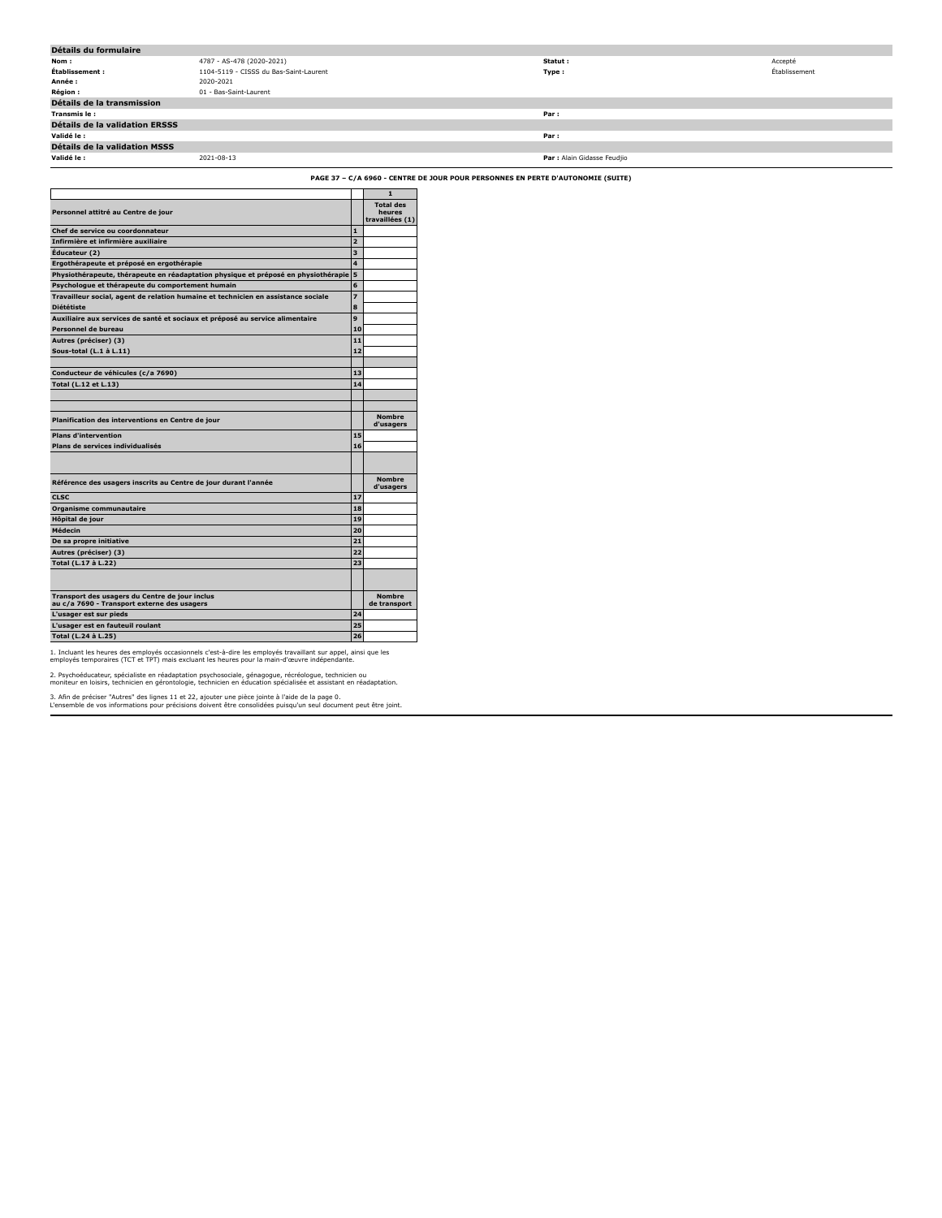## Détails du formulaire

| | | | |
|---|---|---|---|
| **Nom :** | 4787 - AS-478 (2020-2021) | **Statut :** | Accepté |
| **Établissement :** | 1104-5119 - CISSS du Bas-Saint-Laurent | **Type :** | Établissement |
| **Année :** | 2020-2021 | | |
| **Région :** | 01 - Bas-Saint-Laurent | | |

## Détails de la transmission

| | | | |
|---|---|---|---|
| **Transmis le :** | | **Par :** | |

## Détails de la validation ERSSS

| | | | |
|---|---|---|---|
| **Validé le :** | | **Par :** | |

## Détails de la validation MSSS

| | | | |
|---|---|---|---|
| **Validé le :** | 2021-08-13 | **Par :** | Alain Gidasse Feudjio |

### PAGE 37 – C/A 6960 - CENTRE DE JOUR POUR PERSONNES EN PERTE D'AUTONOMIE (SUITE)

| | | 1 |
|---|---|---|
| **Personnel attitré au Centre de jour** | | **Total des heures travaillées (1)** |
| **Chef de service ou coordonnateur** | 1 | |
| **Infirmière et infirmière auxiliaire** | 2 | |
| **Éducateur (2)** | 3 | |
| **Ergothérapeute et préposé en ergothérapie** | 4 | |
| **Physiothérapeute, thérapeute en réadaptation physique et préposé en physiothérapie** | 5 | |
| **Psychologue et thérapeute du comportement humain** | 6 | |
| **Travailleur social, agent de relation humaine et technicien en assistance sociale** | 7 | |
| **Diététiste** | 8 | |
| **Auxiliaire aux services de santé et sociaux et préposé au service alimentaire** | 9 | |
| **Personnel de bureau** | 10 | |
| **Autres (préciser) (3)** | 11 | |
| **Sous-total (L.1 à L.11)** | 12 | |
| | | |
| **Conducteur de véhicules (c/a 7690)** | 13 | |
| **Total (L.12 et L.13)** | 14 | |
| | | |
| | | |
| **Planification des interventions en Centre de jour** | | **Nombre d'usagers** |
| **Plans d'intervention** | 15 | |
| **Plans de services individualisés** | 16 | |
| | | |
| **Référence des usagers inscrits au Centre de jour durant l'année** | | **Nombre d'usagers** |
| **CLSC** | 17 | |
| **Organisme communautaire** | 18 | |
| **Hôpital de jour** | 19 | |
| **Médecin** | 20 | |
| **De sa propre initiative** | 21 | |
| **Autres (préciser) (3)** | 22 | |
| **Total (L.17 à L.22)** | 23 | |
| | | |
| **Transport des usagers du Centre de jour inclus au c/a 7690 - Transport externe des usagers** | | **Nombre de transport** |
| **L'usager est sur pieds** | 24 | |
| **L'usager est en fauteuil roulant** | 25 | |
| **Total (L.24 à L.25)** | 26 | |

1. Incluant les heures des employés occasionnels c'est-à-dire les employés travaillant sur appel, ainsi que les employés temporaires (TCT et TPT) mais excluant les heures pour la main-d'œuvre indépendante.

2. Psychoéducateur, spécialiste en réadaptation psychosociale, génagogue, récréologue, technicien ou moniteur en loisirs, technicien en gérontologie, technicien en éducation spécialisée et assistant en réadaptation.

3. Afin de préciser "Autres" des lignes 11 et 22, ajouter une pièce jointe à l'aide de la page 0.
L'ensemble de vos informations pour précisions doivent être consolidées puisqu'un seul document peut être joint.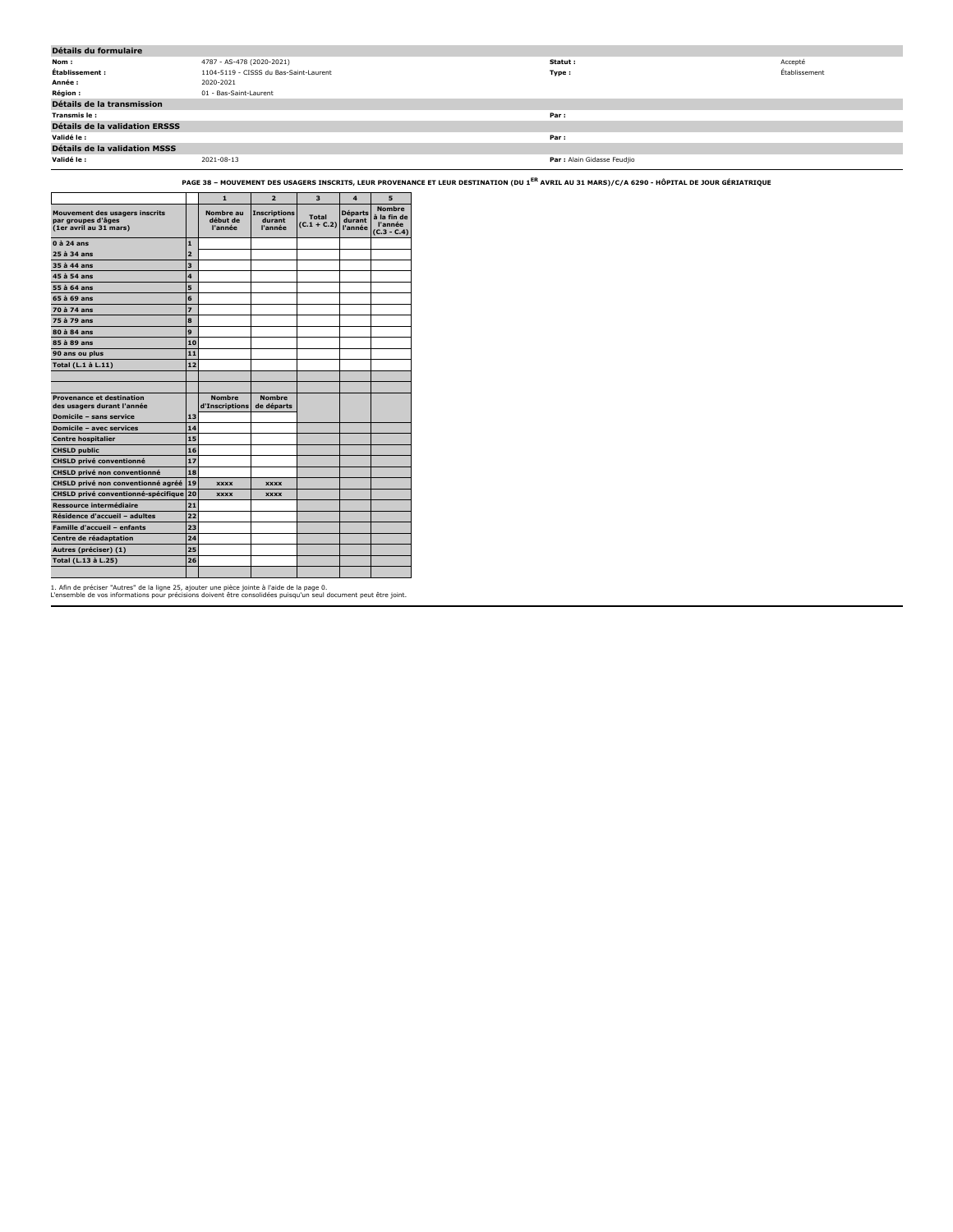| Détails du formulaire | | | |
|---|---|---|---|
| **Nom :** | 4787 - AS-478 (2020-2021) | **Statut :** | Accepté |
| **Établissement :** | 1104-5119 - CISSS du Bas-Saint-Laurent | **Type :** | Établissement |
| **Année :** | 2020-2021 | | |
| **Région :** | 01 - Bas-Saint-Laurent | | |
| **Détails de la transmission** | | | |
| **Transmis le :** | | **Par :** | |
| **Détails de la validation ERSSS** | | | |
| **Validé le :** | | **Par :** | |
| **Détails de la validation MSSS** | | | |
| **Validé le :** | 2021-08-13 | **Par :** Alain Gidasse Feudjio | |

**PAGE 38 – MOUVEMENT DES USAGERS INSCRITS, LEUR PROVENANCE ET LEUR DESTINATION (DU 1ER AVRIL AU 31 MARS)/C/A 6290 - HÔPITAL DE JOUR GÉRIATRIQUE**

| | | 1 | 2 | 3 | 4 | 5 |
|---|---|---|---|---|---|---|
| **Mouvement des usagers inscrits par groupes d'âges (1er avril au 31 mars)** | | **Nombre au début de l'année** | **Inscriptions durant l'année** | **Total (C.1 + C.2)** | **Départs durant l'année** | **Nombre à la fin de l'année (C.3 - C.4)** |
| **0 à 24 ans** | 1 | | | | | |
| **25 à 34 ans** | 2 | | | | | |
| **35 à 44 ans** | 3 | | | | | |
| **45 à 54 ans** | 4 | | | | | |
| **55 à 64 ans** | 5 | | | | | |
| **65 à 69 ans** | 6 | | | | | |
| **70 à 74 ans** | 7 | | | | | |
| **75 à 79 ans** | 8 | | | | | |
| **80 à 84 ans** | 9 | | | | | |
| **85 à 89 ans** | 10 | | | | | |
| **90 ans ou plus** | 11 | | | | | |
| **Total (L.1 à L.11)** | 12 | | | | | |
| | | | | | | |
| | | | | | | |
| **Provenance et destination des usagers durant l'année** | | **Nombre d'Inscriptions** | **Nombre de départs** | | | |
| **Domicile – sans service** | 13 | | | | | |
| **Domicile – avec services** | 14 | | | | | |
| **Centre hospitalier** | 15 | | | | | |
| **CHSLD public** | 16 | | | | | |
| **CHSLD privé conventionné** | 17 | | | | | |
| **CHSLD privé non conventionné** | 18 | | | | | |
| **CHSLD privé non conventionné agréé** | 19 | xxxx | xxxx | | | |
| **CHSLD privé conventionné-spécifique** | 20 | xxxx | xxxx | | | |
| **Ressource intermédiaire** | 21 | | | | | |
| **Résidence d'accueil – adultes** | 22 | | | | | |
| **Famille d'accueil – enfants** | 23 | | | | | |
| **Centre de réadaptation** | 24 | | | | | |
| **Autres (préciser) (1)** | 25 | | | | | |
| **Total (L.13 à L.25)** | 26 | | | | | |
| | | | | | | |

1. Afin de préciser "Autres" de la ligne 25, ajouter une pièce jointe à l'aide de la page 0.
L'ensemble de vos informations pour précisions doivent être consolidées puisqu'un seul document peut être joint.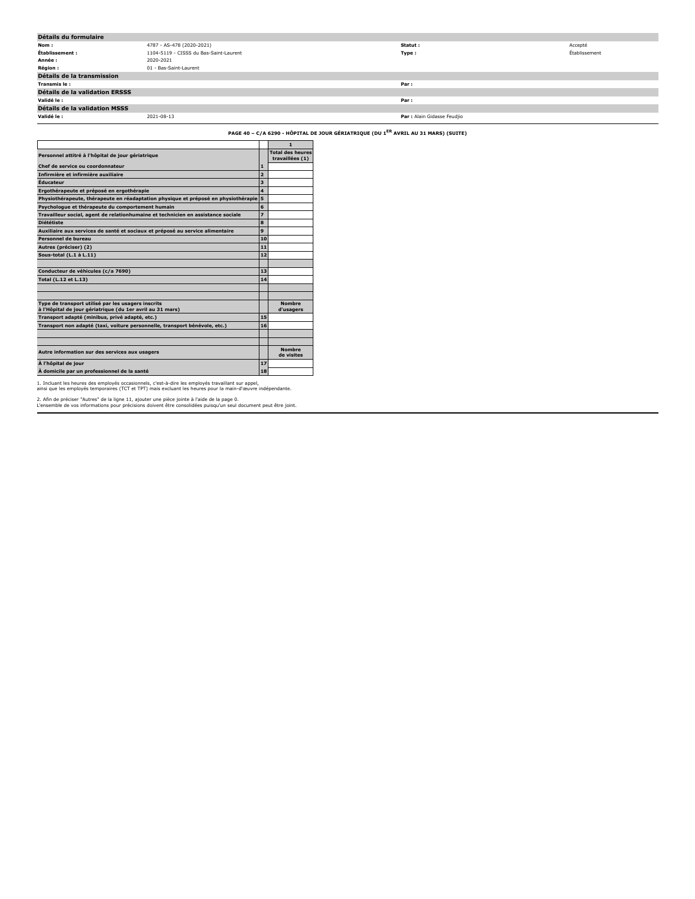| Détails du formulaire | | | |
|---|---|---|---|
| **Nom :** | 4787 - AS-478 (2020-2021) | **Statut :** | Accepté |
| **Établissement :** | 1104-5119 - CISSS du Bas-Saint-Laurent | **Type :** | Établissement |
| **Année :** | 2020-2021 | | |
| **Région :** | 01 - Bas-Saint-Laurent | | |
| **Détails de la transmission** | | | |
| **Transmis le :** | | **Par :** | |
| **Détails de la validation ERSSS** | | | |
| **Validé le :** | | **Par :** | |
| **Détails de la validation MSSS** | | | |
| **Validé le :** | 2021-08-13 | **Par :** Alain Gidasse Feudjio | |

**PAGE 40 – C/A 6290 - HÔPITAL DE JOUR GÉRIATRIQUE (DU 1ER AVRIL AU 31 MARS) (SUITE)**

| | | 1 |
|---|---|---|
| **Personnel attitré à l'hôpital de jour gériatrique** | | **Total des heures travaillées (1)** |
| **Chef de service ou coordonnateur** | 1 | |
| **Infirmière et infirmière auxiliaire** | 2 | |
| **Éducateur** | 3 | |
| **Ergothérapeute et préposé en ergothérapie** | 4 | |
| **Physiothérapeute, thérapeute en réadaptation physique et préposé en physiothérapie** | 5 | |
| **Psychologue et thérapeute du comportement humain** | 6 | |
| **Travailleur social, agent de relationhumaine et technicien en assistance sociale** | 7 | |
| **Diététiste** | 8 | |
| **Auxiliaire aux services de santé et sociaux et préposé au service alimentaire** | 9 | |
| **Personnel de bureau** | 10 | |
| **Autres (préciser) (2)** | 11 | |
| **Sous-total (L.1 à L.11)** | 12 | |
| | | |
| **Conducteur de véhicules (c/a 7690)** | 13 | |
| **Total (L.12 et L.13)** | 14 | |
| | | |
| | | |
| **Type de transport utilisé par les usagers inscrits à l'Hôpital de jour gériatrique (du 1er avril au 31 mars)** | | **Nombre d'usagers** |
| **Transport adapté (minibus, privé adapté, etc.)** | 15 | |
| **Transport non adapté (taxi, voiture personnelle, transport bénévole, etc.)** | 16 | |
| | | |
| | | |
| **Autre information sur des services aux usagers** | | **Nombre de visites** |
| **À l'hôpital de jour** | 17 | |
| **À domicile par un professionnel de la santé** | 18 | |

1. Incluant les heures des employés occasionnels, c'est-à-dire les employés travaillant sur appel, ainsi que les employés temporaires (TCT et TPT) mais excluant les heures pour la main-d'œuvre indépendante.

2. Afin de préciser "Autres" de la ligne 11, ajouter une pièce jointe à l'aide de la page 0. L'ensemble de vos informations pour précisions doivent être consolidées puisqu'un seul document peut être joint.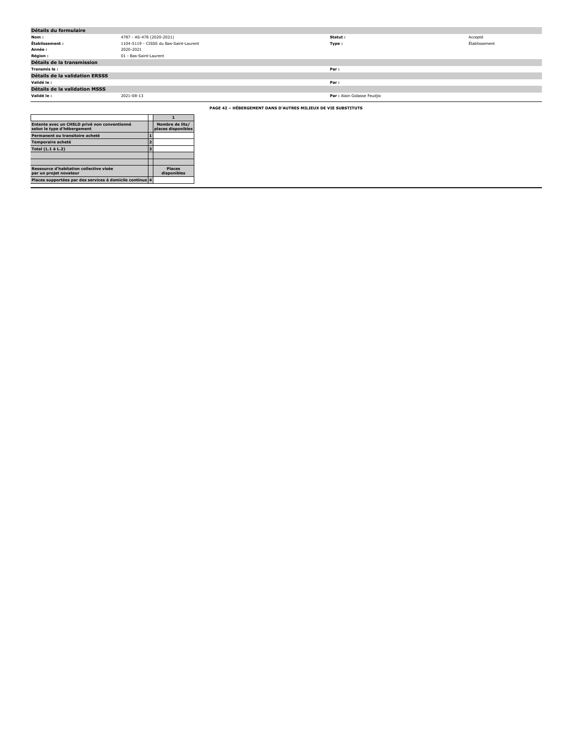| Détails du formulaire | | | |
|---|---|---|---|
| **Nom :** | 4787 - AS-478 (2020-2021) | **Statut :** | Accepté |
| **Établissement :** | 1104-5119 - CISSS du Bas-Saint-Laurent | **Type :** | Établissement |
| **Année :** | 2020-2021 | | |
| **Région :** | 01 - Bas-Saint-Laurent | | |
| **Détails de la transmission** | | | |
| **Transmis le :** | | **Par :** | |
| **Détails de la validation ERSSS** | | | |
| **Validé le :** | | **Par :** | |
| **Détails de la validation MSSS** | | | |
| **Validé le :** | 2021-08-13 | **Par :** Alain Gidasse Feudjio | |

**PAGE 42 – HÉBERGEMENT DANS D'AUTRES MILIEUX DE VIE SUBSTITUTS**

| | | 1 |
|---|---|---|
| **Entente avec un CHSLD privé non conventionné selon le type d'hébergement** | | **Nombre de lits/ places disponibles** |
| **Permanent ou transitoire acheté** | 1 | |
| **Temporaire acheté** | 2 | |
| **Total (L.1 à L.2)** | 3 | |
| | | |
| | | |
| **Ressource d'habitation collective visée par un projet novateur** | | **Places disponibles** |
| **Places supportées par des services à domicile continus** | 4 | |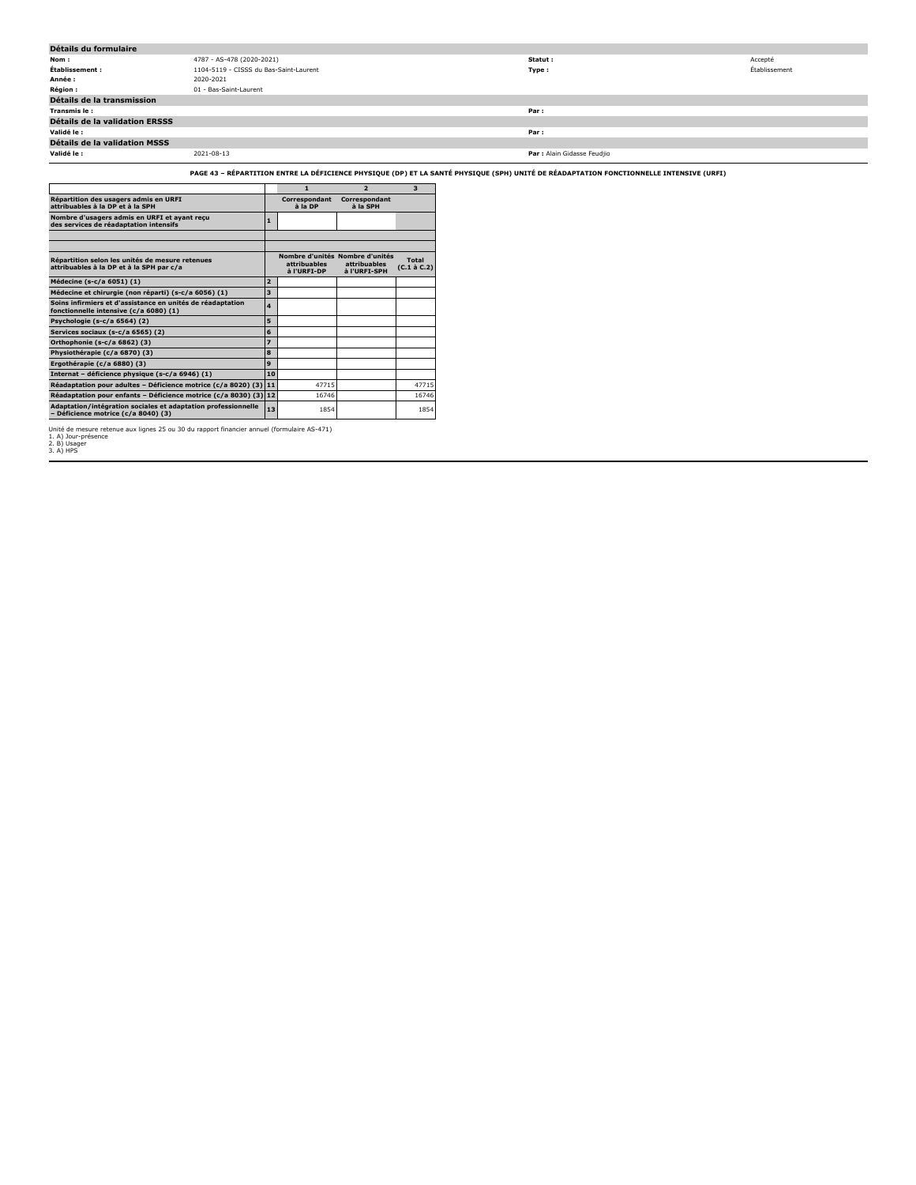## Détails du formulaire

| | | | |
|---|---|---|---|
| **Nom :** | 4787 - AS-478 (2020-2021) | **Statut :** | Accepté |
| **Établissement :** | 1104-5119 - CISSS du Bas-Saint-Laurent | **Type :** | Établissement |
| **Année :** | 2020-2021 | | |
| **Région :** | 01 - Bas-Saint-Laurent | | |

## Détails de la transmission

| | | | |
|---|---|---|---|
| **Transmis le :** | | **Par :** | |

## Détails de la validation ERSSS

| | | | |
|---|---|---|---|
| **Validé le :** | | **Par :** | |

## Détails de la validation MSSS

| | | | |
|---|---|---|---|
| **Validé le :** | 2021-08-13 | **Par :** Alain Gidasse Feudjio | |

### PAGE 43 – RÉPARTITION ENTRE LA DÉFICIENCE PHYSIQUE (DP) ET LA SANTÉ PHYSIQUE (SPH) UNITÉ DE RÉADAPTATION FONCTIONNELLE INTENSIVE (URFI)

| | | 1 | 2 | 3 |
|---|---|---|---|---|
| **Répartition des usagers admis en URFI attribuables à la DP et à la SPH** | | **Correspondant à la DP** | **Correspondant à la SPH** | |
| **Nombre d'usagers admis en URFI et ayant reçu des services de réadaptation intensifs** | 1 | | | |
| | | | | |
| | | | | |
| **Répartition selon les unités de mesure retenues attribuables à la DP et à la SPH par c/a** | | **Nombre d'unités attribuables à l'URFI-DP** | **Nombre d'unités attribuables à l'URFI-SPH** | **Total (C.1 à C.2)** |
| **Médecine (s-c/a 6051) (1)** | 2 | | | |
| **Médecine et chirurgie (non réparti) (s-c/a 6056) (1)** | 3 | | | |
| **Soins infirmiers et d'assistance en unités de réadaptation fonctionnelle intensive (c/a 6080) (1)** | 4 | | | |
| **Psychologie (s-c/a 6564) (2)** | 5 | | | |
| **Services sociaux (s-c/a 6565) (2)** | 6 | | | |
| **Orthophonie (s-c/a 6862) (3)** | 7 | | | |
| **Physiothérapie (c/a 6870) (3)** | 8 | | | |
| **Ergothérapie (c/a 6880) (3)** | 9 | | | |
| **Internat – déficience physique (s-c/a 6946) (1)** | 10 | | | |
| **Réadaptation pour adultes – Déficience motrice (c/a 8020) (3)** | 11 | 47715 | | 47715 |
| **Réadaptation pour enfants – Déficience motrice (c/a 8030) (3)** | 12 | 16746 | | 16746 |
| **Adaptation/intégration sociales et adaptation professionnelle – Déficience motrice (c/a 8040) (3)** | 13 | 1854 | | 1854 |

Unité de mesure retenue aux lignes 25 ou 30 du rapport financier annuel (formulaire AS-471)
1. A) Jour-présence
2. B) Usager
3. A) HPS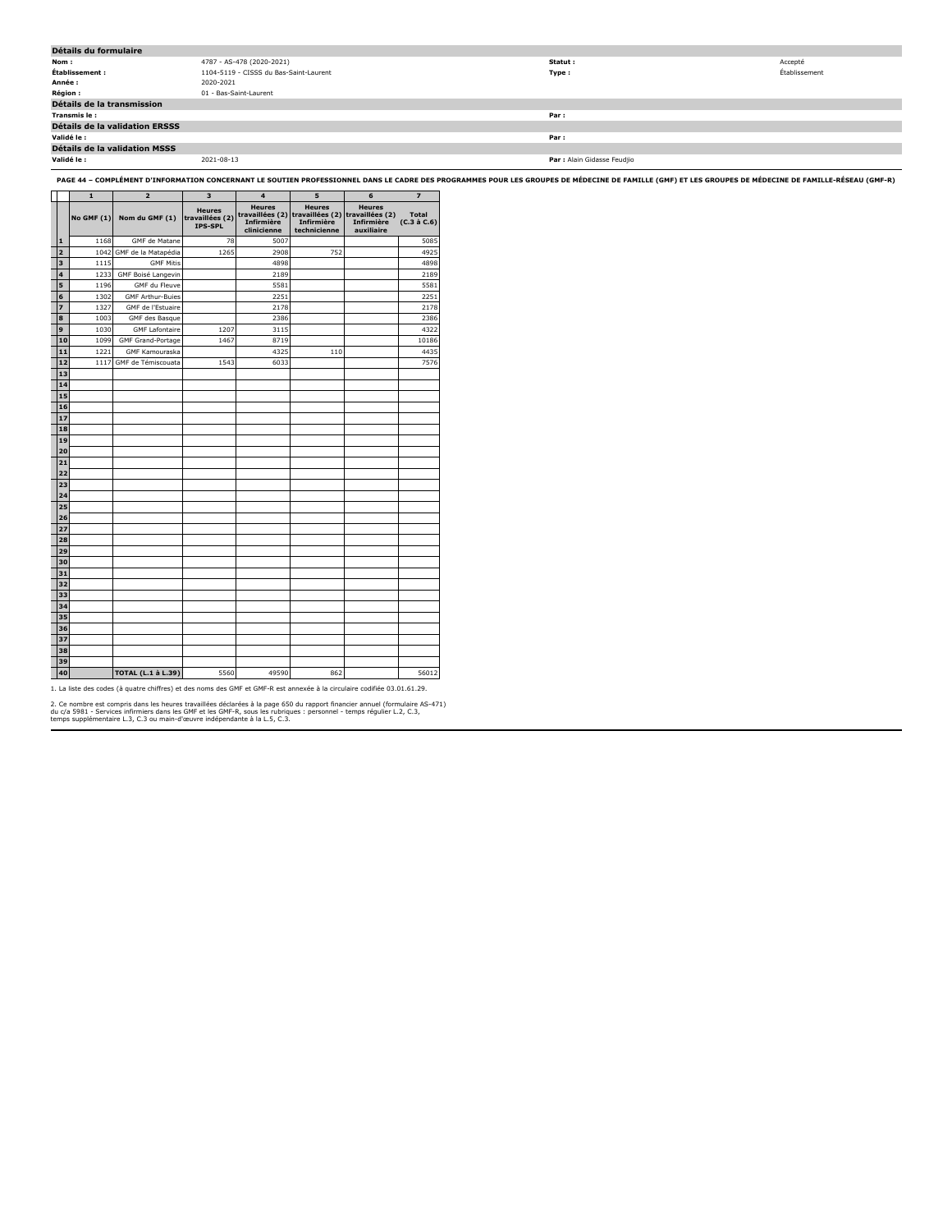## Détails du formulaire

| | | | |
|---|---|---|---|
| **Nom :** | 4787 - AS-478 (2020-2021) | **Statut :** | Accepté |
| **Établissement :** | 1104-5119 - CISSS du Bas-Saint-Laurent | **Type :** | Établissement |
| **Année :** | 2020-2021 | | |
| **Région :** | 01 - Bas-Saint-Laurent | | |

## Détails de la transmission

| | | | |
|---|---|---|---|
| **Transmis le :** | | **Par :** | |

## Détails de la validation ERSSS

| | | | |
|---|---|---|---|
| **Validé le :** | | **Par :** | |

## Détails de la validation MSSS

| | | | |
|---|---|---|---|
| **Validé le :** | 2021-08-13 | **Par :** Alain Gidasse Feudjio | |

**PAGE 44 – COMPLÉMENT D'INFORMATION CONCERNANT LE SOUTIEN PROFESSIONNEL DANS LE CADRE DES PROGRAMMES POUR LES GROUPES DE MÉDECINE DE FAMILLE (GMF) ET LES GROUPES DE MÉDECINE DE FAMILLE-RÉSEAU (GMF-R)**

| | 1 | 2 | 3 | 4 | 5 | 6 | 7 |
|---|---|---|---|---|---|---|---|
| | No GMF (1) | Nom du GMF (1) | Heures travaillées (2) IPS-SPL | Heures travaillées (2) Infirmière clinicienne | Heures travaillées (2) Infirmière technicienne | Heures travaillées (2) Infirmière auxiliaire | Total (C.3 à C.6) |
| 1 | 1168 | GMF de Matane | 78 | 5007 | | | 5085 |
| 2 | 1042 | GMF de la Matapédia | 1265 | 2908 | 752 | | 4925 |
| 3 | 1115 | GMF Mitis | | 4898 | | | 4898 |
| 4 | 1233 | GMF Boisé Langevin | | 2189 | | | 2189 |
| 5 | 1196 | GMF du Fleuve | | 5581 | | | 5581 |
| 6 | 1302 | GMF Arthur-Buies | | 2251 | | | 2251 |
| 7 | 1327 | GMF de l'Estuaire | | 2178 | | | 2178 |
| 8 | 1003 | GMF des Basque | | 2386 | | | 2386 |
| 9 | 1030 | GMF Lafontaire | 1207 | 3115 | | | 4322 |
| 10 | 1099 | GMF Grand-Portage | 1467 | 8719 | | | 10186 |
| 11 | 1221 | GMF Kamouraska | | 4325 | 110 | | 4435 |
| 12 | 1117 | GMF de Témiscouata | 1543 | 6033 | | | 7576 |
| 13 | | | | | | | |
| 14 | | | | | | | |
| 15 | | | | | | | |
| 16 | | | | | | | |
| 17 | | | | | | | |
| 18 | | | | | | | |
| 19 | | | | | | | |
| 20 | | | | | | | |
| 21 | | | | | | | |
| 22 | | | | | | | |
| 23 | | | | | | | |
| 24 | | | | | | | |
| 25 | | | | | | | |
| 26 | | | | | | | |
| 27 | | | | | | | |
| 28 | | | | | | | |
| 29 | | | | | | | |
| 30 | | | | | | | |
| 31 | | | | | | | |
| 32 | | | | | | | |
| 33 | | | | | | | |
| 34 | | | | | | | |
| 35 | | | | | | | |
| 36 | | | | | | | |
| 37 | | | | | | | |
| 38 | | | | | | | |
| 39 | | | | | | | |
| 40 | | **TOTAL (L.1 à L.39)** | 5560 | 49590 | 862 | | 56012 |

1. La liste des codes (à quatre chiffres) et des noms des GMF et GMF-R est annexée à la circulaire codifiée 03.01.61.29.

2. Ce nombre est compris dans les heures travaillées déclarées à la page 650 du rapport financier annuel (formulaire AS-471) du c/a 5981 - Services infirmiers dans les GMF et les GMF-R, sous les rubriques : personnel - temps régulier L.2, C.3, temps supplémentaire L.3, C.3 ou main-d'œuvre indépendante à la L.5, C.3.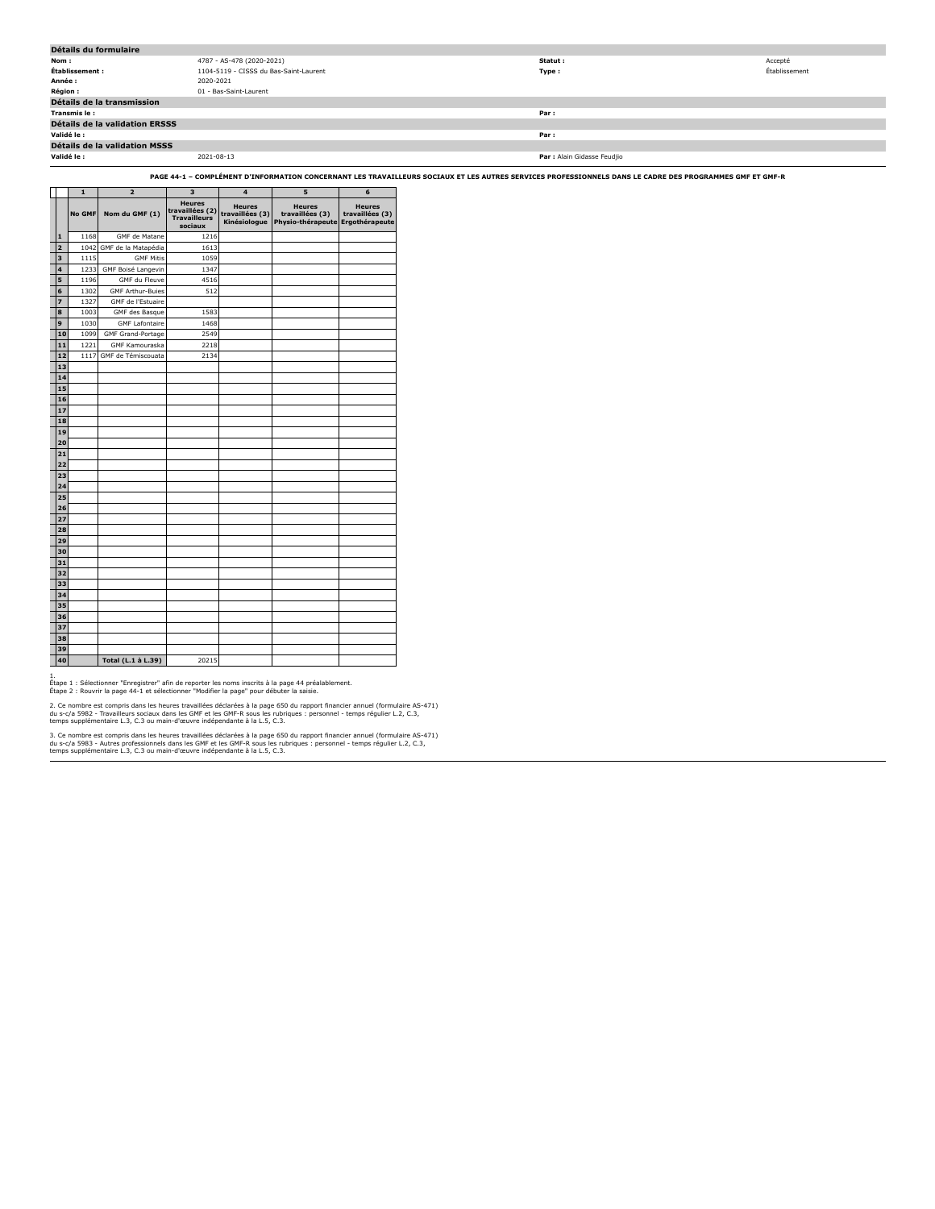## Détails du formulaire

| | | | |
|---|---|---|---|
| **Nom :** | 4787 - AS-478 (2020-2021) | **Statut :** | Accepté |
| **Établissement :** | 1104-5119 - CISSS du Bas-Saint-Laurent | **Type :** | Établissement |
| **Année :** | 2020-2021 | | |
| **Région :** | 01 - Bas-Saint-Laurent | | |

## Détails de la transmission

| | | | |
|---|---|---|---|
| **Transmis le :** | | **Par :** | |

## Détails de la validation ERSSS

| | | | |
|---|---|---|---|
| **Validé le :** | | **Par :** | |

## Détails de la validation MSSS

| | | | |
|---|---|---|---|
| **Validé le :** | 2021-08-13 | **Par :** | Alain Gidasse Feudjio |

**PAGE 44-1 – COMPLÉMENT D'INFORMATION CONCERNANT LES TRAVAILLEURS SOCIAUX ET LES AUTRES SERVICES PROFESSIONNELS DANS LE CADRE DES PROGRAMMES GMF ET GMF-R**

| | 1 | 2 | 3 | 4 | 5 | 6 |
|---|---|---|---|---|---|---|
| | **No GMF** | **Nom du GMF (1)** | **Heures travaillées (2) Travailleurs sociaux** | **Heures travaillées (3) Kinésiologue** | **Heures travaillées (3) Physio-thérapeute** | **Heures travaillées (3) Ergothérapeute** |
| **1** | 1168 | GMF de Matane | 1216 | | | |
| **2** | 1042 | GMF de la Matapédia | 1613 | | | |
| **3** | 1115 | GMF Mitis | 1059 | | | |
| **4** | 1233 | GMF Boisé Langevin | 1347 | | | |
| **5** | 1196 | GMF du Fleuve | 4516 | | | |
| **6** | 1302 | GMF Arthur-Buies | 512 | | | |
| **7** | 1327 | GMF de l'Estuaire | | | | |
| **8** | 1003 | GMF des Basque | 1583 | | | |
| **9** | 1030 | GMF Lafontaire | 1468 | | | |
| **10** | 1099 | GMF Grand-Portage | 2549 | | | |
| **11** | 1221 | GMF Kamouraska | 2218 | | | |
| **12** | 1117 | GMF de Témiscouata | 2134 | | | |
| **13** | | | | | | |
| **14** | | | | | | |
| **15** | | | | | | |
| **16** | | | | | | |
| **17** | | | | | | |
| **18** | | | | | | |
| **19** | | | | | | |
| **20** | | | | | | |
| **21** | | | | | | |
| **22** | | | | | | |
| **23** | | | | | | |
| **24** | | | | | | |
| **25** | | | | | | |
| **26** | | | | | | |
| **27** | | | | | | |
| **28** | | | | | | |
| **29** | | | | | | |
| **30** | | | | | | |
| **31** | | | | | | |
| **32** | | | | | | |
| **33** | | | | | | |
| **34** | | | | | | |
| **35** | | | | | | |
| **36** | | | | | | |
| **37** | | | | | | |
| **38** | | | | | | |
| **39** | | | | | | |
| **40** | | **Total (L.1 à L.39)** | 20215 | | | |

1.
Étape 1 : Sélectionner "Enregistrer" afin de reporter les noms inscrits à la page 44 préalablement.
Étape 2 : Rouvrir la page 44-1 et sélectionner "Modifier la page" pour débuter la saisie.

2. Ce nombre est compris dans les heures travaillées déclarées à la page 650 du rapport financier annuel (formulaire AS-471) du s-c/a 5982 - Travailleurs sociaux dans les GMF et les GMF-R sous les rubriques : personnel - temps régulier L.2, C.3, temps supplémentaire L.3, C.3 ou main-d'œuvre indépendante à la L.5, C.3.

3. Ce nombre est compris dans les heures travaillées déclarées à la page 650 du rapport financier annuel (formulaire AS-471) du s-c/a 5983 - Autres professionnels dans les GMF et les GMF-R sous les rubriques : personnel - temps régulier L.2, C.3, temps supplémentaire L.3, C.3 ou main-d'œuvre indépendante à la L.5, C.3.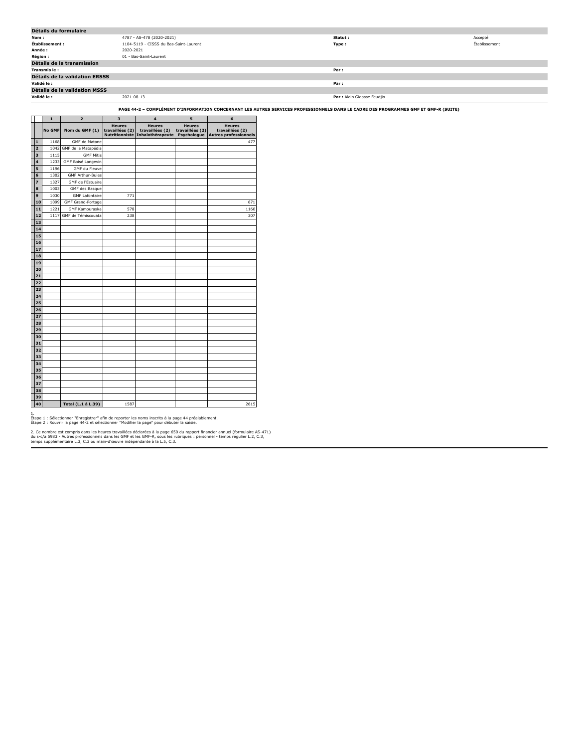## Détails du formulaire

| | | | |
|---|---|---|---|
| **Nom :** | 4787 - AS-478 (2020-2021) | **Statut :** | Accepté |
| **Établissement :** | 1104-5119 - CISSS du Bas-Saint-Laurent | **Type :** | Établissement |
| **Année :** | 2020-2021 | | |
| **Région :** | 01 - Bas-Saint-Laurent | | |

## Détails de la transmission

| | | | |
|---|---|---|---|
| **Transmis le :** | | **Par :** | |

## Détails de la validation ERSSS

| | | | |
|---|---|---|---|
| **Validé le :** | | **Par :** | |

## Détails de la validation MSSS

| | | | |
|---|---|---|---|
| **Validé le :** | 2021-08-13 | **Par :** | Alain Gidasse Feudjio |

**PAGE 44-2 – COMPLÉMENT D'INFORMATION CONCERNANT LES AUTRES SERVICES PROFESSIONNELS DANS LE CADRE DES PROGRAMMES GMF ET GMF-R (SUITE)**

| | 1 | 2 | 3 | 4 | 5 | 6 |
|---|---|---|---|---|---|---|
| | **No GMF** | **Nom du GMF (1)** | **Heures travaillées (2) Nutritionniste** | **Heures travaillées (2) Inhalothérapeute** | **Heures travaillées (2) Psychologue** | **Heures travaillées (2) Autres professionnels** |
| **1** | 1168 | GMF de Matane | | | | 477 |
| **2** | 1042 | GMF de la Matapédia | | | | |
| **3** | 1115 | GMF Mitis | | | | |
| **4** | 1233 | GMF Boisé Langevin | | | | |
| **5** | 1196 | GMF du Fleuve | | | | |
| **6** | 1302 | GMF Arthur-Buies | | | | |
| **7** | 1327 | GMF de l'Estuaire | | | | |
| **8** | 1003 | GMF des Basque | | | | |
| **9** | 1030 | GMF Lafontaire | 771 | | | |
| **10** | 1099 | GMF Grand-Portage | | | | 671 |
| **11** | 1221 | GMF Kamouraska | 578 | | | 1160 |
| **12** | 1117 | GMF de Témiscouata | 238 | | | 307 |
| **13** | | | | | | |
| **14** | | | | | | |
| **15** | | | | | | |
| **16** | | | | | | |
| **17** | | | | | | |
| **18** | | | | | | |
| **19** | | | | | | |
| **20** | | | | | | |
| **21** | | | | | | |
| **22** | | | | | | |
| **23** | | | | | | |
| **24** | | | | | | |
| **25** | | | | | | |
| **26** | | | | | | |
| **27** | | | | | | |
| **28** | | | | | | |
| **29** | | | | | | |
| **30** | | | | | | |
| **31** | | | | | | |
| **32** | | | | | | |
| **33** | | | | | | |
| **34** | | | | | | |
| **35** | | | | | | |
| **36** | | | | | | |
| **37** | | | | | | |
| **38** | | | | | | |
| **39** | | | | | | |
| **40** | | **Total (L.1 à L.39)** | 1587 | | | 2615 |

1.
Étape 1 : Sélectionner "Enregistrer" afin de reporter les noms inscrits à la page 44 préalablement.
Étape 2 : Rouvrir la page 44-2 et sélectionner "Modifier la page" pour débuter la saisie.

2. Ce nombre est compris dans les heures travaillées déclarées à la page 650 du rapport financier annuel (formulaire AS-471) du s-c/a 5983 - Autres professionnels dans les GMF et les GMF-R, sous les rubriques : personnel - temps régulier L.2, C.3, temps supplémentaire L.3, C.3 ou main-d'œuvre indépendante à la L.5, C.3.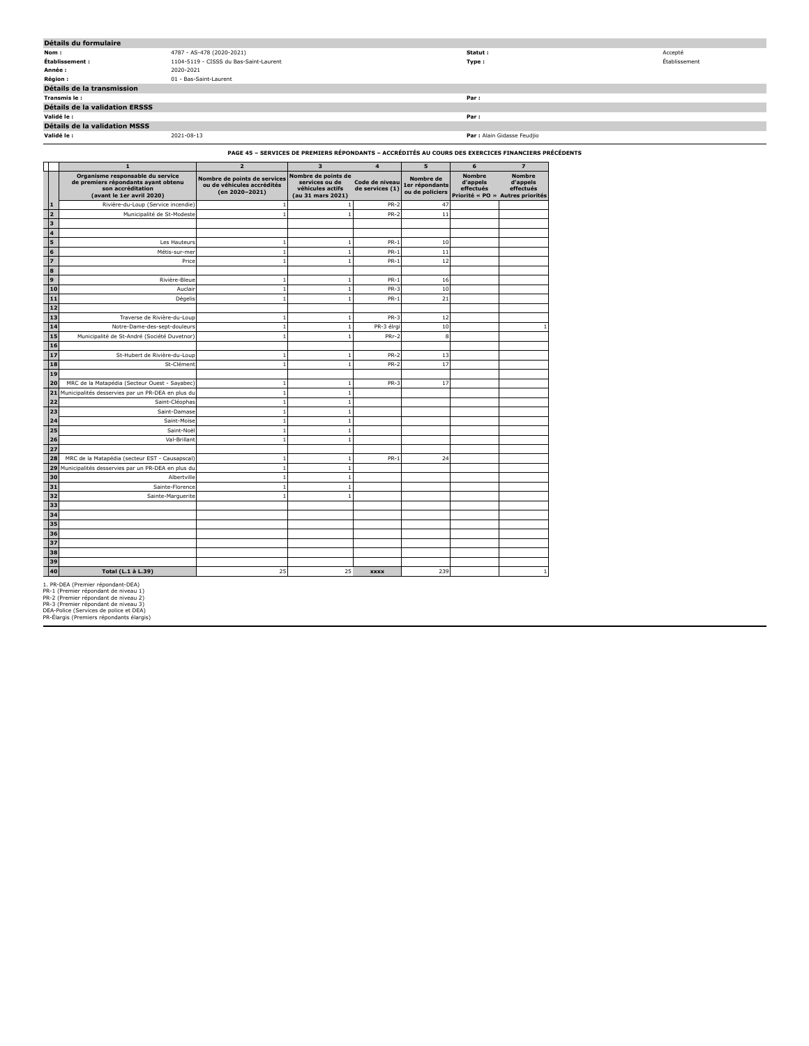## Détails du formulaire

| | | | |
|---|---|---|---|
| **Nom :** | 4787 - AS-478 (2020-2021) | **Statut :** | Accepté |
| **Établissement :** | 1104-5119 - CISSS du Bas-Saint-Laurent | **Type :** | Établissement |
| **Année :** | 2020-2021 | | |
| **Région :** | 01 - Bas-Saint-Laurent | | |

## Détails de la transmission

| | | | |
|---|---|---|---|
| **Transmis le :** | | **Par :** | |

## Détails de la validation ERSSS

| | | | |
|---|---|---|---|
| **Validé le :** | | **Par :** | |

## Détails de la validation MSSS

| | | | |
|---|---|---|---|
| **Validé le :** | 2021-08-13 | **Par :** | Alain Gidasse Feudjio |

### PAGE 45 – SERVICES DE PREMIERS RÉPONDANTS – ACCRÉDITÉS AU COURS DES EXERCICES FINANCIERS PRÉCÉDENTS

| | 1 | 2 | 3 | 4 | 5 | 6 | 7 |
|---|---|---|---|---|---|---|---|
| | Organisme responsable du service de premiers répondants ayant obtenu son accréditation (avant le 1er avril 2020) | Nombre de points de services ou de véhicules accrédités (en 2020–2021) | Nombre de points de services ou de véhicules actifs (au 31 mars 2021) | Code de niveau de services (1) | Nombre de 1er répondants ou de policiers | Nombre d'appels effectués Priorité « PO » | Nombre d'appels effectués Autres priorités |
| 1 | Rivière-du-Loup (Service incendie) | 1 | 1 | PR-2 | 47 | | |
| 2 | Municipalité de St-Modeste | 1 | 1 | PR-2 | 11 | | |
| 3 | | | | | | | |
| 4 | | | | | | | |
| 5 | Les Hauteurs | 1 | 1 | PR-1 | 10 | | |
| 6 | Métis-sur-mer | 1 | 1 | PR-1 | 11 | | |
| 7 | Price | 1 | 1 | PR-1 | 12 | | |
| 8 | | | | | | | |
| 9 | Rivière-Bleue | 1 | 1 | PR-1 | 16 | | |
| 10 | Auclair | 1 | 1 | PR-3 | 10 | | |
| 11 | Dégelis | 1 | 1 | PR-1 | 21 | | |
| 12 | | | | | | | |
| 13 | Traverse de Rivière-du-Loup | 1 | 1 | PR-3 | 12 | | |
| 14 | Notre-Dame-des-sept-douleurs | 1 | 1 | PR-3 élrgi | 10 | | 1 |
| 15 | Municipalité de St-André (Société Duvetnor) | 1 | 1 | PRr-2 | 8 | | |
| 16 | | | | | | | |
| 17 | St-Hubert de Rivière-du-Loup | 1 | 1 | PR-2 | 13 | | |
| 18 | St-Clément | 1 | 1 | PR-2 | 17 | | |
| 19 | | | | | | | |
| 20 | MRC de la Matapédia (Secteur Ouest - Sayabec) | 1 | 1 | PR-3 | 17 | | |
| 21 | Municipalités desservies par un PR-DEA en plus du | 1 | 1 | | | | |
| 22 | Saint-Cléophas | 1 | 1 | | | | |
| 23 | Saint-Damase | 1 | 1 | | | | |
| 24 | Saint-Moïse | 1 | 1 | | | | |
| 25 | Saint-Noël | 1 | 1 | | | | |
| 26 | Val-Brillant | 1 | 1 | | | | |
| 27 | | | | | | | |
| 28 | MRC de la Matapédia (secteur EST - Causapscal) | 1 | 1 | PR-1 | 24 | | |
| 29 | Municipalités desservies par un PR-DEA en plus du | 1 | 1 | | | | |
| 30 | Albertville | 1 | 1 | | | | |
| 31 | Sainte-Florence | 1 | 1 | | | | |
| 32 | Sainte-Marguerite | 1 | 1 | | | | |
| 33 | | | | | | | |
| 34 | | | | | | | |
| 35 | | | | | | | |
| 36 | | | | | | | |
| 37 | | | | | | | |
| 38 | | | | | | | |
| 39 | | | | | | | |
| 40 | **Total (L.1 à L.39)** | 25 | 25 | **XXXX** | 239 | | 1 |

1. PR-DEA (Premier répondant-DEA)
PR-1 (Premier répondant de niveau 1)
PR-2 (Premier répondant de niveau 2)
PR-3 (Premier répondant de niveau 3)
DEA-Police (Services de police et DEA)
PR-Élargis (Premiers répondants élargis)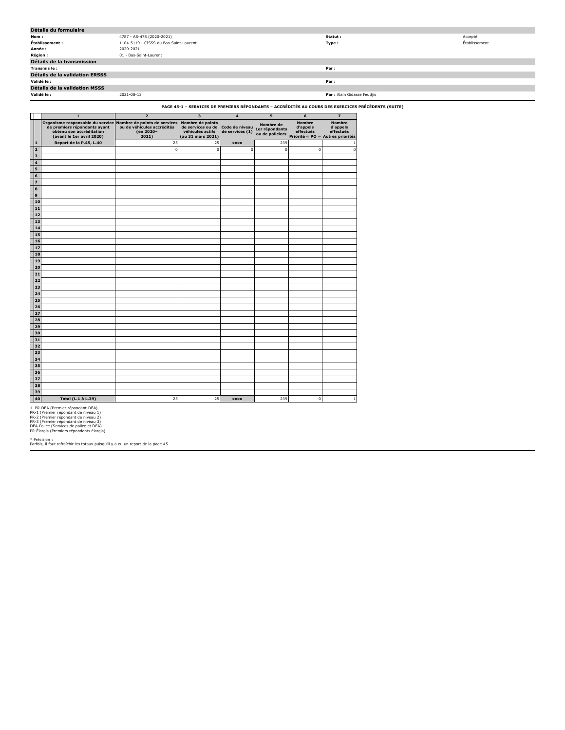| Détails du formulaire | | | |
|---|---|---|---|
| **Nom :** | 4787 - AS-478 (2020-2021) | **Statut :** | Accepté |
| **Établissement :** | 1104-5119 - CISSS du Bas-Saint-Laurent | **Type :** | Établissement |
| **Année :** | 2020-2021 | | |
| **Région :** | 01 - Bas-Saint-Laurent | | |

| Détails de la transmission | | | |
|---|---|---|---|
| **Transmis le :** | | **Par :** | |

| Détails de la validation ERSSS | | | |
|---|---|---|---|
| **Validé le :** | | **Par :** | |

| Détails de la validation MSSS | | | |
|---|---|---|---|
| **Validé le :** | 2021-08-13 | **Par :** Alain Gidasse Feudjio | |

**PAGE 45-1 – SERVICES DE PREMIERS RÉPONDANTS – ACCRÉDITÉS AU COURS DES EXERCICES PRÉCÉDENTS (SUITE)**

| | 1 | 2 | 3 | 4 | 5 | 6 | 7 |
|---|---|---|---|---|---|---|---|
| | Organisme responsable du service de premiers répondants ayant obtenu son accréditation (avant le 1er avril 2020) | Nombre de points de services ou de véhicules accrédités (en 2020–2021) | Nombre de points de services ou de véhicules actifs (au 31 mars 2021) | Code de niveau de services (1) | Nombre de 1er répondants ou de policiers | Nombre d'appels effectués Priorité « PO » | Nombre d'appels effectués Autres priorités |
| **1** | **Report de la P.45, L.40** | 25 | 25 | **XXXX** | 239 | | 1 |
| **2** | | 0 | 0 | 0 | 0 | 0 | 0 |
| **3** | | | | | | | |
| **4** | | | | | | | |
| **5** | | | | | | | |
| **6** | | | | | | | |
| **7** | | | | | | | |
| **8** | | | | | | | |
| **9** | | | | | | | |
| **10** | | | | | | | |
| **11** | | | | | | | |
| **12** | | | | | | | |
| **13** | | | | | | | |
| **14** | | | | | | | |
| **15** | | | | | | | |
| **16** | | | | | | | |
| **17** | | | | | | | |
| **18** | | | | | | | |
| **19** | | | | | | | |
| **20** | | | | | | | |
| **21** | | | | | | | |
| **22** | | | | | | | |
| **23** | | | | | | | |
| **24** | | | | | | | |
| **25** | | | | | | | |
| **26** | | | | | | | |
| **27** | | | | | | | |
| **28** | | | | | | | |
| **29** | | | | | | | |
| **30** | | | | | | | |
| **31** | | | | | | | |
| **32** | | | | | | | |
| **33** | | | | | | | |
| **34** | | | | | | | |
| **35** | | | | | | | |
| **36** | | | | | | | |
| **37** | | | | | | | |
| **38** | | | | | | | |
| **39** | | | | | | | |
| **40** | **Total (L.1 à L.39)** | 25 | 25 | **XXXX** | 239 | 0 | 1 |

1. PR-DEA (Premier répondant-DEA)
PR-1 (Premier répondant de niveau 1)
PR-2 (Premier répondant de niveau 2)
PR-3 (Premier répondant de niveau 3)
DEA-Police (Services de police et DEA)
PR-Élargis (Premiers répondants élargis)

* Précision :
Parfois, il faut rafraîchir les totaux puisqu'il y a eu un report de la page 45.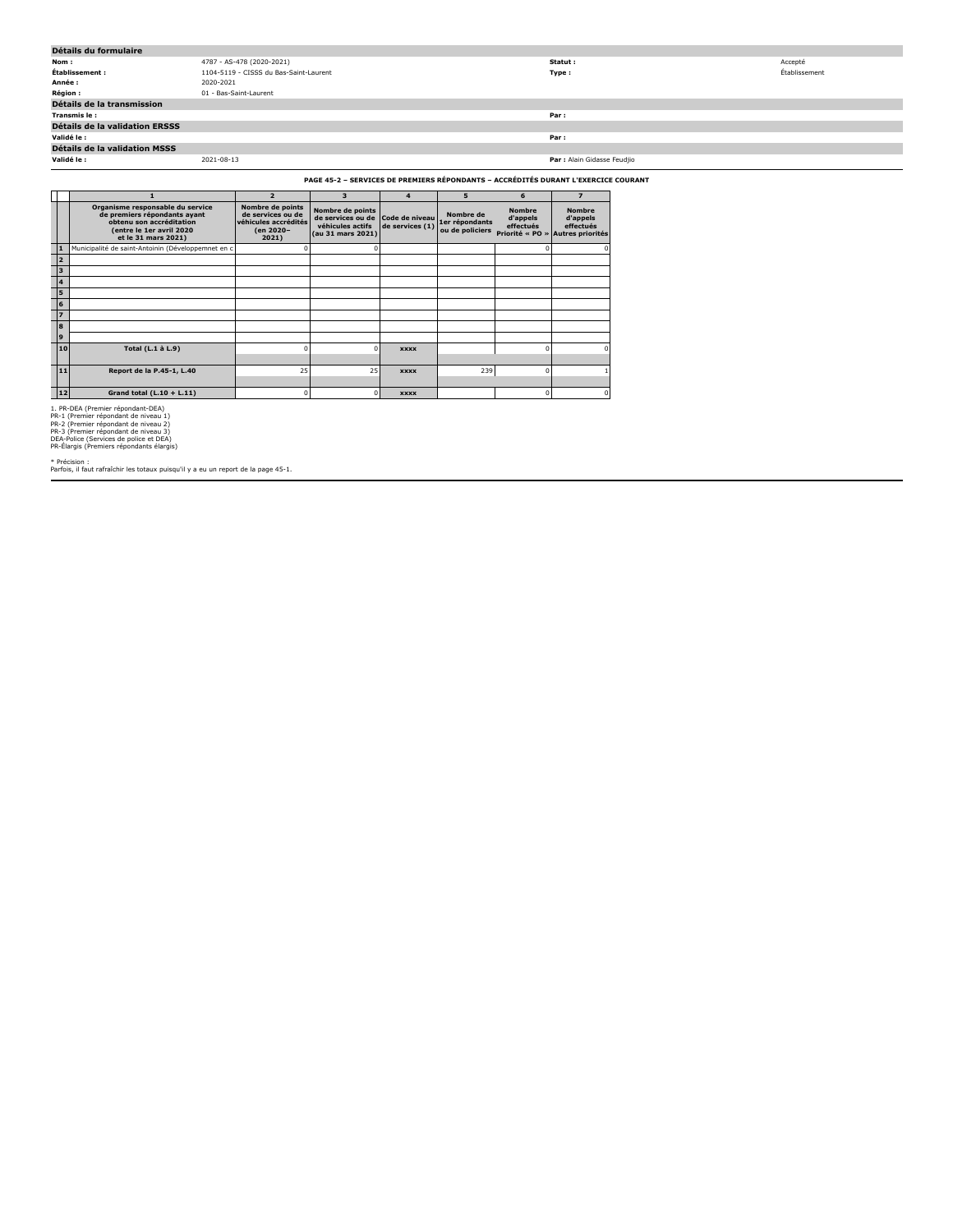| Détails du formulaire | | | |
|---|---|---|---|
| **Nom :** | 4787 - AS-478 (2020-2021) | **Statut :** | Accepté |
| **Établissement :** | 1104-5119 - CISSS du Bas-Saint-Laurent | **Type :** | Établissement |
| **Année :** | 2020-2021 | | |
| **Région :** | 01 - Bas-Saint-Laurent | | |

**Détails de la transmission**

| | | | |
|---|---|---|---|
| **Transmis le :** | | **Par :** | |

**Détails de la validation ERSSS**

| | | | |
|---|---|---|---|
| **Validé le :** | | **Par :** | |

**Détails de la validation MSSS**

| | | | |
|---|---|---|---|
| **Validé le :** | 2021-08-13 | **Par :** | Alain Gidasse Feudjio |

**PAGE 45-2 – SERVICES DE PREMIERS RÉPONDANTS – ACCRÉDITÉS DURANT L'EXERCICE COURANT**

| | 1 | 2 | 3 | 4 | 5 | 6 | 7 |
|---|---|---|---|---|---|---|---|
| | **Organisme responsable du service de premiers répondants ayant obtenu son accréditation (entre le 1er avril 2020 et le 31 mars 2021)** | **Nombre de points de services ou de véhicules accrédités (en 2020-2021)** | **Nombre de points de services ou de véhicules actifs (au 31 mars 2021)** | **Code de niveau de services (1)** | **Nombre de 1er répondants ou de policiers** | **Nombre d'appels effectués Priorité « PO »** | **Nombre d'appels effectués Autres priorités** |
| **1** | Municipalité de saint-Antoinin (Développemnet en c | 0 | 0 | | | 0 | 0 |
| **2** | | | | | | | |
| **3** | | | | | | | |
| **4** | | | | | | | |
| **5** | | | | | | | |
| **6** | | | | | | | |
| **7** | | | | | | | |
| **8** | | | | | | | |
| **9** | | | | | | | |
| **10** | **Total (L.1 à L.9)** | 0 | 0 | **xxxx** | | 0 | 0 |
| **11** | **Report de la P.45-1, L.40** | 25 | 25 | **xxxx** | 239 | 0 | 1 |
| **12** | **Grand total (L.10 + L.11)** | 0 | 0 | **xxxx** | | 0 | 0 |

1. PR-DEA (Premier répondant-DEA)
PR-1 (Premier répondant de niveau 1)
PR-2 (Premier répondant de niveau 2)
PR-3 (Premier répondant de niveau 3)
DEA-Police (Services de police et DEA)
PR-Élargis (Premiers répondants élargis)

* Précision :
Parfois, il faut rafraîchir les totaux puisqu'il y a eu un report de la page 45-1.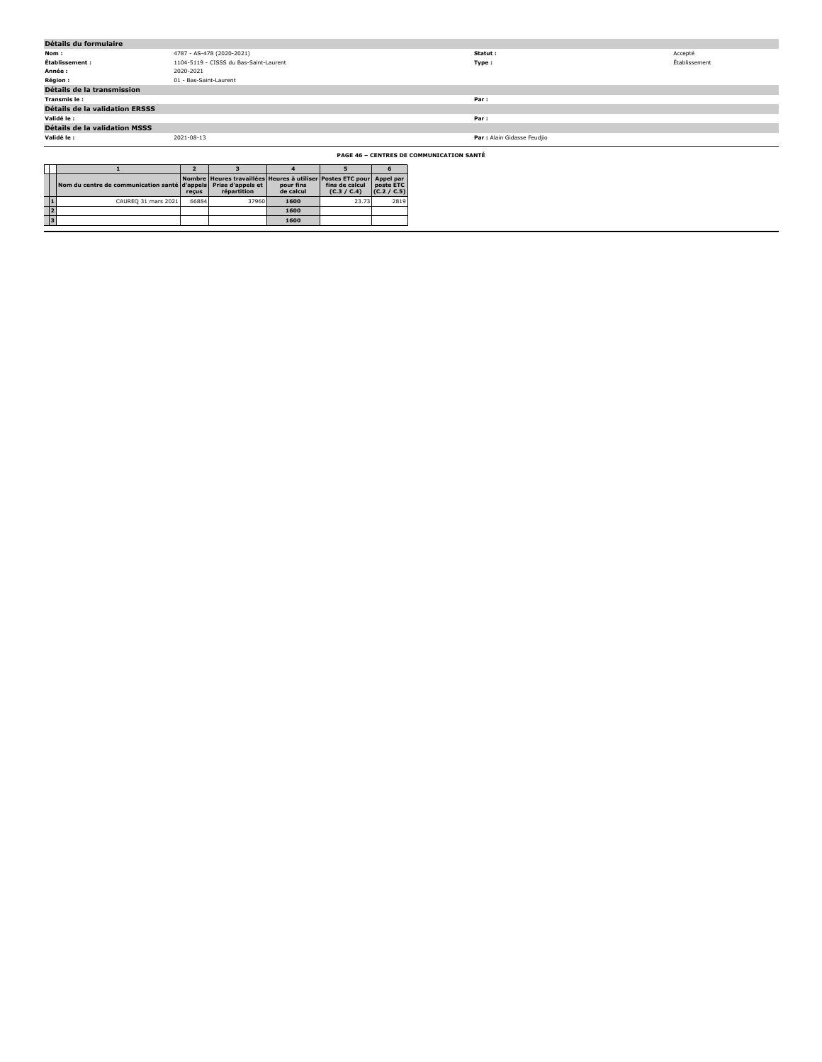## Détails du formulaire

| | | | |
|---|---|---|---|
| **Nom :** | 4787 - AS-478 (2020-2021) | **Statut :** | Accepté |
| **Établissement :** | 1104-5119 - CISSS du Bas-Saint-Laurent | **Type :** | Établissement |
| **Année :** | 2020-2021 | | |
| **Région :** | 01 - Bas-Saint-Laurent | | |

## Détails de la transmission

| | | | |
|---|---|---|---|
| **Transmis le :** | | **Par :** | |

## Détails de la validation ERSSS

| | | | |
|---|---|---|---|
| **Validé le :** | | **Par :** | |

## Détails de la validation MSSS

| | | | |
|---|---|---|---|
| **Validé le :** | 2021-08-13 | **Par :** | Alain Gidasse Feudjio |

**PAGE 46 – CENTRES DE COMMUNICATION SANTÉ**

| | 1 | 2 | 3 | 4 | 5 | 6 |
|---|---|---|---|---|---|---|
| | Nom du centre de communication santé | Nombre d'appels reçus | Heures travaillées Prise d'appels et répartition | Heures à utiliser pour fins de calcul | Postes ETC pour fins de calcul (C.3 / C.4) | Appel par poste ETC (C.2 / C.5) |
| 1 | CAUREQ 31 mars 2021 | 66884 | 37960 | 1600 | 23.73 | 2819 |
| 2 | | | | 1600 | | |
| 3 | | | | 1600 | | |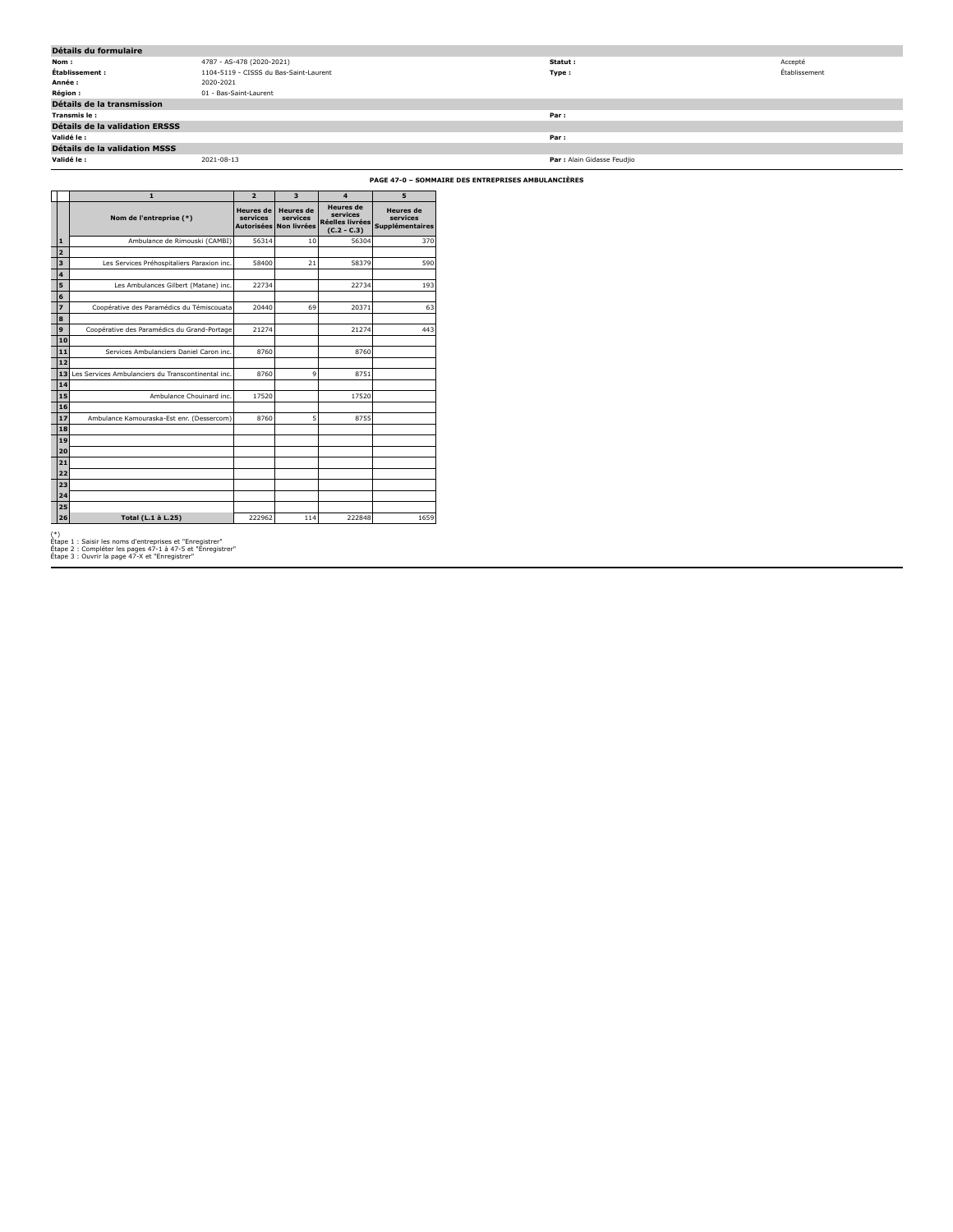## Détails du formulaire

| | | | |
|---|---|---|---|
| **Nom :** | 4787 - AS-478 (2020-2021) | **Statut :** | Accepté |
| **Établissement :** | 1104-5119 - CISSS du Bas-Saint-Laurent | **Type :** | Établissement |
| **Année :** | 2020-2021 | | |
| **Région :** | 01 - Bas-Saint-Laurent | | |

## Détails de la transmission

| | | | |
|---|---|---|---|
| **Transmis le :** | | **Par :** | |

## Détails de la validation ERSSS

| | | | |
|---|---|---|---|
| **Validé le :** | | **Par :** | |

## Détails de la validation MSSS

| | | | |
|---|---|---|---|
| **Validé le :** | 2021-08-13 | **Par :** | Alain Gidasse Feudjio |

**PAGE 47-0 – SOMMAIRE DES ENTREPRISES AMBULANCIÈRES**

| | 1 | 2 | 3 | 4 | 5 |
|---|---|---|---|---|---|
| | **Nom de l'entreprise (*)** | **Heures de services Autorisées** | **Heures de services Non livrées** | **Heures de services Réelles livrées (C.2 - C.3)** | **Heures de services Supplémentaires** |
| **1** | Ambulance de Rimouski (CAMBI) | 56314 | 10 | 56304 | 370 |
| **2** | | | | | |
| **3** | Les Services Préhospitaliers Paraxion inc. | 58400 | 21 | 58379 | 590 |
| **4** | | | | | |
| **5** | Les Ambulances Gilbert (Matane) inc. | 22734 | | 22734 | 193 |
| **6** | | | | | |
| **7** | Coopérative des Paramédics du Témiscouata | 20440 | 69 | 20371 | 63 |
| **8** | | | | | |
| **9** | Coopérative des Paramédics du Grand-Portage | 21274 | | 21274 | 443 |
| **10** | | | | | |
| **11** | Services Ambulanciers Daniel Caron inc. | 8760 | | 8760 | |
| **12** | | | | | |
| **13** | Les Services Ambulanciers du Transcontinental inc. | 8760 | 9 | 8751 | |
| **14** | | | | | |
| **15** | Ambulance Chouinard inc. | 17520 | | 17520 | |
| **16** | | | | | |
| **17** | Ambulance Kamouraska-Est enr. (Dessercom) | 8760 | 5 | 8755 | |
| **18** | | | | | |
| **19** | | | | | |
| **20** | | | | | |
| **21** | | | | | |
| **22** | | | | | |
| **23** | | | | | |
| **24** | | | | | |
| **25** | | | | | |
| **26** | **Total (L.1 à L.25)** | 222962 | 114 | 222848 | 1659 |

(*)
Étape 1 : Saisir les noms d'entreprises et "Enregistrer"
Étape 2 : Compléter les pages 47-1 à 47-5 et "Enregistrer"
Étape 3 : Ouvrir la page 47-X et "Enregistrer"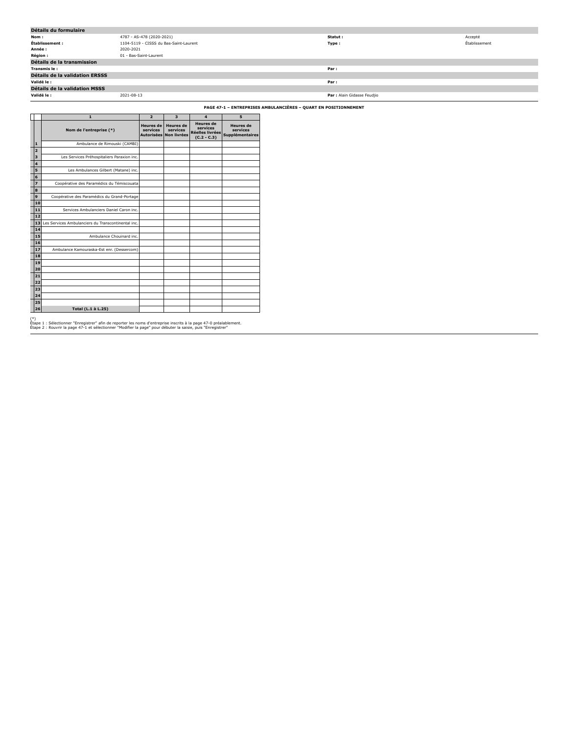## Détails du formulaire

| | | | |
|---|---|---|---|
| **Nom :** | 4787 - AS-478 (2020-2021) | **Statut :** | Accepté |
| **Établissement :** | 1104-5119 - CISSS du Bas-Saint-Laurent | **Type :** | Établissement |
| **Année :** | 2020-2021 | | |
| **Région :** | 01 - Bas-Saint-Laurent | | |

## Détails de la transmission

| | | | |
|---|---|---|---|
| **Transmis le :** | | **Par :** | |

## Détails de la validation ERSSS

| | | | |
|---|---|---|---|
| **Validé le :** | | **Par :** | |

## Détails de la validation MSSS

| | | | |
|---|---|---|---|
| **Validé le :** | 2021-08-13 | **Par :** | Alain Gidasse Feudjio |

### PAGE 47-1 – ENTREPRISES AMBULANCIÈRES – QUART EN POSITIONNEMENT

| | 1 | 2 | 3 | 4 | 5 |
|---|---|---|---|---|---|
| | **Nom de l'entreprise (*)** | **Heures de services Autorisées** | **Heures de services Non livrées** | **Heures de services Réelles livrées (C.2 - C.3)** | **Heures de services Supplémentaires** |
| **1** | Ambulance de Rimouski (CAMBI) | | | | |
| **2** | | | | | |
| **3** | Les Services Préhospitaliers Paraxion inc. | | | | |
| **4** | | | | | |
| **5** | Les Ambulances Gilbert (Matane) inc. | | | | |
| **6** | | | | | |
| **7** | Coopérative des Paramédics du Témiscouata | | | | |
| **8** | | | | | |
| **9** | Coopérative des Paramédics du Grand-Portage | | | | |
| **10** | | | | | |
| **11** | Services Ambulanciers Daniel Caron inc. | | | | |
| **12** | | | | | |
| **13** | Les Services Ambulanciers du Transcontinental inc. | | | | |
| **14** | | | | | |
| **15** | Ambulance Chouinard inc. | | | | |
| **16** | | | | | |
| **17** | Ambulance Kamouraska-Est enr. (Dessercom) | | | | |
| **18** | | | | | |
| **19** | | | | | |
| **20** | | | | | |
| **21** | | | | | |
| **22** | | | | | |
| **23** | | | | | |
| **24** | | | | | |
| **25** | | | | | |
| **26** | **Total (L.1 à L.25)** | | | | |

(*)
Étape 1 : Sélectionner "Enregistrer" afin de reporter les noms d'entreprise inscrits à la page 47-0 préalablement.
Étape 2 : Rouvrir la page 47-1 et sélectionner "Modifier la page" pour débuter la saisie, puis "Enregistrer"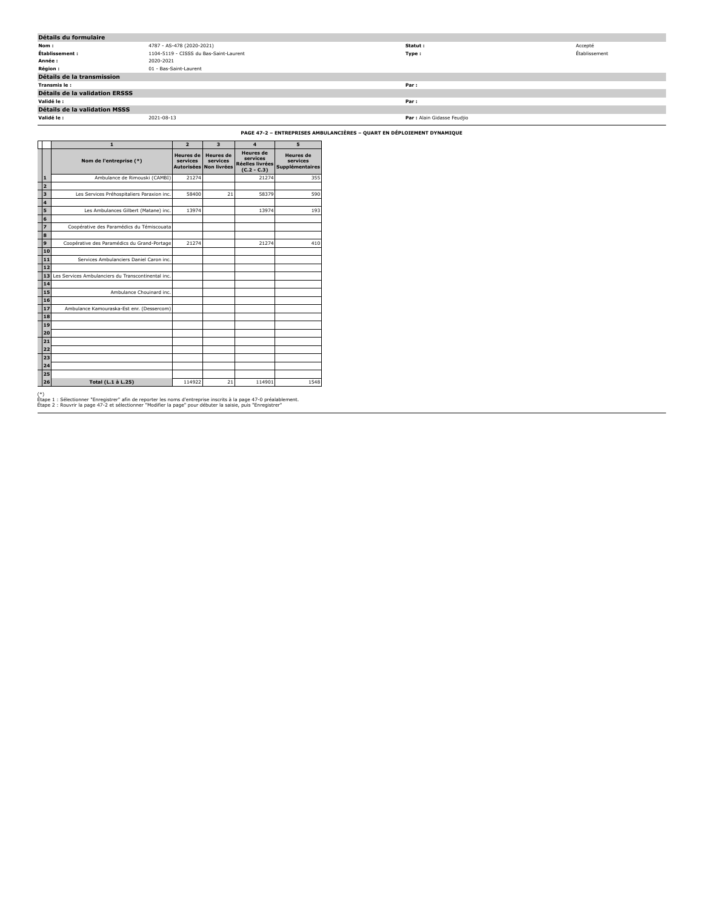## Détails du formulaire

| | | | |
|---|---|---|---|
| **Nom :** | 4787 - AS-478 (2020-2021) | **Statut :** | Accepté |
| **Établissement :** | 1104-5119 - CISSS du Bas-Saint-Laurent | **Type :** | Établissement |
| **Année :** | 2020-2021 | | |
| **Région :** | 01 - Bas-Saint-Laurent | | |

## Détails de la transmission

| | | | |
|---|---|---|---|
| **Transmis le :** | | **Par :** | |

## Détails de la validation ERSSS

| | | | |
|---|---|---|---|
| **Validé le :** | | **Par :** | |

## Détails de la validation MSSS

| | | | |
|---|---|---|---|
| **Validé le :** | 2021-08-13 | **Par :** | Alain Gidasse Feudjio |

**PAGE 47-2 – ENTREPRISES AMBULANCIÈRES – QUART EN DÉPLOIEMENT DYNAMIQUE**

| | 1 | 2 | 3 | 4 | 5 |
|---|---|---|---|---|---|
| | **Nom de l'entreprise (*)** | **Heures de services Autorisées** | **Heures de services Non livrées** | **Heures de services Réelles livrées (C.2 - C.3)** | **Heures de services Supplémentaires** |
| **1** | Ambulance de Rimouski (CAMBI) | 21274 | | 21274 | 355 |
| **2** | | | | | |
| **3** | Les Services Préhospitaliers Paraxion inc. | 58400 | 21 | 58379 | 590 |
| **4** | | | | | |
| **5** | Les Ambulances Gilbert (Matane) inc. | 13974 | | 13974 | 193 |
| **6** | | | | | |
| **7** | Coopérative des Paramédics du Témiscouata | | | | |
| **8** | | | | | |
| **9** | Coopérative des Paramédics du Grand-Portage | 21274 | | 21274 | 410 |
| **10** | | | | | |
| **11** | Services Ambulanciers Daniel Caron inc. | | | | |
| **12** | | | | | |
| **13** | Les Services Ambulanciers du Transcontinental inc. | | | | |
| **14** | | | | | |
| **15** | Ambulance Chouinard inc. | | | | |
| **16** | | | | | |
| **17** | Ambulance Kamouraska-Est enr. (Dessercom) | | | | |
| **18** | | | | | |
| **19** | | | | | |
| **20** | | | | | |
| **21** | | | | | |
| **22** | | | | | |
| **23** | | | | | |
| **24** | | | | | |
| **25** | | | | | |
| **26** | **Total (L.1 à L.25)** | 114922 | 21 | 114901 | 1548 |

(*)
Étape 1 : Sélectionner "Enregistrer" afin de reporter les noms d'entreprise inscrits à la page 47-0 préalablement.
Étape 2 : Rouvrir la page 47-2 et sélectionner "Modifier la page" pour débuter la saisie, puis "Enregistrer"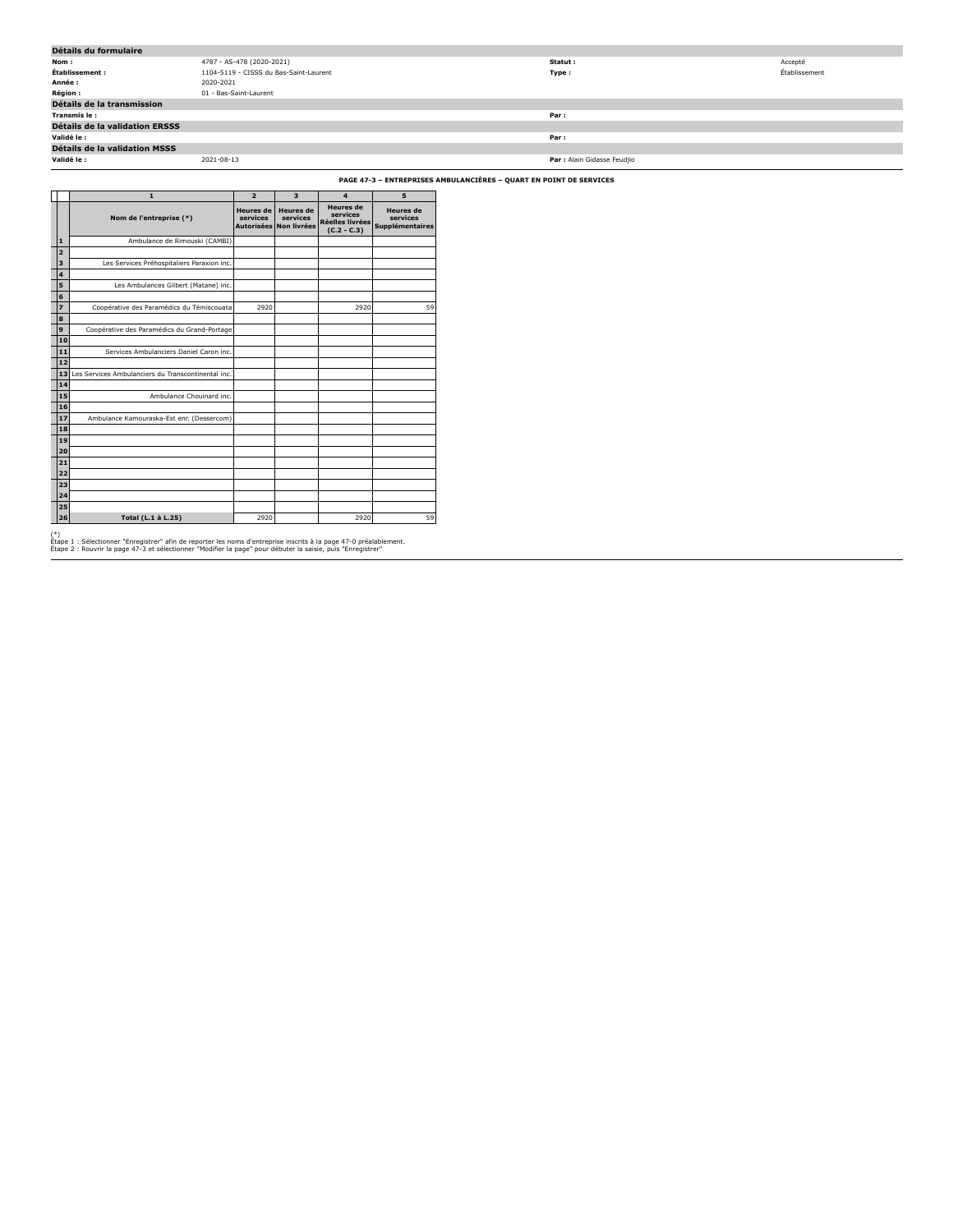## Détails du formulaire

| | | | |
|---|---|---|---|
| **Nom :** | 4787 - AS-478 (2020-2021) | **Statut :** | Accepté |
| **Établissement :** | 1104-5119 - CISSS du Bas-Saint-Laurent | **Type :** | Établissement |
| **Année :** | 2020-2021 | | |
| **Région :** | 01 - Bas-Saint-Laurent | | |

## Détails de la transmission

| | | | |
|---|---|---|---|
| **Transmis le :** | | **Par :** | |

## Détails de la validation ERSSS

| | | | |
|---|---|---|---|
| **Validé le :** | | **Par :** | |

## Détails de la validation MSSS

| | | | |
|---|---|---|---|
| **Validé le :** | 2021-08-13 | **Par :** | Alain Gidasse Feudjio |

### PAGE 47-3 – ENTREPRISES AMBULANCIÈRES – QUART EN POINT DE SERVICES

| | 1 | 2 | 3 | 4 | 5 |
|---|---|---|---|---|---|
| | **Nom de l'entreprise (*)** | **Heures de services Autorisées** | **Heures de services Non livrées** | **Heures de services Réelles livrées (C.2 - C.3)** | **Heures de services Supplémentaires** |
| **1** | Ambulance de Rimouski (CAMBI) | | | | |
| **2** | | | | | |
| **3** | Les Services Préhospitaliers Paraxion inc. | | | | |
| **4** | | | | | |
| **5** | Les Ambulances Gilbert (Matane) inc. | | | | |
| **6** | | | | | |
| **7** | Coopérative des Paramédics du Témiscouata | 2920 | | 2920 | 59 |
| **8** | | | | | |
| **9** | Coopérative des Paramédics du Grand-Portage | | | | |
| **10** | | | | | |
| **11** | Services Ambulanciers Daniel Caron inc. | | | | |
| **12** | | | | | |
| **13** | Les Services Ambulanciers du Transcontinental inc. | | | | |
| **14** | | | | | |
| **15** | Ambulance Chouinard inc. | | | | |
| **16** | | | | | |
| **17** | Ambulance Kamouraska-Est enr. (Dessercom) | | | | |
| **18** | | | | | |
| **19** | | | | | |
| **20** | | | | | |
| **21** | | | | | |
| **22** | | | | | |
| **23** | | | | | |
| **24** | | | | | |
| **25** | | | | | |
| **26** | **Total (L.1 à L.25)** | 2920 | | 2920 | 59 |

(*)
Étape 1 : Sélectionner "Enregistrer" afin de reporter les noms d'entreprise inscrits à la page 47-0 préalablement.
Étape 2 : Rouvrir la page 47-3 et sélectionner "Modifier la page" pour débuter la saisie, puis "Enregistrer"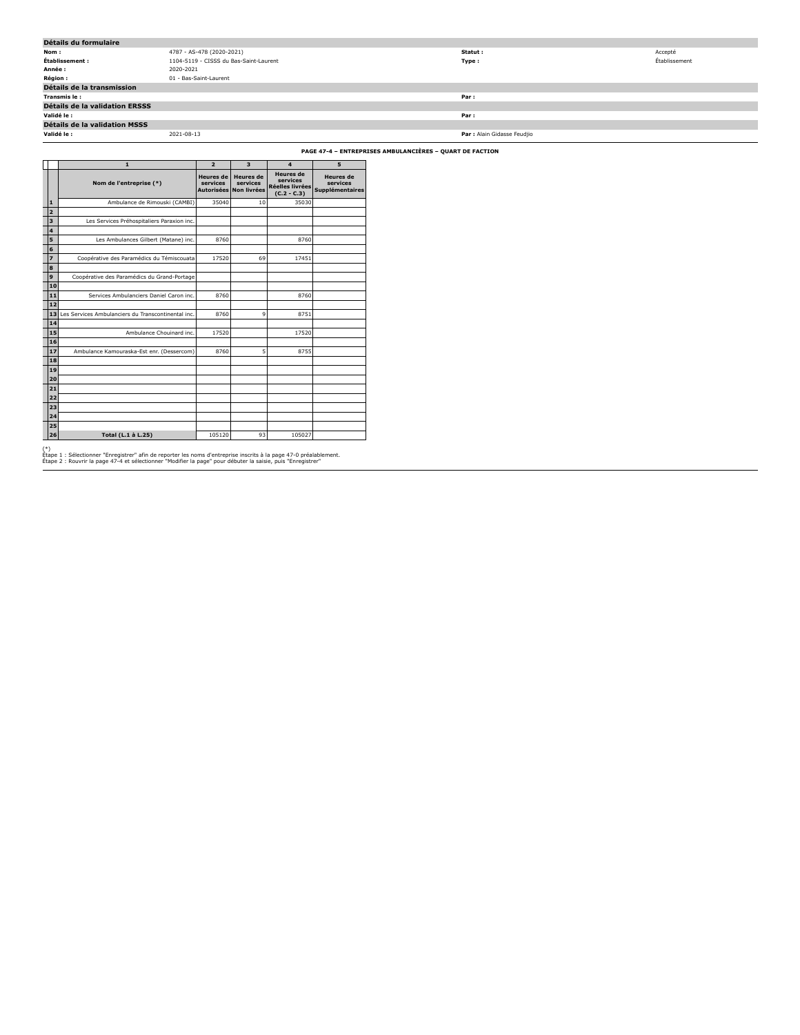## Détails du formulaire

| | | | |
|---|---|---|---|
| **Nom :** | 4787 - AS-478 (2020-2021) | **Statut :** | Accepté |
| **Établissement :** | 1104-5119 - CISSS du Bas-Saint-Laurent | **Type :** | Établissement |
| **Année :** | 2020-2021 | | |
| **Région :** | 01 - Bas-Saint-Laurent | | |

## Détails de la transmission

| | | | |
|---|---|---|---|
| **Transmis le :** | | **Par :** | |

## Détails de la validation ERSSS

| | | | |
|---|---|---|---|
| **Validé le :** | | **Par :** | |

## Détails de la validation MSSS

| | | | |
|---|---|---|---|
| **Validé le :** | 2021-08-13 | **Par :** | Alain Gidasse Feudjio |

### PAGE 47-4 – ENTREPRISES AMBULANCIÈRES – QUART DE FACTION

| | 1 | 2 | 3 | 4 | 5 |
|---|---|---|---|---|---|
| | **Nom de l'entreprise (*)** | **Heures de services Autorisées** | **Heures de services Non livrées** | **Heures de services Réelles livrées (C.2 - C.3)** | **Heures de services Supplémentaires** |
| **1** | Ambulance de Rimouski (CAMBI) | 35040 | 10 | 35030 | |
| **2** | | | | | |
| **3** | Les Services Préhospitaliers Paraxion inc. | | | | |
| **4** | | | | | |
| **5** | Les Ambulances Gilbert (Matane) inc. | 8760 | | 8760 | |
| **6** | | | | | |
| **7** | Coopérative des Paramédics du Témiscouata | 17520 | 69 | 17451 | |
| **8** | | | | | |
| **9** | Coopérative des Paramédics du Grand-Portage | | | | |
| **10** | | | | | |
| **11** | Services Ambulanciers Daniel Caron inc. | 8760 | | 8760 | |
| **12** | | | | | |
| **13** | Les Services Ambulanciers du Transcontinental inc. | 8760 | 9 | 8751 | |
| **14** | | | | | |
| **15** | Ambulance Chouinard inc. | 17520 | | 17520 | |
| **16** | | | | | |
| **17** | Ambulance Kamouraska-Est enr. (Dessercom) | 8760 | 5 | 8755 | |
| **18** | | | | | |
| **19** | | | | | |
| **20** | | | | | |
| **21** | | | | | |
| **22** | | | | | |
| **23** | | | | | |
| **24** | | | | | |
| **25** | | | | | |
| **26** | **Total (L.1 à L.25)** | 105120 | 93 | 105027 | |

(*)
Étape 1 : Sélectionner "Enregistrer" afin de reporter les noms d'entreprise inscrits à la page 47-0 préalablement.
Étape 2 : Rouvrir la page 47-4 et sélectionner "Modifier la page" pour débuter la saisie, puis "Enregistrer"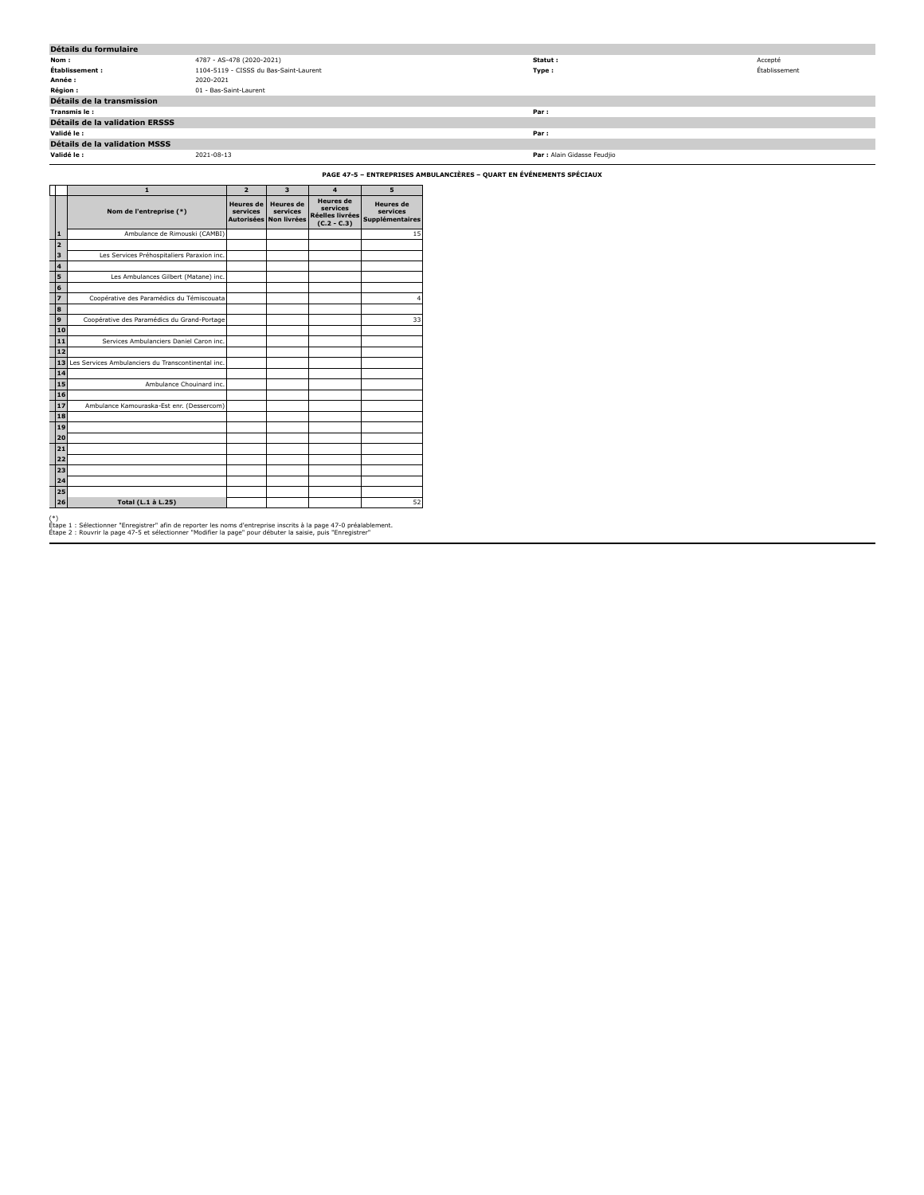## Détails du formulaire

| | | | |
|---|---|---|---|
| **Nom :** | 4787 - AS-478 (2020-2021) | **Statut :** | Accepté |
| **Établissement :** | 1104-5119 - CISSS du Bas-Saint-Laurent | **Type :** | Établissement |
| **Année :** | 2020-2021 | | |
| **Région :** | 01 - Bas-Saint-Laurent | | |

## Détails de la transmission

| | | | |
|---|---|---|---|
| **Transmis le :** | | **Par :** | |

## Détails de la validation ERSSS

| | | | |
|---|---|---|---|
| **Validé le :** | | **Par :** | |

## Détails de la validation MSSS

| | | | |
|---|---|---|---|
| **Validé le :** | 2021-08-13 | **Par :** | Alain Gidasse Feudjio |

### PAGE 47-5 – ENTREPRISES AMBULANCIÈRES – QUART EN ÉVÉNEMENTS SPÉCIAUX

| | 1 | 2 | 3 | 4 | 5 |
|---|---|---|---|---|---|
| | **Nom de l'entreprise (*)** | **Heures de services Autorisées** | **Heures de services Non livrées** | **Heures de services Réelles livrées (C.2 - C.3)** | **Heures de services Supplémentaires** |
| **1** | Ambulance de Rimouski (CAMBI) | | | | 15 |
| **2** | | | | | |
| **3** | Les Services Préhospitaliers Paraxion inc. | | | | |
| **4** | | | | | |
| **5** | Les Ambulances Gilbert (Matane) inc. | | | | |
| **6** | | | | | |
| **7** | Coopérative des Paramédics du Témiscouata | | | | 4 |
| **8** | | | | | |
| **9** | Coopérative des Paramédics du Grand-Portage | | | | 33 |
| **10** | | | | | |
| **11** | Services Ambulanciers Daniel Caron inc. | | | | |
| **12** | | | | | |
| **13** | Les Services Ambulanciers du Transcontinental inc. | | | | |
| **14** | | | | | |
| **15** | Ambulance Chouinard inc. | | | | |
| **16** | | | | | |
| **17** | Ambulance Kamouraska-Est enr. (Dessercom) | | | | |
| **18** | | | | | |
| **19** | | | | | |
| **20** | | | | | |
| **21** | | | | | |
| **22** | | | | | |
| **23** | | | | | |
| **24** | | | | | |
| **25** | | | | | |
| **26** | **Total (L.1 à L.25)** | | | | 52 |

(*)
Étape 1 : Sélectionner "Enregistrer" afin de reporter les noms d'entreprise inscrits à la page 47-0 préalablement.
Étape 2 : Rouvrir la page 47-5 et sélectionner "Modifier la page" pour débuter la saisie, puis "Enregistrer"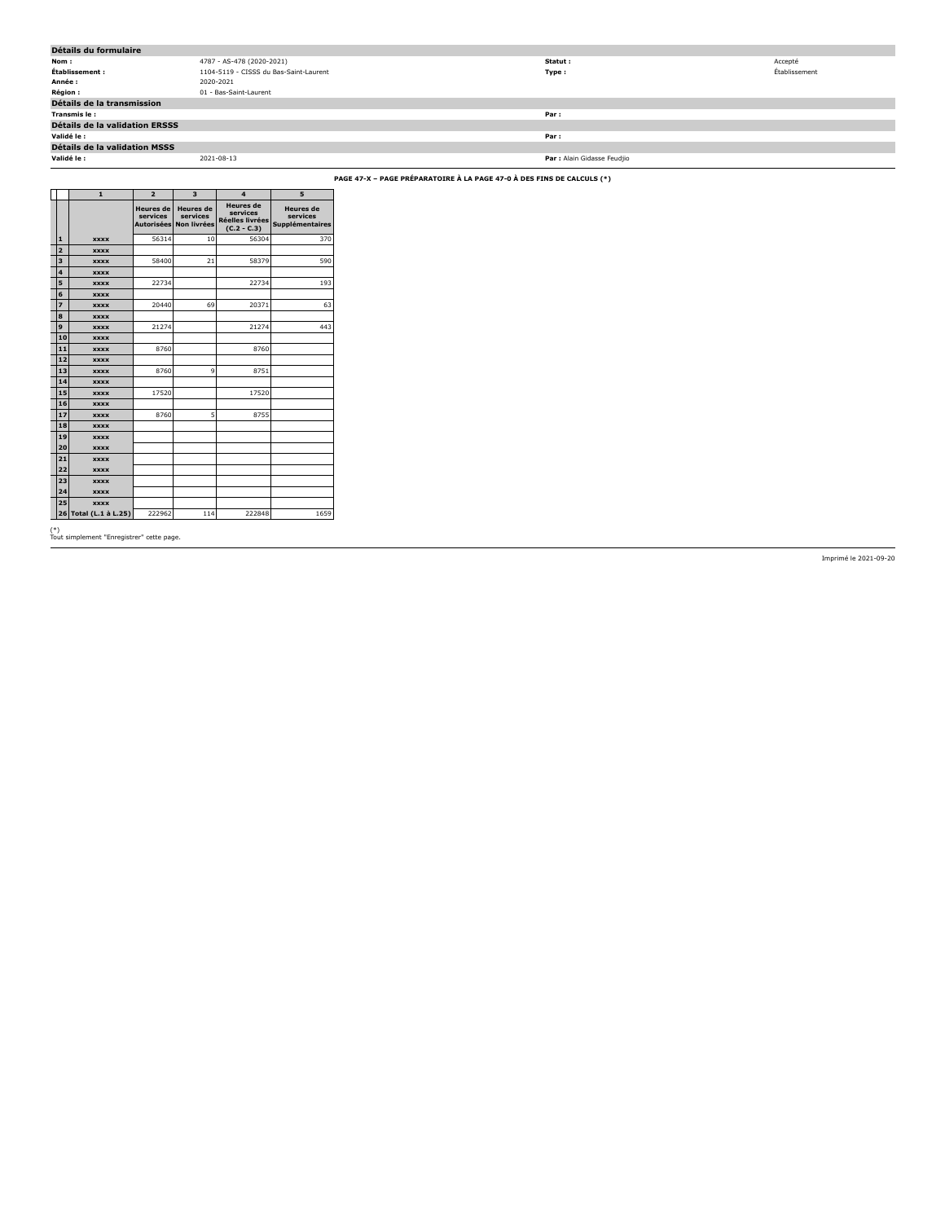## Détails du formulaire

| | | | |
|---|---|---|---|
| **Nom :** | 4787 - AS-478 (2020-2021) | **Statut :** | Accepté |
| **Établissement :** | 1104-5119 - CISSS du Bas-Saint-Laurent | **Type :** | Établissement |
| **Année :** | 2020-2021 | | |
| **Région :** | 01 - Bas-Saint-Laurent | | |

## Détails de la transmission

| | | | |
|---|---|---|---|
| **Transmis le :** | | **Par :** | |

## Détails de la validation ERSSS

| | | | |
|---|---|---|---|
| **Validé le :** | | **Par :** | |

## Détails de la validation MSSS

| | | | |
|---|---|---|---|
| **Validé le :** | 2021-08-13 | **Par :** | Alain Gidasse Feudjio |

**PAGE 47-X – PAGE PRÉPARATOIRE À LA PAGE 47-0 À DES FINS DE CALCULS (\*)**

| | 1 | 2 | 3 | 4 | 5 |
|---|---|---|---|---|---|
| | | Heures de services Autorisées | Heures de services Non livrées | Heures de services Réelles livrées (C.2 - C.3) | Heures de services Supplémentaires |
| 1 | xxxx | 56314 | 10 | 56304 | 370 |
| 2 | xxxx | | | | |
| 3 | xxxx | 58400 | 21 | 58379 | 590 |
| 4 | xxxx | | | | |
| 5 | xxxx | 22734 | | 22734 | 193 |
| 6 | xxxx | | | | |
| 7 | xxxx | 20440 | 69 | 20371 | 63 |
| 8 | xxxx | | | | |
| 9 | xxxx | 21274 | | 21274 | 443 |
| 10 | xxxx | | | | |
| 11 | xxxx | 8760 | | 8760 | |
| 12 | xxxx | | | | |
| 13 | xxxx | 8760 | 9 | 8751 | |
| 14 | xxxx | | | | |
| 15 | xxxx | 17520 | | 17520 | |
| 16 | xxxx | | | | |
| 17 | xxxx | 8760 | 5 | 8755 | |
| 18 | xxxx | | | | |
| 19 | xxxx | | | | |
| 20 | xxxx | | | | |
| 21 | xxxx | | | | |
| 22 | xxxx | | | | |
| 23 | xxxx | | | | |
| 24 | xxxx | | | | |
| 25 | xxxx | | | | |
| 26 | Total (L.1 à L.25) | 222962 | 114 | 222848 | 1659 |

(\*)
Tout simplement "Enregistrer" cette page.

Imprimé le 2021-09-20